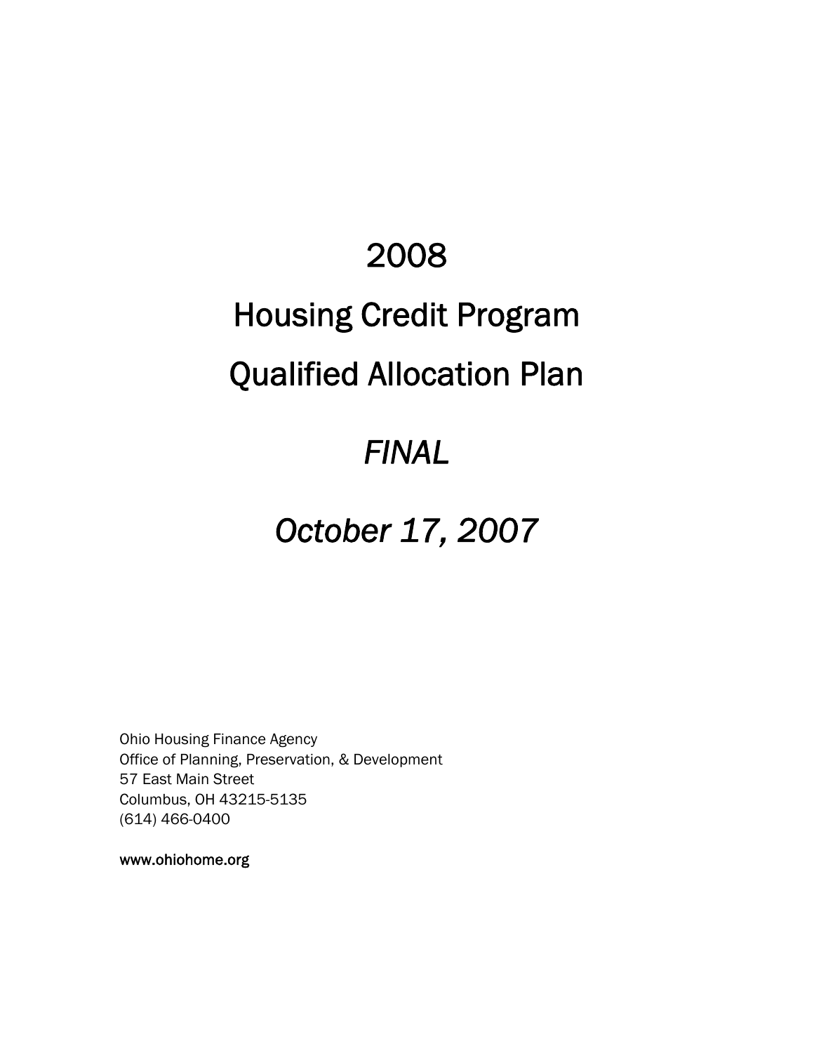# 2008

# Housing Credit Program

# Qualified Allocation Plan

# *FINAL*

# *October 17, 2007*

Ohio Housing Finance Agency
Office of Planning, Preservation, & Development
57 East Main Street
Columbus, OH 43215-5135
(614) 466-0400

www.ohiohome.org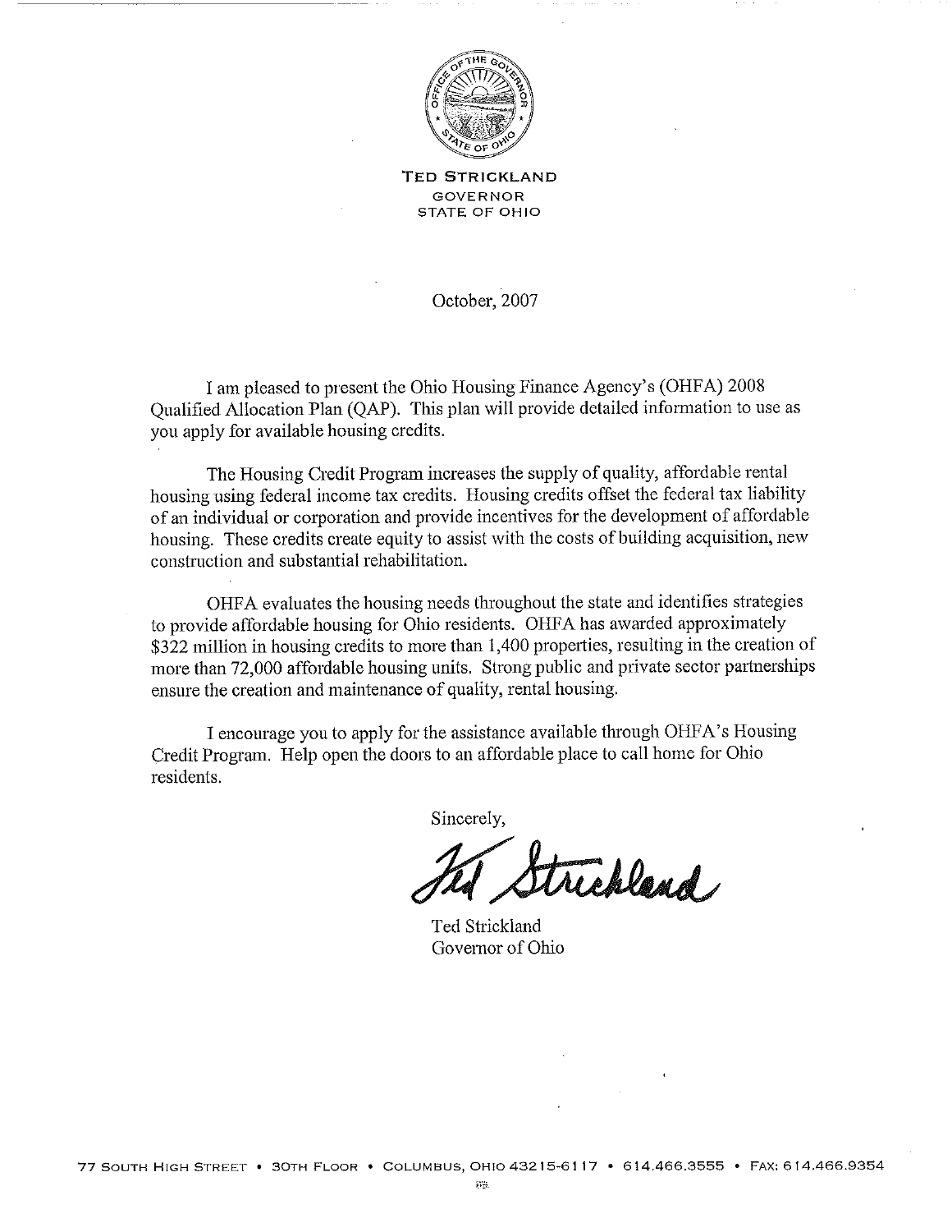**TED STRICKLAND**
GOVERNOR
STATE OF OHIO

October, 2007

I am pleased to present the Ohio Housing Finance Agency's (OHFA) 2008 Qualified Allocation Plan (QAP). This plan will provide detailed information to use as you apply for available housing credits.

The Housing Credit Program increases the supply of quality, affordable rental housing using federal income tax credits. Housing credits offset the federal tax liability of an individual or corporation and provide incentives for the development of affordable housing. These credits create equity to assist with the costs of building acquisition, new construction and substantial rehabilitation.

OHFA evaluates the housing needs throughout the state and identifies strategies to provide affordable housing for Ohio residents. OHFA has awarded approximately $322 million in housing credits to more than 1,400 properties, resulting in the creation of more than 72,000 affordable housing units. Strong public and private sector partnerships ensure the creation and maintenance of quality, rental housing.

I encourage you to apply for the assistance available through OHFA's Housing Credit Program. Help open the doors to an affordable place to call home for Ohio residents.

Sincerely,

Ted Strickland

Ted Strickland
Governor of Ohio

77 SOUTH HIGH STREET • 30TH FLOOR • COLUMBUS, OHIO 43215-6117 • 614.466.3555 • FAX: 614.466.9354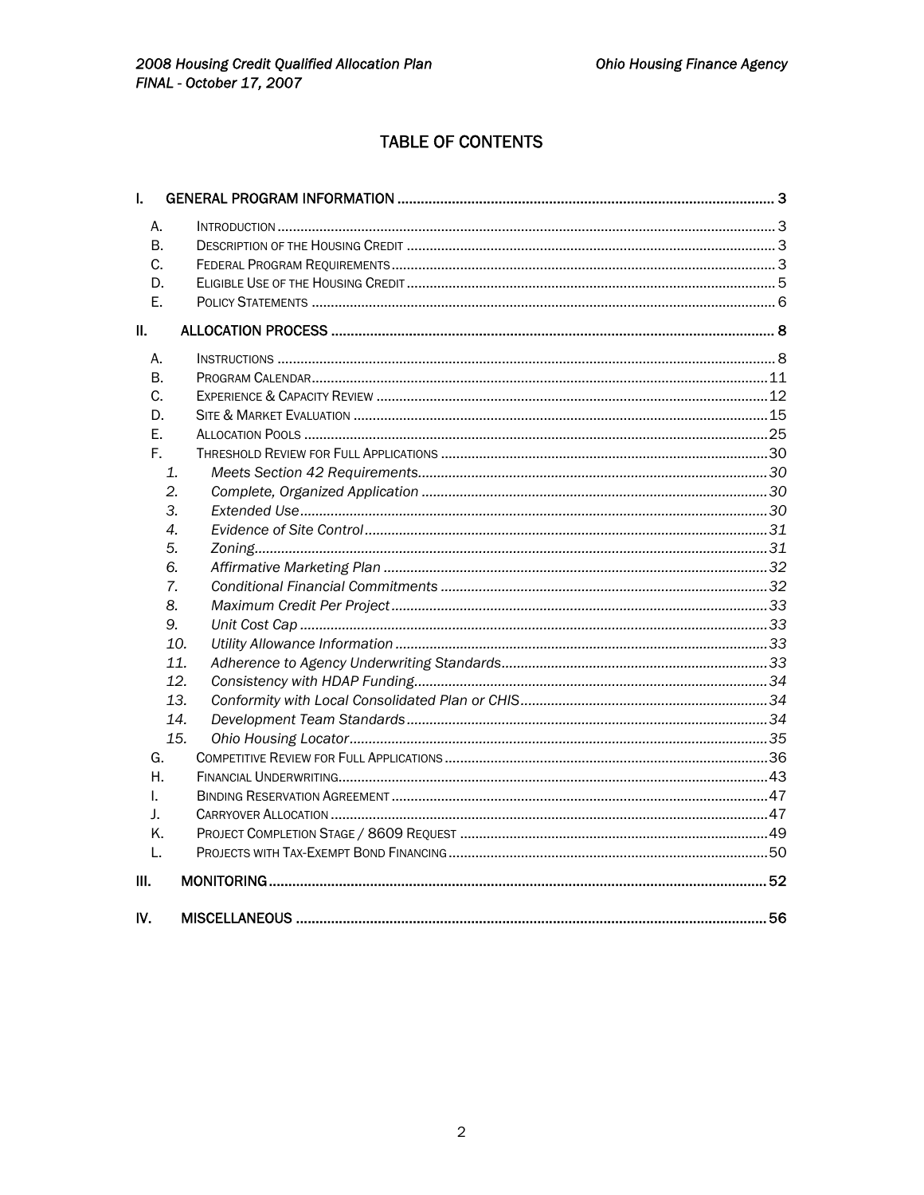# TABLE OF CONTENTS

I. GENERAL PROGRAM INFORMATION ..... 3

- A. INTRODUCTION ..... 3
- B. DESCRIPTION OF THE HOUSING CREDIT ..... 3
- C. FEDERAL PROGRAM REQUIREMENTS ..... 3
- D. ELIGIBLE USE OF THE HOUSING CREDIT ..... 5
- E. POLICY STATEMENTS ..... 6

II. ALLOCATION PROCESS ..... 8

- A. INSTRUCTIONS ..... 8
- B. PROGRAM CALENDAR ..... 11
- C. EXPERIENCE & CAPACITY REVIEW ..... 12
- D. SITE & MARKET EVALUATION ..... 15
- E. ALLOCATION POOLS ..... 25
- F. THRESHOLD REVIEW FOR FULL APPLICATIONS ..... 30
  1. *Meets Section 42 Requirements* ..... 30
  2. *Complete, Organized Application* ..... 30
  3. *Extended Use* ..... 30
  4. *Evidence of Site Control* ..... 31
  5. *Zoning* ..... 31
  6. *Affirmative Marketing Plan* ..... 32
  7. *Conditional Financial Commitments* ..... 32
  8. *Maximum Credit Per Project* ..... 33
  9. *Unit Cost Cap* ..... 33
  10. *Utility Allowance Information* ..... 33
  11. *Adherence to Agency Underwriting Standards* ..... 33
  12. *Consistency with HDAP Funding* ..... 34
  13. *Conformity with Local Consolidated Plan or CHIS* ..... 34
  14. *Development Team Standards* ..... 34
  15. *Ohio Housing Locator* ..... 35
- G. COMPETITIVE REVIEW FOR FULL APPLICATIONS ..... 36
- H. FINANCIAL UNDERWRITING ..... 43
- I. BINDING RESERVATION AGREEMENT ..... 47
- J. CARRYOVER ALLOCATION ..... 47
- K. PROJECT COMPLETION STAGE / 8609 REQUEST ..... 49
- L. PROJECTS WITH TAX-EXEMPT BOND FINANCING ..... 50

III. MONITORING ..... 52

IV. MISCELLANEOUS ..... 56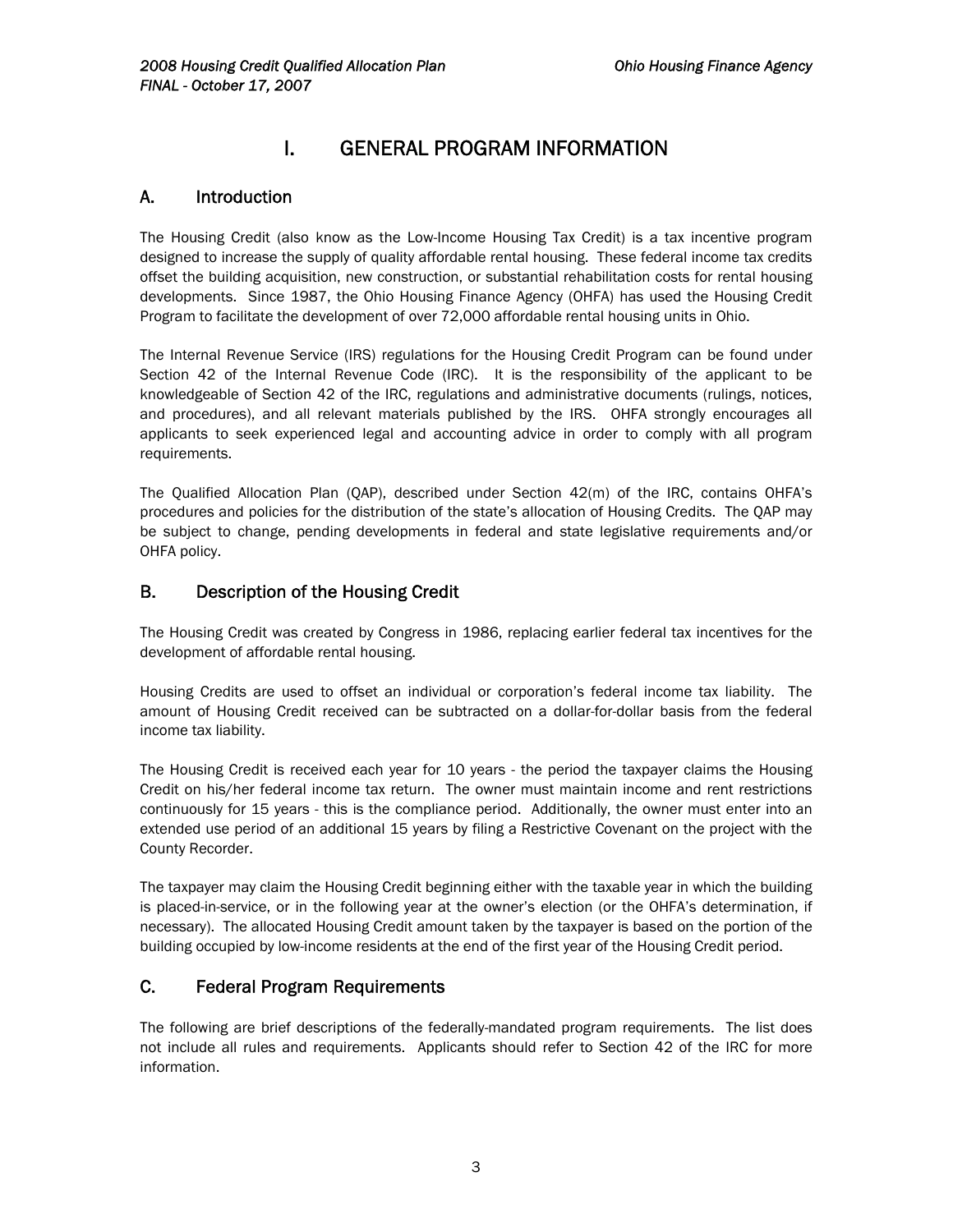# I. GENERAL PROGRAM INFORMATION

## A. Introduction

The Housing Credit (also know as the Low-Income Housing Tax Credit) is a tax incentive program designed to increase the supply of quality affordable rental housing. These federal income tax credits offset the building acquisition, new construction, or substantial rehabilitation costs for rental housing developments. Since 1987, the Ohio Housing Finance Agency (OHFA) has used the Housing Credit Program to facilitate the development of over 72,000 affordable rental housing units in Ohio.

The Internal Revenue Service (IRS) regulations for the Housing Credit Program can be found under Section 42 of the Internal Revenue Code (IRC). It is the responsibility of the applicant to be knowledgeable of Section 42 of the IRC, regulations and administrative documents (rulings, notices, and procedures), and all relevant materials published by the IRS. OHFA strongly encourages all applicants to seek experienced legal and accounting advice in order to comply with all program requirements.

The Qualified Allocation Plan (QAP), described under Section 42(m) of the IRC, contains OHFA's procedures and policies for the distribution of the state's allocation of Housing Credits. The QAP may be subject to change, pending developments in federal and state legislative requirements and/or OHFA policy.

## B. Description of the Housing Credit

The Housing Credit was created by Congress in 1986, replacing earlier federal tax incentives for the development of affordable rental housing.

Housing Credits are used to offset an individual or corporation's federal income tax liability. The amount of Housing Credit received can be subtracted on a dollar-for-dollar basis from the federal income tax liability.

The Housing Credit is received each year for 10 years - the period the taxpayer claims the Housing Credit on his/her federal income tax return. The owner must maintain income and rent restrictions continuously for 15 years - this is the compliance period. Additionally, the owner must enter into an extended use period of an additional 15 years by filing a Restrictive Covenant on the project with the County Recorder.

The taxpayer may claim the Housing Credit beginning either with the taxable year in which the building is placed-in-service, or in the following year at the owner's election (or the OHFA's determination, if necessary). The allocated Housing Credit amount taken by the taxpayer is based on the portion of the building occupied by low-income residents at the end of the first year of the Housing Credit period.

## C. Federal Program Requirements

The following are brief descriptions of the federally-mandated program requirements. The list does not include all rules and requirements. Applicants should refer to Section 42 of the IRC for more information.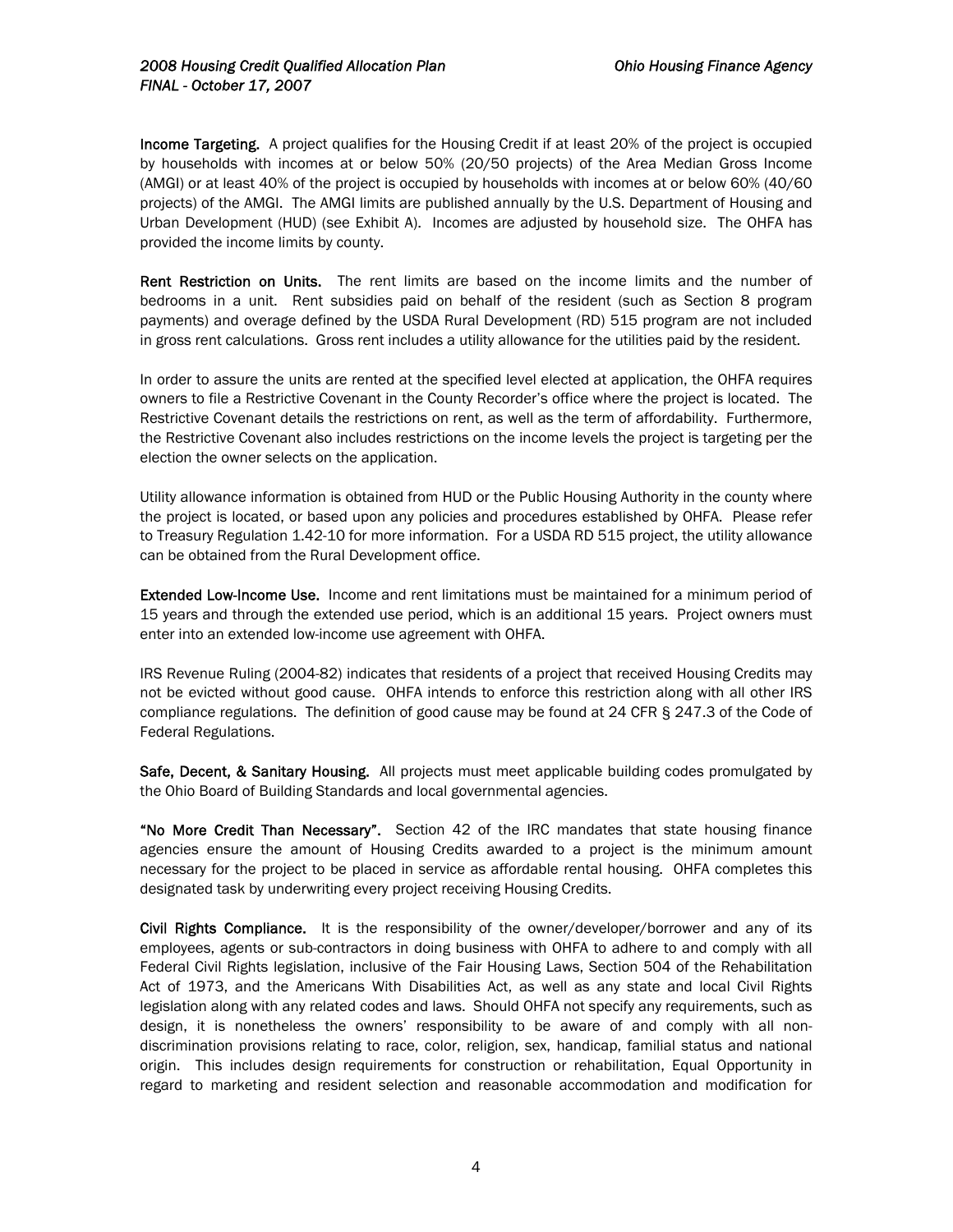**Income Targeting.** A project qualifies for the Housing Credit if at least 20% of the project is occupied by households with incomes at or below 50% (20/50 projects) of the Area Median Gross Income (AMGI) or at least 40% of the project is occupied by households with incomes at or below 60% (40/60 projects) of the AMGI. The AMGI limits are published annually by the U.S. Department of Housing and Urban Development (HUD) (see Exhibit A). Incomes are adjusted by household size. The OHFA has provided the income limits by county.

**Rent Restriction on Units.** The rent limits are based on the income limits and the number of bedrooms in a unit. Rent subsidies paid on behalf of the resident (such as Section 8 program payments) and overage defined by the USDA Rural Development (RD) 515 program are not included in gross rent calculations. Gross rent includes a utility allowance for the utilities paid by the resident.

In order to assure the units are rented at the specified level elected at application, the OHFA requires owners to file a Restrictive Covenant in the County Recorder's office where the project is located. The Restrictive Covenant details the restrictions on rent, as well as the term of affordability. Furthermore, the Restrictive Covenant also includes restrictions on the income levels the project is targeting per the election the owner selects on the application.

Utility allowance information is obtained from HUD or the Public Housing Authority in the county where the project is located, or based upon any policies and procedures established by OHFA. Please refer to Treasury Regulation 1.42-10 for more information. For a USDA RD 515 project, the utility allowance can be obtained from the Rural Development office.

**Extended Low-Income Use.** Income and rent limitations must be maintained for a minimum period of 15 years and through the extended use period, which is an additional 15 years. Project owners must enter into an extended low-income use agreement with OHFA.

IRS Revenue Ruling (2004-82) indicates that residents of a project that received Housing Credits may not be evicted without good cause. OHFA intends to enforce this restriction along with all other IRS compliance regulations. The definition of good cause may be found at 24 CFR § 247.3 of the Code of Federal Regulations.

**Safe, Decent, & Sanitary Housing.** All projects must meet applicable building codes promulgated by the Ohio Board of Building Standards and local governmental agencies.

**"No More Credit Than Necessary".** Section 42 of the IRC mandates that state housing finance agencies ensure the amount of Housing Credits awarded to a project is the minimum amount necessary for the project to be placed in service as affordable rental housing. OHFA completes this designated task by underwriting every project receiving Housing Credits.

**Civil Rights Compliance.** It is the responsibility of the owner/developer/borrower and any of its employees, agents or sub-contractors in doing business with OHFA to adhere to and comply with all Federal Civil Rights legislation, inclusive of the Fair Housing Laws, Section 504 of the Rehabilitation Act of 1973, and the Americans With Disabilities Act, as well as any state and local Civil Rights legislation along with any related codes and laws. Should OHFA not specify any requirements, such as design, it is nonetheless the owners' responsibility to be aware of and comply with all non-discrimination provisions relating to race, color, religion, sex, handicap, familial status and national origin. This includes design requirements for construction or rehabilitation, Equal Opportunity in regard to marketing and resident selection and reasonable accommodation and modification for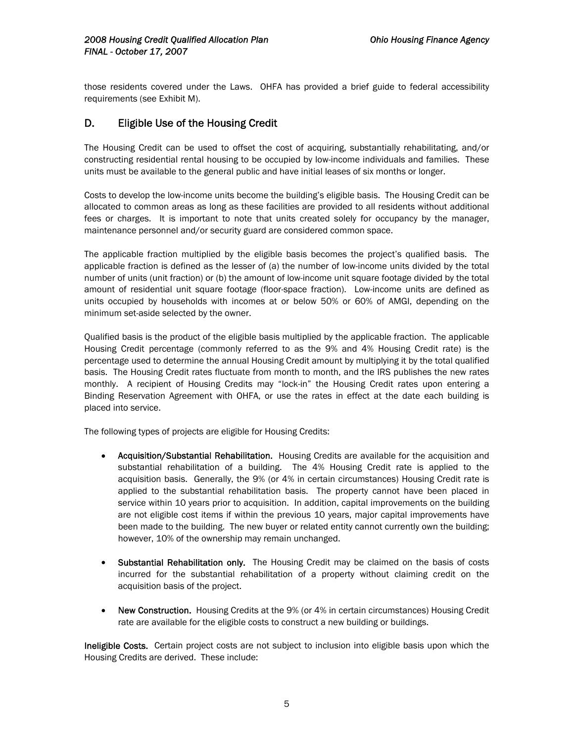those residents covered under the Laws. OHFA has provided a brief guide to federal accessibility requirements (see Exhibit M).

## D. Eligible Use of the Housing Credit

The Housing Credit can be used to offset the cost of acquiring, substantially rehabilitating, and/or constructing residential rental housing to be occupied by low-income individuals and families. These units must be available to the general public and have initial leases of six months or longer.

Costs to develop the low-income units become the building's eligible basis. The Housing Credit can be allocated to common areas as long as these facilities are provided to all residents without additional fees or charges. It is important to note that units created solely for occupancy by the manager, maintenance personnel and/or security guard are considered common space.

The applicable fraction multiplied by the eligible basis becomes the project's qualified basis. The applicable fraction is defined as the lesser of (a) the number of low-income units divided by the total number of units (unit fraction) or (b) the amount of low-income unit square footage divided by the total amount of residential unit square footage (floor-space fraction). Low-income units are defined as units occupied by households with incomes at or below 50% or 60% of AMGI, depending on the minimum set-aside selected by the owner.

Qualified basis is the product of the eligible basis multiplied by the applicable fraction. The applicable Housing Credit percentage (commonly referred to as the 9% and 4% Housing Credit rate) is the percentage used to determine the annual Housing Credit amount by multiplying it by the total qualified basis. The Housing Credit rates fluctuate from month to month, and the IRS publishes the new rates monthly. A recipient of Housing Credits may "lock-in" the Housing Credit rates upon entering a Binding Reservation Agreement with OHFA, or use the rates in effect at the date each building is placed into service.

The following types of projects are eligible for Housing Credits:

- **Acquisition/Substantial Rehabilitation.** Housing Credits are available for the acquisition and substantial rehabilitation of a building. The 4% Housing Credit rate is applied to the acquisition basis. Generally, the 9% (or 4% in certain circumstances) Housing Credit rate is applied to the substantial rehabilitation basis. The property cannot have been placed in service within 10 years prior to acquisition. In addition, capital improvements on the building are not eligible cost items if within the previous 10 years, major capital improvements have been made to the building. The new buyer or related entity cannot currently own the building; however, 10% of the ownership may remain unchanged.

- **Substantial Rehabilitation only.** The Housing Credit may be claimed on the basis of costs incurred for the substantial rehabilitation of a property without claiming credit on the acquisition basis of the project.

- **New Construction.** Housing Credits at the 9% (or 4% in certain circumstances) Housing Credit rate are available for the eligible costs to construct a new building or buildings.

**Ineligible Costs.** Certain project costs are not subject to inclusion into eligible basis upon which the Housing Credits are derived. These include: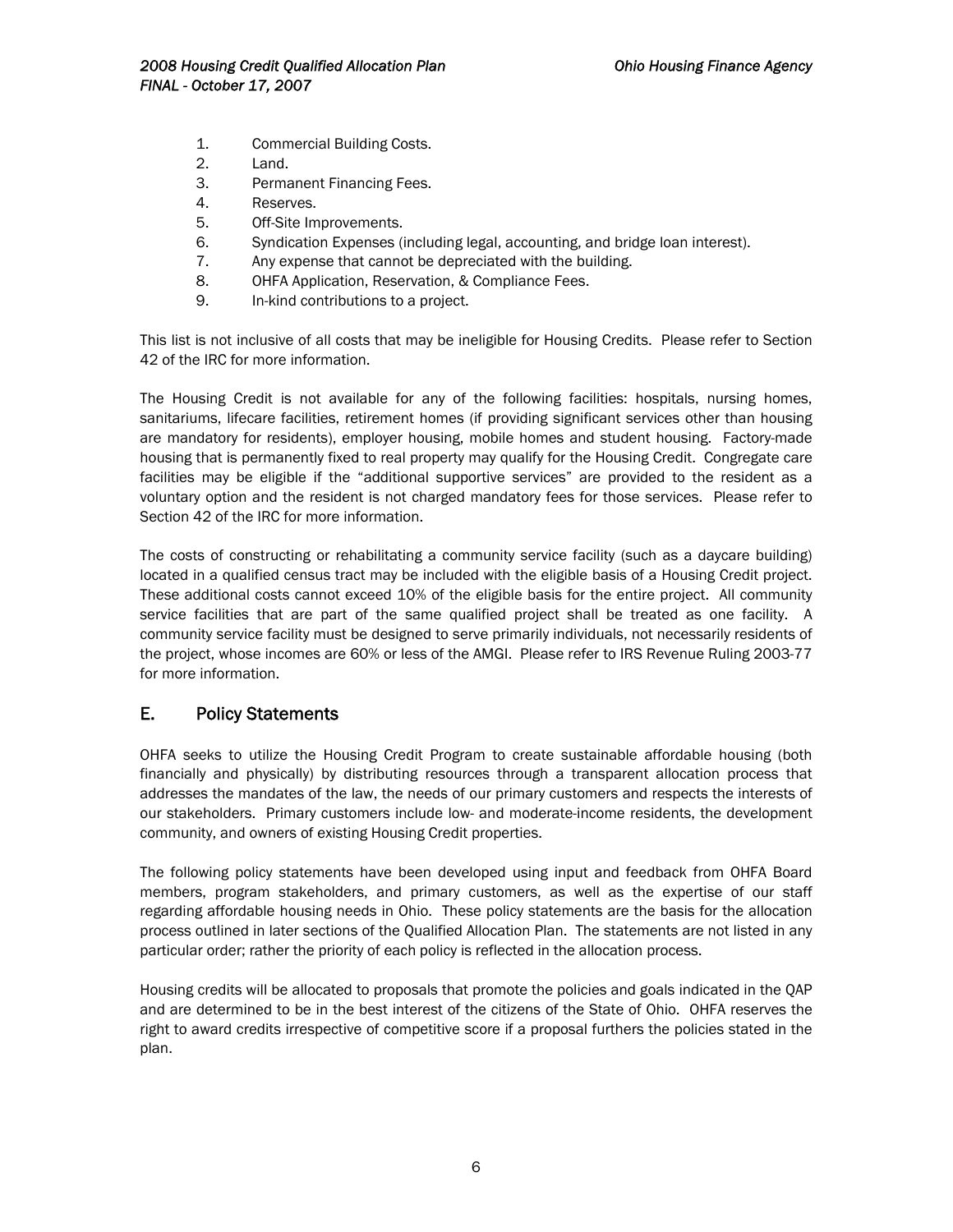1. Commercial Building Costs.
2. Land.
3. Permanent Financing Fees.
4. Reserves.
5. Off-Site Improvements.
6. Syndication Expenses (including legal, accounting, and bridge loan interest).
7. Any expense that cannot be depreciated with the building.
8. OHFA Application, Reservation, & Compliance Fees.
9. In-kind contributions to a project.

This list is not inclusive of all costs that may be ineligible for Housing Credits. Please refer to Section 42 of the IRC for more information.

The Housing Credit is not available for any of the following facilities: hospitals, nursing homes, sanitariums, lifecare facilities, retirement homes (if providing significant services other than housing are mandatory for residents), employer housing, mobile homes and student housing. Factory-made housing that is permanently fixed to real property may qualify for the Housing Credit. Congregate care facilities may be eligible if the "additional supportive services" are provided to the resident as a voluntary option and the resident is not charged mandatory fees for those services. Please refer to Section 42 of the IRC for more information.

The costs of constructing or rehabilitating a community service facility (such as a daycare building) located in a qualified census tract may be included with the eligible basis of a Housing Credit project. These additional costs cannot exceed 10% of the eligible basis for the entire project. All community service facilities that are part of the same qualified project shall be treated as one facility. A community service facility must be designed to serve primarily individuals, not necessarily residents of the project, whose incomes are 60% or less of the AMGI. Please refer to IRS Revenue Ruling 2003-77 for more information.

## E. Policy Statements

OHFA seeks to utilize the Housing Credit Program to create sustainable affordable housing (both financially and physically) by distributing resources through a transparent allocation process that addresses the mandates of the law, the needs of our primary customers and respects the interests of our stakeholders. Primary customers include low- and moderate-income residents, the development community, and owners of existing Housing Credit properties.

The following policy statements have been developed using input and feedback from OHFA Board members, program stakeholders, and primary customers, as well as the expertise of our staff regarding affordable housing needs in Ohio. These policy statements are the basis for the allocation process outlined in later sections of the Qualified Allocation Plan. The statements are not listed in any particular order; rather the priority of each policy is reflected in the allocation process.

Housing credits will be allocated to proposals that promote the policies and goals indicated in the QAP and are determined to be in the best interest of the citizens of the State of Ohio. OHFA reserves the right to award credits irrespective of competitive score if a proposal furthers the policies stated in the plan.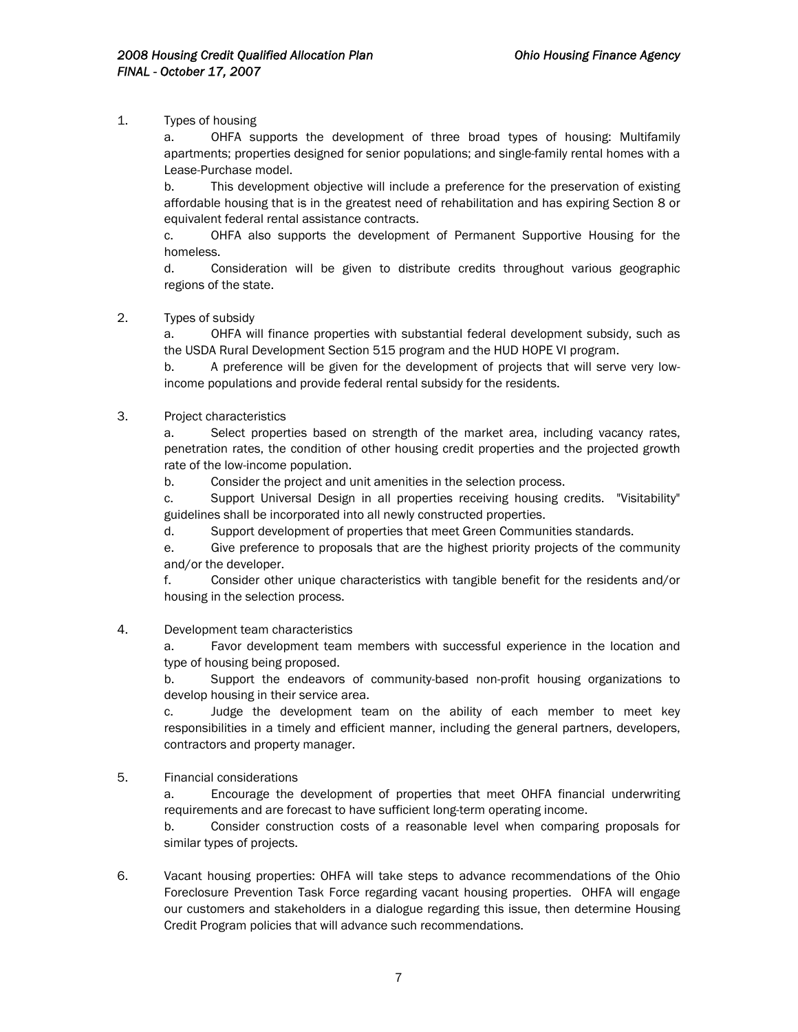1. Types of housing
   - a. OHFA supports the development of three broad types of housing: Multifamily apartments; properties designed for senior populations; and single-family rental homes with a Lease-Purchase model.
   - b. This development objective will include a preference for the preservation of existing affordable housing that is in the greatest need of rehabilitation and has expiring Section 8 or equivalent federal rental assistance contracts.
   - c. OHFA also supports the development of Permanent Supportive Housing for the homeless.
   - d. Consideration will be given to distribute credits throughout various geographic regions of the state.

2. Types of subsidy
   - a. OHFA will finance properties with substantial federal development subsidy, such as the USDA Rural Development Section 515 program and the HUD HOPE VI program.
   - b. A preference will be given for the development of projects that will serve very low-income populations and provide federal rental subsidy for the residents.

3. Project characteristics
   - a. Select properties based on strength of the market area, including vacancy rates, penetration rates, the condition of other housing credit properties and the projected growth rate of the low-income population.
   - b. Consider the project and unit amenities in the selection process.
   - c. Support Universal Design in all properties receiving housing credits. "Visitability" guidelines shall be incorporated into all newly constructed properties.
   - d. Support development of properties that meet Green Communities standards.
   - e. Give preference to proposals that are the highest priority projects of the community and/or the developer.
   - f. Consider other unique characteristics with tangible benefit for the residents and/or housing in the selection process.

4. Development team characteristics
   - a. Favor development team members with successful experience in the location and type of housing being proposed.
   - b. Support the endeavors of community-based non-profit housing organizations to develop housing in their service area.
   - c. Judge the development team on the ability of each member to meet key responsibilities in a timely and efficient manner, including the general partners, developers, contractors and property manager.

5. Financial considerations
   - a. Encourage the development of properties that meet OHFA financial underwriting requirements and are forecast to have sufficient long-term operating income.
   - b. Consider construction costs of a reasonable level when comparing proposals for similar types of projects.

6. Vacant housing properties: OHFA will take steps to advance recommendations of the Ohio Foreclosure Prevention Task Force regarding vacant housing properties. OHFA will engage our customers and stakeholders in a dialogue regarding this issue, then determine Housing Credit Program policies that will advance such recommendations.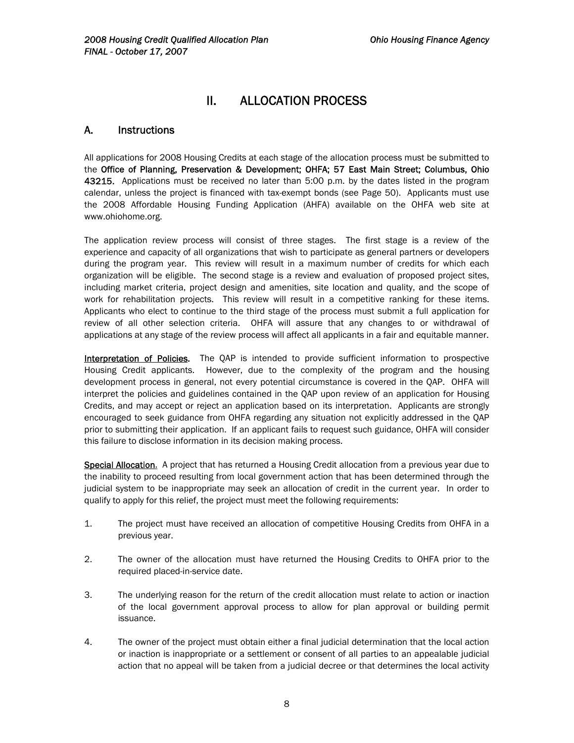# II. ALLOCATION PROCESS

## A. Instructions

All applications for 2008 Housing Credits at each stage of the allocation process must be submitted to the **Office of Planning, Preservation & Development; OHFA; 57 East Main Street; Columbus, Ohio 43215.** Applications must be received no later than 5:00 p.m. by the dates listed in the program calendar, unless the project is financed with tax-exempt bonds (see Page 50). Applicants must use the 2008 Affordable Housing Funding Application (AHFA) available on the OHFA web site at www.ohiohome.org.

The application review process will consist of three stages. The first stage is a review of the experience and capacity of all organizations that wish to participate as general partners or developers during the program year. This review will result in a maximum number of credits for which each organization will be eligible. The second stage is a review and evaluation of proposed project sites, including market criteria, project design and amenities, site location and quality, and the scope of work for rehabilitation projects. This review will result in a competitive ranking for these items. Applicants who elect to continue to the third stage of the process must submit a full application for review of all other selection criteria. OHFA will assure that any changes to or withdrawal of applications at any stage of the review process will affect all applicants in a fair and equitable manner.

<u>Interpretation of Policies</u>. The QAP is intended to provide sufficient information to prospective Housing Credit applicants. However, due to the complexity of the program and the housing development process in general, not every potential circumstance is covered in the QAP. OHFA will interpret the policies and guidelines contained in the QAP upon review of an application for Housing Credits, and may accept or reject an application based on its interpretation. Applicants are strongly encouraged to seek guidance from OHFA regarding any situation not explicitly addressed in the QAP prior to submitting their application. If an applicant fails to request such guidance, OHFA will consider this failure to disclose information in its decision making process.

<u>Special Allocation</u>. A project that has returned a Housing Credit allocation from a previous year due to the inability to proceed resulting from local government action that has been determined through the judicial system to be inappropriate may seek an allocation of credit in the current year. In order to qualify to apply for this relief, the project must meet the following requirements:

1. The project must have received an allocation of competitive Housing Credits from OHFA in a previous year.

2. The owner of the allocation must have returned the Housing Credits to OHFA prior to the required placed-in-service date.

3. The underlying reason for the return of the credit allocation must relate to action or inaction of the local government approval process to allow for plan approval or building permit issuance.

4. The owner of the project must obtain either a final judicial determination that the local action or inaction is inappropriate or a settlement or consent of all parties to an appealable judicial action that no appeal will be taken from a judicial decree or that determines the local activity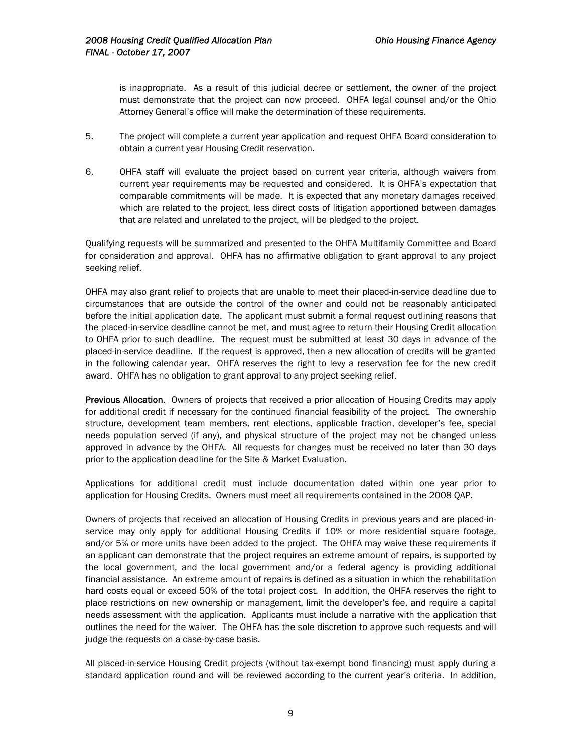is inappropriate. As a result of this judicial decree or settlement, the owner of the project must demonstrate that the project can now proceed. OHFA legal counsel and/or the Ohio Attorney General's office will make the determination of these requirements.

5. The project will complete a current year application and request OHFA Board consideration to obtain a current year Housing Credit reservation.

6. OHFA staff will evaluate the project based on current year criteria, although waivers from current year requirements may be requested and considered. It is OHFA's expectation that comparable commitments will be made. It is expected that any monetary damages received which are related to the project, less direct costs of litigation apportioned between damages that are related and unrelated to the project, will be pledged to the project.

Qualifying requests will be summarized and presented to the OHFA Multifamily Committee and Board for consideration and approval. OHFA has no affirmative obligation to grant approval to any project seeking relief.

OHFA may also grant relief to projects that are unable to meet their placed-in-service deadline due to circumstances that are outside the control of the owner and could not be reasonably anticipated before the initial application date. The applicant must submit a formal request outlining reasons that the placed-in-service deadline cannot be met, and must agree to return their Housing Credit allocation to OHFA prior to such deadline. The request must be submitted at least 30 days in advance of the placed-in-service deadline. If the request is approved, then a new allocation of credits will be granted in the following calendar year. OHFA reserves the right to levy a reservation fee for the new credit award. OHFA has no obligation to grant approval to any project seeking relief.

**Previous Allocation**. Owners of projects that received a prior allocation of Housing Credits may apply for additional credit if necessary for the continued financial feasibility of the project. The ownership structure, development team members, rent elections, applicable fraction, developer's fee, special needs population served (if any), and physical structure of the project may not be changed unless approved in advance by the OHFA. All requests for changes must be received no later than 30 days prior to the application deadline for the Site & Market Evaluation.

Applications for additional credit must include documentation dated within one year prior to application for Housing Credits. Owners must meet all requirements contained in the 2008 QAP.

Owners of projects that received an allocation of Housing Credits in previous years and are placed-in-service may only apply for additional Housing Credits if 10% or more residential square footage, and/or 5% or more units have been added to the project. The OHFA may waive these requirements if an applicant can demonstrate that the project requires an extreme amount of repairs, is supported by the local government, and the local government and/or a federal agency is providing additional financial assistance. An extreme amount of repairs is defined as a situation in which the rehabilitation hard costs equal or exceed 50% of the total project cost. In addition, the OHFA reserves the right to place restrictions on new ownership or management, limit the developer's fee, and require a capital needs assessment with the application. Applicants must include a narrative with the application that outlines the need for the waiver. The OHFA has the sole discretion to approve such requests and will judge the requests on a case-by-case basis.

All placed-in-service Housing Credit projects (without tax-exempt bond financing) must apply during a standard application round and will be reviewed according to the current year's criteria. In addition,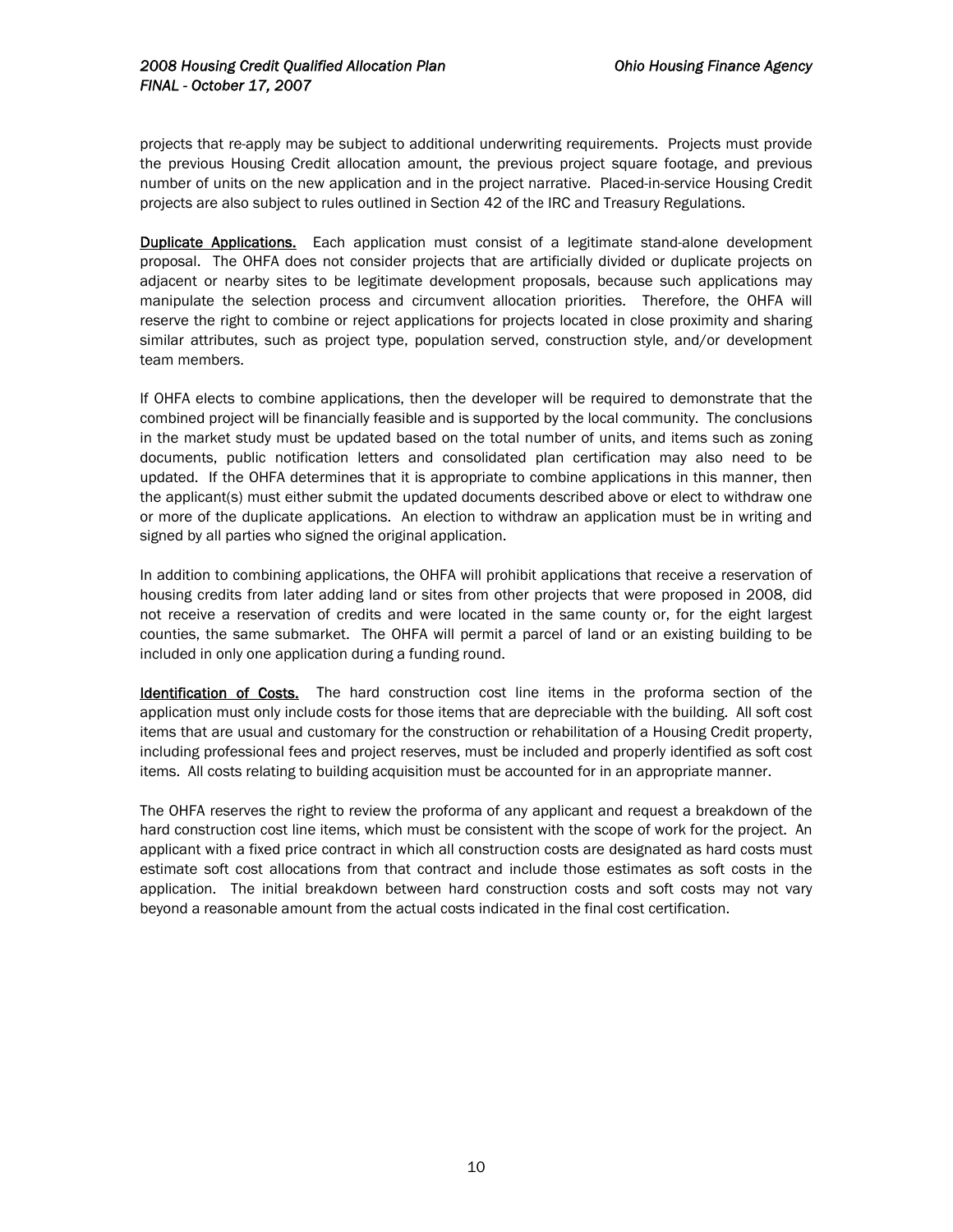projects that re-apply may be subject to additional underwriting requirements. Projects must provide the previous Housing Credit allocation amount, the previous project square footage, and previous number of units on the new application and in the project narrative. Placed-in-service Housing Credit projects are also subject to rules outlined in Section 42 of the IRC and Treasury Regulations.

**Duplicate Applications.** Each application must consist of a legitimate stand-alone development proposal. The OHFA does not consider projects that are artificially divided or duplicate projects on adjacent or nearby sites to be legitimate development proposals, because such applications may manipulate the selection process and circumvent allocation priorities. Therefore, the OHFA will reserve the right to combine or reject applications for projects located in close proximity and sharing similar attributes, such as project type, population served, construction style, and/or development team members.

If OHFA elects to combine applications, then the developer will be required to demonstrate that the combined project will be financially feasible and is supported by the local community. The conclusions in the market study must be updated based on the total number of units, and items such as zoning documents, public notification letters and consolidated plan certification may also need to be updated. If the OHFA determines that it is appropriate to combine applications in this manner, then the applicant(s) must either submit the updated documents described above or elect to withdraw one or more of the duplicate applications. An election to withdraw an application must be in writing and signed by all parties who signed the original application.

In addition to combining applications, the OHFA will prohibit applications that receive a reservation of housing credits from later adding land or sites from other projects that were proposed in 2008, did not receive a reservation of credits and were located in the same county or, for the eight largest counties, the same submarket. The OHFA will permit a parcel of land or an existing building to be included in only one application during a funding round.

**Identification of Costs.** The hard construction cost line items in the proforma section of the application must only include costs for those items that are depreciable with the building. All soft cost items that are usual and customary for the construction or rehabilitation of a Housing Credit property, including professional fees and project reserves, must be included and properly identified as soft cost items. All costs relating to building acquisition must be accounted for in an appropriate manner.

The OHFA reserves the right to review the proforma of any applicant and request a breakdown of the hard construction cost line items, which must be consistent with the scope of work for the project. An applicant with a fixed price contract in which all construction costs are designated as hard costs must estimate soft cost allocations from that contract and include those estimates as soft costs in the application. The initial breakdown between hard construction costs and soft costs may not vary beyond a reasonable amount from the actual costs indicated in the final cost certification.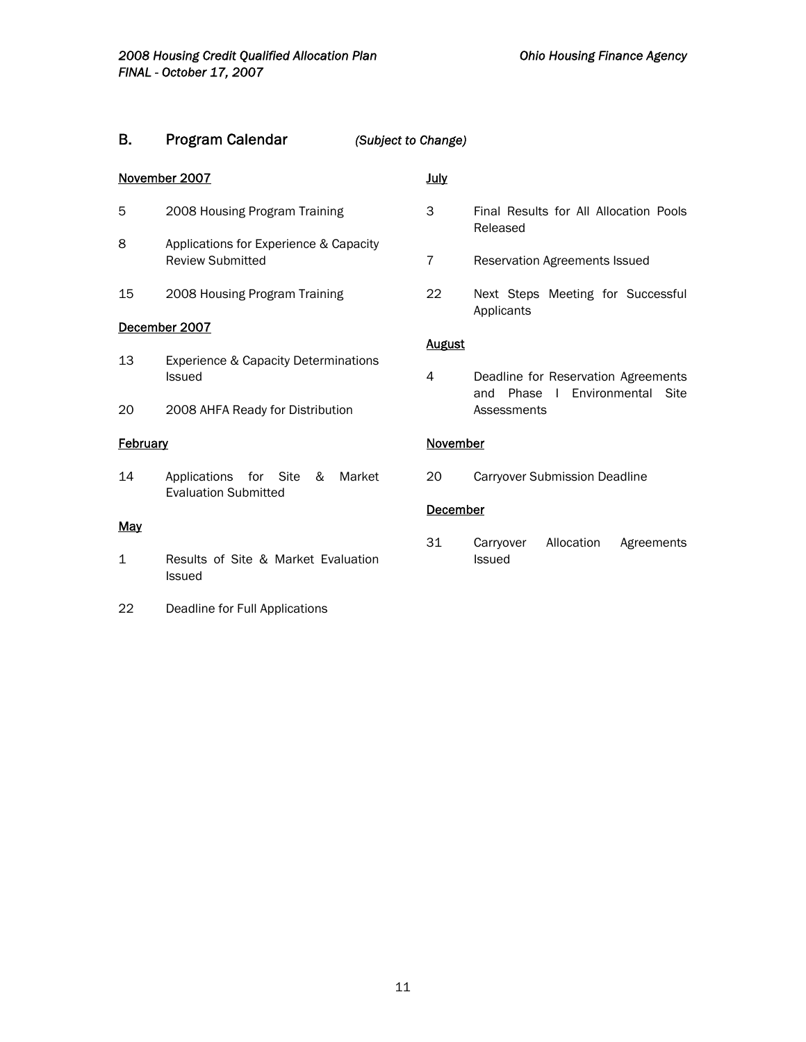## B. Program Calendar *(Subject to Change)*

November 2007

5 2008 Housing Program Training

8 Applications for Experience & Capacity Review Submitted

15 2008 Housing Program Training

December 2007

13 Experience & Capacity Determinations Issued

20 2008 AHFA Ready for Distribution

February

14 Applications for Site & Market Evaluation Submitted

May

1 Results of Site & Market Evaluation Issued

22 Deadline for Full Applications

July

3 Final Results for All Allocation Pools Released

7 Reservation Agreements Issued

22 Next Steps Meeting for Successful Applicants

August

4 Deadline for Reservation Agreements and Phase I Environmental Site Assessments

November

20 Carryover Submission Deadline

December

31 Carryover Allocation Agreements Issued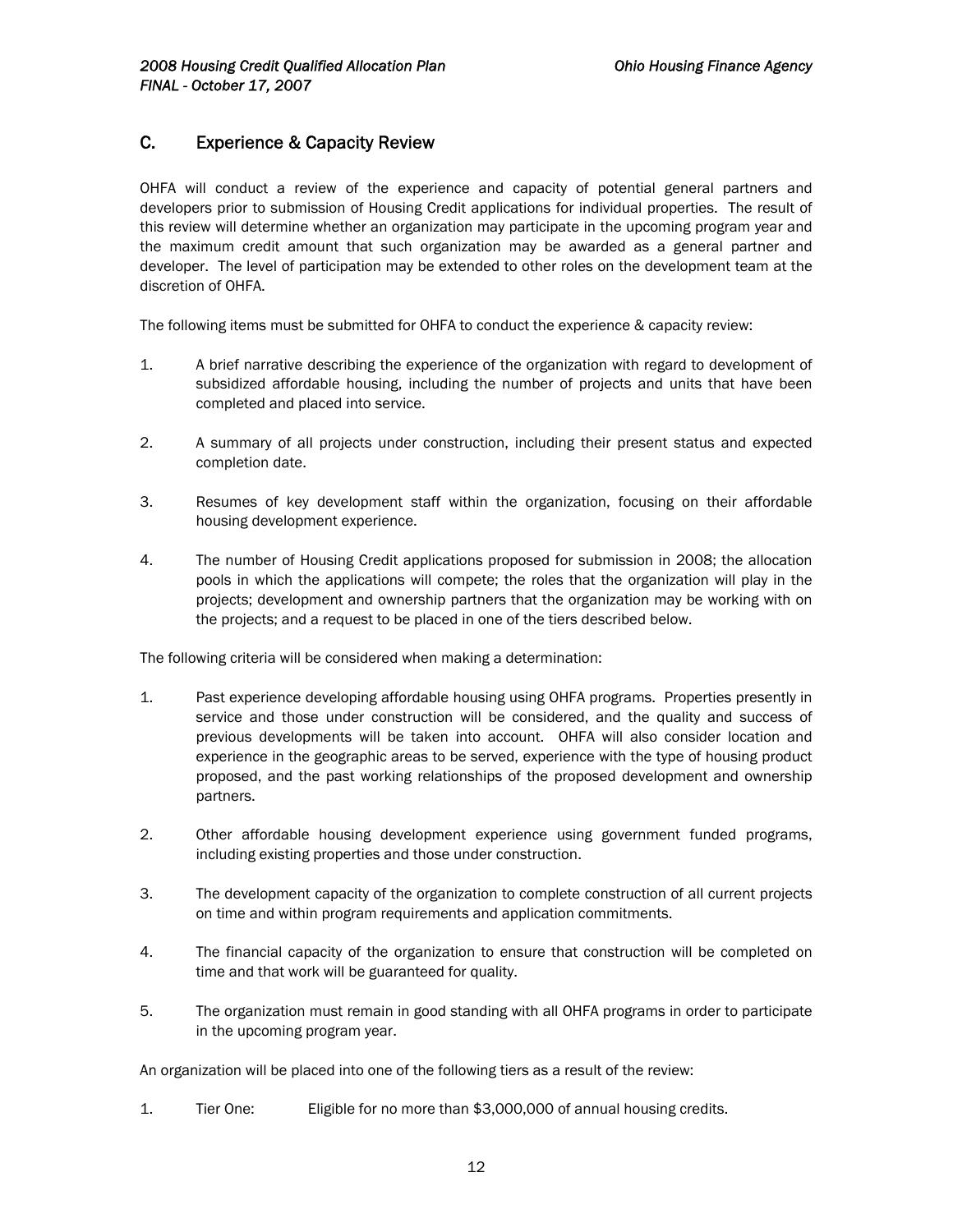## C. Experience & Capacity Review

OHFA will conduct a review of the experience and capacity of potential general partners and developers prior to submission of Housing Credit applications for individual properties. The result of this review will determine whether an organization may participate in the upcoming program year and the maximum credit amount that such organization may be awarded as a general partner and developer. The level of participation may be extended to other roles on the development team at the discretion of OHFA.

The following items must be submitted for OHFA to conduct the experience & capacity review:

1. A brief narrative describing the experience of the organization with regard to development of subsidized affordable housing, including the number of projects and units that have been completed and placed into service.

2. A summary of all projects under construction, including their present status and expected completion date.

3. Resumes of key development staff within the organization, focusing on their affordable housing development experience.

4. The number of Housing Credit applications proposed for submission in 2008; the allocation pools in which the applications will compete; the roles that the organization will play in the projects; development and ownership partners that the organization may be working with on the projects; and a request to be placed in one of the tiers described below.

The following criteria will be considered when making a determination:

1. Past experience developing affordable housing using OHFA programs. Properties presently in service and those under construction will be considered, and the quality and success of previous developments will be taken into account. OHFA will also consider location and experience in the geographic areas to be served, experience with the type of housing product proposed, and the past working relationships of the proposed development and ownership partners.

2. Other affordable housing development experience using government funded programs, including existing properties and those under construction.

3. The development capacity of the organization to complete construction of all current projects on time and within program requirements and application commitments.

4. The financial capacity of the organization to ensure that construction will be completed on time and that work will be guaranteed for quality.

5. The organization must remain in good standing with all OHFA programs in order to participate in the upcoming program year.

An organization will be placed into one of the following tiers as a result of the review:

1. Tier One: Eligible for no more than $3,000,000 of annual housing credits.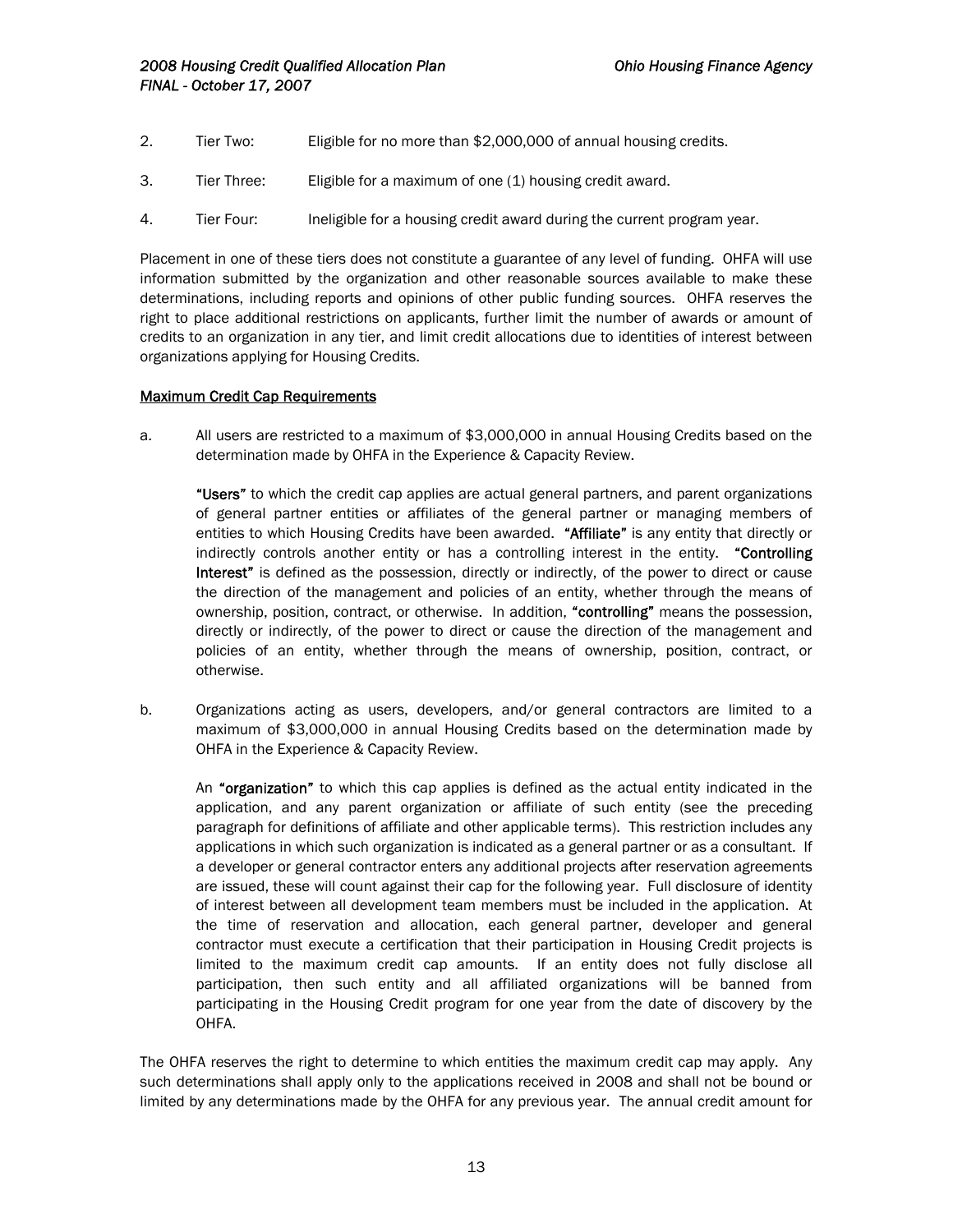2. Tier Two: Eligible for no more than $2,000,000 of annual housing credits.

3. Tier Three: Eligible for a maximum of one (1) housing credit award.

4. Tier Four: Ineligible for a housing credit award during the current program year.

Placement in one of these tiers does not constitute a guarantee of any level of funding. OHFA will use information submitted by the organization and other reasonable sources available to make these determinations, including reports and opinions of other public funding sources. OHFA reserves the right to place additional restrictions on applicants, further limit the number of awards or amount of credits to an organization in any tier, and limit credit allocations due to identities of interest between organizations applying for Housing Credits.

<u>Maximum Credit Cap Requirements</u>

a. All users are restricted to a maximum of $3,000,000 in annual Housing Credits based on the determination made by OHFA in the Experience & Capacity Review.

   **"Users"** to which the credit cap applies are actual general partners, and parent organizations of general partner entities or affiliates of the general partner or managing members of entities to which Housing Credits have been awarded. **"Affiliate"** is any entity that directly or indirectly controls another entity or has a controlling interest in the entity. **"Controlling Interest"** is defined as the possession, directly or indirectly, of the power to direct or cause the direction of the management and policies of an entity, whether through the means of ownership, position, contract, or otherwise. In addition, **"controlling"** means the possession, directly or indirectly, of the power to direct or cause the direction of the management and policies of an entity, whether through the means of ownership, position, contract, or otherwise.

b. Organizations acting as users, developers, and/or general contractors are limited to a maximum of $3,000,000 in annual Housing Credits based on the determination made by OHFA in the Experience & Capacity Review.

   An **"organization"** to which this cap applies is defined as the actual entity indicated in the application, and any parent organization or affiliate of such entity (see the preceding paragraph for definitions of affiliate and other applicable terms). This restriction includes any applications in which such organization is indicated as a general partner or as a consultant. If a developer or general contractor enters any additional projects after reservation agreements are issued, these will count against their cap for the following year. Full disclosure of identity of interest between all development team members must be included in the application. At the time of reservation and allocation, each general partner, developer and general contractor must execute a certification that their participation in Housing Credit projects is limited to the maximum credit cap amounts. If an entity does not fully disclose all participation, then such entity and all affiliated organizations will be banned from participating in the Housing Credit program for one year from the date of discovery by the OHFA.

The OHFA reserves the right to determine to which entities the maximum credit cap may apply. Any such determinations shall apply only to the applications received in 2008 and shall not be bound or limited by any determinations made by the OHFA for any previous year. The annual credit amount for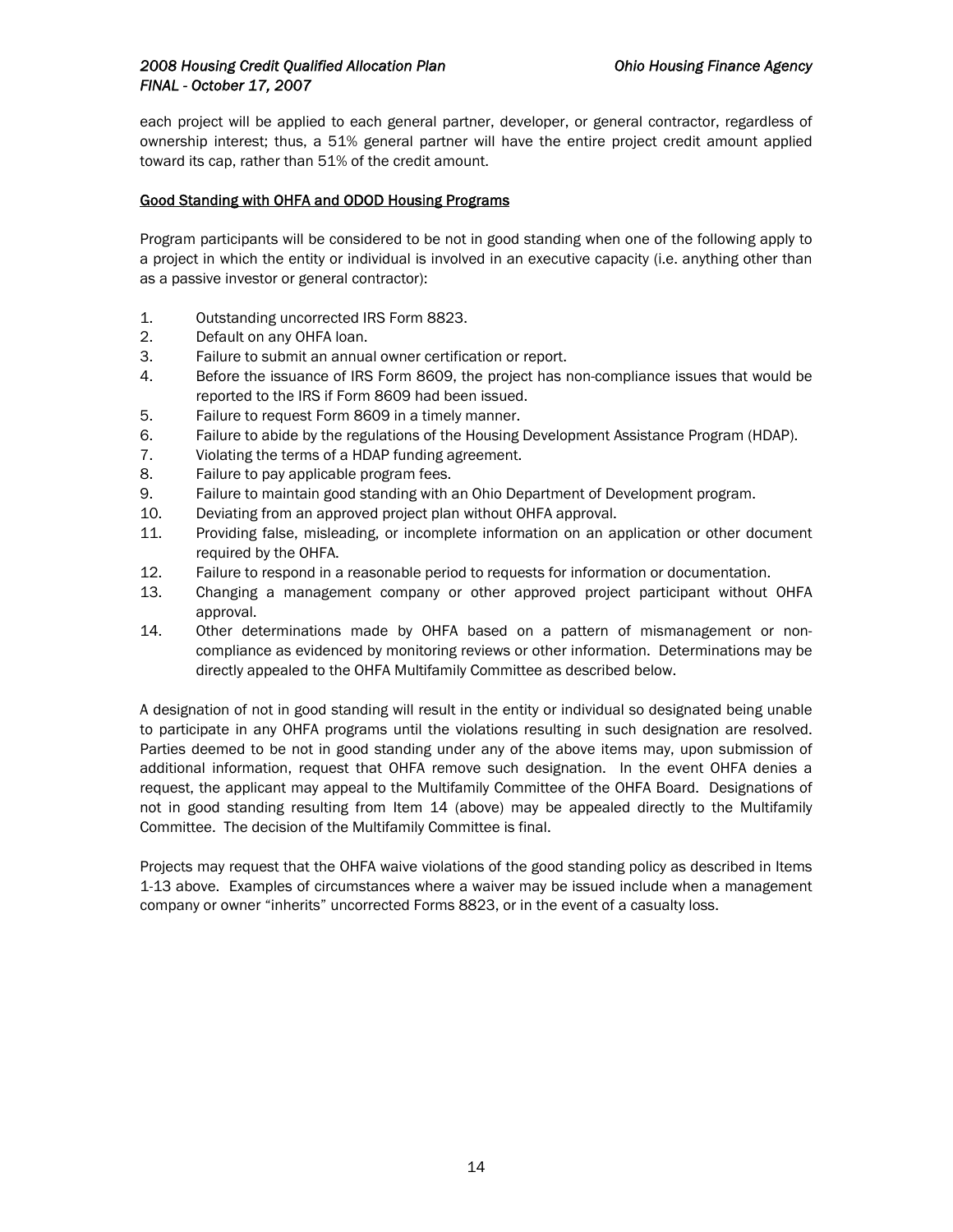each project will be applied to each general partner, developer, or general contractor, regardless of ownership interest; thus, a 51% general partner will have the entire project credit amount applied toward its cap, rather than 51% of the credit amount.

## Good Standing with OHFA and ODOD Housing Programs

Program participants will be considered to be not in good standing when one of the following apply to a project in which the entity or individual is involved in an executive capacity (i.e. anything other than as a passive investor or general contractor):

1. Outstanding uncorrected IRS Form 8823.
2. Default on any OHFA loan.
3. Failure to submit an annual owner certification or report.
4. Before the issuance of IRS Form 8609, the project has non-compliance issues that would be reported to the IRS if Form 8609 had been issued.
5. Failure to request Form 8609 in a timely manner.
6. Failure to abide by the regulations of the Housing Development Assistance Program (HDAP).
7. Violating the terms of a HDAP funding agreement.
8. Failure to pay applicable program fees.
9. Failure to maintain good standing with an Ohio Department of Development program.
10. Deviating from an approved project plan without OHFA approval.
11. Providing false, misleading, or incomplete information on an application or other document required by the OHFA.
12. Failure to respond in a reasonable period to requests for information or documentation.
13. Changing a management company or other approved project participant without OHFA approval.
14. Other determinations made by OHFA based on a pattern of mismanagement or non-compliance as evidenced by monitoring reviews or other information. Determinations may be directly appealed to the OHFA Multifamily Committee as described below.

A designation of not in good standing will result in the entity or individual so designated being unable to participate in any OHFA programs until the violations resulting in such designation are resolved. Parties deemed to be not in good standing under any of the above items may, upon submission of additional information, request that OHFA remove such designation. In the event OHFA denies a request, the applicant may appeal to the Multifamily Committee of the OHFA Board. Designations of not in good standing resulting from Item 14 (above) may be appealed directly to the Multifamily Committee. The decision of the Multifamily Committee is final.

Projects may request that the OHFA waive violations of the good standing policy as described in Items 1-13 above. Examples of circumstances where a waiver may be issued include when a management company or owner "inherits" uncorrected Forms 8823, or in the event of a casualty loss.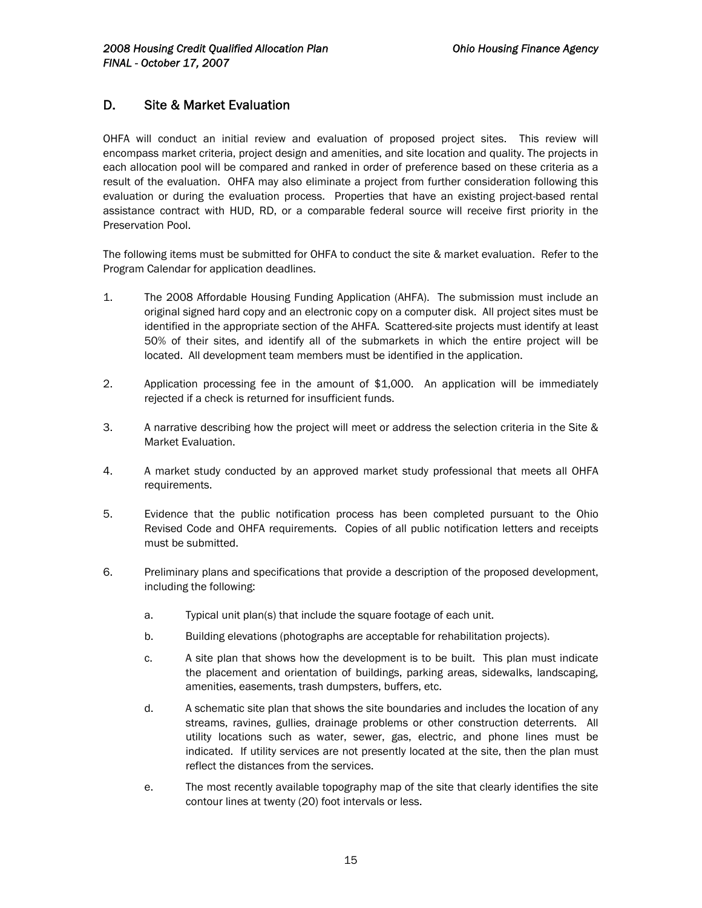## D. Site & Market Evaluation

OHFA will conduct an initial review and evaluation of proposed project sites. This review will encompass market criteria, project design and amenities, and site location and quality. The projects in each allocation pool will be compared and ranked in order of preference based on these criteria as a result of the evaluation. OHFA may also eliminate a project from further consideration following this evaluation or during the evaluation process. Properties that have an existing project-based rental assistance contract with HUD, RD, or a comparable federal source will receive first priority in the Preservation Pool.

The following items must be submitted for OHFA to conduct the site & market evaluation. Refer to the Program Calendar for application deadlines.

1. The 2008 Affordable Housing Funding Application (AHFA). The submission must include an original signed hard copy and an electronic copy on a computer disk. All project sites must be identified in the appropriate section of the AHFA. Scattered-site projects must identify at least 50% of their sites, and identify all of the submarkets in which the entire project will be located. All development team members must be identified in the application.

2. Application processing fee in the amount of $1,000. An application will be immediately rejected if a check is returned for insufficient funds.

3. A narrative describing how the project will meet or address the selection criteria in the Site & Market Evaluation.

4. A market study conducted by an approved market study professional that meets all OHFA requirements.

5. Evidence that the public notification process has been completed pursuant to the Ohio Revised Code and OHFA requirements. Copies of all public notification letters and receipts must be submitted.

6. Preliminary plans and specifications that provide a description of the proposed development, including the following:

   a. Typical unit plan(s) that include the square footage of each unit.

   b. Building elevations (photographs are acceptable for rehabilitation projects).

   c. A site plan that shows how the development is to be built. This plan must indicate the placement and orientation of buildings, parking areas, sidewalks, landscaping, amenities, easements, trash dumpsters, buffers, etc.

   d. A schematic site plan that shows the site boundaries and includes the location of any streams, ravines, gullies, drainage problems or other construction deterrents. All utility locations such as water, sewer, gas, electric, and phone lines must be indicated. If utility services are not presently located at the site, then the plan must reflect the distances from the services.

   e. The most recently available topography map of the site that clearly identifies the site contour lines at twenty (20) foot intervals or less.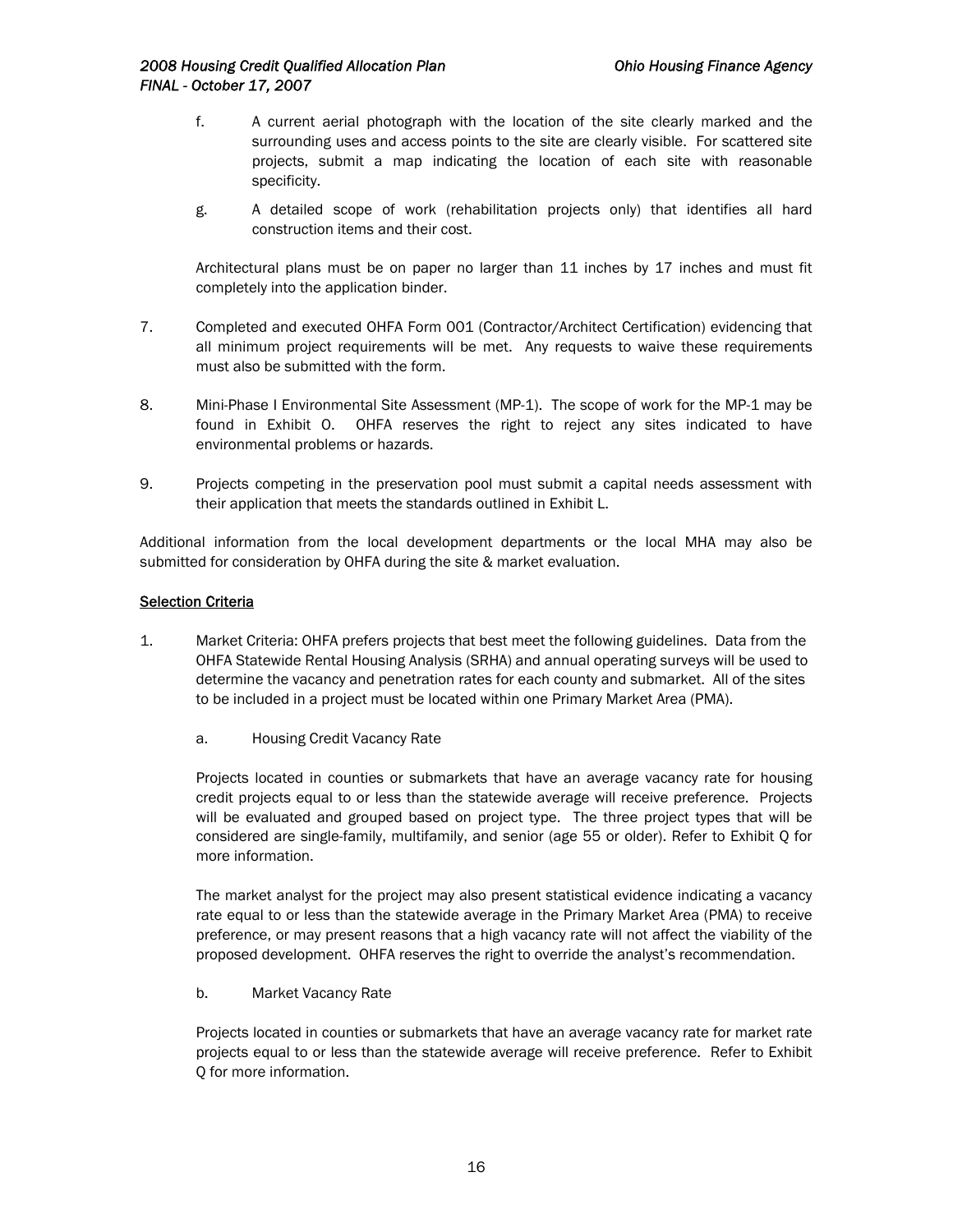f. A current aerial photograph with the location of the site clearly marked and the surrounding uses and access points to the site are clearly visible. For scattered site projects, submit a map indicating the location of each site with reasonable specificity.

g. A detailed scope of work (rehabilitation projects only) that identifies all hard construction items and their cost.

Architectural plans must be on paper no larger than 11 inches by 17 inches and must fit completely into the application binder.

7. Completed and executed OHFA Form 001 (Contractor/Architect Certification) evidencing that all minimum project requirements will be met. Any requests to waive these requirements must also be submitted with the form.

8. Mini-Phase I Environmental Site Assessment (MP-1). The scope of work for the MP-1 may be found in Exhibit O. OHFA reserves the right to reject any sites indicated to have environmental problems or hazards.

9. Projects competing in the preservation pool must submit a capital needs assessment with their application that meets the standards outlined in Exhibit L.

Additional information from the local development departments or the local MHA may also be submitted for consideration by OHFA during the site & market evaluation.

<u>Selection Criteria</u>

1. Market Criteria: OHFA prefers projects that best meet the following guidelines. Data from the OHFA Statewide Rental Housing Analysis (SRHA) and annual operating surveys will be used to determine the vacancy and penetration rates for each county and submarket. All of the sites to be included in a project must be located within one Primary Market Area (PMA).

   a. Housing Credit Vacancy Rate

   Projects located in counties or submarkets that have an average vacancy rate for housing credit projects equal to or less than the statewide average will receive preference. Projects will be evaluated and grouped based on project type. The three project types that will be considered are single-family, multifamily, and senior (age 55 or older). Refer to Exhibit Q for more information.

   The market analyst for the project may also present statistical evidence indicating a vacancy rate equal to or less than the statewide average in the Primary Market Area (PMA) to receive preference, or may present reasons that a high vacancy rate will not affect the viability of the proposed development. OHFA reserves the right to override the analyst's recommendation.

   b. Market Vacancy Rate

   Projects located in counties or submarkets that have an average vacancy rate for market rate projects equal to or less than the statewide average will receive preference. Refer to Exhibit Q for more information.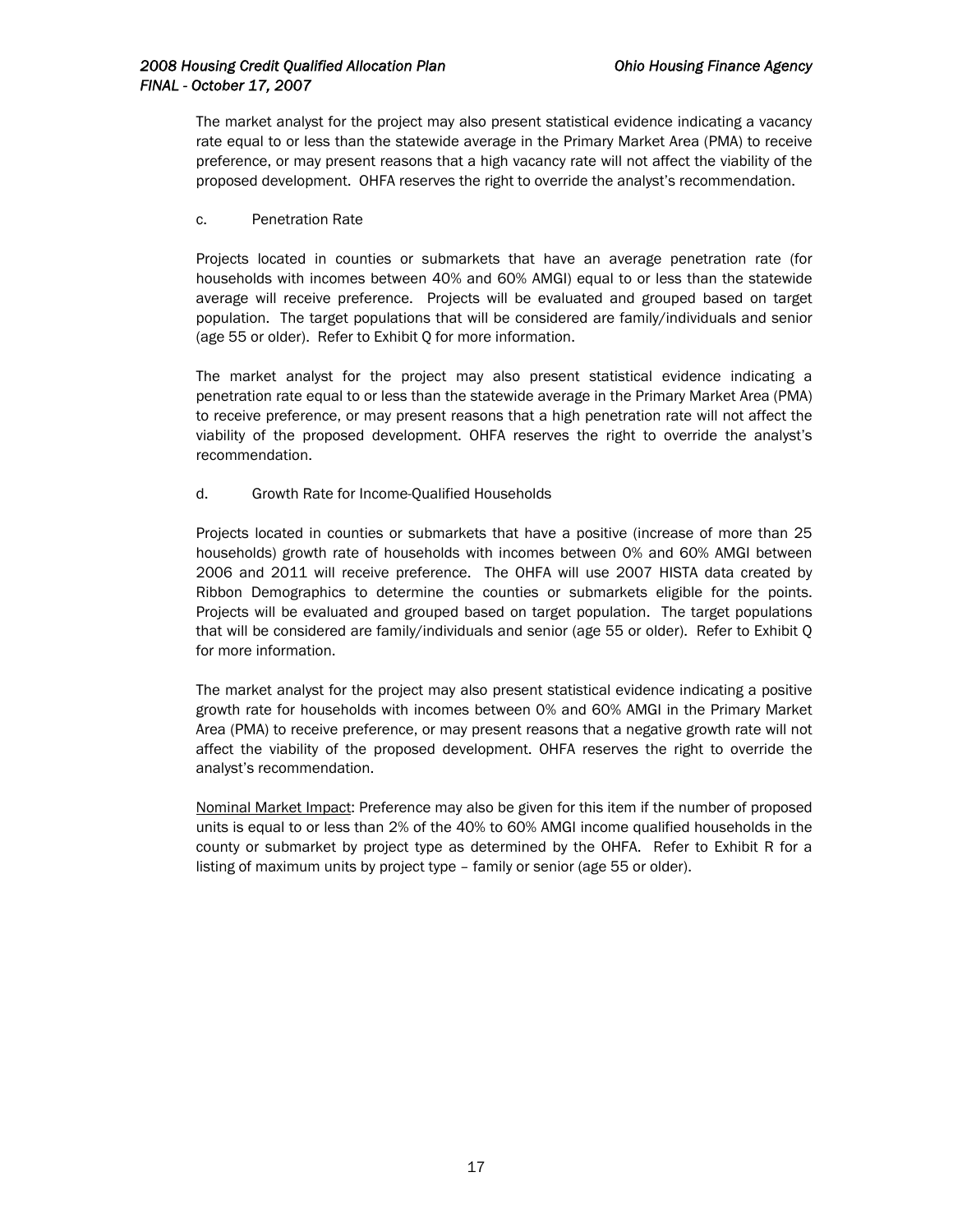The market analyst for the project may also present statistical evidence indicating a vacancy rate equal to or less than the statewide average in the Primary Market Area (PMA) to receive preference, or may present reasons that a high vacancy rate will not affect the viability of the proposed development. OHFA reserves the right to override the analyst's recommendation.

c. Penetration Rate

Projects located in counties or submarkets that have an average penetration rate (for households with incomes between 40% and 60% AMGI) equal to or less than the statewide average will receive preference. Projects will be evaluated and grouped based on target population. The target populations that will be considered are family/individuals and senior (age 55 or older). Refer to Exhibit Q for more information.

The market analyst for the project may also present statistical evidence indicating a penetration rate equal to or less than the statewide average in the Primary Market Area (PMA) to receive preference, or may present reasons that a high penetration rate will not affect the viability of the proposed development. OHFA reserves the right to override the analyst's recommendation.

d. Growth Rate for Income-Qualified Households

Projects located in counties or submarkets that have a positive (increase of more than 25 households) growth rate of households with incomes between 0% and 60% AMGI between 2006 and 2011 will receive preference. The OHFA will use 2007 HISTA data created by Ribbon Demographics to determine the counties or submarkets eligible for the points. Projects will be evaluated and grouped based on target population. The target populations that will be considered are family/individuals and senior (age 55 or older). Refer to Exhibit Q for more information.

The market analyst for the project may also present statistical evidence indicating a positive growth rate for households with incomes between 0% and 60% AMGI in the Primary Market Area (PMA) to receive preference, or may present reasons that a negative growth rate will not affect the viability of the proposed development. OHFA reserves the right to override the analyst's recommendation.

Nominal Market Impact: Preference may also be given for this item if the number of proposed units is equal to or less than 2% of the 40% to 60% AMGI income qualified households in the county or submarket by project type as determined by the OHFA. Refer to Exhibit R for a listing of maximum units by project type – family or senior (age 55 or older).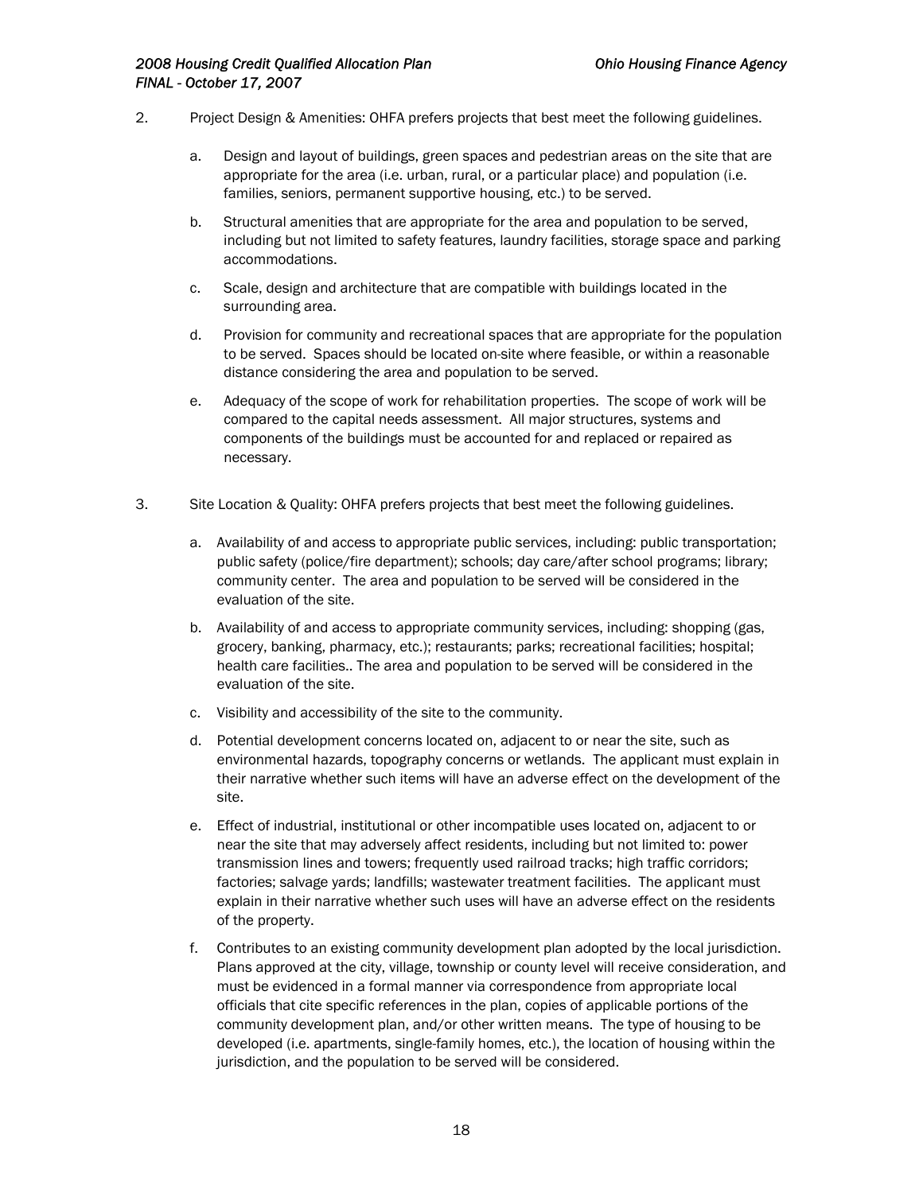2. Project Design & Amenities: OHFA prefers projects that best meet the following guidelines.

   a. Design and layout of buildings, green spaces and pedestrian areas on the site that are appropriate for the area (i.e. urban, rural, or a particular place) and population (i.e. families, seniors, permanent supportive housing, etc.) to be served.

   b. Structural amenities that are appropriate for the area and population to be served, including but not limited to safety features, laundry facilities, storage space and parking accommodations.

   c. Scale, design and architecture that are compatible with buildings located in the surrounding area.

   d. Provision for community and recreational spaces that are appropriate for the population to be served. Spaces should be located on-site where feasible, or within a reasonable distance considering the area and population to be served.

   e. Adequacy of the scope of work for rehabilitation properties. The scope of work will be compared to the capital needs assessment. All major structures, systems and components of the buildings must be accounted for and replaced or repaired as necessary.

3. Site Location & Quality: OHFA prefers projects that best meet the following guidelines.

   a. Availability of and access to appropriate public services, including: public transportation; public safety (police/fire department); schools; day care/after school programs; library; community center. The area and population to be served will be considered in the evaluation of the site.

   b. Availability of and access to appropriate community services, including: shopping (gas, grocery, banking, pharmacy, etc.); restaurants; parks; recreational facilities; hospital; health care facilities.. The area and population to be served will be considered in the evaluation of the site.

   c. Visibility and accessibility of the site to the community.

   d. Potential development concerns located on, adjacent to or near the site, such as environmental hazards, topography concerns or wetlands. The applicant must explain in their narrative whether such items will have an adverse effect on the development of the site.

   e. Effect of industrial, institutional or other incompatible uses located on, adjacent to or near the site that may adversely affect residents, including but not limited to: power transmission lines and towers; frequently used railroad tracks; high traffic corridors; factories; salvage yards; landfills; wastewater treatment facilities. The applicant must explain in their narrative whether such uses will have an adverse effect on the residents of the property.

   f. Contributes to an existing community development plan adopted by the local jurisdiction. Plans approved at the city, village, township or county level will receive consideration, and must be evidenced in a formal manner via correspondence from appropriate local officials that cite specific references in the plan, copies of applicable portions of the community development plan, and/or other written means. The type of housing to be developed (i.e. apartments, single-family homes, etc.), the location of housing within the jurisdiction, and the population to be served will be considered.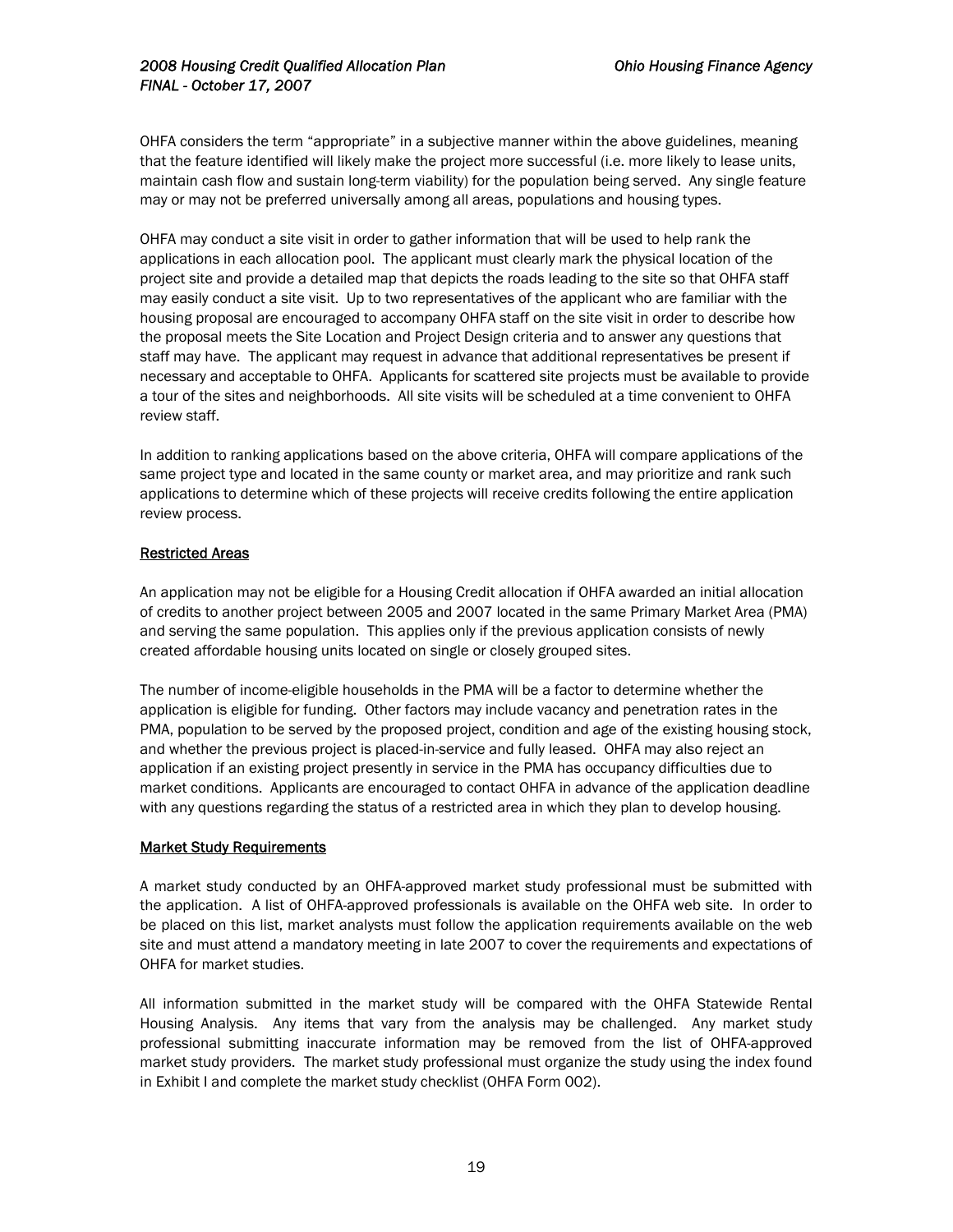OHFA considers the term "appropriate" in a subjective manner within the above guidelines, meaning that the feature identified will likely make the project more successful (i.e. more likely to lease units, maintain cash flow and sustain long-term viability) for the population being served. Any single feature may or may not be preferred universally among all areas, populations and housing types.

OHFA may conduct a site visit in order to gather information that will be used to help rank the applications in each allocation pool. The applicant must clearly mark the physical location of the project site and provide a detailed map that depicts the roads leading to the site so that OHFA staff may easily conduct a site visit. Up to two representatives of the applicant who are familiar with the housing proposal are encouraged to accompany OHFA staff on the site visit in order to describe how the proposal meets the Site Location and Project Design criteria and to answer any questions that staff may have. The applicant may request in advance that additional representatives be present if necessary and acceptable to OHFA. Applicants for scattered site projects must be available to provide a tour of the sites and neighborhoods. All site visits will be scheduled at a time convenient to OHFA review staff.

In addition to ranking applications based on the above criteria, OHFA will compare applications of the same project type and located in the same county or market area, and may prioritize and rank such applications to determine which of these projects will receive credits following the entire application review process.

## Restricted Areas

An application may not be eligible for a Housing Credit allocation if OHFA awarded an initial allocation of credits to another project between 2005 and 2007 located in the same Primary Market Area (PMA) and serving the same population. This applies only if the previous application consists of newly created affordable housing units located on single or closely grouped sites.

The number of income-eligible households in the PMA will be a factor to determine whether the application is eligible for funding. Other factors may include vacancy and penetration rates in the PMA, population to be served by the proposed project, condition and age of the existing housing stock, and whether the previous project is placed-in-service and fully leased. OHFA may also reject an application if an existing project presently in service in the PMA has occupancy difficulties due to market conditions. Applicants are encouraged to contact OHFA in advance of the application deadline with any questions regarding the status of a restricted area in which they plan to develop housing.

## Market Study Requirements

A market study conducted by an OHFA-approved market study professional must be submitted with the application. A list of OHFA-approved professionals is available on the OHFA web site. In order to be placed on this list, market analysts must follow the application requirements available on the web site and must attend a mandatory meeting in late 2007 to cover the requirements and expectations of OHFA for market studies.

All information submitted in the market study will be compared with the OHFA Statewide Rental Housing Analysis. Any items that vary from the analysis may be challenged. Any market study professional submitting inaccurate information may be removed from the list of OHFA-approved market study providers. The market study professional must organize the study using the index found in Exhibit I and complete the market study checklist (OHFA Form 002).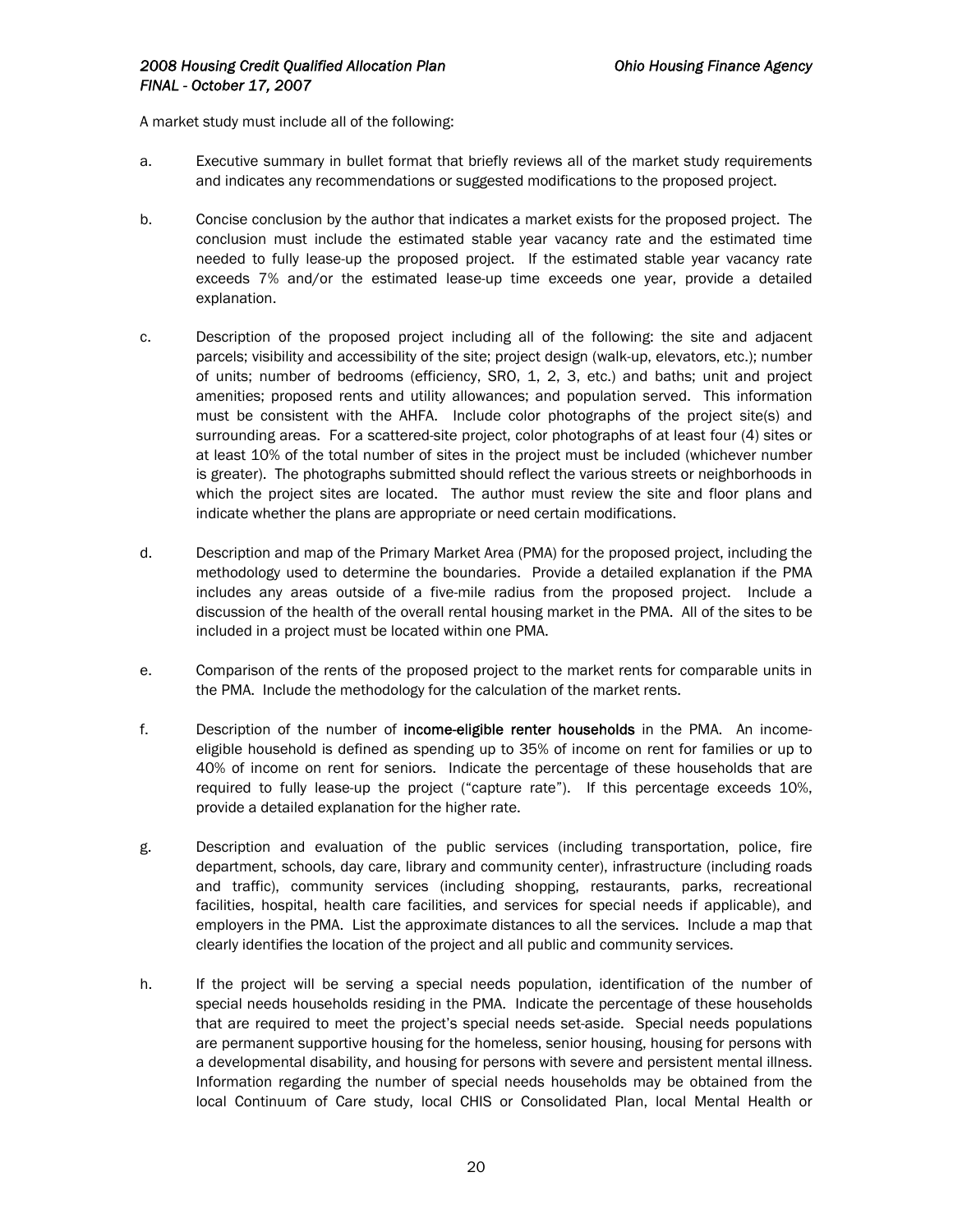A market study must include all of the following:

a. Executive summary in bullet format that briefly reviews all of the market study requirements and indicates any recommendations or suggested modifications to the proposed project.

b. Concise conclusion by the author that indicates a market exists for the proposed project. The conclusion must include the estimated stable year vacancy rate and the estimated time needed to fully lease-up the proposed project. If the estimated stable year vacancy rate exceeds 7% and/or the estimated lease-up time exceeds one year, provide a detailed explanation.

c. Description of the proposed project including all of the following: the site and adjacent parcels; visibility and accessibility of the site; project design (walk-up, elevators, etc.); number of units; number of bedrooms (efficiency, SRO, 1, 2, 3, etc.) and baths; unit and project amenities; proposed rents and utility allowances; and population served. This information must be consistent with the AHFA. Include color photographs of the project site(s) and surrounding areas. For a scattered-site project, color photographs of at least four (4) sites or at least 10% of the total number of sites in the project must be included (whichever number is greater). The photographs submitted should reflect the various streets or neighborhoods in which the project sites are located. The author must review the site and floor plans and indicate whether the plans are appropriate or need certain modifications.

d. Description and map of the Primary Market Area (PMA) for the proposed project, including the methodology used to determine the boundaries. Provide a detailed explanation if the PMA includes any areas outside of a five-mile radius from the proposed project. Include a discussion of the health of the overall rental housing market in the PMA. All of the sites to be included in a project must be located within one PMA.

e. Comparison of the rents of the proposed project to the market rents for comparable units in the PMA. Include the methodology for the calculation of the market rents.

f. Description of the number of **income-eligible renter households** in the PMA. An income-eligible household is defined as spending up to 35% of income on rent for families or up to 40% of income on rent for seniors. Indicate the percentage of these households that are required to fully lease-up the project ("capture rate"). If this percentage exceeds 10%, provide a detailed explanation for the higher rate.

g. Description and evaluation of the public services (including transportation, police, fire department, schools, day care, library and community center), infrastructure (including roads and traffic), community services (including shopping, restaurants, parks, recreational facilities, hospital, health care facilities, and services for special needs if applicable), and employers in the PMA. List the approximate distances to all the services. Include a map that clearly identifies the location of the project and all public and community services.

h. If the project will be serving a special needs population, identification of the number of special needs households residing in the PMA. Indicate the percentage of these households that are required to meet the project's special needs set-aside. Special needs populations are permanent supportive housing for the homeless, senior housing, housing for persons with a developmental disability, and housing for persons with severe and persistent mental illness. Information regarding the number of special needs households may be obtained from the local Continuum of Care study, local CHIS or Consolidated Plan, local Mental Health or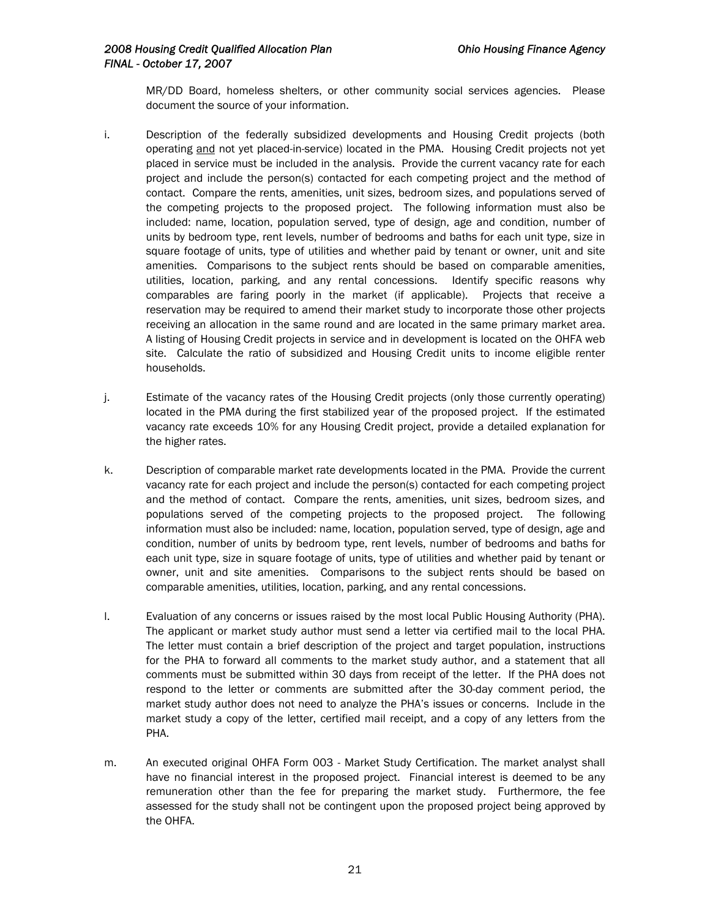MR/DD Board, homeless shelters, or other community social services agencies. Please document the source of your information.

i. Description of the federally subsidized developments and Housing Credit projects (both operating <u>and</u> not yet placed-in-service) located in the PMA. Housing Credit projects not yet placed in service must be included in the analysis. Provide the current vacancy rate for each project and include the person(s) contacted for each competing project and the method of contact. Compare the rents, amenities, unit sizes, bedroom sizes, and populations served of the competing projects to the proposed project. The following information must also be included: name, location, population served, type of design, age and condition, number of units by bedroom type, rent levels, number of bedrooms and baths for each unit type, size in square footage of units, type of utilities and whether paid by tenant or owner, unit and site amenities. Comparisons to the subject rents should be based on comparable amenities, utilities, location, parking, and any rental concessions. Identify specific reasons why comparables are faring poorly in the market (if applicable). Projects that receive a reservation may be required to amend their market study to incorporate those other projects receiving an allocation in the same round and are located in the same primary market area. A listing of Housing Credit projects in service and in development is located on the OHFA web site. Calculate the ratio of subsidized and Housing Credit units to income eligible renter households.

j. Estimate of the vacancy rates of the Housing Credit projects (only those currently operating) located in the PMA during the first stabilized year of the proposed project. If the estimated vacancy rate exceeds 10% for any Housing Credit project, provide a detailed explanation for the higher rates.

k. Description of comparable market rate developments located in the PMA. Provide the current vacancy rate for each project and include the person(s) contacted for each competing project and the method of contact. Compare the rents, amenities, unit sizes, bedroom sizes, and populations served of the competing projects to the proposed project. The following information must also be included: name, location, population served, type of design, age and condition, number of units by bedroom type, rent levels, number of bedrooms and baths for each unit type, size in square footage of units, type of utilities and whether paid by tenant or owner, unit and site amenities. Comparisons to the subject rents should be based on comparable amenities, utilities, location, parking, and any rental concessions.

l. Evaluation of any concerns or issues raised by the most local Public Housing Authority (PHA). The applicant or market study author must send a letter via certified mail to the local PHA. The letter must contain a brief description of the project and target population, instructions for the PHA to forward all comments to the market study author, and a statement that all comments must be submitted within 30 days from receipt of the letter. If the PHA does not respond to the letter or comments are submitted after the 30-day comment period, the market study author does not need to analyze the PHA's issues or concerns. Include in the market study a copy of the letter, certified mail receipt, and a copy of any letters from the PHA.

m. An executed original OHFA Form 003 - Market Study Certification. The market analyst shall have no financial interest in the proposed project. Financial interest is deemed to be any remuneration other than the fee for preparing the market study. Furthermore, the fee assessed for the study shall not be contingent upon the proposed project being approved by the OHFA.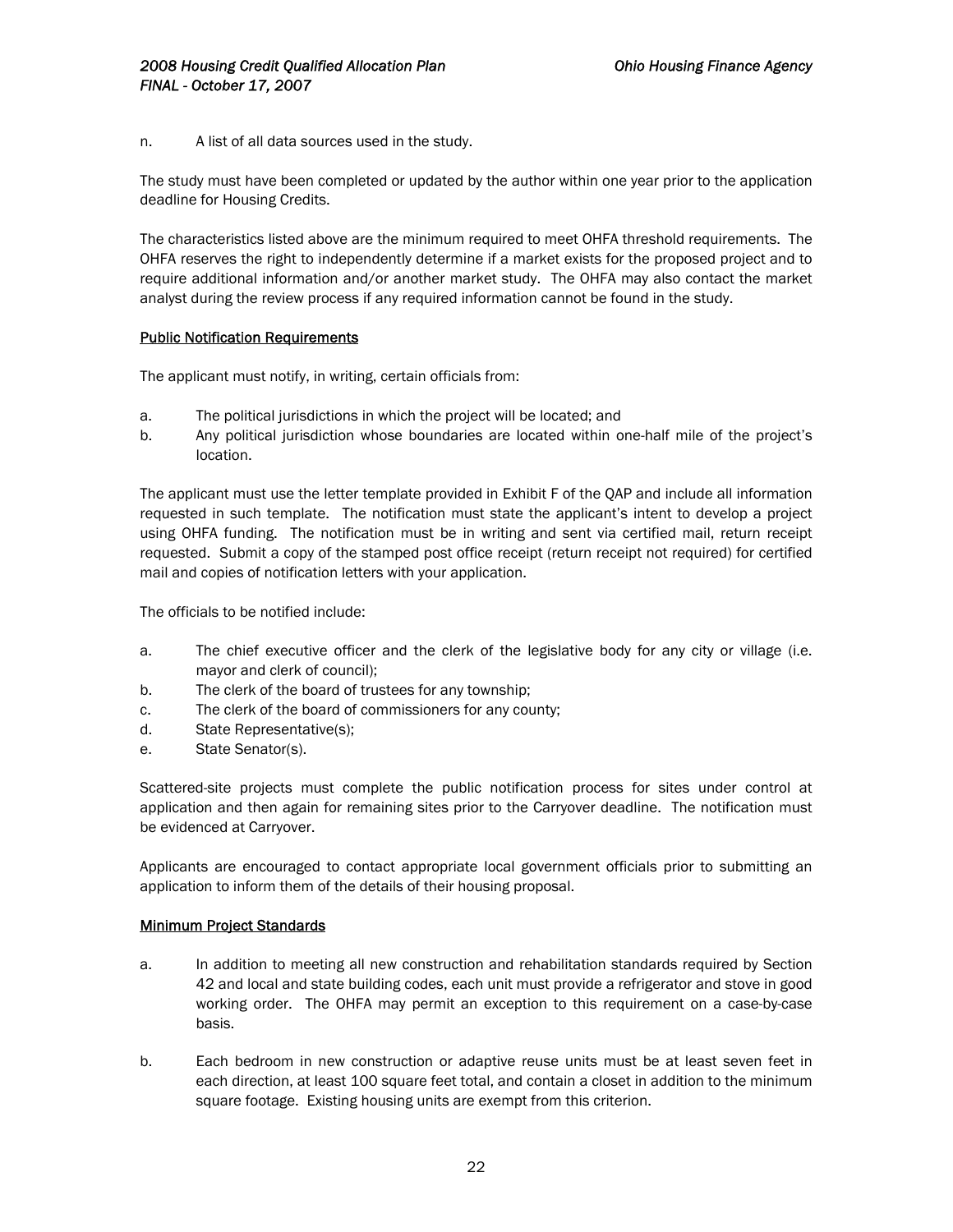n. A list of all data sources used in the study.

The study must have been completed or updated by the author within one year prior to the application deadline for Housing Credits.

The characteristics listed above are the minimum required to meet OHFA threshold requirements. The OHFA reserves the right to independently determine if a market exists for the proposed project and to require additional information and/or another market study. The OHFA may also contact the market analyst during the review process if any required information cannot be found in the study.

<u>Public Notification Requirements</u>

The applicant must notify, in writing, certain officials from:

a. The political jurisdictions in which the project will be located; and
b. Any political jurisdiction whose boundaries are located within one-half mile of the project's location.

The applicant must use the letter template provided in Exhibit F of the QAP and include all information requested in such template. The notification must state the applicant's intent to develop a project using OHFA funding. The notification must be in writing and sent via certified mail, return receipt requested. Submit a copy of the stamped post office receipt (return receipt not required) for certified mail and copies of notification letters with your application.

The officials to be notified include:

a. The chief executive officer and the clerk of the legislative body for any city or village (i.e. mayor and clerk of council);
b. The clerk of the board of trustees for any township;
c. The clerk of the board of commissioners for any county;
d. State Representative(s);
e. State Senator(s).

Scattered-site projects must complete the public notification process for sites under control at application and then again for remaining sites prior to the Carryover deadline. The notification must be evidenced at Carryover.

Applicants are encouraged to contact appropriate local government officials prior to submitting an application to inform them of the details of their housing proposal.

<u>Minimum Project Standards</u>

a. In addition to meeting all new construction and rehabilitation standards required by Section 42 and local and state building codes, each unit must provide a refrigerator and stove in good working order. The OHFA may permit an exception to this requirement on a case-by-case basis.

b. Each bedroom in new construction or adaptive reuse units must be at least seven feet in each direction, at least 100 square feet total, and contain a closet in addition to the minimum square footage. Existing housing units are exempt from this criterion.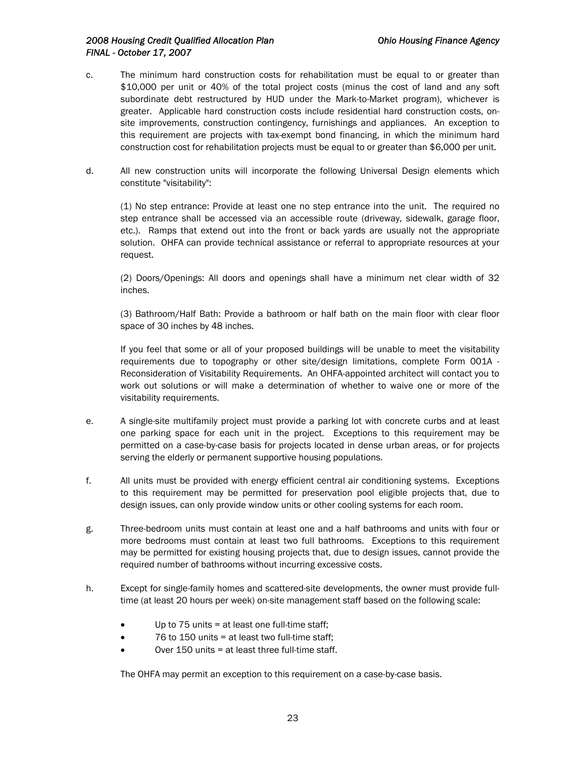c. The minimum hard construction costs for rehabilitation must be equal to or greater than $10,000 per unit or 40% of the total project costs (minus the cost of land and any soft subordinate debt restructured by HUD under the Mark-to-Market program), whichever is greater. Applicable hard construction costs include residential hard construction costs, on-site improvements, construction contingency, furnishings and appliances. An exception to this requirement are projects with tax-exempt bond financing, in which the minimum hard construction cost for rehabilitation projects must be equal to or greater than $6,000 per unit.

d. All new construction units will incorporate the following Universal Design elements which constitute "visitability":

   (1) No step entrance: Provide at least one no step entrance into the unit. The required no step entrance shall be accessed via an accessible route (driveway, sidewalk, garage floor, etc.). Ramps that extend out into the front or back yards are usually not the appropriate solution. OHFA can provide technical assistance or referral to appropriate resources at your request.

   (2) Doors/Openings: All doors and openings shall have a minimum net clear width of 32 inches.

   (3) Bathroom/Half Bath: Provide a bathroom or half bath on the main floor with clear floor space of 30 inches by 48 inches.

   If you feel that some or all of your proposed buildings will be unable to meet the visitability requirements due to topography or other site/design limitations, complete Form 001A - Reconsideration of Visitability Requirements. An OHFA-appointed architect will contact you to work out solutions or will make a determination of whether to waive one or more of the visitability requirements.

e. A single-site multifamily project must provide a parking lot with concrete curbs and at least one parking space for each unit in the project. Exceptions to this requirement may be permitted on a case-by-case basis for projects located in dense urban areas, or for projects serving the elderly or permanent supportive housing populations.

f. All units must be provided with energy efficient central air conditioning systems. Exceptions to this requirement may be permitted for preservation pool eligible projects that, due to design issues, can only provide window units or other cooling systems for each room.

g. Three-bedroom units must contain at least one and a half bathrooms and units with four or more bedrooms must contain at least two full bathrooms. Exceptions to this requirement may be permitted for existing housing projects that, due to design issues, cannot provide the required number of bathrooms without incurring excessive costs.

h. Except for single-family homes and scattered-site developments, the owner must provide full-time (at least 20 hours per week) on-site management staff based on the following scale:

   - Up to 75 units = at least one full-time staff;
   - 76 to 150 units = at least two full-time staff;
   - Over 150 units = at least three full-time staff.

   The OHFA may permit an exception to this requirement on a case-by-case basis.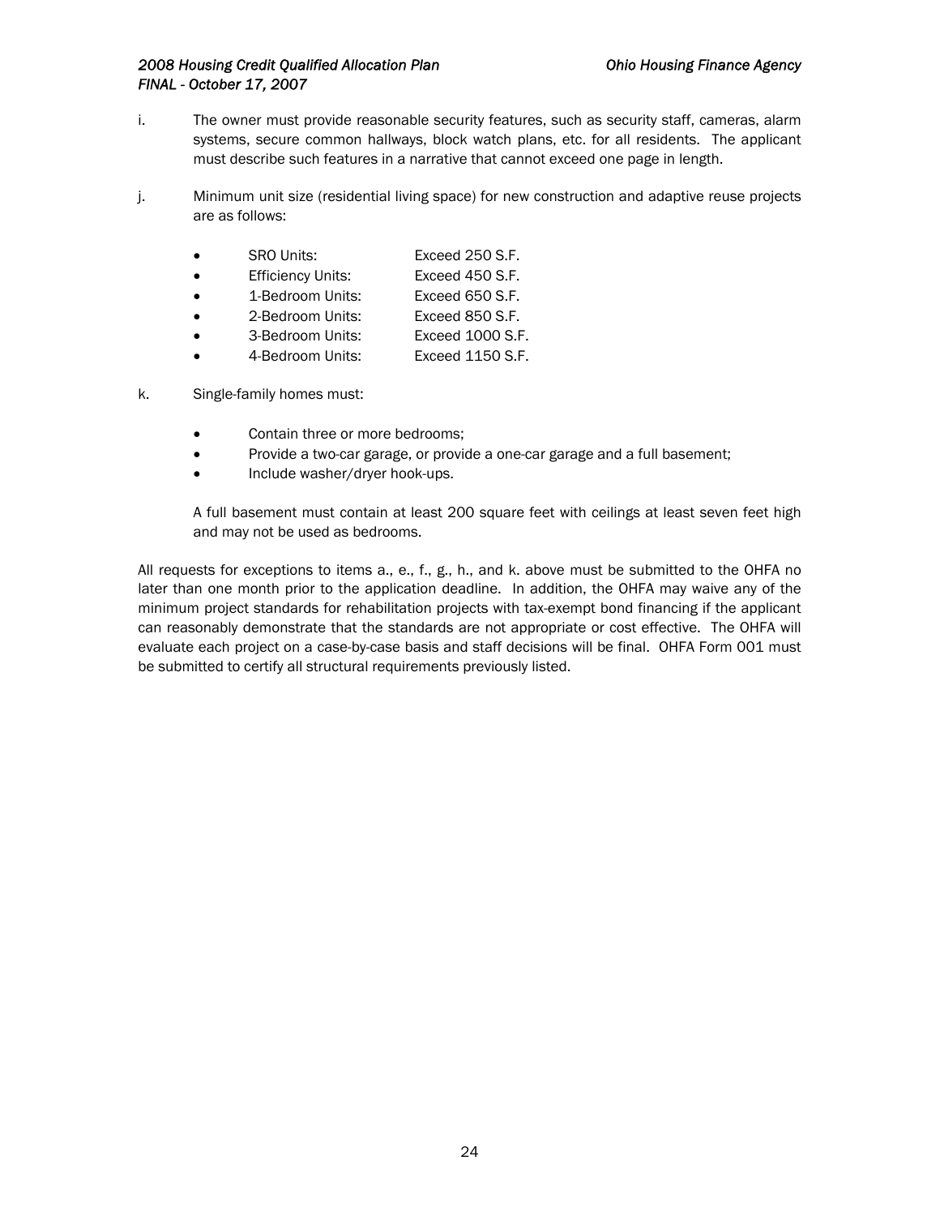i. The owner must provide reasonable security features, such as security staff, cameras, alarm systems, secure common hallways, block watch plans, etc. for all residents. The applicant must describe such features in a narrative that cannot exceed one page in length.

j. Minimum unit size (residential living space) for new construction and adaptive reuse projects are as follows:

- SRO Units: Exceed 250 S.F.
- Efficiency Units: Exceed 450 S.F.
- 1-Bedroom Units: Exceed 650 S.F.
- 2-Bedroom Units: Exceed 850 S.F.
- 3-Bedroom Units: Exceed 1000 S.F.
- 4-Bedroom Units: Exceed 1150 S.F.

k. Single-family homes must:

- Contain three or more bedrooms;
- Provide a two-car garage, or provide a one-car garage and a full basement;
- Include washer/dryer hook-ups.

A full basement must contain at least 200 square feet with ceilings at least seven feet high and may not be used as bedrooms.

All requests for exceptions to items a., e., f., g., h., and k. above must be submitted to the OHFA no later than one month prior to the application deadline. In addition, the OHFA may waive any of the minimum project standards for rehabilitation projects with tax-exempt bond financing if the applicant can reasonably demonstrate that the standards are not appropriate or cost effective. The OHFA will evaluate each project on a case-by-case basis and staff decisions will be final. OHFA Form 001 must be submitted to certify all structural requirements previously listed.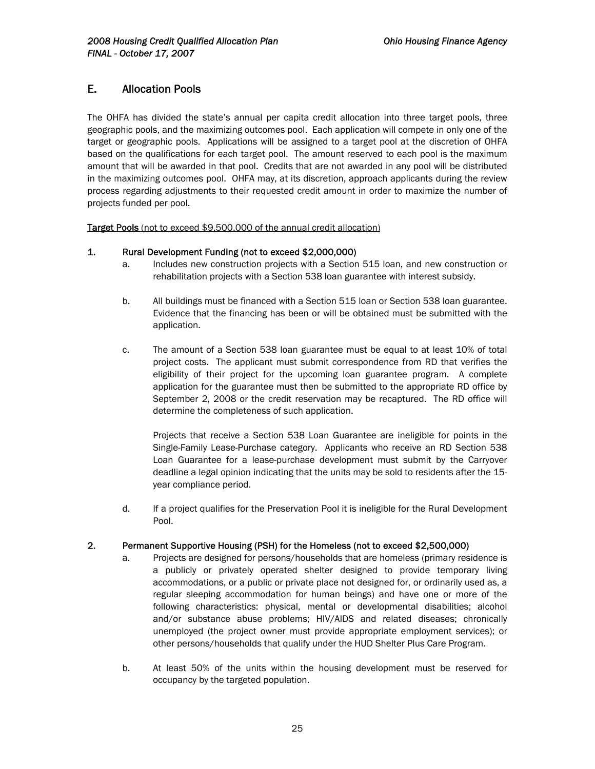## E. Allocation Pools

The OHFA has divided the state's annual per capita credit allocation into three target pools, three geographic pools, and the maximizing outcomes pool. Each application will compete in only one of the target or geographic pools. Applications will be assigned to a target pool at the discretion of OHFA based on the qualifications for each target pool. The amount reserved to each pool is the maximum amount that will be awarded in that pool. Credits that are not awarded in any pool will be distributed in the maximizing outcomes pool. OHFA may, at its discretion, approach applicants during the review process regarding adjustments to their requested credit amount in order to maximize the number of projects funded per pool.

**Target Pools** (not to exceed $9,500,000 of the annual credit allocation)

### 1. Rural Development Funding (not to exceed $2,000,000)

a. Includes new construction projects with a Section 515 loan, and new construction or rehabilitation projects with a Section 538 loan guarantee with interest subsidy.

b. All buildings must be financed with a Section 515 loan or Section 538 loan guarantee. Evidence that the financing has been or will be obtained must be submitted with the application.

c. The amount of a Section 538 loan guarantee must be equal to at least 10% of total project costs. The applicant must submit correspondence from RD that verifies the eligibility of their project for the upcoming loan guarantee program. A complete application for the guarantee must then be submitted to the appropriate RD office by September 2, 2008 or the credit reservation may be recaptured. The RD office will determine the completeness of such application.

   Projects that receive a Section 538 Loan Guarantee are ineligible for points in the Single-Family Lease-Purchase category. Applicants who receive an RD Section 538 Loan Guarantee for a lease-purchase development must submit by the Carryover deadline a legal opinion indicating that the units may be sold to residents after the 15-year compliance period.

d. If a project qualifies for the Preservation Pool it is ineligible for the Rural Development Pool.

### 2. Permanent Supportive Housing (PSH) for the Homeless (not to exceed $2,500,000)

a. Projects are designed for persons/households that are homeless (primary residence is a publicly or privately operated shelter designed to provide temporary living accommodations, or a public or private place not designed for, or ordinarily used as, a regular sleeping accommodation for human beings) and have one or more of the following characteristics: physical, mental or developmental disabilities; alcohol and/or substance abuse problems; HIV/AIDS and related diseases; chronically unemployed (the project owner must provide appropriate employment services); or other persons/households that qualify under the HUD Shelter Plus Care Program.

b. At least 50% of the units within the housing development must be reserved for occupancy by the targeted population.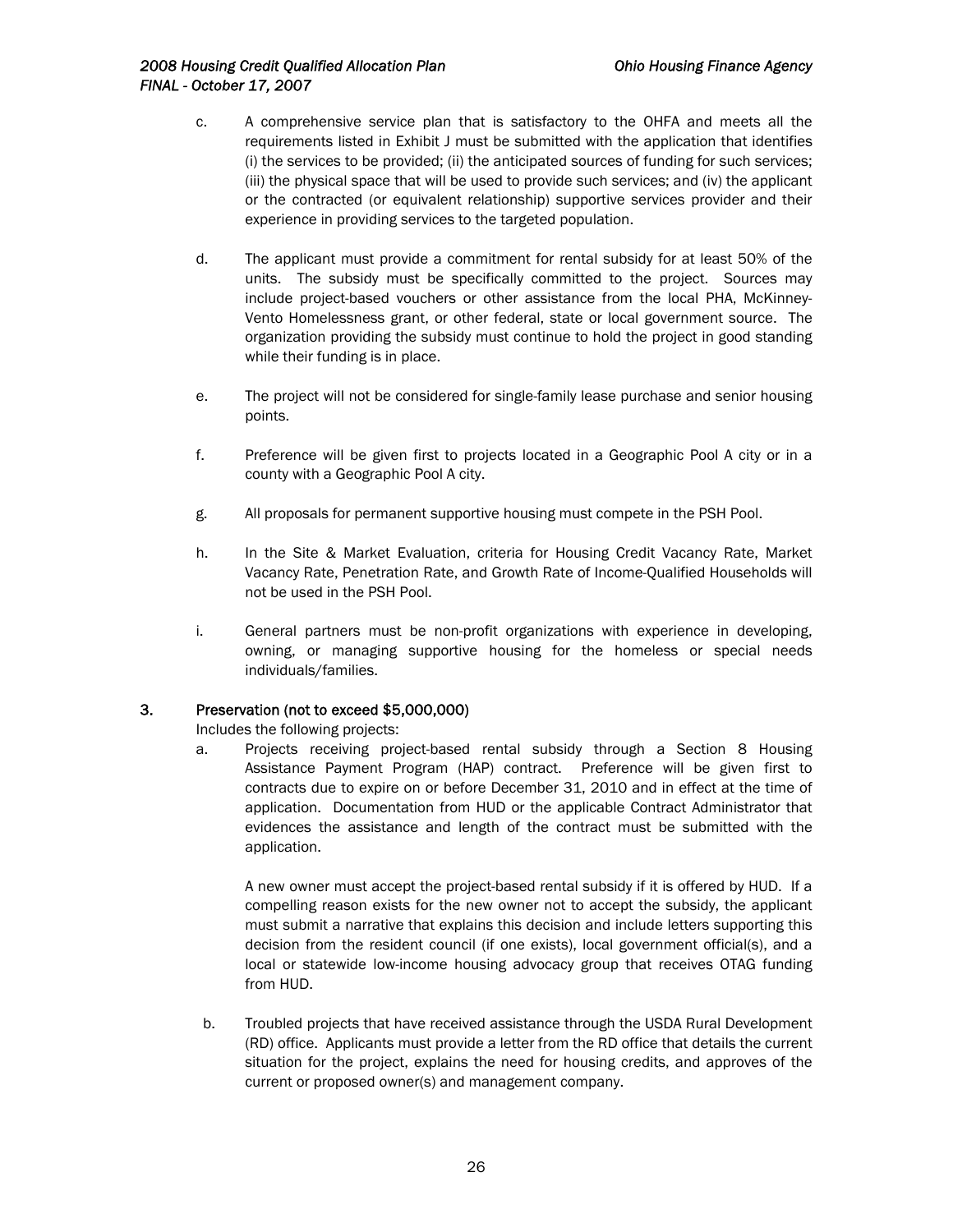c. A comprehensive service plan that is satisfactory to the OHFA and meets all the requirements listed in Exhibit J must be submitted with the application that identifies (i) the services to be provided; (ii) the anticipated sources of funding for such services; (iii) the physical space that will be used to provide such services; and (iv) the applicant or the contracted (or equivalent relationship) supportive services provider and their experience in providing services to the targeted population.

d. The applicant must provide a commitment for rental subsidy for at least 50% of the units. The subsidy must be specifically committed to the project. Sources may include project-based vouchers or other assistance from the local PHA, McKinney-Vento Homelessness grant, or other federal, state or local government source. The organization providing the subsidy must continue to hold the project in good standing while their funding is in place.

e. The project will not be considered for single-family lease purchase and senior housing points.

f. Preference will be given first to projects located in a Geographic Pool A city or in a county with a Geographic Pool A city.

g. All proposals for permanent supportive housing must compete in the PSH Pool.

h. In the Site & Market Evaluation, criteria for Housing Credit Vacancy Rate, Market Vacancy Rate, Penetration Rate, and Growth Rate of Income-Qualified Households will not be used in the PSH Pool.

i. General partners must be non-profit organizations with experience in developing, owning, or managing supportive housing for the homeless or special needs individuals/families.

### 3. Preservation (not to exceed $5,000,000)

Includes the following projects:

a. Projects receiving project-based rental subsidy through a Section 8 Housing Assistance Payment Program (HAP) contract. Preference will be given first to contracts due to expire on or before December 31, 2010 and in effect at the time of application. Documentation from HUD or the applicable Contract Administrator that evidences the assistance and length of the contract must be submitted with the application.

   A new owner must accept the project-based rental subsidy if it is offered by HUD. If a compelling reason exists for the new owner not to accept the subsidy, the applicant must submit a narrative that explains this decision and include letters supporting this decision from the resident council (if one exists), local government official(s), and a local or statewide low-income housing advocacy group that receives OTAG funding from HUD.

b. Troubled projects that have received assistance through the USDA Rural Development (RD) office. Applicants must provide a letter from the RD office that details the current situation for the project, explains the need for housing credits, and approves of the current or proposed owner(s) and management company.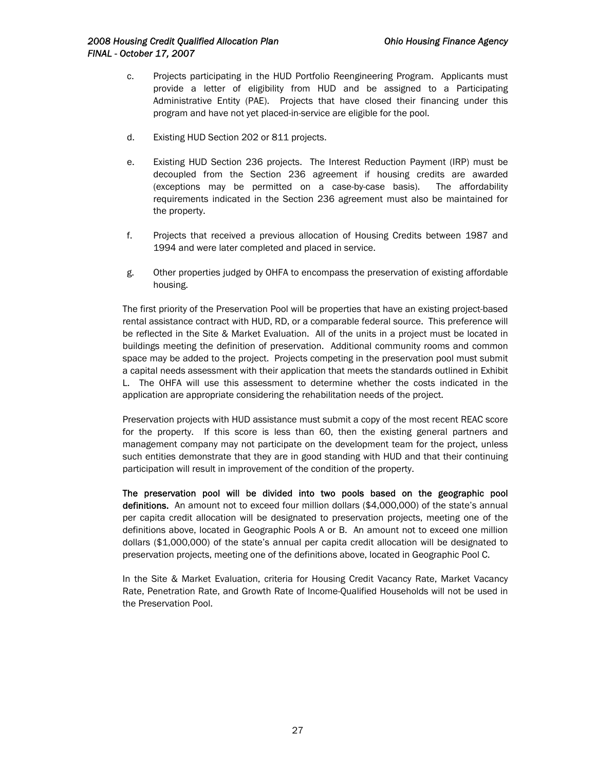c. Projects participating in the HUD Portfolio Reengineering Program. Applicants must provide a letter of eligibility from HUD and be assigned to a Participating Administrative Entity (PAE). Projects that have closed their financing under this program and have not yet placed-in-service are eligible for the pool.

d. Existing HUD Section 202 or 811 projects.

e. Existing HUD Section 236 projects. The Interest Reduction Payment (IRP) must be decoupled from the Section 236 agreement if housing credits are awarded (exceptions may be permitted on a case-by-case basis). The affordability requirements indicated in the Section 236 agreement must also be maintained for the property.

f. Projects that received a previous allocation of Housing Credits between 1987 and 1994 and were later completed and placed in service.

g. Other properties judged by OHFA to encompass the preservation of existing affordable housing.

The first priority of the Preservation Pool will be properties that have an existing project-based rental assistance contract with HUD, RD, or a comparable federal source. This preference will be reflected in the Site & Market Evaluation. All of the units in a project must be located in buildings meeting the definition of preservation. Additional community rooms and common space may be added to the project. Projects competing in the preservation pool must submit a capital needs assessment with their application that meets the standards outlined in Exhibit L. The OHFA will use this assessment to determine whether the costs indicated in the application are appropriate considering the rehabilitation needs of the project.

Preservation projects with HUD assistance must submit a copy of the most recent REAC score for the property. If this score is less than 60, then the existing general partners and management company may not participate on the development team for the project, unless such entities demonstrate that they are in good standing with HUD and that their continuing participation will result in improvement of the condition of the property.

**The preservation pool will be divided into two pools based on the geographic pool definitions.** An amount not to exceed four million dollars ($4,000,000) of the state's annual per capita credit allocation will be designated to preservation projects, meeting one of the definitions above, located in Geographic Pools A or B. An amount not to exceed one million dollars ($1,000,000) of the state's annual per capita credit allocation will be designated to preservation projects, meeting one of the definitions above, located in Geographic Pool C.

In the Site & Market Evaluation, criteria for Housing Credit Vacancy Rate, Market Vacancy Rate, Penetration Rate, and Growth Rate of Income-Qualified Households will not be used in the Preservation Pool.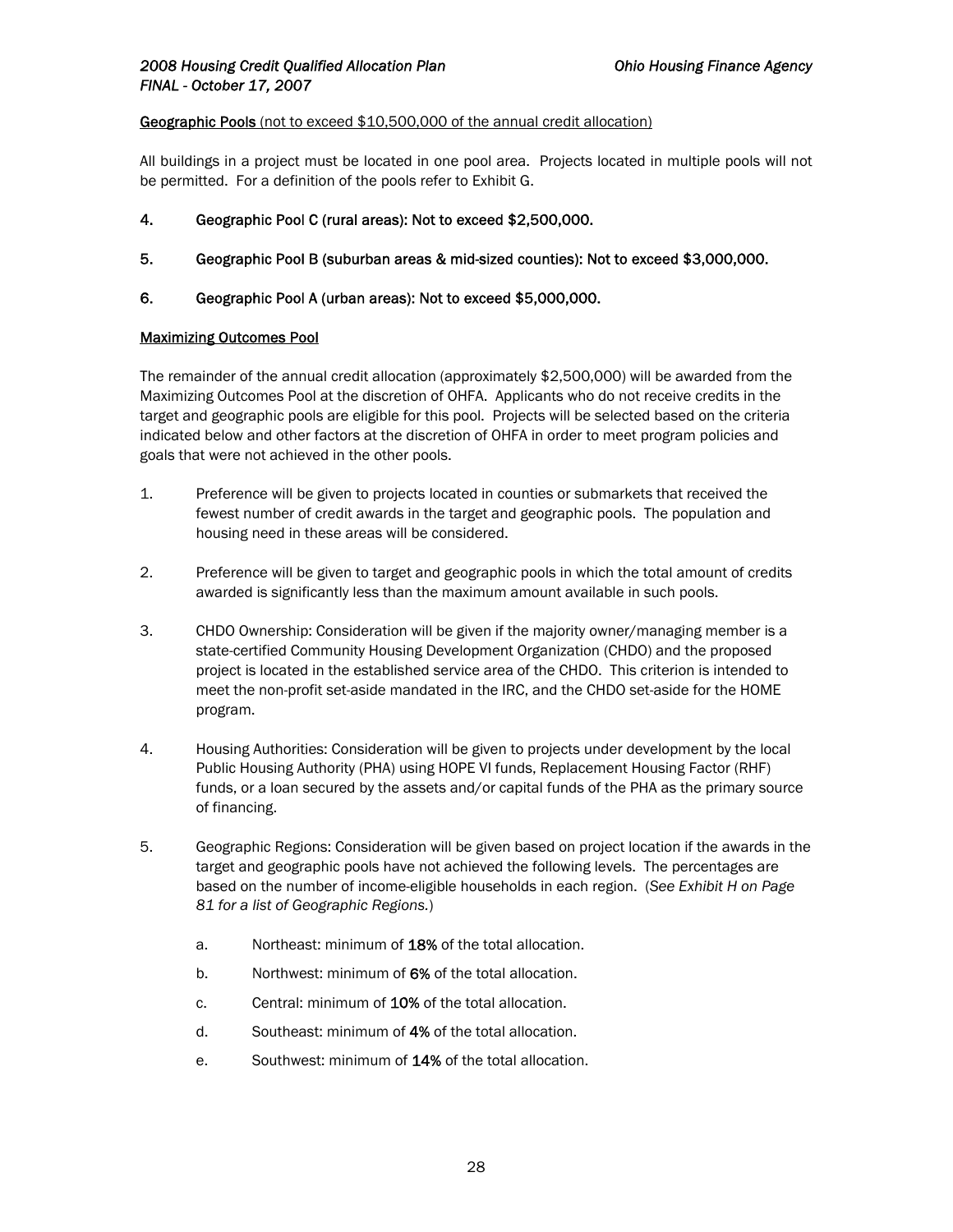**Geographic Pools** (not to exceed $10,500,000 of the annual credit allocation)

All buildings in a project must be located in one pool area. Projects located in multiple pools will not be permitted. For a definition of the pools refer to Exhibit G.

4. **Geographic Pool C (rural areas): Not to exceed $2,500,000.**

5. **Geographic Pool B (suburban areas & mid-sized counties): Not to exceed $3,000,000.**

6. **Geographic Pool A (urban areas): Not to exceed $5,000,000.**

**Maximizing Outcomes Pool**

The remainder of the annual credit allocation (approximately $2,500,000) will be awarded from the Maximizing Outcomes Pool at the discretion of OHFA. Applicants who do not receive credits in the target and geographic pools are eligible for this pool. Projects will be selected based on the criteria indicated below and other factors at the discretion of OHFA in order to meet program policies and goals that were not achieved in the other pools.

1. Preference will be given to projects located in counties or submarkets that received the fewest number of credit awards in the target and geographic pools. The population and housing need in these areas will be considered.

2. Preference will be given to target and geographic pools in which the total amount of credits awarded is significantly less than the maximum amount available in such pools.

3. CHDO Ownership: Consideration will be given if the majority owner/managing member is a state-certified Community Housing Development Organization (CHDO) and the proposed project is located in the established service area of the CHDO. This criterion is intended to meet the non-profit set-aside mandated in the IRC, and the CHDO set-aside for the HOME program.

4. Housing Authorities: Consideration will be given to projects under development by the local Public Housing Authority (PHA) using HOPE VI funds, Replacement Housing Factor (RHF) funds, or a loan secured by the assets and/or capital funds of the PHA as the primary source of financing.

5. Geographic Regions: Consideration will be given based on project location if the awards in the target and geographic pools have not achieved the following levels. The percentages are based on the number of income-eligible households in each region. (*See Exhibit H on Page 81 for a list of Geographic Regions.*)

   a. Northeast: minimum of **18%** of the total allocation.

   b. Northwest: minimum of **6%** of the total allocation.

   c. Central: minimum of **10%** of the total allocation.

   d. Southeast: minimum of **4%** of the total allocation.

   e. Southwest: minimum of **14%** of the total allocation.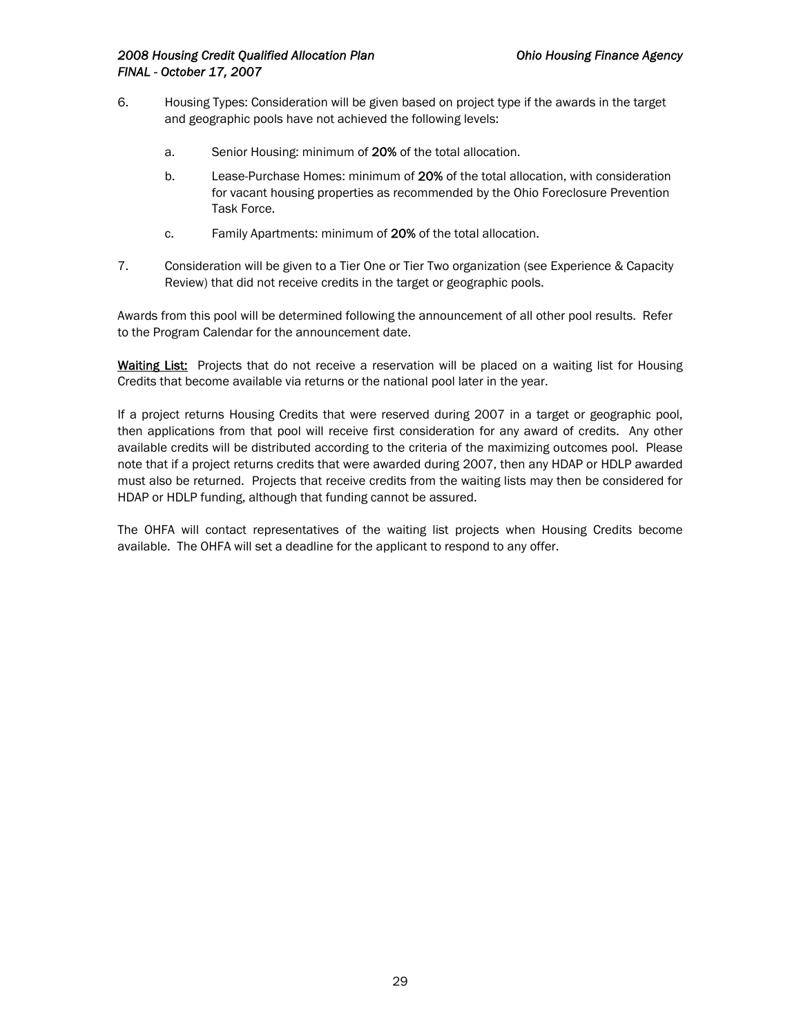6. Housing Types: Consideration will be given based on project type if the awards in the target and geographic pools have not achieved the following levels:

   a. Senior Housing: minimum of **20%** of the total allocation.

   b. Lease-Purchase Homes: minimum of **20%** of the total allocation, with consideration for vacant housing properties as recommended by the Ohio Foreclosure Prevention Task Force.

   c. Family Apartments: minimum of **20%** of the total allocation.

7. Consideration will be given to a Tier One or Tier Two organization (see Experience & Capacity Review) that did not receive credits in the target or geographic pools.

Awards from this pool will be determined following the announcement of all other pool results. Refer to the Program Calendar for the announcement date.

**Waiting List:** Projects that do not receive a reservation will be placed on a waiting list for Housing Credits that become available via returns or the national pool later in the year.

If a project returns Housing Credits that were reserved during 2007 in a target or geographic pool, then applications from that pool will receive first consideration for any award of credits. Any other available credits will be distributed according to the criteria of the maximizing outcomes pool. Please note that if a project returns credits that were awarded during 2007, then any HDAP or HDLP awarded must also be returned. Projects that receive credits from the waiting lists may then be considered for HDAP or HDLP funding, although that funding cannot be assured.

The OHFA will contact representatives of the waiting list projects when Housing Credits become available. The OHFA will set a deadline for the applicant to respond to any offer.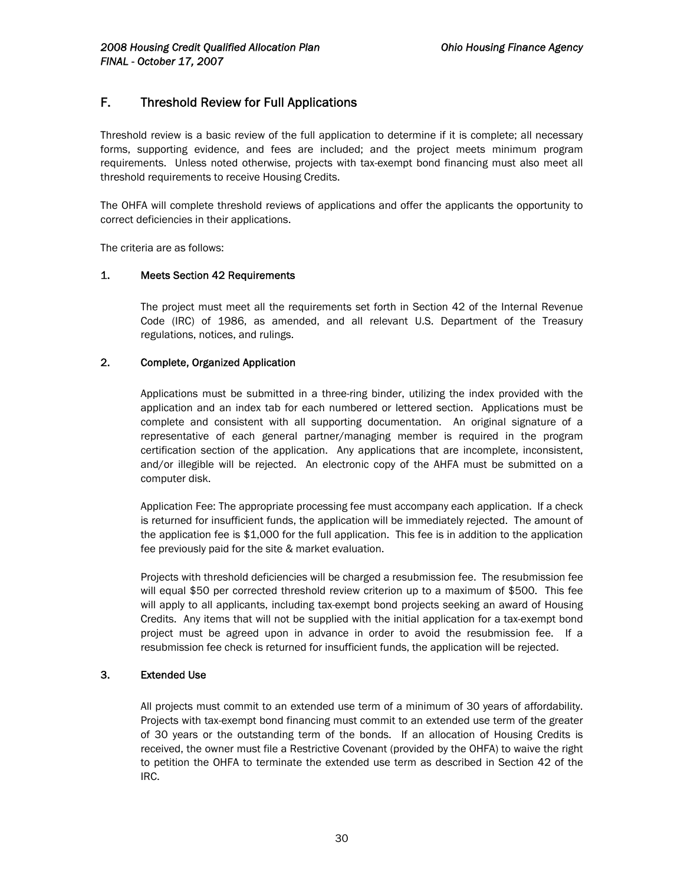## F. Threshold Review for Full Applications

Threshold review is a basic review of the full application to determine if it is complete; all necessary forms, supporting evidence, and fees are included; and the project meets minimum program requirements. Unless noted otherwise, projects with tax-exempt bond financing must also meet all threshold requirements to receive Housing Credits.

The OHFA will complete threshold reviews of applications and offer the applicants the opportunity to correct deficiencies in their applications.

The criteria are as follows:

### 1. Meets Section 42 Requirements

The project must meet all the requirements set forth in Section 42 of the Internal Revenue Code (IRC) of 1986, as amended, and all relevant U.S. Department of the Treasury regulations, notices, and rulings.

### 2. Complete, Organized Application

Applications must be submitted in a three-ring binder, utilizing the index provided with the application and an index tab for each numbered or lettered section. Applications must be complete and consistent with all supporting documentation. An original signature of a representative of each general partner/managing member is required in the program certification section of the application. Any applications that are incomplete, inconsistent, and/or illegible will be rejected. An electronic copy of the AHFA must be submitted on a computer disk.

Application Fee: The appropriate processing fee must accompany each application. If a check is returned for insufficient funds, the application will be immediately rejected. The amount of the application fee is $1,000 for the full application. This fee is in addition to the application fee previously paid for the site & market evaluation.

Projects with threshold deficiencies will be charged a resubmission fee. The resubmission fee will equal $50 per corrected threshold review criterion up to a maximum of $500. This fee will apply to all applicants, including tax-exempt bond projects seeking an award of Housing Credits. Any items that will not be supplied with the initial application for a tax-exempt bond project must be agreed upon in advance in order to avoid the resubmission fee. If a resubmission fee check is returned for insufficient funds, the application will be rejected.

### 3. Extended Use

All projects must commit to an extended use term of a minimum of 30 years of affordability. Projects with tax-exempt bond financing must commit to an extended use term of the greater of 30 years or the outstanding term of the bonds. If an allocation of Housing Credits is received, the owner must file a Restrictive Covenant (provided by the OHFA) to waive the right to petition the OHFA to terminate the extended use term as described in Section 42 of the IRC.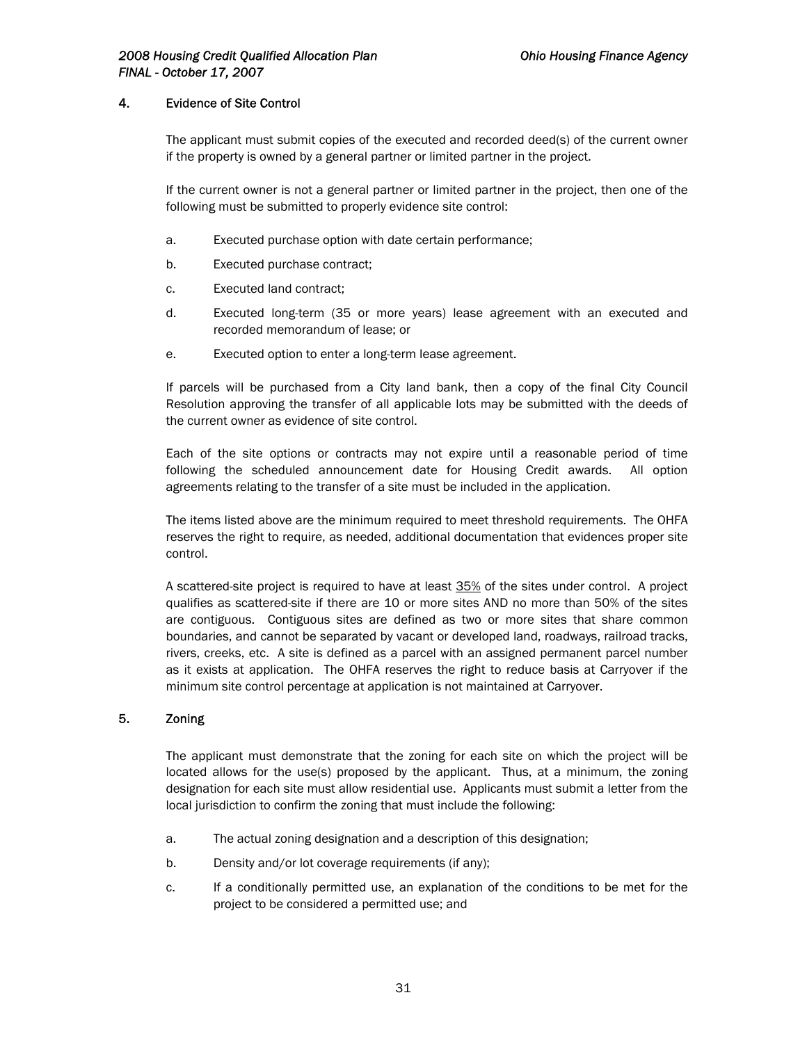### 4. Evidence of Site Control

The applicant must submit copies of the executed and recorded deed(s) of the current owner if the property is owned by a general partner or limited partner in the project.

If the current owner is not a general partner or limited partner in the project, then one of the following must be submitted to properly evidence site control:

a. Executed purchase option with date certain performance;

b. Executed purchase contract;

c. Executed land contract;

d. Executed long-term (35 or more years) lease agreement with an executed and recorded memorandum of lease; or

e. Executed option to enter a long-term lease agreement.

If parcels will be purchased from a City land bank, then a copy of the final City Council Resolution approving the transfer of all applicable lots may be submitted with the deeds of the current owner as evidence of site control.

Each of the site options or contracts may not expire until a reasonable period of time following the scheduled announcement date for Housing Credit awards. All option agreements relating to the transfer of a site must be included in the application.

The items listed above are the minimum required to meet threshold requirements. The OHFA reserves the right to require, as needed, additional documentation that evidences proper site control.

A scattered-site project is required to have at least 35% of the sites under control. A project qualifies as scattered-site if there are 10 or more sites AND no more than 50% of the sites are contiguous. Contiguous sites are defined as two or more sites that share common boundaries, and cannot be separated by vacant or developed land, roadways, railroad tracks, rivers, creeks, etc. A site is defined as a parcel with an assigned permanent parcel number as it exists at application. The OHFA reserves the right to reduce basis at Carryover if the minimum site control percentage at application is not maintained at Carryover.

### 5. Zoning

The applicant must demonstrate that the zoning for each site on which the project will be located allows for the use(s) proposed by the applicant. Thus, at a minimum, the zoning designation for each site must allow residential use. Applicants must submit a letter from the local jurisdiction to confirm the zoning that must include the following:

a. The actual zoning designation and a description of this designation;

b. Density and/or lot coverage requirements (if any);

c. If a conditionally permitted use, an explanation of the conditions to be met for the project to be considered a permitted use; and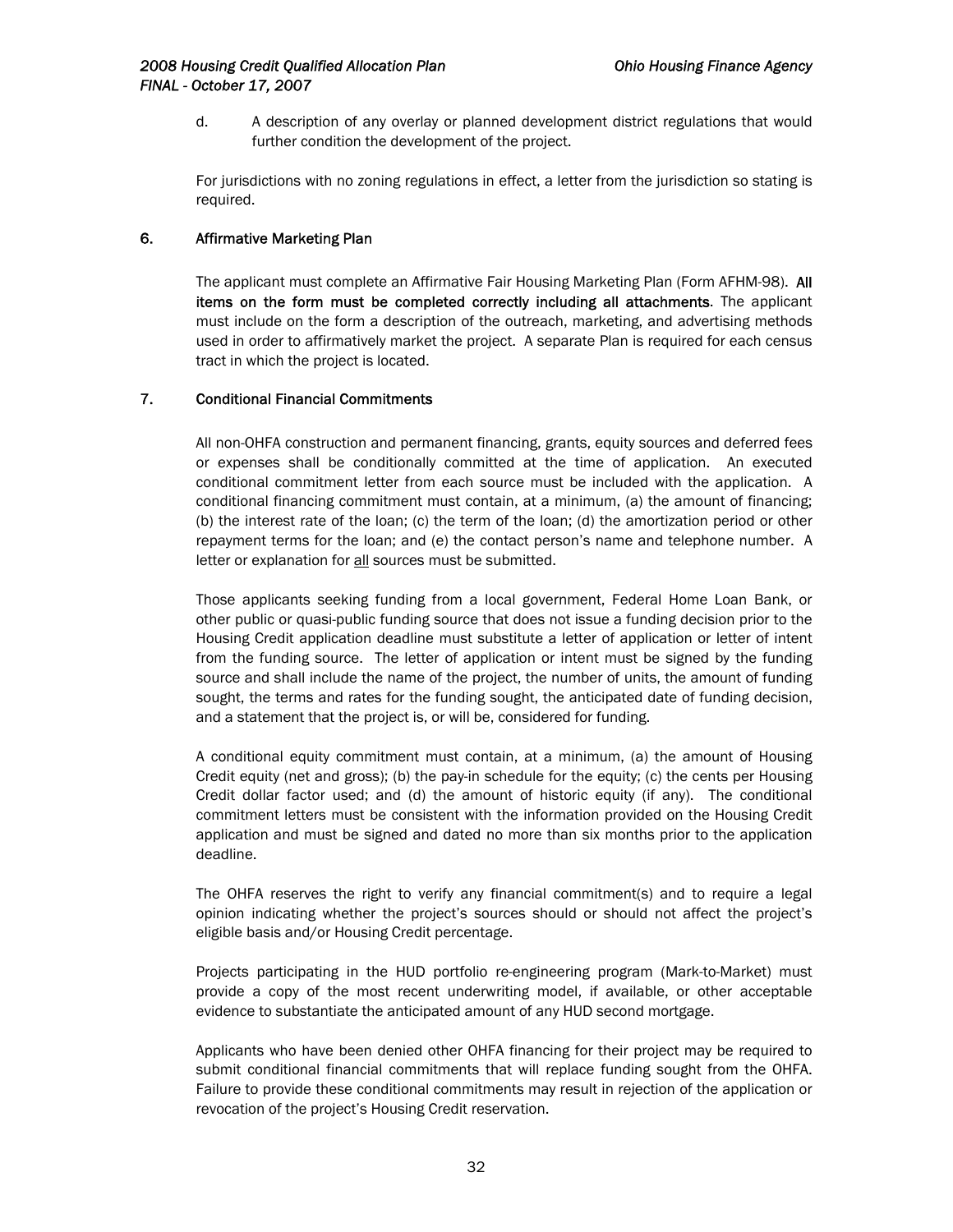d. A description of any overlay or planned development district regulations that would further condition the development of the project.

For jurisdictions with no zoning regulations in effect, a letter from the jurisdiction so stating is required.

## 6. Affirmative Marketing Plan

The applicant must complete an Affirmative Fair Housing Marketing Plan (Form AFHM-98). **All items on the form must be completed correctly including all attachments**. The applicant must include on the form a description of the outreach, marketing, and advertising methods used in order to affirmatively market the project. A separate Plan is required for each census tract in which the project is located.

## 7. Conditional Financial Commitments

All non-OHFA construction and permanent financing, grants, equity sources and deferred fees or expenses shall be conditionally committed at the time of application. An executed conditional commitment letter from each source must be included with the application. A conditional financing commitment must contain, at a minimum, (a) the amount of financing; (b) the interest rate of the loan; (c) the term of the loan; (d) the amortization period or other repayment terms for the loan; and (e) the contact person's name and telephone number. A letter or explanation for <u>all</u> sources must be submitted.

Those applicants seeking funding from a local government, Federal Home Loan Bank, or other public or quasi-public funding source that does not issue a funding decision prior to the Housing Credit application deadline must substitute a letter of application or letter of intent from the funding source. The letter of application or intent must be signed by the funding source and shall include the name of the project, the number of units, the amount of funding sought, the terms and rates for the funding sought, the anticipated date of funding decision, and a statement that the project is, or will be, considered for funding.

A conditional equity commitment must contain, at a minimum, (a) the amount of Housing Credit equity (net and gross); (b) the pay-in schedule for the equity; (c) the cents per Housing Credit dollar factor used; and (d) the amount of historic equity (if any). The conditional commitment letters must be consistent with the information provided on the Housing Credit application and must be signed and dated no more than six months prior to the application deadline.

The OHFA reserves the right to verify any financial commitment(s) and to require a legal opinion indicating whether the project's sources should or should not affect the project's eligible basis and/or Housing Credit percentage.

Projects participating in the HUD portfolio re-engineering program (Mark-to-Market) must provide a copy of the most recent underwriting model, if available, or other acceptable evidence to substantiate the anticipated amount of any HUD second mortgage.

Applicants who have been denied other OHFA financing for their project may be required to submit conditional financial commitments that will replace funding sought from the OHFA. Failure to provide these conditional commitments may result in rejection of the application or revocation of the project's Housing Credit reservation.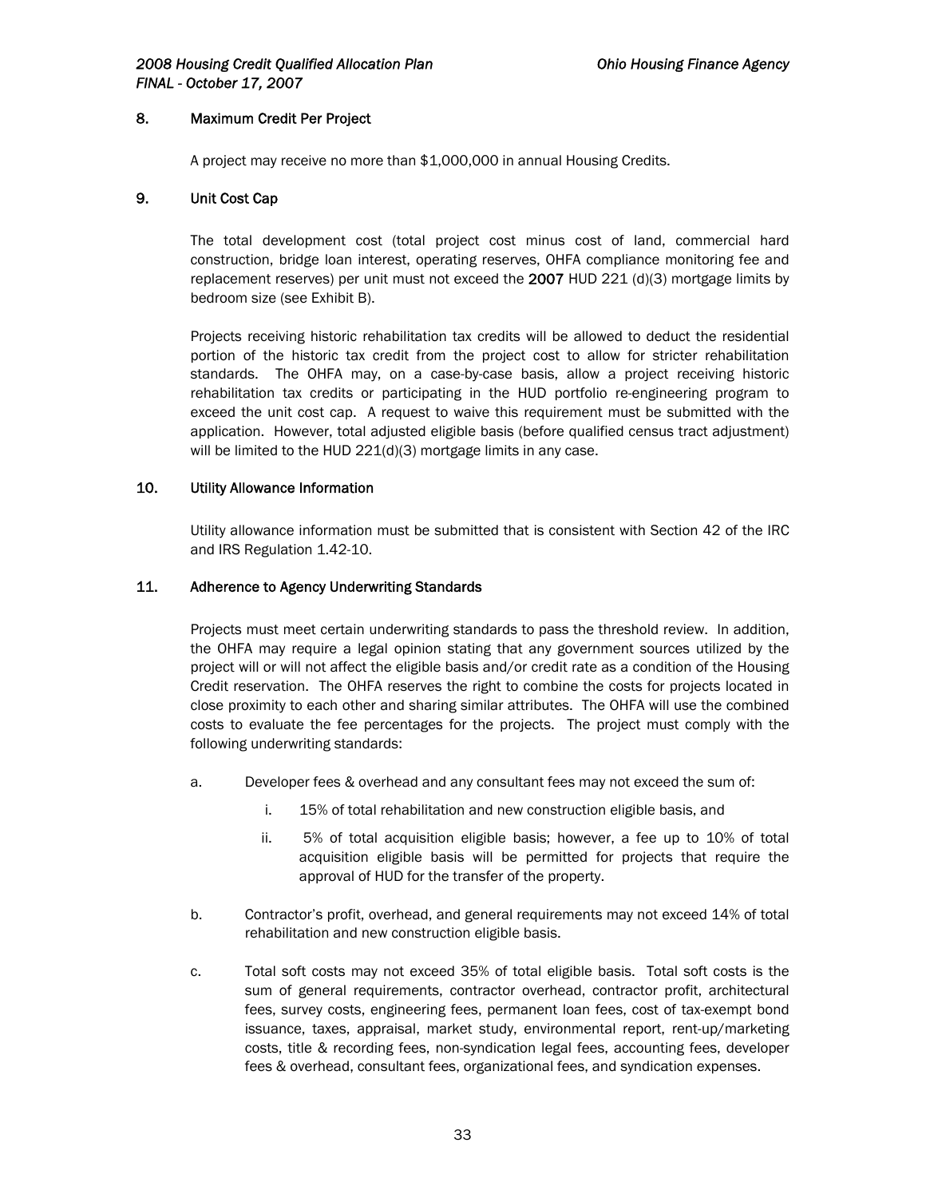## 8. Maximum Credit Per Project

A project may receive no more than $1,000,000 in annual Housing Credits.

## 9. Unit Cost Cap

The total development cost (total project cost minus cost of land, commercial hard construction, bridge loan interest, operating reserves, OHFA compliance monitoring fee and replacement reserves) per unit must not exceed the **2007** HUD 221 (d)(3) mortgage limits by bedroom size (see Exhibit B).

Projects receiving historic rehabilitation tax credits will be allowed to deduct the residential portion of the historic tax credit from the project cost to allow for stricter rehabilitation standards. The OHFA may, on a case-by-case basis, allow a project receiving historic rehabilitation tax credits or participating in the HUD portfolio re-engineering program to exceed the unit cost cap. A request to waive this requirement must be submitted with the application. However, total adjusted eligible basis (before qualified census tract adjustment) will be limited to the HUD 221(d)(3) mortgage limits in any case.

## 10. Utility Allowance Information

Utility allowance information must be submitted that is consistent with Section 42 of the IRC and IRS Regulation 1.42-10.

## 11. Adherence to Agency Underwriting Standards

Projects must meet certain underwriting standards to pass the threshold review. In addition, the OHFA may require a legal opinion stating that any government sources utilized by the project will or will not affect the eligible basis and/or credit rate as a condition of the Housing Credit reservation. The OHFA reserves the right to combine the costs for projects located in close proximity to each other and sharing similar attributes. The OHFA will use the combined costs to evaluate the fee percentages for the projects. The project must comply with the following underwriting standards:

a. Developer fees & overhead and any consultant fees may not exceed the sum of:

   i. 15% of total rehabilitation and new construction eligible basis, and

   ii. 5% of total acquisition eligible basis; however, a fee up to 10% of total acquisition eligible basis will be permitted for projects that require the approval of HUD for the transfer of the property.

b. Contractor's profit, overhead, and general requirements may not exceed 14% of total rehabilitation and new construction eligible basis.

c. Total soft costs may not exceed 35% of total eligible basis. Total soft costs is the sum of general requirements, contractor overhead, contractor profit, architectural fees, survey costs, engineering fees, permanent loan fees, cost of tax-exempt bond issuance, taxes, appraisal, market study, environmental report, rent-up/marketing costs, title & recording fees, non-syndication legal fees, accounting fees, developer fees & overhead, consultant fees, organizational fees, and syndication expenses.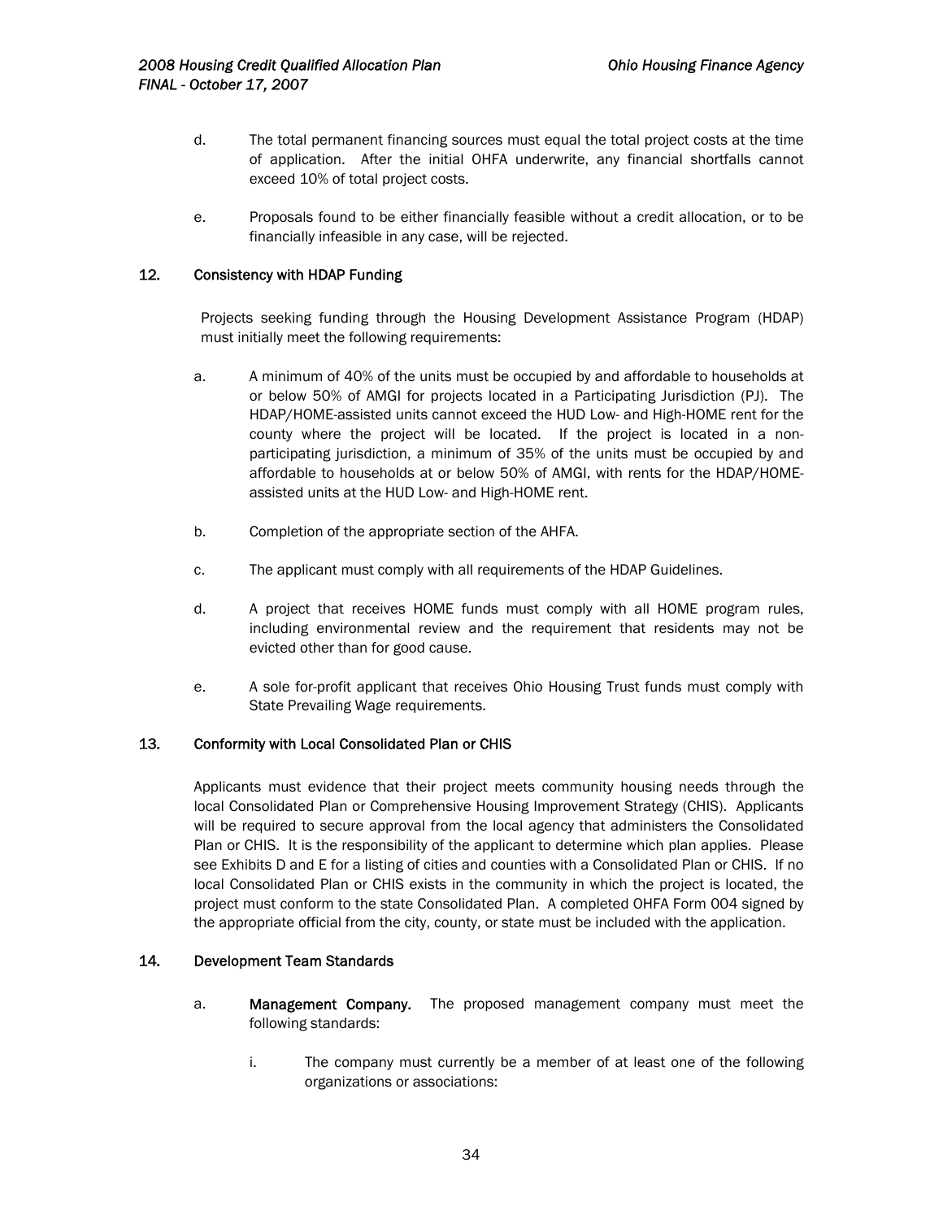d. The total permanent financing sources must equal the total project costs at the time of application. After the initial OHFA underwrite, any financial shortfalls cannot exceed 10% of total project costs.

e. Proposals found to be either financially feasible without a credit allocation, or to be financially infeasible in any case, will be rejected.

### 12. Consistency with HDAP Funding

Projects seeking funding through the Housing Development Assistance Program (HDAP) must initially meet the following requirements:

a. A minimum of 40% of the units must be occupied by and affordable to households at or below 50% of AMGI for projects located in a Participating Jurisdiction (PJ). The HDAP/HOME-assisted units cannot exceed the HUD Low- and High-HOME rent for the county where the project will be located. If the project is located in a non-participating jurisdiction, a minimum of 35% of the units must be occupied by and affordable to households at or below 50% of AMGI, with rents for the HDAP/HOME-assisted units at the HUD Low- and High-HOME rent.

b. Completion of the appropriate section of the AHFA.

c. The applicant must comply with all requirements of the HDAP Guidelines.

d. A project that receives HOME funds must comply with all HOME program rules, including environmental review and the requirement that residents may not be evicted other than for good cause.

e. A sole for-profit applicant that receives Ohio Housing Trust funds must comply with State Prevailing Wage requirements.

### 13. Conformity with Local Consolidated Plan or CHIS

Applicants must evidence that their project meets community housing needs through the local Consolidated Plan or Comprehensive Housing Improvement Strategy (CHIS). Applicants will be required to secure approval from the local agency that administers the Consolidated Plan or CHIS. It is the responsibility of the applicant to determine which plan applies. Please see Exhibits D and E for a listing of cities and counties with a Consolidated Plan or CHIS. If no local Consolidated Plan or CHIS exists in the community in which the project is located, the project must conform to the state Consolidated Plan. A completed OHFA Form 004 signed by the appropriate official from the city, county, or state must be included with the application.

### 14. Development Team Standards

a. **Management Company.** The proposed management company must meet the following standards:

   i. The company must currently be a member of at least one of the following organizations or associations: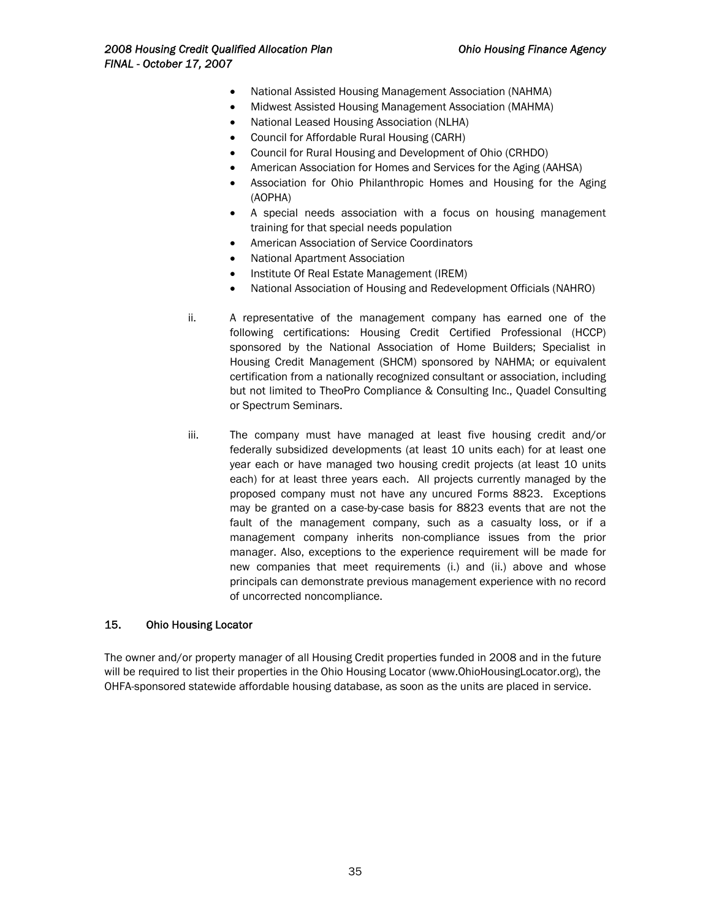- National Assisted Housing Management Association (NAHMA)
- Midwest Assisted Housing Management Association (MAHMA)
- National Leased Housing Association (NLHA)
- Council for Affordable Rural Housing (CARH)
- Council for Rural Housing and Development of Ohio (CRHDO)
- American Association for Homes and Services for the Aging (AAHSA)
- Association for Ohio Philanthropic Homes and Housing for the Aging (AOPHA)
- A special needs association with a focus on housing management training for that special needs population
- American Association of Service Coordinators
- National Apartment Association
- Institute Of Real Estate Management (IREM)
- National Association of Housing and Redevelopment Officials (NAHRO)

ii. A representative of the management company has earned one of the following certifications: Housing Credit Certified Professional (HCCP) sponsored by the National Association of Home Builders; Specialist in Housing Credit Management (SHCM) sponsored by NAHMA; or equivalent certification from a nationally recognized consultant or association, including but not limited to TheoPro Compliance & Consulting Inc., Quadel Consulting or Spectrum Seminars.

iii. The company must have managed at least five housing credit and/or federally subsidized developments (at least 10 units each) for at least one year each or have managed two housing credit projects (at least 10 units each) for at least three years each. All projects currently managed by the proposed company must not have any uncured Forms 8823. Exceptions may be granted on a case-by-case basis for 8823 events that are not the fault of the management company, such as a casualty loss, or if a management company inherits non-compliance issues from the prior manager. Also, exceptions to the experience requirement will be made for new companies that meet requirements (i.) and (ii.) above and whose principals can demonstrate previous management experience with no record of uncorrected noncompliance.

## 15. Ohio Housing Locator

The owner and/or property manager of all Housing Credit properties funded in 2008 and in the future will be required to list their properties in the Ohio Housing Locator (www.OhioHousingLocator.org), the OHFA-sponsored statewide affordable housing database, as soon as the units are placed in service.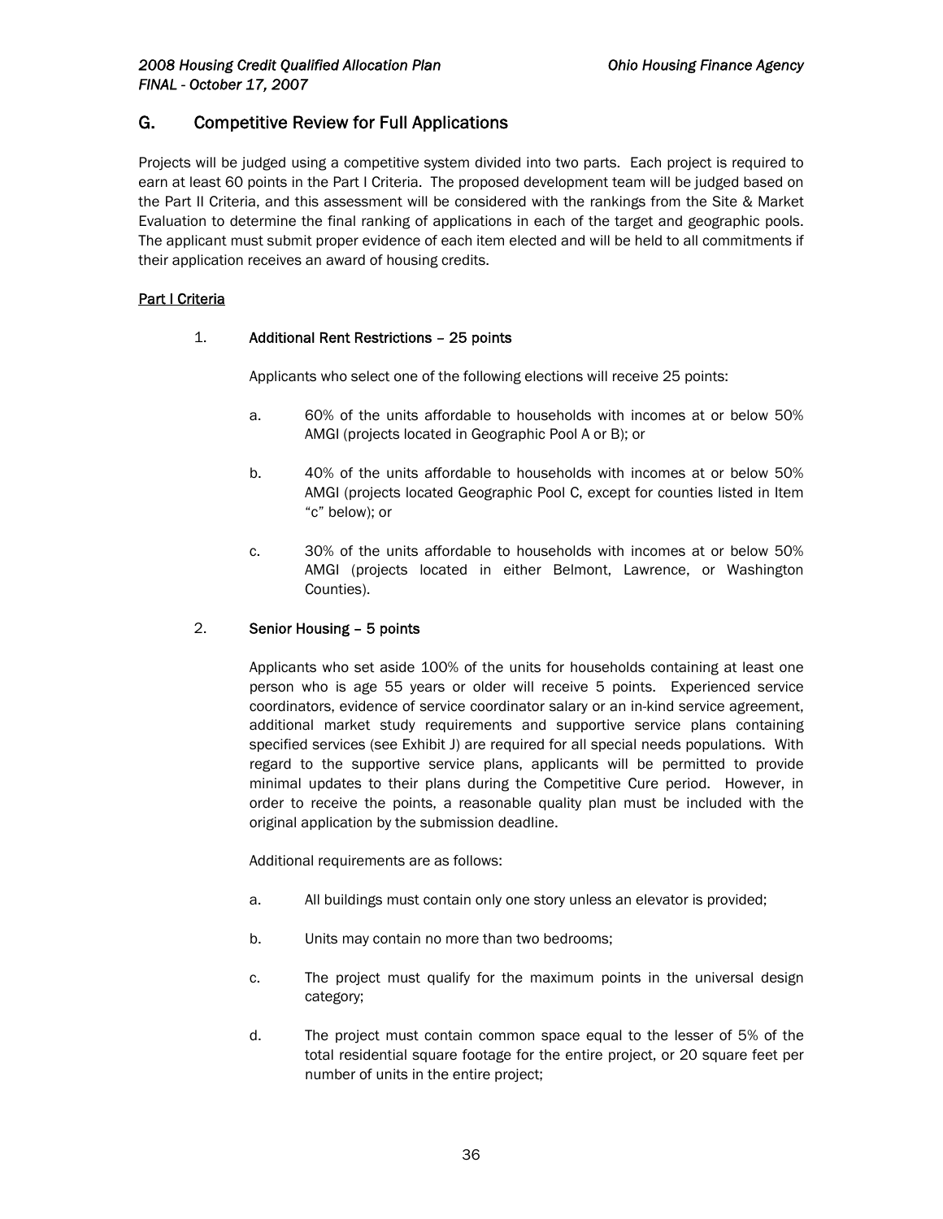## G. Competitive Review for Full Applications

Projects will be judged using a competitive system divided into two parts. Each project is required to earn at least 60 points in the Part I Criteria. The proposed development team will be judged based on the Part II Criteria, and this assessment will be considered with the rankings from the Site & Market Evaluation to determine the final ranking of applications in each of the target and geographic pools. The applicant must submit proper evidence of each item elected and will be held to all commitments if their application receives an award of housing credits.

### Part I Criteria

1. **Additional Rent Restrictions – 25 points**

   Applicants who select one of the following elections will receive 25 points:

   a. 60% of the units affordable to households with incomes at or below 50% AMGI (projects located in Geographic Pool A or B); or

   b. 40% of the units affordable to households with incomes at or below 50% AMGI (projects located Geographic Pool C, except for counties listed in Item "c" below); or

   c. 30% of the units affordable to households with incomes at or below 50% AMGI (projects located in either Belmont, Lawrence, or Washington Counties).

2. **Senior Housing – 5 points**

   Applicants who set aside 100% of the units for households containing at least one person who is age 55 years or older will receive 5 points. Experienced service coordinators, evidence of service coordinator salary or an in-kind service agreement, additional market study requirements and supportive service plans containing specified services (see Exhibit J) are required for all special needs populations. With regard to the supportive service plans, applicants will be permitted to provide minimal updates to their plans during the Competitive Cure period. However, in order to receive the points, a reasonable quality plan must be included with the original application by the submission deadline.

   Additional requirements are as follows:

   a. All buildings must contain only one story unless an elevator is provided;

   b. Units may contain no more than two bedrooms;

   c. The project must qualify for the maximum points in the universal design category;

   d. The project must contain common space equal to the lesser of 5% of the total residential square footage for the entire project, or 20 square feet per number of units in the entire project;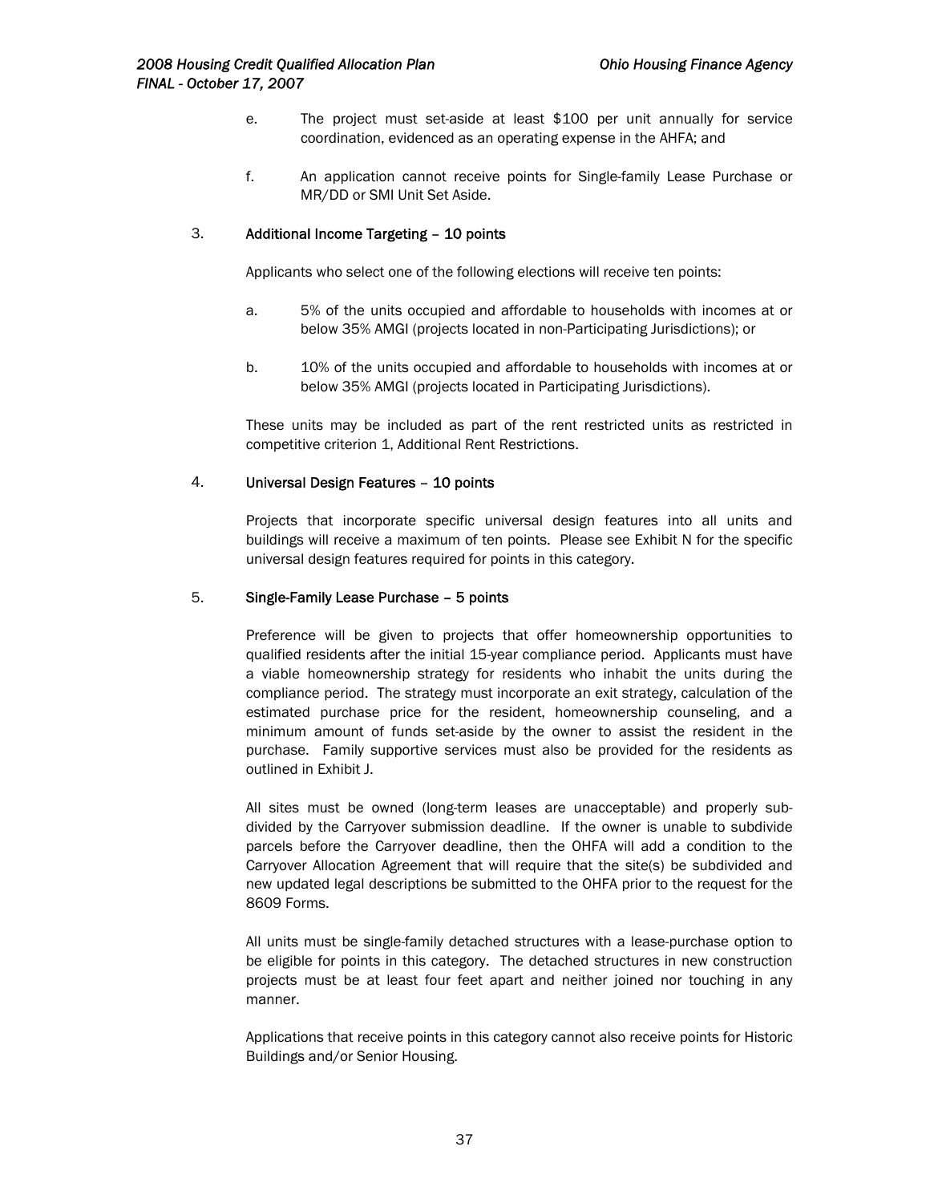e. The project must set-aside at least $100 per unit annually for service coordination, evidenced as an operating expense in the AHFA; and

f. An application cannot receive points for Single-family Lease Purchase or MR/DD or SMI Unit Set Aside.

### 3. Additional Income Targeting – 10 points

Applicants who select one of the following elections will receive ten points:

a. 5% of the units occupied and affordable to households with incomes at or below 35% AMGI (projects located in non-Participating Jurisdictions); or

b. 10% of the units occupied and affordable to households with incomes at or below 35% AMGI (projects located in Participating Jurisdictions).

These units may be included as part of the rent restricted units as restricted in competitive criterion 1, Additional Rent Restrictions.

### 4. Universal Design Features – 10 points

Projects that incorporate specific universal design features into all units and buildings will receive a maximum of ten points. Please see Exhibit N for the specific universal design features required for points in this category.

### 5. Single-Family Lease Purchase – 5 points

Preference will be given to projects that offer homeownership opportunities to qualified residents after the initial 15-year compliance period. Applicants must have a viable homeownership strategy for residents who inhabit the units during the compliance period. The strategy must incorporate an exit strategy, calculation of the estimated purchase price for the resident, homeownership counseling, and a minimum amount of funds set-aside by the owner to assist the resident in the purchase. Family supportive services must also be provided for the residents as outlined in Exhibit J.

All sites must be owned (long-term leases are unacceptable) and properly sub-divided by the Carryover submission deadline. If the owner is unable to subdivide parcels before the Carryover deadline, then the OHFA will add a condition to the Carryover Allocation Agreement that will require that the site(s) be subdivided and new updated legal descriptions be submitted to the OHFA prior to the request for the 8609 Forms.

All units must be single-family detached structures with a lease-purchase option to be eligible for points in this category. The detached structures in new construction projects must be at least four feet apart and neither joined nor touching in any manner.

Applications that receive points in this category cannot also receive points for Historic Buildings and/or Senior Housing.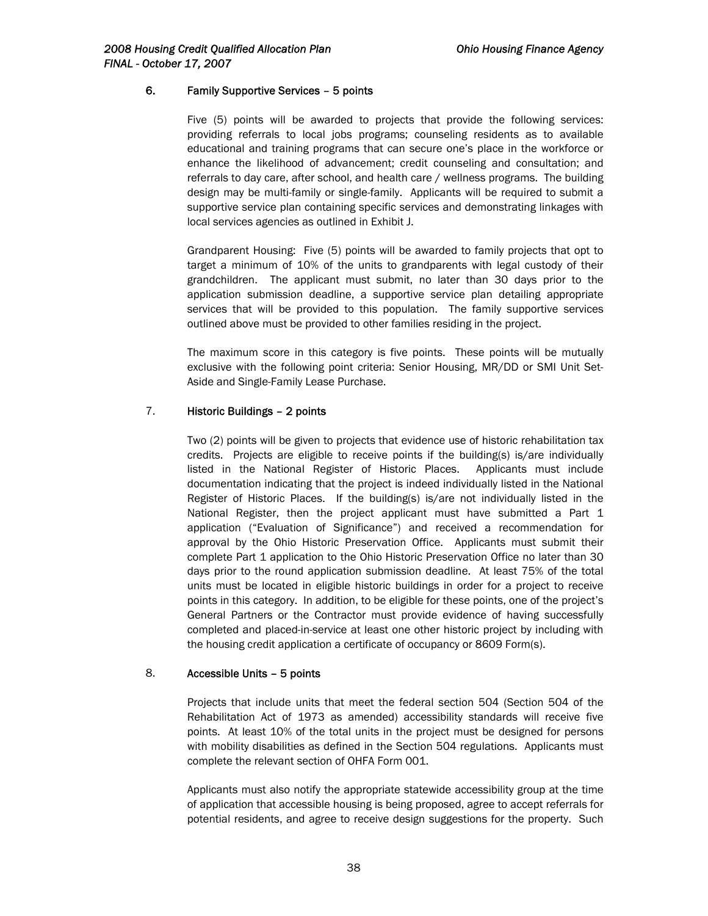### 6. Family Supportive Services – 5 points

Five (5) points will be awarded to projects that provide the following services: providing referrals to local jobs programs; counseling residents as to available educational and training programs that can secure one's place in the workforce or enhance the likelihood of advancement; credit counseling and consultation; and referrals to day care, after school, and health care / wellness programs. The building design may be multi-family or single-family. Applicants will be required to submit a supportive service plan containing specific services and demonstrating linkages with local services agencies as outlined in Exhibit J.

Grandparent Housing: Five (5) points will be awarded to family projects that opt to target a minimum of 10% of the units to grandparents with legal custody of their grandchildren. The applicant must submit, no later than 30 days prior to the application submission deadline, a supportive service plan detailing appropriate services that will be provided to this population. The family supportive services outlined above must be provided to other families residing in the project.

The maximum score in this category is five points. These points will be mutually exclusive with the following point criteria: Senior Housing, MR/DD or SMI Unit Set-Aside and Single-Family Lease Purchase.

### 7. Historic Buildings – 2 points

Two (2) points will be given to projects that evidence use of historic rehabilitation tax credits. Projects are eligible to receive points if the building(s) is/are individually listed in the National Register of Historic Places. Applicants must include documentation indicating that the project is indeed individually listed in the National Register of Historic Places. If the building(s) is/are not individually listed in the National Register, then the project applicant must have submitted a Part 1 application ("Evaluation of Significance") and received a recommendation for approval by the Ohio Historic Preservation Office. Applicants must submit their complete Part 1 application to the Ohio Historic Preservation Office no later than 30 days prior to the round application submission deadline. At least 75% of the total units must be located in eligible historic buildings in order for a project to receive points in this category. In addition, to be eligible for these points, one of the project's General Partners or the Contractor must provide evidence of having successfully completed and placed-in-service at least one other historic project by including with the housing credit application a certificate of occupancy or 8609 Form(s).

### 8. Accessible Units – 5 points

Projects that include units that meet the federal section 504 (Section 504 of the Rehabilitation Act of 1973 as amended) accessibility standards will receive five points. At least 10% of the total units in the project must be designed for persons with mobility disabilities as defined in the Section 504 regulations. Applicants must complete the relevant section of OHFA Form 001.

Applicants must also notify the appropriate statewide accessibility group at the time of application that accessible housing is being proposed, agree to accept referrals for potential residents, and agree to receive design suggestions for the property. Such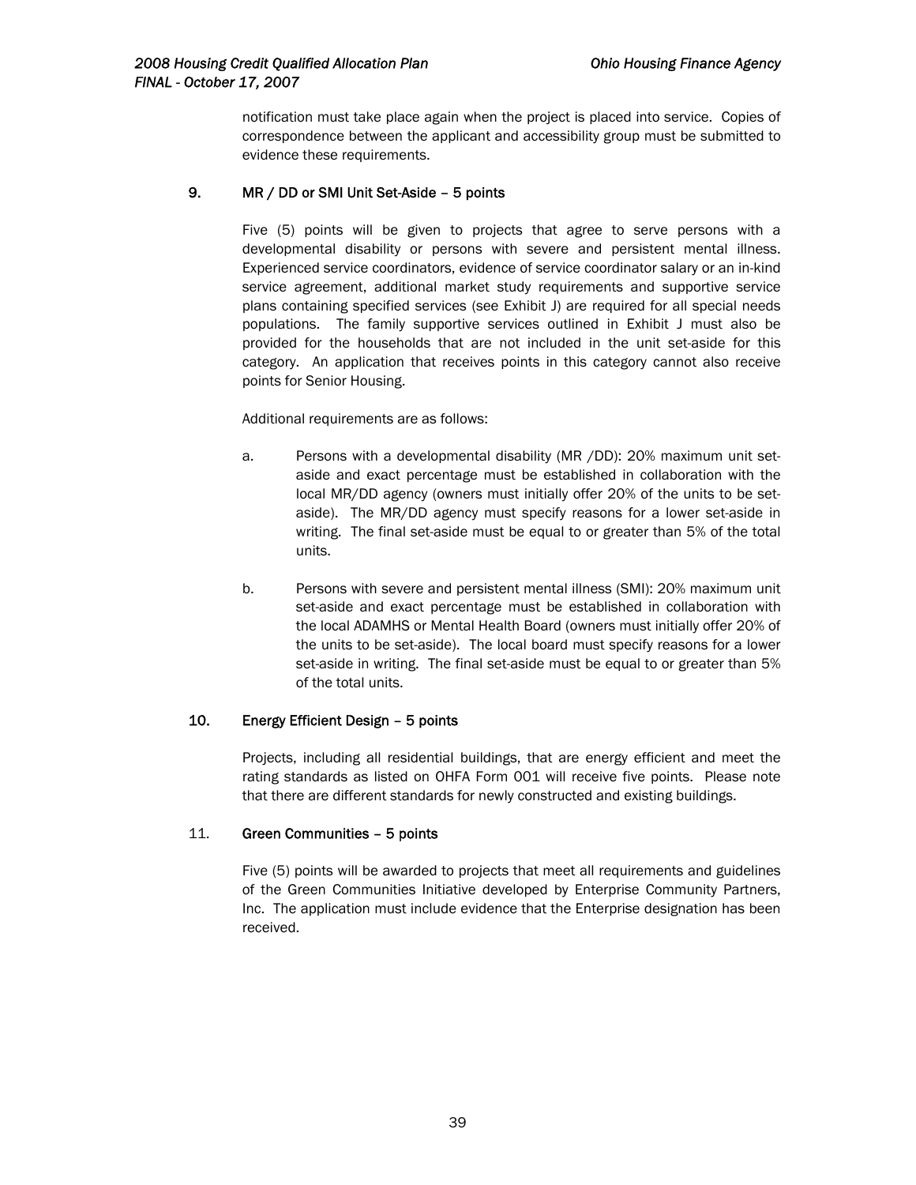notification must take place again when the project is placed into service. Copies of correspondence between the applicant and accessibility group must be submitted to evidence these requirements.

### 9. MR / DD or SMI Unit Set-Aside – 5 points

Five (5) points will be given to projects that agree to serve persons with a developmental disability or persons with severe and persistent mental illness. Experienced service coordinators, evidence of service coordinator salary or an in-kind service agreement, additional market study requirements and supportive service plans containing specified services (see Exhibit J) are required for all special needs populations. The family supportive services outlined in Exhibit J must also be provided for the households that are not included in the unit set-aside for this category. An application that receives points in this category cannot also receive points for Senior Housing.

Additional requirements are as follows:

a. Persons with a developmental disability (MR /DD): 20% maximum unit set-aside and exact percentage must be established in collaboration with the local MR/DD agency (owners must initially offer 20% of the units to be set-aside). The MR/DD agency must specify reasons for a lower set-aside in writing. The final set-aside must be equal to or greater than 5% of the total units.

b. Persons with severe and persistent mental illness (SMI): 20% maximum unit set-aside and exact percentage must be established in collaboration with the local ADAMHS or Mental Health Board (owners must initially offer 20% of the units to be set-aside). The local board must specify reasons for a lower set-aside in writing. The final set-aside must be equal to or greater than 5% of the total units.

### 10. Energy Efficient Design – 5 points

Projects, including all residential buildings, that are energy efficient and meet the rating standards as listed on OHFA Form 001 will receive five points. Please note that there are different standards for newly constructed and existing buildings.

### 11. Green Communities – 5 points

Five (5) points will be awarded to projects that meet all requirements and guidelines of the Green Communities Initiative developed by Enterprise Community Partners, Inc. The application must include evidence that the Enterprise designation has been received.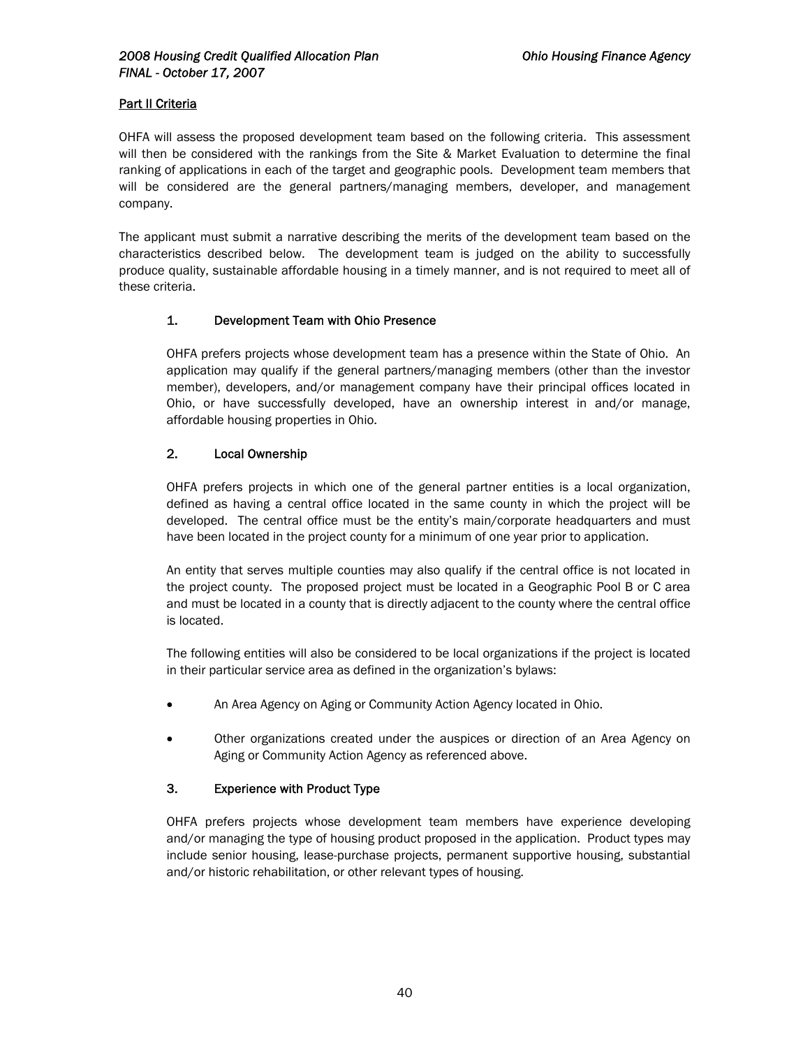## Part II Criteria

OHFA will assess the proposed development team based on the following criteria. This assessment will then be considered with the rankings from the Site & Market Evaluation to determine the final ranking of applications in each of the target and geographic pools. Development team members that will be considered are the general partners/managing members, developer, and management company.

The applicant must submit a narrative describing the merits of the development team based on the characteristics described below. The development team is judged on the ability to successfully produce quality, sustainable affordable housing in a timely manner, and is not required to meet all of these criteria.

### 1. Development Team with Ohio Presence

OHFA prefers projects whose development team has a presence within the State of Ohio. An application may qualify if the general partners/managing members (other than the investor member), developers, and/or management company have their principal offices located in Ohio, or have successfully developed, have an ownership interest in and/or manage, affordable housing properties in Ohio.

### 2. Local Ownership

OHFA prefers projects in which one of the general partner entities is a local organization, defined as having a central office located in the same county in which the project will be developed. The central office must be the entity's main/corporate headquarters and must have been located in the project county for a minimum of one year prior to application.

An entity that serves multiple counties may also qualify if the central office is not located in the project county. The proposed project must be located in a Geographic Pool B or C area and must be located in a county that is directly adjacent to the county where the central office is located.

The following entities will also be considered to be local organizations if the project is located in their particular service area as defined in the organization's bylaws:

- An Area Agency on Aging or Community Action Agency located in Ohio.
- Other organizations created under the auspices or direction of an Area Agency on Aging or Community Action Agency as referenced above.

### 3. Experience with Product Type

OHFA prefers projects whose development team members have experience developing and/or managing the type of housing product proposed in the application. Product types may include senior housing, lease-purchase projects, permanent supportive housing, substantial and/or historic rehabilitation, or other relevant types of housing.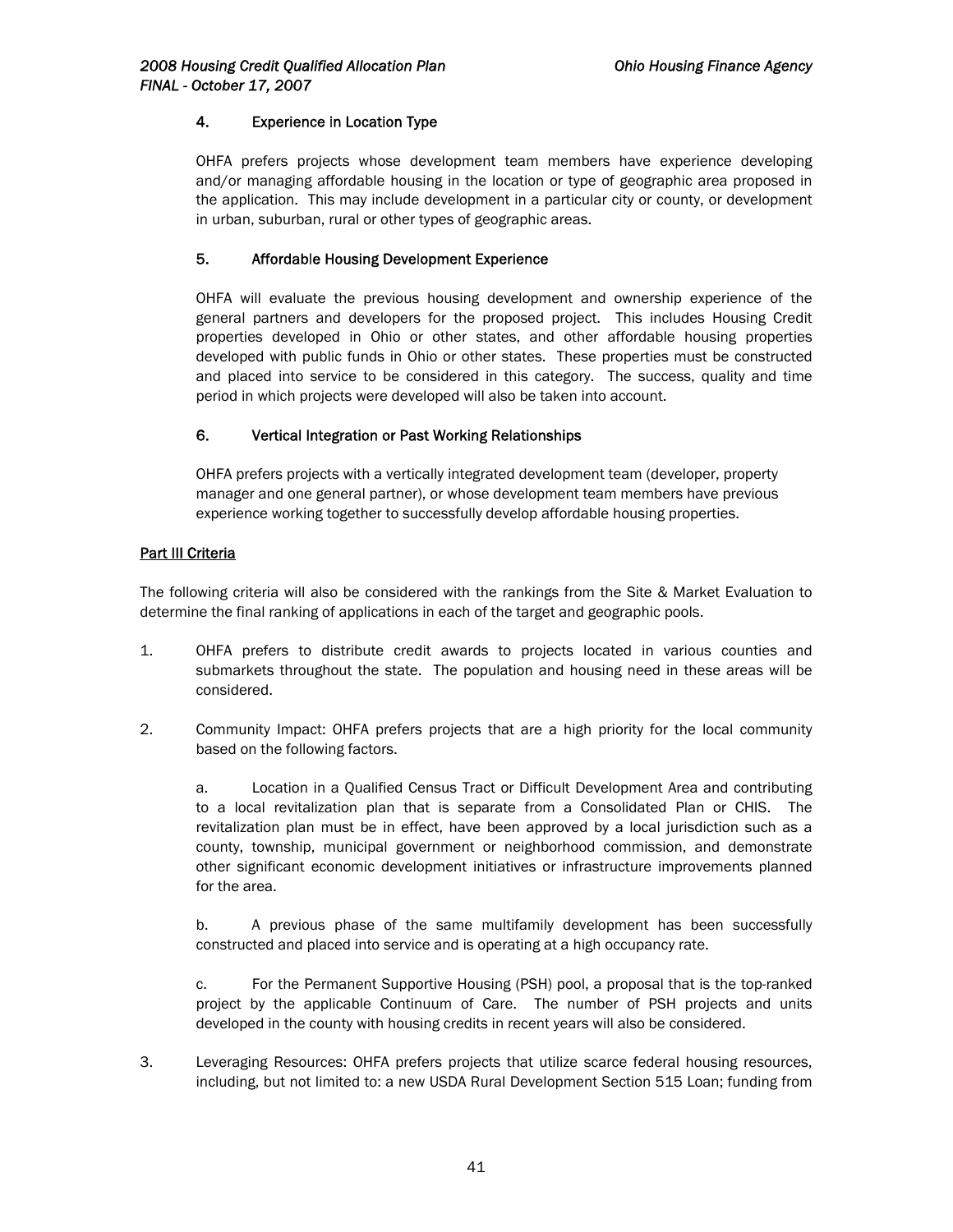### 4. Experience in Location Type

OHFA prefers projects whose development team members have experience developing and/or managing affordable housing in the location or type of geographic area proposed in the application. This may include development in a particular city or county, or development in urban, suburban, rural or other types of geographic areas.

### 5. Affordable Housing Development Experience

OHFA will evaluate the previous housing development and ownership experience of the general partners and developers for the proposed project. This includes Housing Credit properties developed in Ohio or other states, and other affordable housing properties developed with public funds in Ohio or other states. These properties must be constructed and placed into service to be considered in this category. The success, quality and time period in which projects were developed will also be taken into account.

### 6. Vertical Integration or Past Working Relationships

OHFA prefers projects with a vertically integrated development team (developer, property manager and one general partner), or whose development team members have previous experience working together to successfully develop affordable housing properties.

## Part III Criteria

The following criteria will also be considered with the rankings from the Site & Market Evaluation to determine the final ranking of applications in each of the target and geographic pools.

1. OHFA prefers to distribute credit awards to projects located in various counties and submarkets throughout the state. The population and housing need in these areas will be considered.

2. Community Impact: OHFA prefers projects that are a high priority for the local community based on the following factors.

   a. Location in a Qualified Census Tract or Difficult Development Area and contributing to a local revitalization plan that is separate from a Consolidated Plan or CHIS. The revitalization plan must be in effect, have been approved by a local jurisdiction such as a county, township, municipal government or neighborhood commission, and demonstrate other significant economic development initiatives or infrastructure improvements planned for the area.

   b. A previous phase of the same multifamily development has been successfully constructed and placed into service and is operating at a high occupancy rate.

   c. For the Permanent Supportive Housing (PSH) pool, a proposal that is the top-ranked project by the applicable Continuum of Care. The number of PSH projects and units developed in the county with housing credits in recent years will also be considered.

3. Leveraging Resources: OHFA prefers projects that utilize scarce federal housing resources, including, but not limited to: a new USDA Rural Development Section 515 Loan; funding from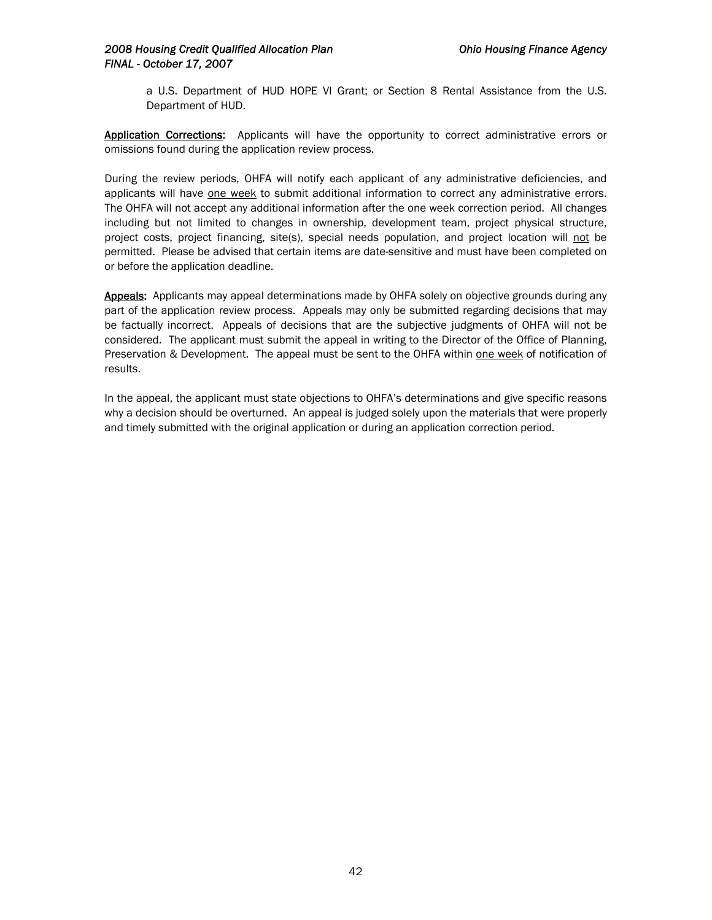a U.S. Department of HUD HOPE VI Grant; or Section 8 Rental Assistance from the U.S. Department of HUD.

**Application Corrections:** Applicants will have the opportunity to correct administrative errors or omissions found during the application review process.

During the review periods, OHFA will notify each applicant of any administrative deficiencies, and applicants will have one week to submit additional information to correct any administrative errors. The OHFA will not accept any additional information after the one week correction period. All changes including but not limited to changes in ownership, development team, project physical structure, project costs, project financing, site(s), special needs population, and project location will not be permitted. Please be advised that certain items are date-sensitive and must have been completed on or before the application deadline.

**Appeals:** Applicants may appeal determinations made by OHFA solely on objective grounds during any part of the application review process. Appeals may only be submitted regarding decisions that may be factually incorrect. Appeals of decisions that are the subjective judgments of OHFA will not be considered. The applicant must submit the appeal in writing to the Director of the Office of Planning, Preservation & Development. The appeal must be sent to the OHFA within one week of notification of results.

In the appeal, the applicant must state objections to OHFA's determinations and give specific reasons why a decision should be overturned. An appeal is judged solely upon the materials that were properly and timely submitted with the original application or during an application correction period.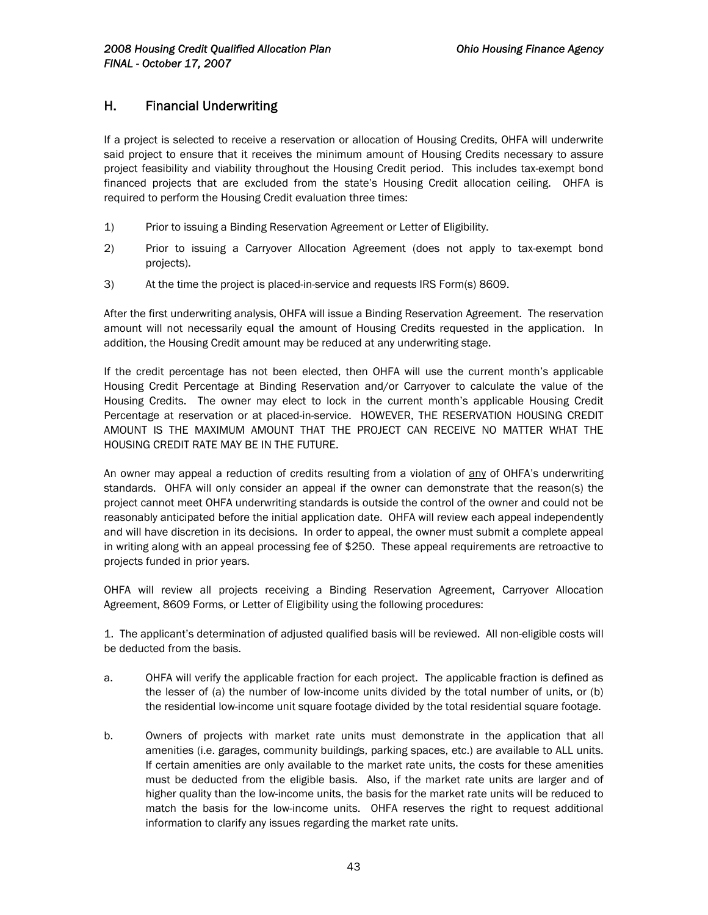## H. Financial Underwriting

If a project is selected to receive a reservation or allocation of Housing Credits, OHFA will underwrite said project to ensure that it receives the minimum amount of Housing Credits necessary to assure project feasibility and viability throughout the Housing Credit period. This includes tax-exempt bond financed projects that are excluded from the state's Housing Credit allocation ceiling. OHFA is required to perform the Housing Credit evaluation three times:

1) Prior to issuing a Binding Reservation Agreement or Letter of Eligibility.

2) Prior to issuing a Carryover Allocation Agreement (does not apply to tax-exempt bond projects).

3) At the time the project is placed-in-service and requests IRS Form(s) 8609.

After the first underwriting analysis, OHFA will issue a Binding Reservation Agreement. The reservation amount will not necessarily equal the amount of Housing Credits requested in the application. In addition, the Housing Credit amount may be reduced at any underwriting stage.

If the credit percentage has not been elected, then OHFA will use the current month's applicable Housing Credit Percentage at Binding Reservation and/or Carryover to calculate the value of the Housing Credits. The owner may elect to lock in the current month's applicable Housing Credit Percentage at reservation or at placed-in-service. HOWEVER, THE RESERVATION HOUSING CREDIT AMOUNT IS THE MAXIMUM AMOUNT THAT THE PROJECT CAN RECEIVE NO MATTER WHAT THE HOUSING CREDIT RATE MAY BE IN THE FUTURE.

An owner may appeal a reduction of credits resulting from a violation of <u>any</u> of OHFA's underwriting standards. OHFA will only consider an appeal if the owner can demonstrate that the reason(s) the project cannot meet OHFA underwriting standards is outside the control of the owner and could not be reasonably anticipated before the initial application date. OHFA will review each appeal independently and will have discretion in its decisions. In order to appeal, the owner must submit a complete appeal in writing along with an appeal processing fee of $250. These appeal requirements are retroactive to projects funded in prior years.

OHFA will review all projects receiving a Binding Reservation Agreement, Carryover Allocation Agreement, 8609 Forms, or Letter of Eligibility using the following procedures:

1. The applicant's determination of adjusted qualified basis will be reviewed. All non-eligible costs will be deducted from the basis.

a. OHFA will verify the applicable fraction for each project. The applicable fraction is defined as the lesser of (a) the number of low-income units divided by the total number of units, or (b) the residential low-income unit square footage divided by the total residential square footage.

b. Owners of projects with market rate units must demonstrate in the application that all amenities (i.e. garages, community buildings, parking spaces, etc.) are available to ALL units. If certain amenities are only available to the market rate units, the costs for these amenities must be deducted from the eligible basis. Also, if the market rate units are larger and of higher quality than the low-income units, the basis for the market rate units will be reduced to match the basis for the low-income units. OHFA reserves the right to request additional information to clarify any issues regarding the market rate units.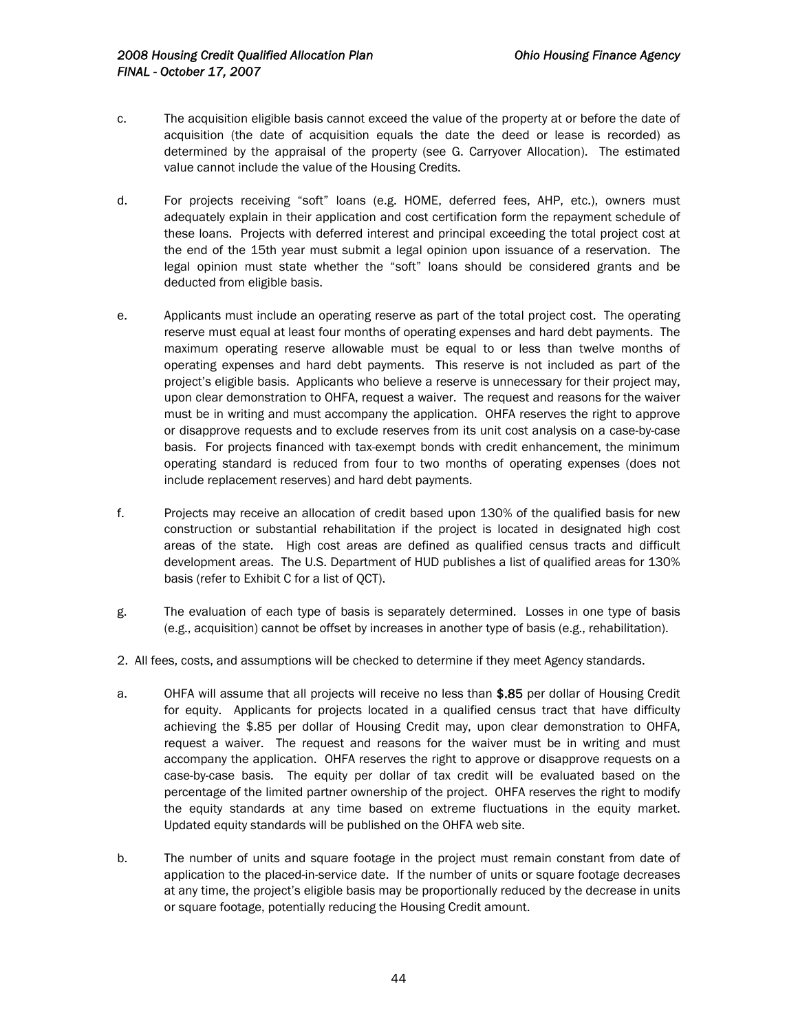c. The acquisition eligible basis cannot exceed the value of the property at or before the date of acquisition (the date of acquisition equals the date the deed or lease is recorded) as determined by the appraisal of the property (see G. Carryover Allocation). The estimated value cannot include the value of the Housing Credits.

d. For projects receiving "soft" loans (e.g. HOME, deferred fees, AHP, etc.), owners must adequately explain in their application and cost certification form the repayment schedule of these loans. Projects with deferred interest and principal exceeding the total project cost at the end of the 15th year must submit a legal opinion upon issuance of a reservation. The legal opinion must state whether the "soft" loans should be considered grants and be deducted from eligible basis.

e. Applicants must include an operating reserve as part of the total project cost. The operating reserve must equal at least four months of operating expenses and hard debt payments. The maximum operating reserve allowable must be equal to or less than twelve months of operating expenses and hard debt payments. This reserve is not included as part of the project's eligible basis. Applicants who believe a reserve is unnecessary for their project may, upon clear demonstration to OHFA, request a waiver. The request and reasons for the waiver must be in writing and must accompany the application. OHFA reserves the right to approve or disapprove requests and to exclude reserves from its unit cost analysis on a case-by-case basis. For projects financed with tax-exempt bonds with credit enhancement, the minimum operating standard is reduced from four to two months of operating expenses (does not include replacement reserves) and hard debt payments.

f. Projects may receive an allocation of credit based upon 130% of the qualified basis for new construction or substantial rehabilitation if the project is located in designated high cost areas of the state. High cost areas are defined as qualified census tracts and difficult development areas. The U.S. Department of HUD publishes a list of qualified areas for 130% basis (refer to Exhibit C for a list of QCT).

g. The evaluation of each type of basis is separately determined. Losses in one type of basis (e.g., acquisition) cannot be offset by increases in another type of basis (e.g., rehabilitation).

2. All fees, costs, and assumptions will be checked to determine if they meet Agency standards.

a. OHFA will assume that all projects will receive no less than **$.85** per dollar of Housing Credit for equity. Applicants for projects located in a qualified census tract that have difficulty achieving the $.85 per dollar of Housing Credit may, upon clear demonstration to OHFA, request a waiver. The request and reasons for the waiver must be in writing and must accompany the application. OHFA reserves the right to approve or disapprove requests on a case-by-case basis. The equity per dollar of tax credit will be evaluated based on the percentage of the limited partner ownership of the project. OHFA reserves the right to modify the equity standards at any time based on extreme fluctuations in the equity market. Updated equity standards will be published on the OHFA web site.

b. The number of units and square footage in the project must remain constant from date of application to the placed-in-service date. If the number of units or square footage decreases at any time, the project's eligible basis may be proportionally reduced by the decrease in units or square footage, potentially reducing the Housing Credit amount.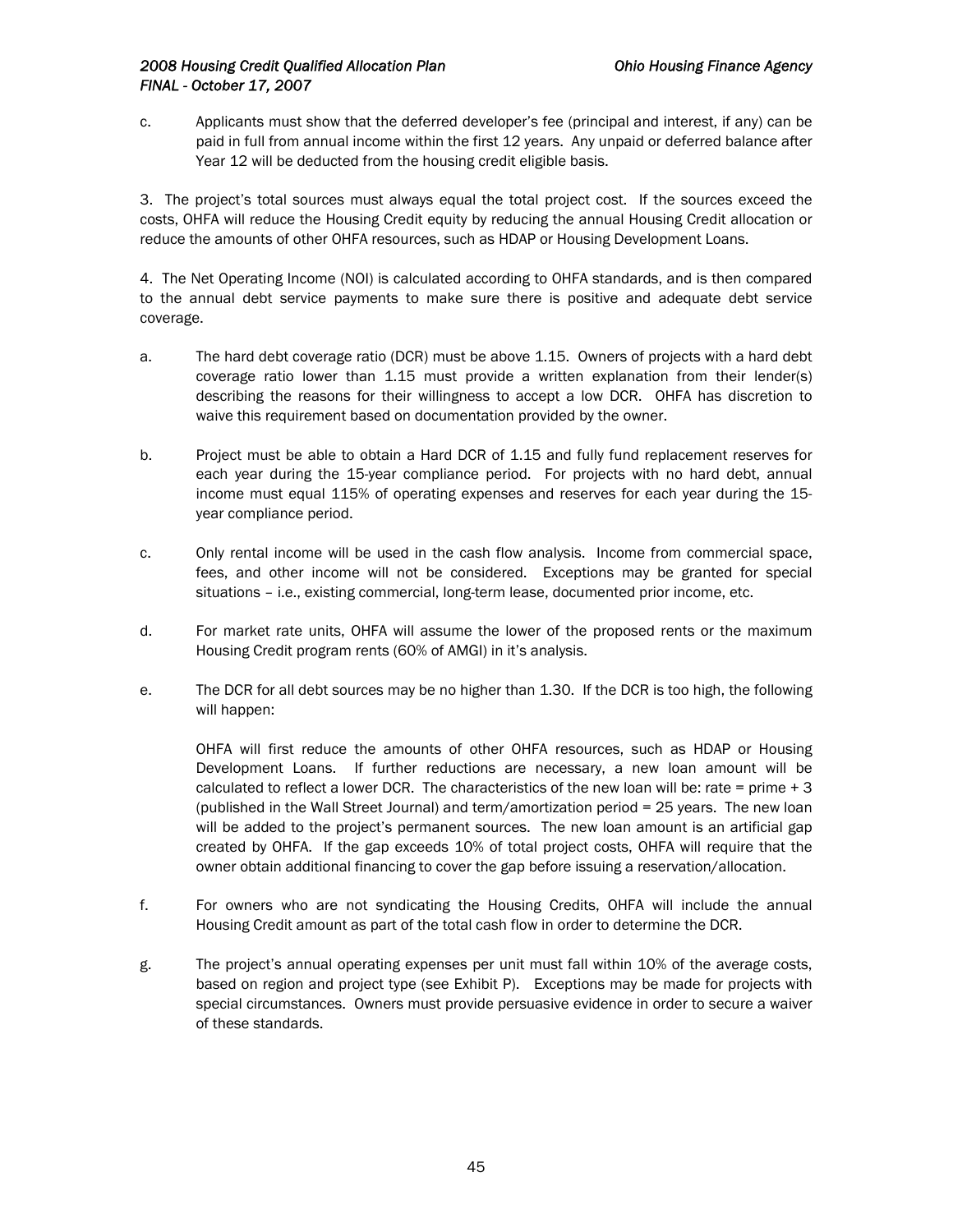c. Applicants must show that the deferred developer's fee (principal and interest, if any) can be paid in full from annual income within the first 12 years. Any unpaid or deferred balance after Year 12 will be deducted from the housing credit eligible basis.

3. The project's total sources must always equal the total project cost. If the sources exceed the costs, OHFA will reduce the Housing Credit equity by reducing the annual Housing Credit allocation or reduce the amounts of other OHFA resources, such as HDAP or Housing Development Loans.

4. The Net Operating Income (NOI) is calculated according to OHFA standards, and is then compared to the annual debt service payments to make sure there is positive and adequate debt service coverage.

a. The hard debt coverage ratio (DCR) must be above 1.15. Owners of projects with a hard debt coverage ratio lower than 1.15 must provide a written explanation from their lender(s) describing the reasons for their willingness to accept a low DCR. OHFA has discretion to waive this requirement based on documentation provided by the owner.

b. Project must be able to obtain a Hard DCR of 1.15 and fully fund replacement reserves for each year during the 15-year compliance period. For projects with no hard debt, annual income must equal 115% of operating expenses and reserves for each year during the 15-year compliance period.

c. Only rental income will be used in the cash flow analysis. Income from commercial space, fees, and other income will not be considered. Exceptions may be granted for special situations – i.e., existing commercial, long-term lease, documented prior income, etc.

d. For market rate units, OHFA will assume the lower of the proposed rents or the maximum Housing Credit program rents (60% of AMGI) in it's analysis.

e. The DCR for all debt sources may be no higher than 1.30. If the DCR is too high, the following will happen:

   OHFA will first reduce the amounts of other OHFA resources, such as HDAP or Housing Development Loans. If further reductions are necessary, a new loan amount will be calculated to reflect a lower DCR. The characteristics of the new loan will be: rate = prime + 3 (published in the Wall Street Journal) and term/amortization period = 25 years. The new loan will be added to the project's permanent sources. The new loan amount is an artificial gap created by OHFA. If the gap exceeds 10% of total project costs, OHFA will require that the owner obtain additional financing to cover the gap before issuing a reservation/allocation.

f. For owners who are not syndicating the Housing Credits, OHFA will include the annual Housing Credit amount as part of the total cash flow in order to determine the DCR.

g. The project's annual operating expenses per unit must fall within 10% of the average costs, based on region and project type (see Exhibit P). Exceptions may be made for projects with special circumstances. Owners must provide persuasive evidence in order to secure a waiver of these standards.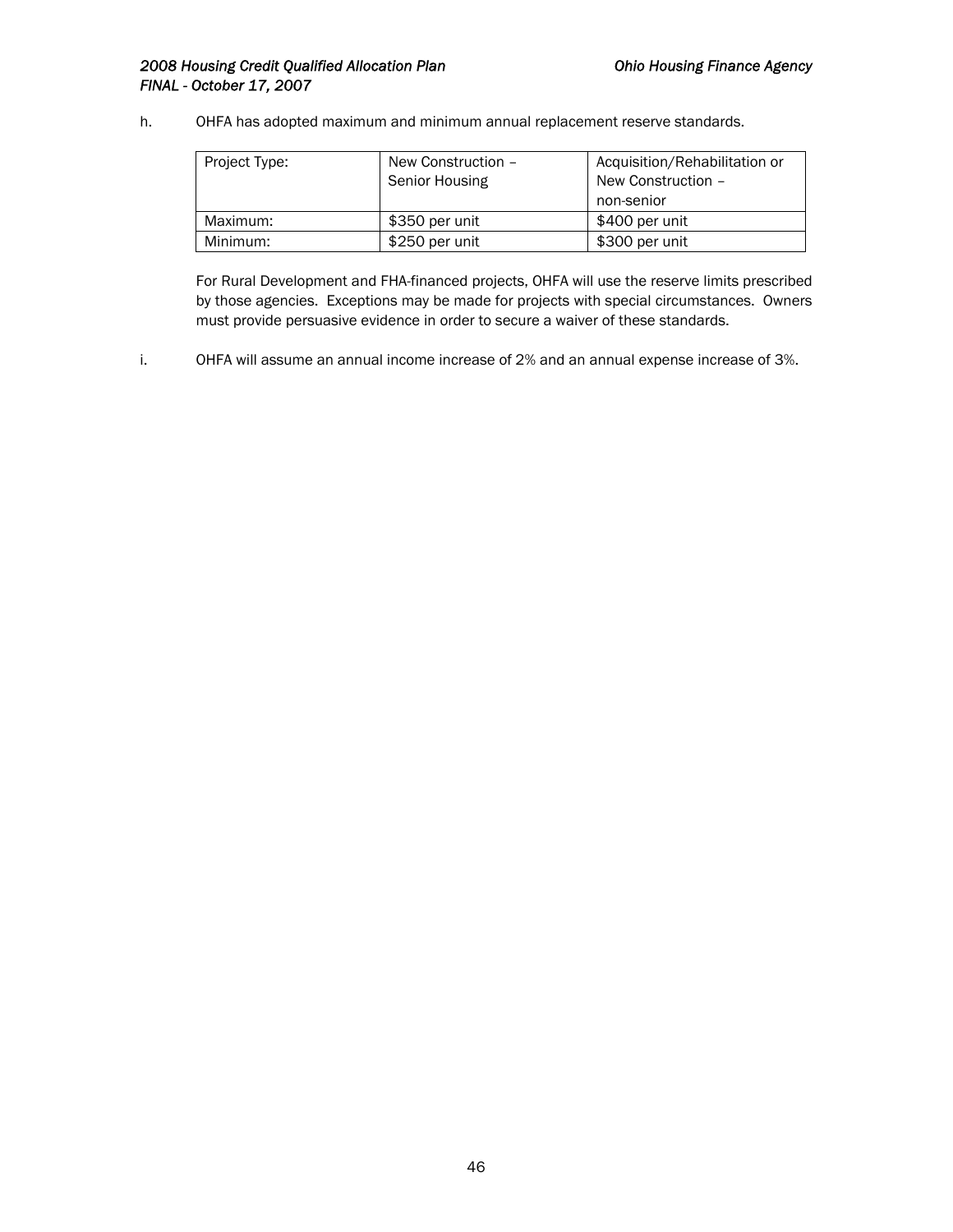h. OHFA has adopted maximum and minimum annual replacement reserve standards.

| Project Type: | New Construction – Senior Housing | Acquisition/Rehabilitation or New Construction – non-senior |
|---|---|---|
| Maximum: | $350 per unit | $400 per unit |
| Minimum: | $250 per unit | $300 per unit |

For Rural Development and FHA-financed projects, OHFA will use the reserve limits prescribed by those agencies. Exceptions may be made for projects with special circumstances. Owners must provide persuasive evidence in order to secure a waiver of these standards.

i. OHFA will assume an annual income increase of 2% and an annual expense increase of 3%.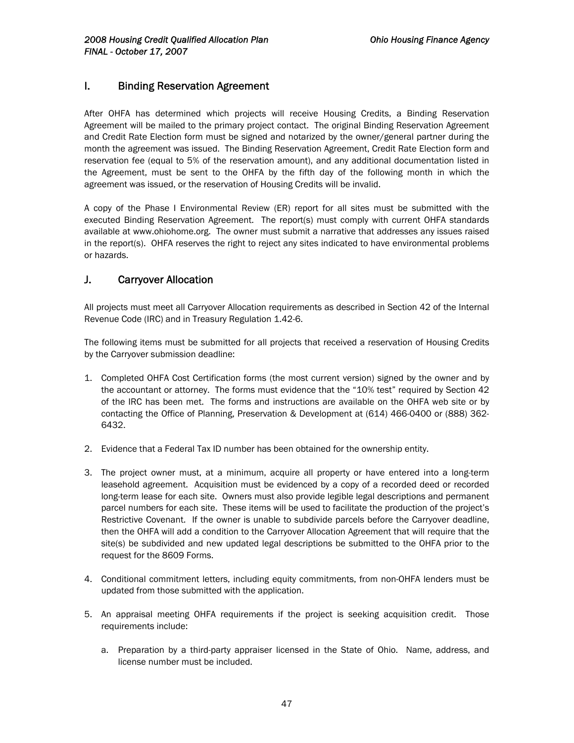## I. Binding Reservation Agreement

After OHFA has determined which projects will receive Housing Credits, a Binding Reservation Agreement will be mailed to the primary project contact. The original Binding Reservation Agreement and Credit Rate Election form must be signed and notarized by the owner/general partner during the month the agreement was issued. The Binding Reservation Agreement, Credit Rate Election form and reservation fee (equal to 5% of the reservation amount), and any additional documentation listed in the Agreement, must be sent to the OHFA by the fifth day of the following month in which the agreement was issued, or the reservation of Housing Credits will be invalid.

A copy of the Phase I Environmental Review (ER) report for all sites must be submitted with the executed Binding Reservation Agreement. The report(s) must comply with current OHFA standards available at www.ohiohome.org. The owner must submit a narrative that addresses any issues raised in the report(s). OHFA reserves the right to reject any sites indicated to have environmental problems or hazards.

## J. Carryover Allocation

All projects must meet all Carryover Allocation requirements as described in Section 42 of the Internal Revenue Code (IRC) and in Treasury Regulation 1.42-6.

The following items must be submitted for all projects that received a reservation of Housing Credits by the Carryover submission deadline:

1. Completed OHFA Cost Certification forms (the most current version) signed by the owner and by the accountant or attorney. The forms must evidence that the "10% test" required by Section 42 of the IRC has been met. The forms and instructions are available on the OHFA web site or by contacting the Office of Planning, Preservation & Development at (614) 466-0400 or (888) 362-6432.

2. Evidence that a Federal Tax ID number has been obtained for the ownership entity.

3. The project owner must, at a minimum, acquire all property or have entered into a long-term leasehold agreement. Acquisition must be evidenced by a copy of a recorded deed or recorded long-term lease for each site. Owners must also provide legible legal descriptions and permanent parcel numbers for each site. These items will be used to facilitate the production of the project's Restrictive Covenant. If the owner is unable to subdivide parcels before the Carryover deadline, then the OHFA will add a condition to the Carryover Allocation Agreement that will require that the site(s) be subdivided and new updated legal descriptions be submitted to the OHFA prior to the request for the 8609 Forms.

4. Conditional commitment letters, including equity commitments, from non-OHFA lenders must be updated from those submitted with the application.

5. An appraisal meeting OHFA requirements if the project is seeking acquisition credit. Those requirements include:

   a. Preparation by a third-party appraiser licensed in the State of Ohio. Name, address, and license number must be included.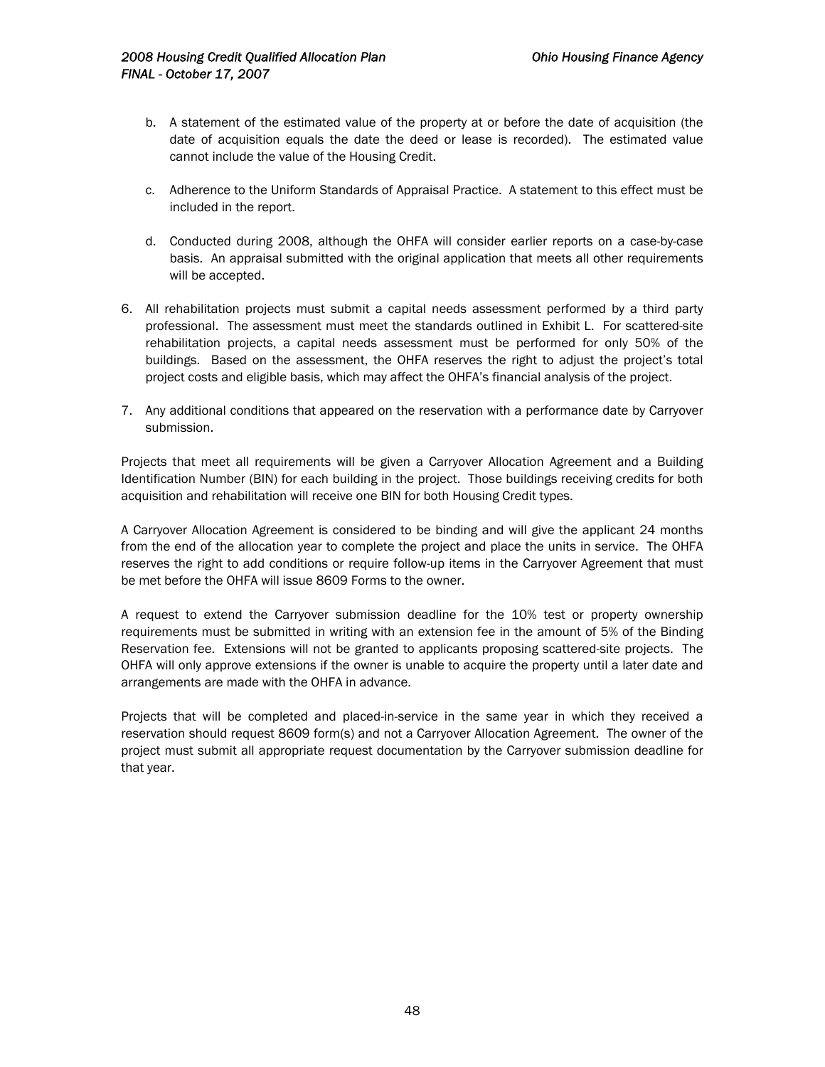b. A statement of the estimated value of the property at or before the date of acquisition (the date of acquisition equals the date the deed or lease is recorded). The estimated value cannot include the value of the Housing Credit.

c. Adherence to the Uniform Standards of Appraisal Practice. A statement to this effect must be included in the report.

d. Conducted during 2008, although the OHFA will consider earlier reports on a case-by-case basis. An appraisal submitted with the original application that meets all other requirements will be accepted.

6. All rehabilitation projects must submit a capital needs assessment performed by a third party professional. The assessment must meet the standards outlined in Exhibit L. For scattered-site rehabilitation projects, a capital needs assessment must be performed for only 50% of the buildings. Based on the assessment, the OHFA reserves the right to adjust the project's total project costs and eligible basis, which may affect the OHFA's financial analysis of the project.

7. Any additional conditions that appeared on the reservation with a performance date by Carryover submission.

Projects that meet all requirements will be given a Carryover Allocation Agreement and a Building Identification Number (BIN) for each building in the project. Those buildings receiving credits for both acquisition and rehabilitation will receive one BIN for both Housing Credit types.

A Carryover Allocation Agreement is considered to be binding and will give the applicant 24 months from the end of the allocation year to complete the project and place the units in service. The OHFA reserves the right to add conditions or require follow-up items in the Carryover Agreement that must be met before the OHFA will issue 8609 Forms to the owner.

A request to extend the Carryover submission deadline for the 10% test or property ownership requirements must be submitted in writing with an extension fee in the amount of 5% of the Binding Reservation fee. Extensions will not be granted to applicants proposing scattered-site projects. The OHFA will only approve extensions if the owner is unable to acquire the property until a later date and arrangements are made with the OHFA in advance.

Projects that will be completed and placed-in-service in the same year in which they received a reservation should request 8609 form(s) and not a Carryover Allocation Agreement. The owner of the project must submit all appropriate request documentation by the Carryover submission deadline for that year.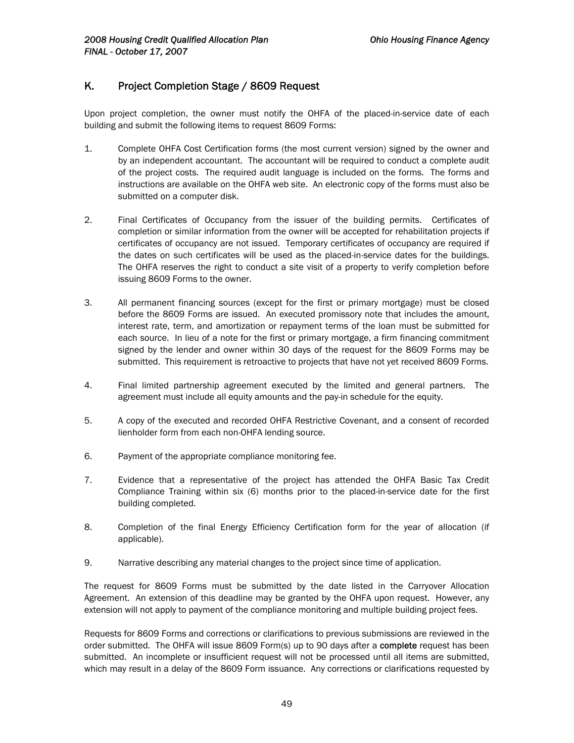## K. Project Completion Stage / 8609 Request

Upon project completion, the owner must notify the OHFA of the placed-in-service date of each building and submit the following items to request 8609 Forms:

1. Complete OHFA Cost Certification forms (the most current version) signed by the owner and by an independent accountant. The accountant will be required to conduct a complete audit of the project costs. The required audit language is included on the forms. The forms and instructions are available on the OHFA web site. An electronic copy of the forms must also be submitted on a computer disk.

2. Final Certificates of Occupancy from the issuer of the building permits. Certificates of completion or similar information from the owner will be accepted for rehabilitation projects if certificates of occupancy are not issued. Temporary certificates of occupancy are required if the dates on such certificates will be used as the placed-in-service dates for the buildings. The OHFA reserves the right to conduct a site visit of a property to verify completion before issuing 8609 Forms to the owner.

3. All permanent financing sources (except for the first or primary mortgage) must be closed before the 8609 Forms are issued. An executed promissory note that includes the amount, interest rate, term, and amortization or repayment terms of the loan must be submitted for each source. In lieu of a note for the first or primary mortgage, a firm financing commitment signed by the lender and owner within 30 days of the request for the 8609 Forms may be submitted. This requirement is retroactive to projects that have not yet received 8609 Forms.

4. Final limited partnership agreement executed by the limited and general partners. The agreement must include all equity amounts and the pay-in schedule for the equity.

5. A copy of the executed and recorded OHFA Restrictive Covenant, and a consent of recorded lienholder form from each non-OHFA lending source.

6. Payment of the appropriate compliance monitoring fee.

7. Evidence that a representative of the project has attended the OHFA Basic Tax Credit Compliance Training within six (6) months prior to the placed-in-service date for the first building completed.

8. Completion of the final Energy Efficiency Certification form for the year of allocation (if applicable).

9. Narrative describing any material changes to the project since time of application.

The request for 8609 Forms must be submitted by the date listed in the Carryover Allocation Agreement. An extension of this deadline may be granted by the OHFA upon request. However, any extension will not apply to payment of the compliance monitoring and multiple building project fees.

Requests for 8609 Forms and corrections or clarifications to previous submissions are reviewed in the order submitted. The OHFA will issue 8609 Form(s) up to 90 days after a **complete** request has been submitted. An incomplete or insufficient request will not be processed until all items are submitted, which may result in a delay of the 8609 Form issuance. Any corrections or clarifications requested by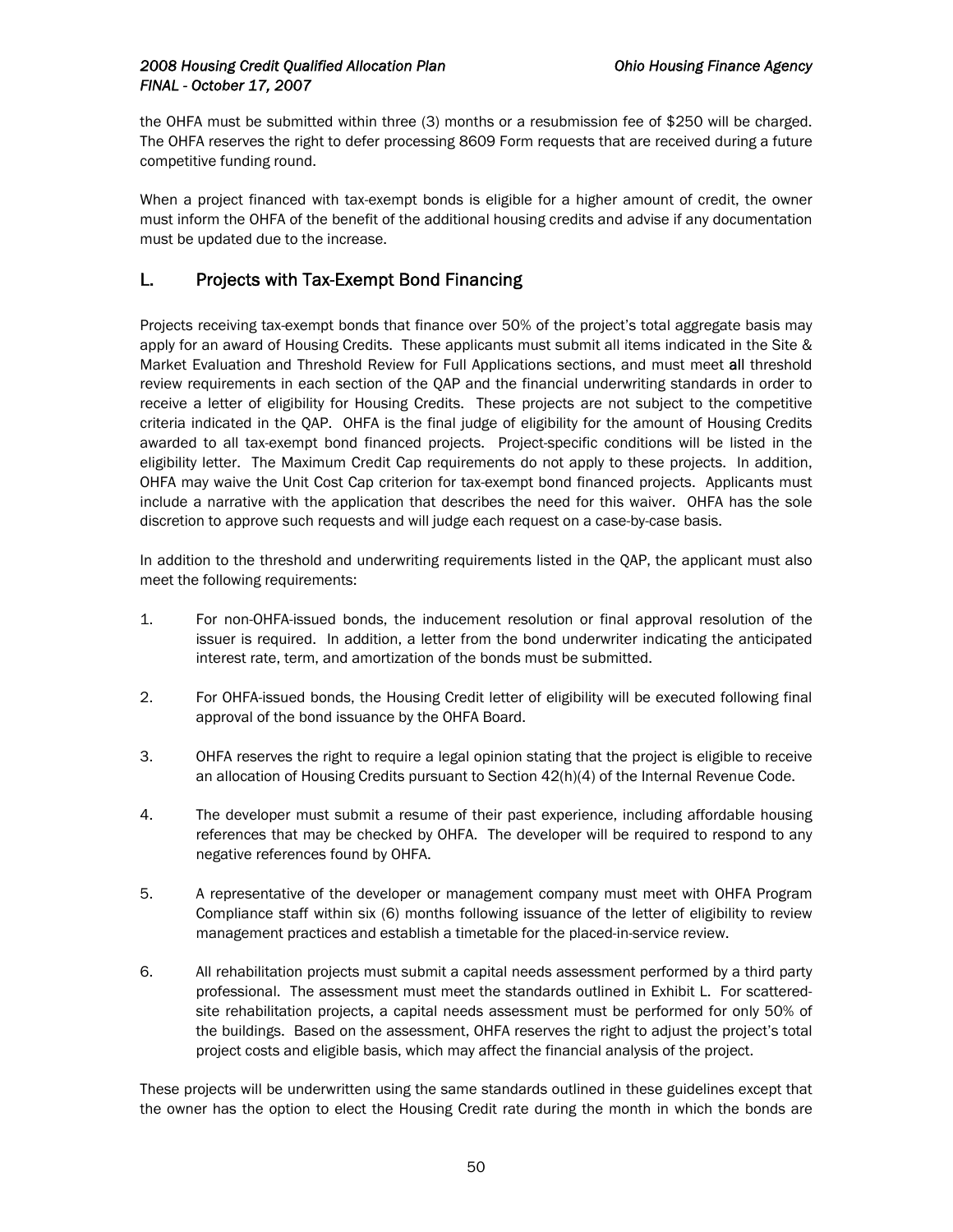the OHFA must be submitted within three (3) months or a resubmission fee of $250 will be charged. The OHFA reserves the right to defer processing 8609 Form requests that are received during a future competitive funding round.

When a project financed with tax-exempt bonds is eligible for a higher amount of credit, the owner must inform the OHFA of the benefit of the additional housing credits and advise if any documentation must be updated due to the increase.

## L. Projects with Tax-Exempt Bond Financing

Projects receiving tax-exempt bonds that finance over 50% of the project's total aggregate basis may apply for an award of Housing Credits. These applicants must submit all items indicated in the Site & Market Evaluation and Threshold Review for Full Applications sections, and must meet **all** threshold review requirements in each section of the QAP and the financial underwriting standards in order to receive a letter of eligibility for Housing Credits. These projects are not subject to the competitive criteria indicated in the QAP. OHFA is the final judge of eligibility for the amount of Housing Credits awarded to all tax-exempt bond financed projects. Project-specific conditions will be listed in the eligibility letter. The Maximum Credit Cap requirements do not apply to these projects. In addition, OHFA may waive the Unit Cost Cap criterion for tax-exempt bond financed projects. Applicants must include a narrative with the application that describes the need for this waiver. OHFA has the sole discretion to approve such requests and will judge each request on a case-by-case basis.

In addition to the threshold and underwriting requirements listed in the QAP, the applicant must also meet the following requirements:

1. For non-OHFA-issued bonds, the inducement resolution or final approval resolution of the issuer is required. In addition, a letter from the bond underwriter indicating the anticipated interest rate, term, and amortization of the bonds must be submitted.

2. For OHFA-issued bonds, the Housing Credit letter of eligibility will be executed following final approval of the bond issuance by the OHFA Board.

3. OHFA reserves the right to require a legal opinion stating that the project is eligible to receive an allocation of Housing Credits pursuant to Section 42(h)(4) of the Internal Revenue Code.

4. The developer must submit a resume of their past experience, including affordable housing references that may be checked by OHFA. The developer will be required to respond to any negative references found by OHFA.

5. A representative of the developer or management company must meet with OHFA Program Compliance staff within six (6) months following issuance of the letter of eligibility to review management practices and establish a timetable for the placed-in-service review.

6. All rehabilitation projects must submit a capital needs assessment performed by a third party professional. The assessment must meet the standards outlined in Exhibit L. For scattered-site rehabilitation projects, a capital needs assessment must be performed for only 50% of the buildings. Based on the assessment, OHFA reserves the right to adjust the project's total project costs and eligible basis, which may affect the financial analysis of the project.

These projects will be underwritten using the same standards outlined in these guidelines except that the owner has the option to elect the Housing Credit rate during the month in which the bonds are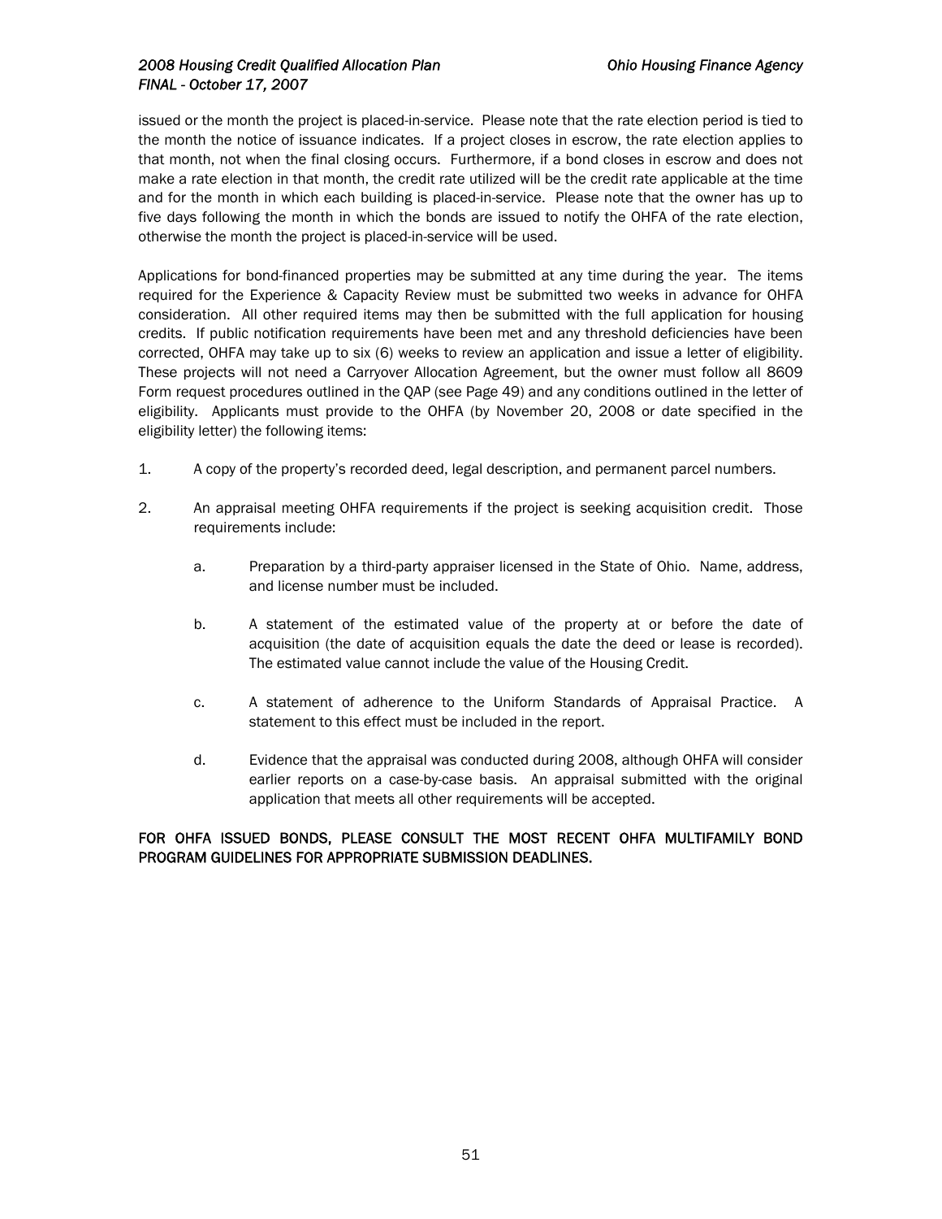issued or the month the project is placed-in-service. Please note that the rate election period is tied to the month the notice of issuance indicates. If a project closes in escrow, the rate election applies to that month, not when the final closing occurs. Furthermore, if a bond closes in escrow and does not make a rate election in that month, the credit rate utilized will be the credit rate applicable at the time and for the month in which each building is placed-in-service. Please note that the owner has up to five days following the month in which the bonds are issued to notify the OHFA of the rate election, otherwise the month the project is placed-in-service will be used.

Applications for bond-financed properties may be submitted at any time during the year. The items required for the Experience & Capacity Review must be submitted two weeks in advance for OHFA consideration. All other required items may then be submitted with the full application for housing credits. If public notification requirements have been met and any threshold deficiencies have been corrected, OHFA may take up to six (6) weeks to review an application and issue a letter of eligibility. These projects will not need a Carryover Allocation Agreement, but the owner must follow all 8609 Form request procedures outlined in the QAP (see Page 49) and any conditions outlined in the letter of eligibility. Applicants must provide to the OHFA (by November 20, 2008 or date specified in the eligibility letter) the following items:

1. A copy of the property's recorded deed, legal description, and permanent parcel numbers.

2. An appraisal meeting OHFA requirements if the project is seeking acquisition credit. Those requirements include:

   a. Preparation by a third-party appraiser licensed in the State of Ohio. Name, address, and license number must be included.

   b. A statement of the estimated value of the property at or before the date of acquisition (the date of acquisition equals the date the deed or lease is recorded). The estimated value cannot include the value of the Housing Credit.

   c. A statement of adherence to the Uniform Standards of Appraisal Practice. A statement to this effect must be included in the report.

   d. Evidence that the appraisal was conducted during 2008, although OHFA will consider earlier reports on a case-by-case basis. An appraisal submitted with the original application that meets all other requirements will be accepted.

FOR OHFA ISSUED BONDS, PLEASE CONSULT THE MOST RECENT OHFA MULTIFAMILY BOND PROGRAM GUIDELINES FOR APPROPRIATE SUBMISSION DEADLINES.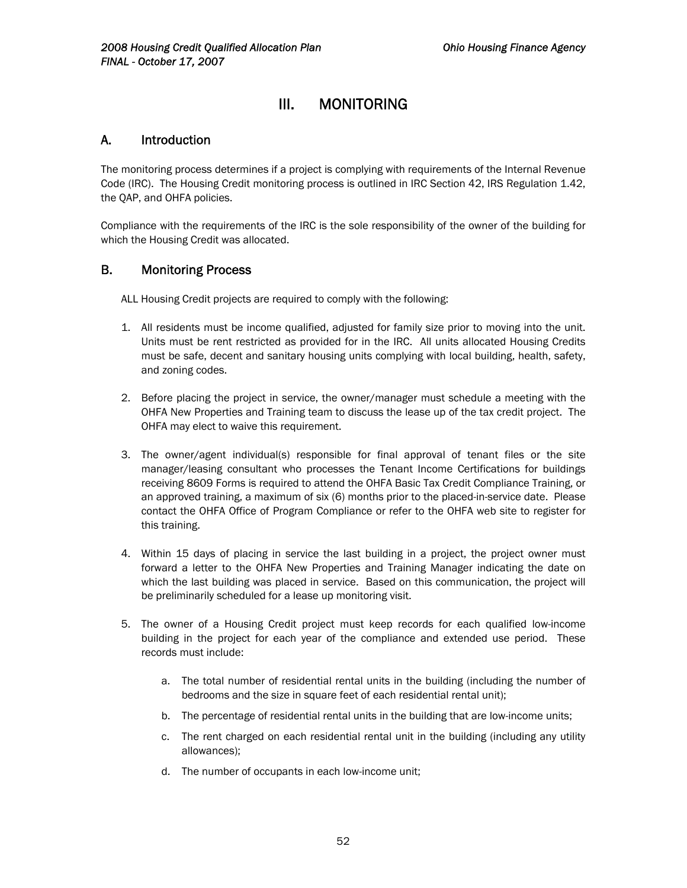# III. MONITORING

## A. Introduction

The monitoring process determines if a project is complying with requirements of the Internal Revenue Code (IRC). The Housing Credit monitoring process is outlined in IRC Section 42, IRS Regulation 1.42, the QAP, and OHFA policies.

Compliance with the requirements of the IRC is the sole responsibility of the owner of the building for which the Housing Credit was allocated.

## B. Monitoring Process

ALL Housing Credit projects are required to comply with the following:

1. All residents must be income qualified, adjusted for family size prior to moving into the unit. Units must be rent restricted as provided for in the IRC. All units allocated Housing Credits must be safe, decent and sanitary housing units complying with local building, health, safety, and zoning codes.

2. Before placing the project in service, the owner/manager must schedule a meeting with the OHFA New Properties and Training team to discuss the lease up of the tax credit project. The OHFA may elect to waive this requirement.

3. The owner/agent individual(s) responsible for final approval of tenant files or the site manager/leasing consultant who processes the Tenant Income Certifications for buildings receiving 8609 Forms is required to attend the OHFA Basic Tax Credit Compliance Training, or an approved training, a maximum of six (6) months prior to the placed-in-service date. Please contact the OHFA Office of Program Compliance or refer to the OHFA web site to register for this training.

4. Within 15 days of placing in service the last building in a project, the project owner must forward a letter to the OHFA New Properties and Training Manager indicating the date on which the last building was placed in service. Based on this communication, the project will be preliminarily scheduled for a lease up monitoring visit.

5. The owner of a Housing Credit project must keep records for each qualified low-income building in the project for each year of the compliance and extended use period. These records must include:

   a. The total number of residential rental units in the building (including the number of bedrooms and the size in square feet of each residential rental unit);

   b. The percentage of residential rental units in the building that are low-income units;

   c. The rent charged on each residential rental unit in the building (including any utility allowances);

   d. The number of occupants in each low-income unit;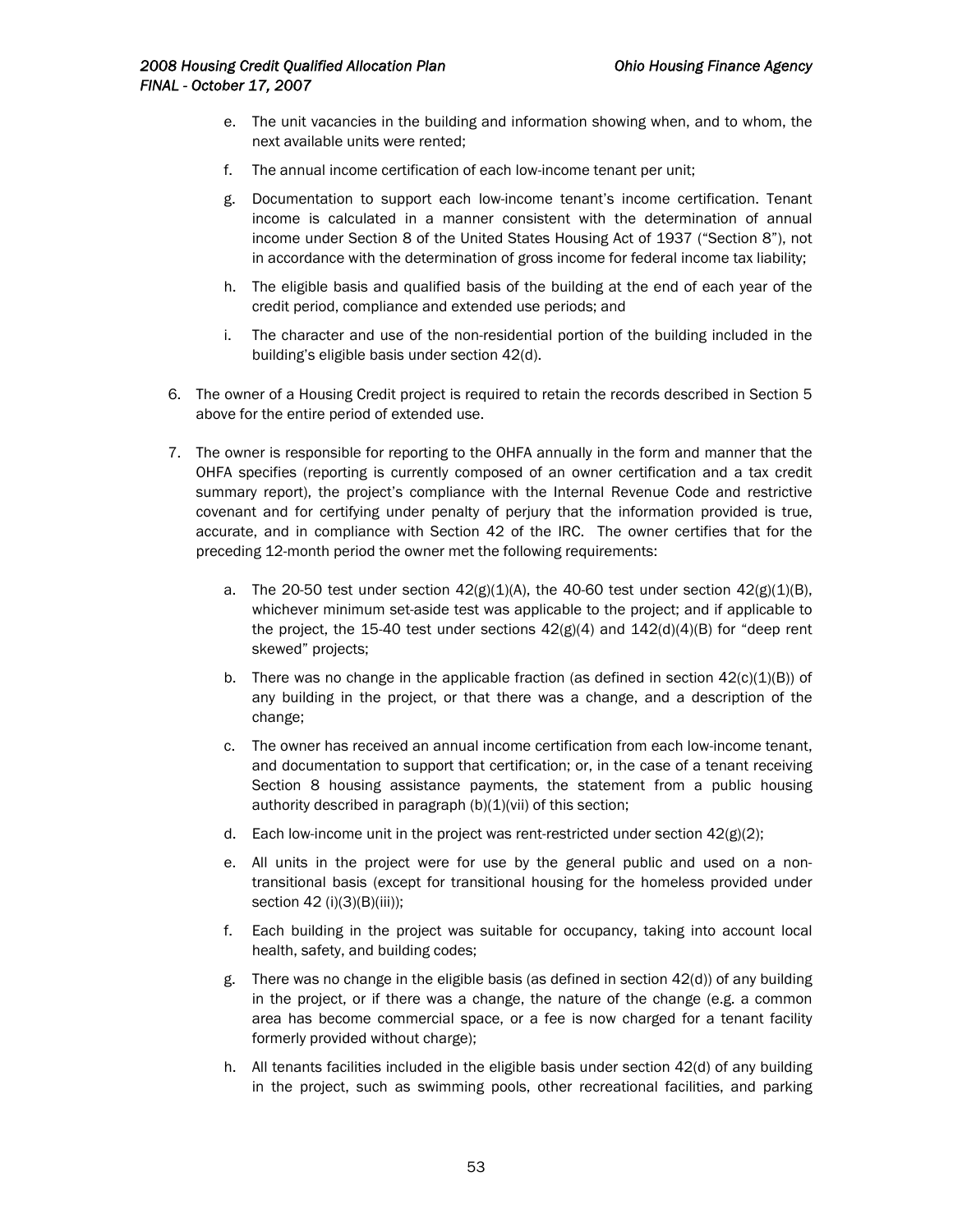e. The unit vacancies in the building and information showing when, and to whom, the next available units were rented;

   f. The annual income certification of each low-income tenant per unit;

   g. Documentation to support each low-income tenant's income certification. Tenant income is calculated in a manner consistent with the determination of annual income under Section 8 of the United States Housing Act of 1937 ("Section 8"), not in accordance with the determination of gross income for federal income tax liability;

   h. The eligible basis and qualified basis of the building at the end of each year of the credit period, compliance and extended use periods; and

   i. The character and use of the non-residential portion of the building included in the building's eligible basis under section 42(d).

6. The owner of a Housing Credit project is required to retain the records described in Section 5 above for the entire period of extended use.

7. The owner is responsible for reporting to the OHFA annually in the form and manner that the OHFA specifies (reporting is currently composed of an owner certification and a tax credit summary report), the project's compliance with the Internal Revenue Code and restrictive covenant and for certifying under penalty of perjury that the information provided is true, accurate, and in compliance with Section 42 of the IRC. The owner certifies that for the preceding 12-month period the owner met the following requirements:

   a. The 20-50 test under section 42(g)(1)(A), the 40-60 test under section 42(g)(1)(B), whichever minimum set-aside test was applicable to the project; and if applicable to the project, the 15-40 test under sections 42(g)(4) and 142(d)(4)(B) for "deep rent skewed" projects;

   b. There was no change in the applicable fraction (as defined in section 42(c)(1)(B)) of any building in the project, or that there was a change, and a description of the change;

   c. The owner has received an annual income certification from each low-income tenant, and documentation to support that certification; or, in the case of a tenant receiving Section 8 housing assistance payments, the statement from a public housing authority described in paragraph (b)(1)(vii) of this section;

   d. Each low-income unit in the project was rent-restricted under section 42(g)(2);

   e. All units in the project were for use by the general public and used on a non-transitional basis (except for transitional housing for the homeless provided under section 42 (i)(3)(B)(iii));

   f. Each building in the project was suitable for occupancy, taking into account local health, safety, and building codes;

   g. There was no change in the eligible basis (as defined in section 42(d)) of any building in the project, or if there was a change, the nature of the change (e.g. a common area has become commercial space, or a fee is now charged for a tenant facility formerly provided without charge);

   h. All tenants facilities included in the eligible basis under section 42(d) of any building in the project, such as swimming pools, other recreational facilities, and parking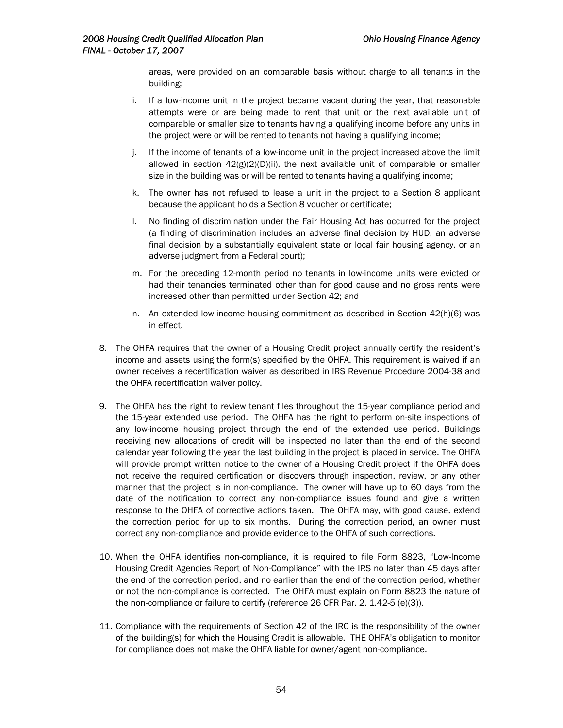areas, were provided on an comparable basis without charge to all tenants in the building;

   i. If a low-income unit in the project became vacant during the year, that reasonable attempts were or are being made to rent that unit or the next available unit of comparable or smaller size to tenants having a qualifying income before any units in the project were or will be rented to tenants not having a qualifying income;

   j. If the income of tenants of a low-income unit in the project increased above the limit allowed in section 42(g)(2)(D)(ii), the next available unit of comparable or smaller size in the building was or will be rented to tenants having a qualifying income;

   k. The owner has not refused to lease a unit in the project to a Section 8 applicant because the applicant holds a Section 8 voucher or certificate;

   l. No finding of discrimination under the Fair Housing Act has occurred for the project (a finding of discrimination includes an adverse final decision by HUD, an adverse final decision by a substantially equivalent state or local fair housing agency, or an adverse judgment from a Federal court);

   m. For the preceding 12-month period no tenants in low-income units were evicted or had their tenancies terminated other than for good cause and no gross rents were increased other than permitted under Section 42; and

   n. An extended low-income housing commitment as described in Section 42(h)(6) was in effect.

8. The OHFA requires that the owner of a Housing Credit project annually certify the resident's income and assets using the form(s) specified by the OHFA. This requirement is waived if an owner receives a recertification waiver as described in IRS Revenue Procedure 2004-38 and the OHFA recertification waiver policy.

9. The OHFA has the right to review tenant files throughout the 15-year compliance period and the 15-year extended use period. The OHFA has the right to perform on-site inspections of any low-income housing project through the end of the extended use period. Buildings receiving new allocations of credit will be inspected no later than the end of the second calendar year following the year the last building in the project is placed in service. The OHFA will provide prompt written notice to the owner of a Housing Credit project if the OHFA does not receive the required certification or discovers through inspection, review, or any other manner that the project is in non-compliance. The owner will have up to 60 days from the date of the notification to correct any non-compliance issues found and give a written response to the OHFA of corrective actions taken. The OHFA may, with good cause, extend the correction period for up to six months. During the correction period, an owner must correct any non-compliance and provide evidence to the OHFA of such corrections.

10. When the OHFA identifies non-compliance, it is required to file Form 8823, "Low-Income Housing Credit Agencies Report of Non-Compliance" with the IRS no later than 45 days after the end of the correction period, and no earlier than the end of the correction period, whether or not the non-compliance is corrected. The OHFA must explain on Form 8823 the nature of the non-compliance or failure to certify (reference 26 CFR Par. 2. 1.42-5 (e)(3)).

11. Compliance with the requirements of Section 42 of the IRC is the responsibility of the owner of the building(s) for which the Housing Credit is allowable. THE OHFA's obligation to monitor for compliance does not make the OHFA liable for owner/agent non-compliance.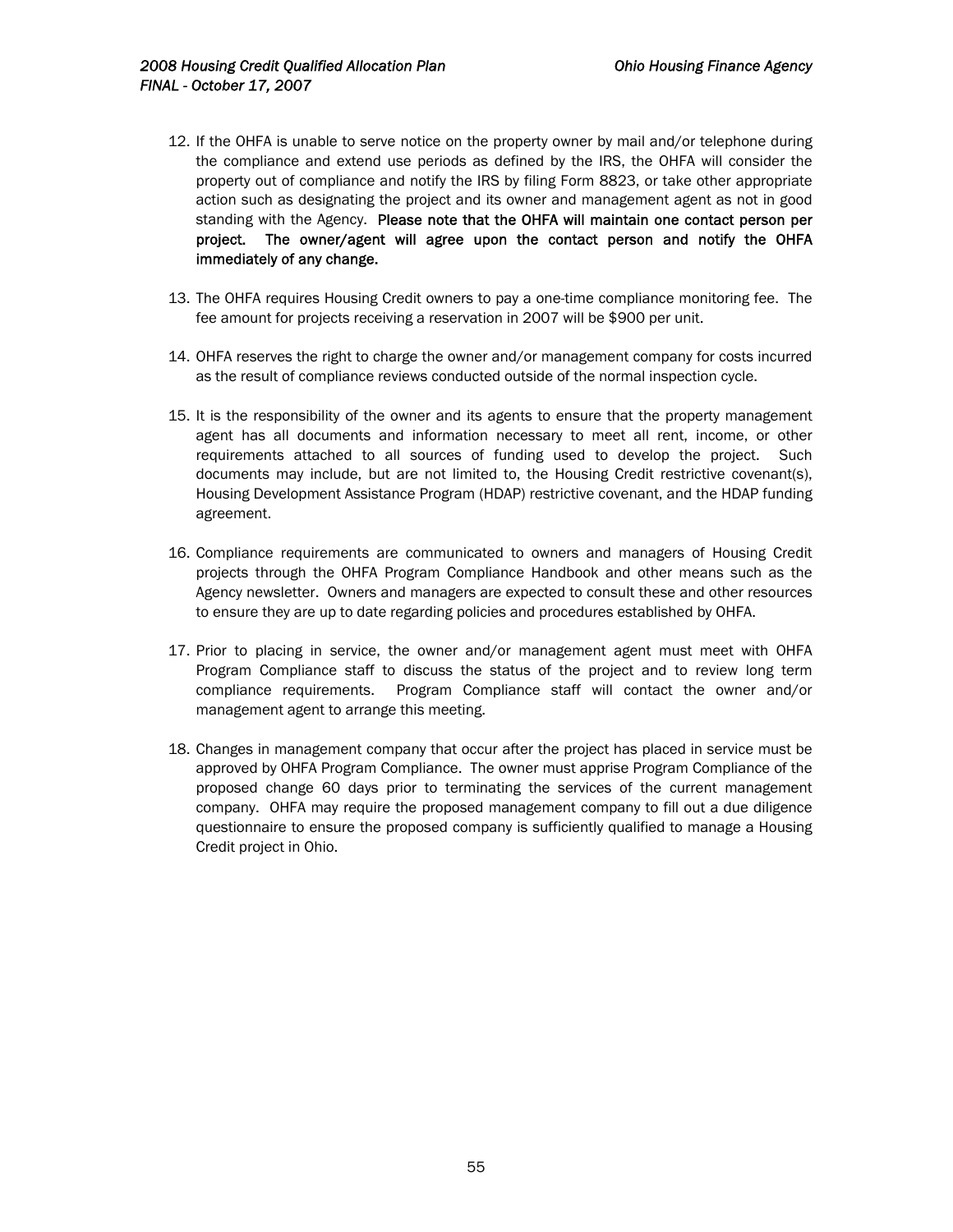12. If the OHFA is unable to serve notice on the property owner by mail and/or telephone during the compliance and extend use periods as defined by the IRS, the OHFA will consider the property out of compliance and notify the IRS by filing Form 8823, or take other appropriate action such as designating the project and its owner and management agent as not in good standing with the Agency. **Please note that the OHFA will maintain one contact person per project. The owner/agent will agree upon the contact person and notify the OHFA immediately of any change.**

13. The OHFA requires Housing Credit owners to pay a one-time compliance monitoring fee. The fee amount for projects receiving a reservation in 2007 will be $900 per unit.

14. OHFA reserves the right to charge the owner and/or management company for costs incurred as the result of compliance reviews conducted outside of the normal inspection cycle.

15. It is the responsibility of the owner and its agents to ensure that the property management agent has all documents and information necessary to meet all rent, income, or other requirements attached to all sources of funding used to develop the project. Such documents may include, but are not limited to, the Housing Credit restrictive covenant(s), Housing Development Assistance Program (HDAP) restrictive covenant, and the HDAP funding agreement.

16. Compliance requirements are communicated to owners and managers of Housing Credit projects through the OHFA Program Compliance Handbook and other means such as the Agency newsletter. Owners and managers are expected to consult these and other resources to ensure they are up to date regarding policies and procedures established by OHFA.

17. Prior to placing in service, the owner and/or management agent must meet with OHFA Program Compliance staff to discuss the status of the project and to review long term compliance requirements. Program Compliance staff will contact the owner and/or management agent to arrange this meeting.

18. Changes in management company that occur after the project has placed in service must be approved by OHFA Program Compliance. The owner must apprise Program Compliance of the proposed change 60 days prior to terminating the services of the current management company. OHFA may require the proposed management company to fill out a due diligence questionnaire to ensure the proposed company is sufficiently qualified to manage a Housing Credit project in Ohio.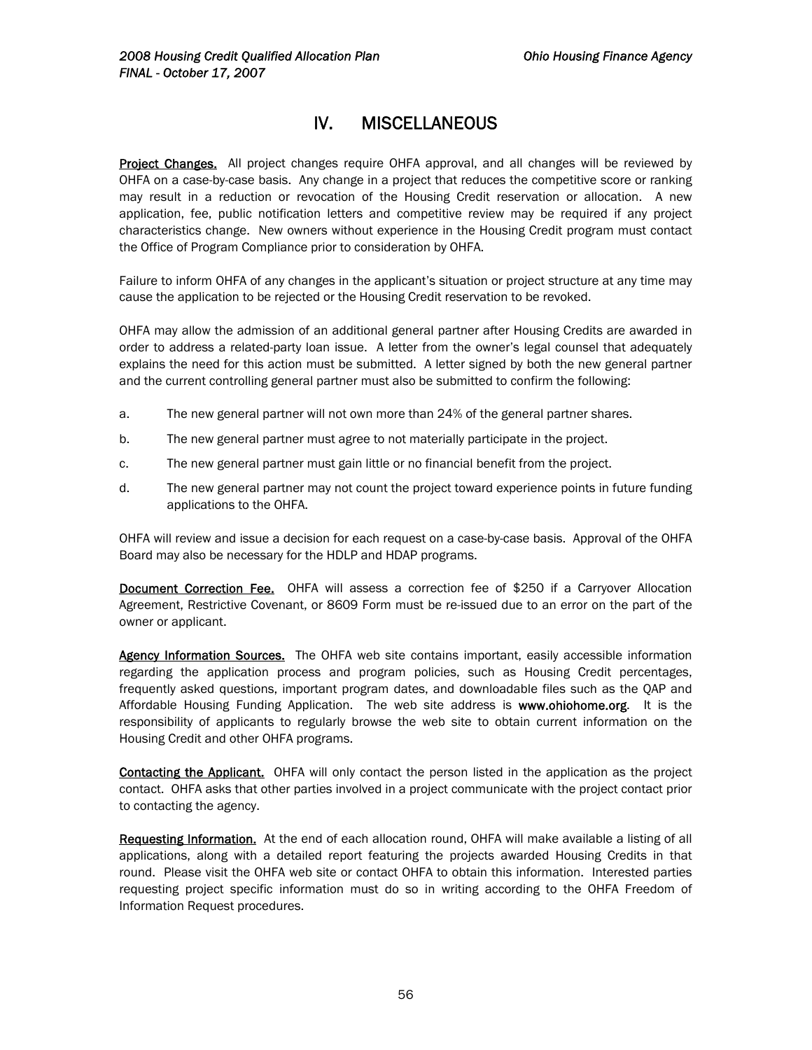# IV. MISCELLANEOUS

**Project Changes.** All project changes require OHFA approval, and all changes will be reviewed by OHFA on a case-by-case basis. Any change in a project that reduces the competitive score or ranking may result in a reduction or revocation of the Housing Credit reservation or allocation. A new application, fee, public notification letters and competitive review may be required if any project characteristics change. New owners without experience in the Housing Credit program must contact the Office of Program Compliance prior to consideration by OHFA.

Failure to inform OHFA of any changes in the applicant's situation or project structure at any time may cause the application to be rejected or the Housing Credit reservation to be revoked.

OHFA may allow the admission of an additional general partner after Housing Credits are awarded in order to address a related-party loan issue. A letter from the owner's legal counsel that adequately explains the need for this action must be submitted. A letter signed by both the new general partner and the current controlling general partner must also be submitted to confirm the following:

a. The new general partner will not own more than 24% of the general partner shares.

b. The new general partner must agree to not materially participate in the project.

c. The new general partner must gain little or no financial benefit from the project.

d. The new general partner may not count the project toward experience points in future funding applications to the OHFA.

OHFA will review and issue a decision for each request on a case-by-case basis. Approval of the OHFA Board may also be necessary for the HDLP and HDAP programs.

**Document Correction Fee.** OHFA will assess a correction fee of $250 if a Carryover Allocation Agreement, Restrictive Covenant, or 8609 Form must be re-issued due to an error on the part of the owner or applicant.

**Agency Information Sources.** The OHFA web site contains important, easily accessible information regarding the application process and program policies, such as Housing Credit percentages, frequently asked questions, important program dates, and downloadable files such as the QAP and Affordable Housing Funding Application. The web site address is **www.ohiohome.org**. It is the responsibility of applicants to regularly browse the web site to obtain current information on the Housing Credit and other OHFA programs.

**Contacting the Applicant.** OHFA will only contact the person listed in the application as the project contact. OHFA asks that other parties involved in a project communicate with the project contact prior to contacting the agency.

**Requesting Information.** At the end of each allocation round, OHFA will make available a listing of all applications, along with a detailed report featuring the projects awarded Housing Credits in that round. Please visit the OHFA web site or contact OHFA to obtain this information. Interested parties requesting project specific information must do so in writing according to the OHFA Freedom of Information Request procedures.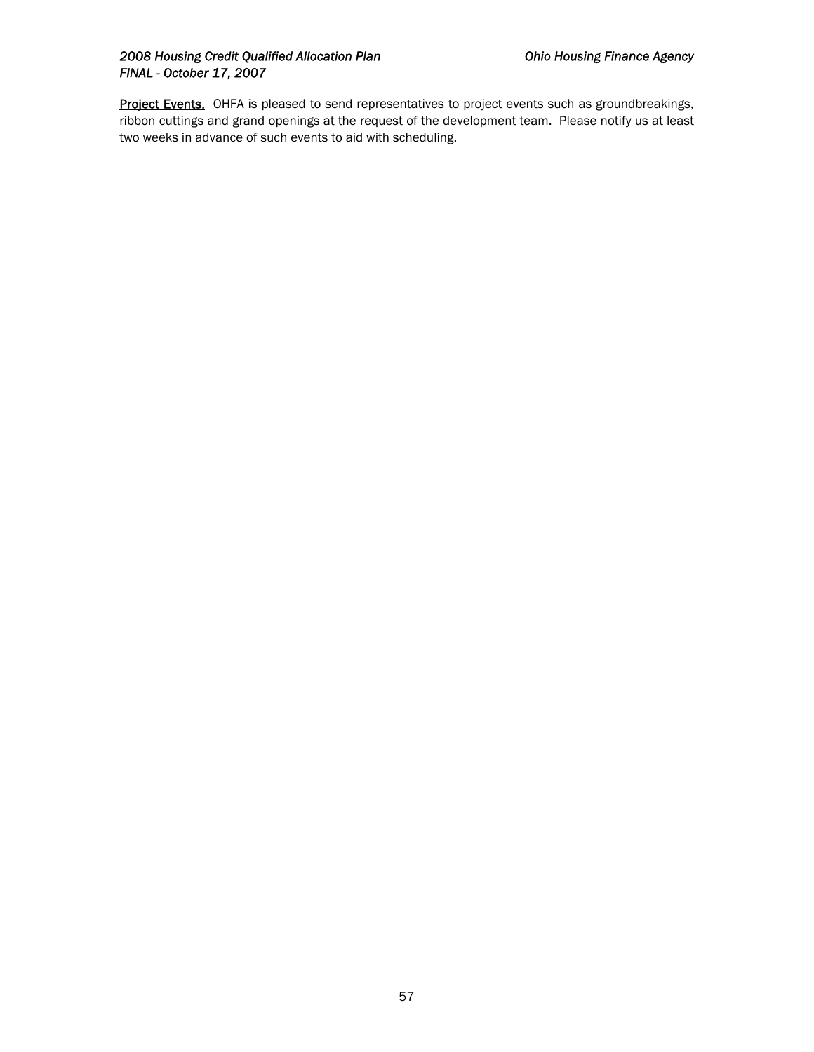<u>**Project Events.**</u> OHFA is pleased to send representatives to project events such as groundbreakings, ribbon cuttings and grand openings at the request of the development team. Please notify us at least two weeks in advance of such events to aid with scheduling.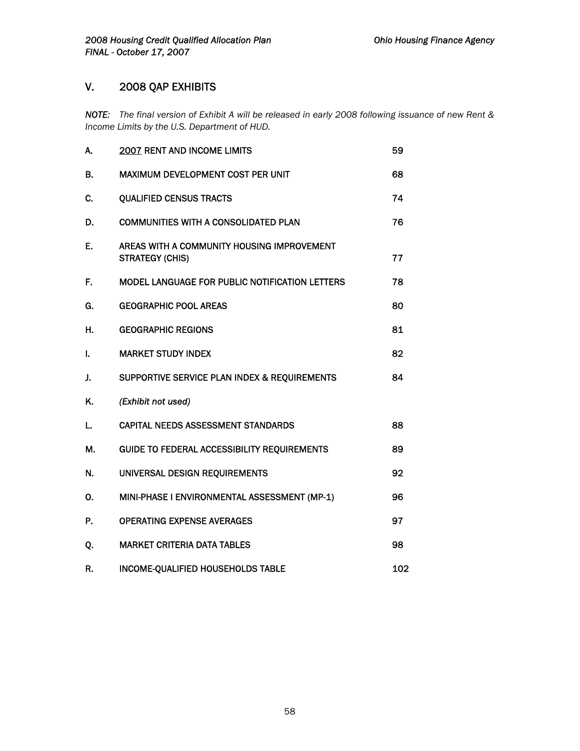## V. 2008 QAP EXHIBITS

*NOTE: The final version of Exhibit A will be released in early 2008 following issuance of new Rent & Income Limits by the U.S. Department of HUD.*

| | | |
|---|---|---|
| A. | 2007 RENT AND INCOME LIMITS | 59 |
| B. | MAXIMUM DEVELOPMENT COST PER UNIT | 68 |
| C. | QUALIFIED CENSUS TRACTS | 74 |
| D. | COMMUNITIES WITH A CONSOLIDATED PLAN | 76 |
| E. | AREAS WITH A COMMUNITY HOUSING IMPROVEMENT STRATEGY (CHIS) | 77 |
| F. | MODEL LANGUAGE FOR PUBLIC NOTIFICATION LETTERS | 78 |
| G. | GEOGRAPHIC POOL AREAS | 80 |
| H. | GEOGRAPHIC REGIONS | 81 |
| I. | MARKET STUDY INDEX | 82 |
| J. | SUPPORTIVE SERVICE PLAN INDEX & REQUIREMENTS | 84 |
| K. | *(Exhibit not used)* | |
| L. | CAPITAL NEEDS ASSESSMENT STANDARDS | 88 |
| M. | GUIDE TO FEDERAL ACCESSIBILITY REQUIREMENTS | 89 |
| N. | UNIVERSAL DESIGN REQUIREMENTS | 92 |
| O. | MINI-PHASE I ENVIRONMENTAL ASSESSMENT (MP-1) | 96 |
| P. | OPERATING EXPENSE AVERAGES | 97 |
| Q. | MARKET CRITERIA DATA TABLES | 98 |
| R. | INCOME-QUALIFIED HOUSEHOLDS TABLE | 102 |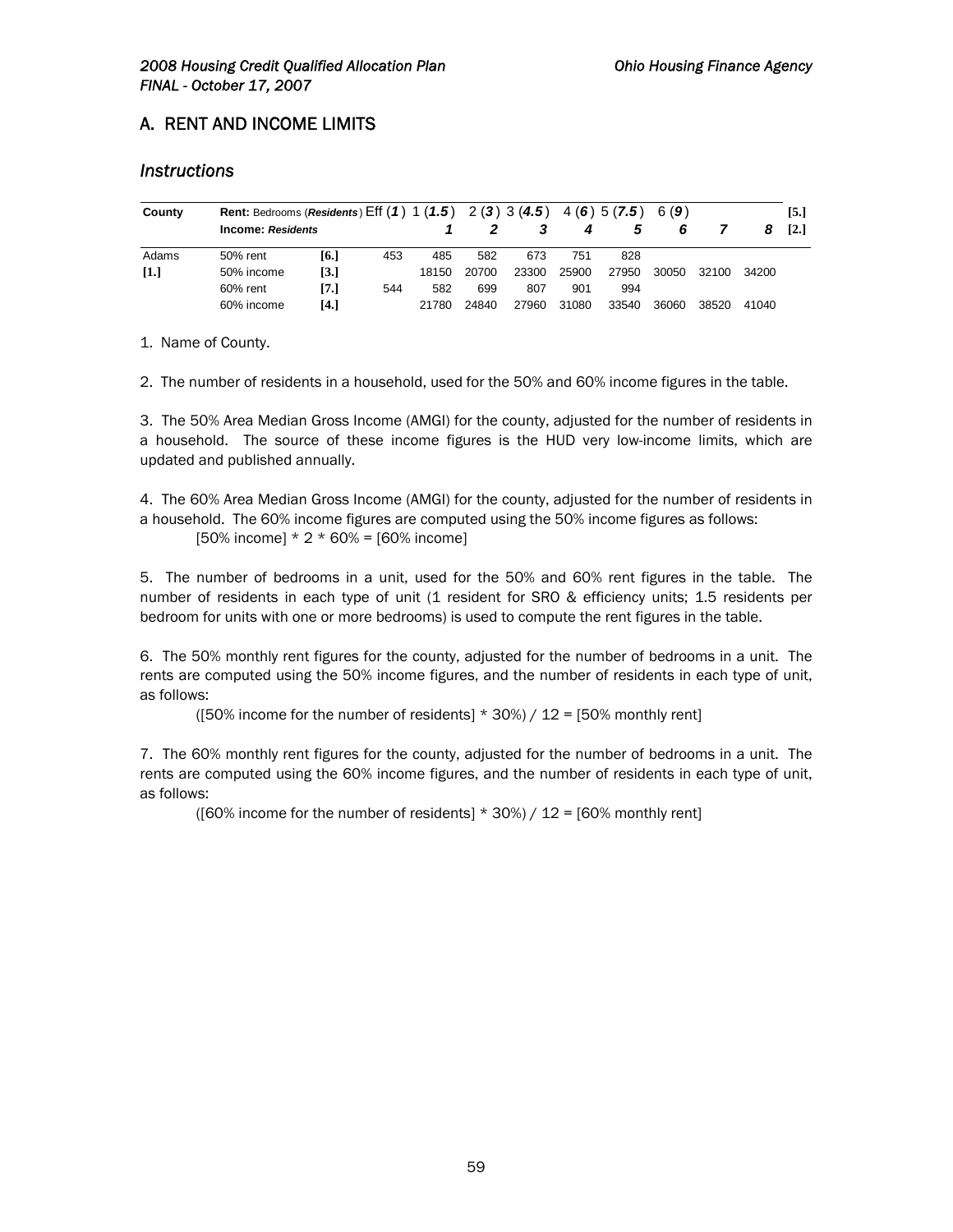## A. RENT AND INCOME LIMITS

### *Instructions*

| County | **Rent:** Bedrooms (***Residents***) | | Eff (***1***) | 1 (***1.5***) | 2 (***3***) | 3 (***4.5***) | 4 (***6***) | 5 (***7.5***) | 6 (***9***) | | | [5.] |
|---|---|---|---|---|---|---|---|---|---|---|---|---|
| | **Income:** ***Residents*** | | | ***1*** | ***2*** | ***3*** | ***4*** | ***5*** | ***6*** | ***7*** | ***8*** | [2.] |
| Adams | 50% rent | [6.] | 453 | 485 | 582 | 673 | 751 | 828 | | | | |
| [1.] | 50% income | [3.] | | 18150 | 20700 | 23300 | 25900 | 27950 | 30050 | 32100 | 34200 | |
| | 60% rent | [7.] | 544 | 582 | 699 | 807 | 901 | 994 | | | | |
| | 60% income | [4.] | | 21780 | 24840 | 27960 | 31080 | 33540 | 36060 | 38520 | 41040 | |

1. Name of County.

2. The number of residents in a household, used for the 50% and 60% income figures in the table.

3. The 50% Area Median Gross Income (AMGI) for the county, adjusted for the number of residents in a household. The source of these income figures is the HUD very low-income limits, which are updated and published annually.

4. The 60% Area Median Gross Income (AMGI) for the county, adjusted for the number of residents in a household. The 60% income figures are computed using the 50% income figures as follows:

   [50% income] * 2 * 60% = [60% income]

5. The number of bedrooms in a unit, used for the 50% and 60% rent figures in the table. The number of residents in each type of unit (1 resident for SRO & efficiency units; 1.5 residents per bedroom for units with one or more bedrooms) is used to compute the rent figures in the table.

6. The 50% monthly rent figures for the county, adjusted for the number of bedrooms in a unit. The rents are computed using the 50% income figures, and the number of residents in each type of unit, as follows:

   ([50% income for the number of residents] * 30%) / 12 = [50% monthly rent]

7. The 60% monthly rent figures for the county, adjusted for the number of bedrooms in a unit. The rents are computed using the 60% income figures, and the number of residents in each type of unit, as follows:

   ([60% income for the number of residents] * 30%) / 12 = [60% monthly rent]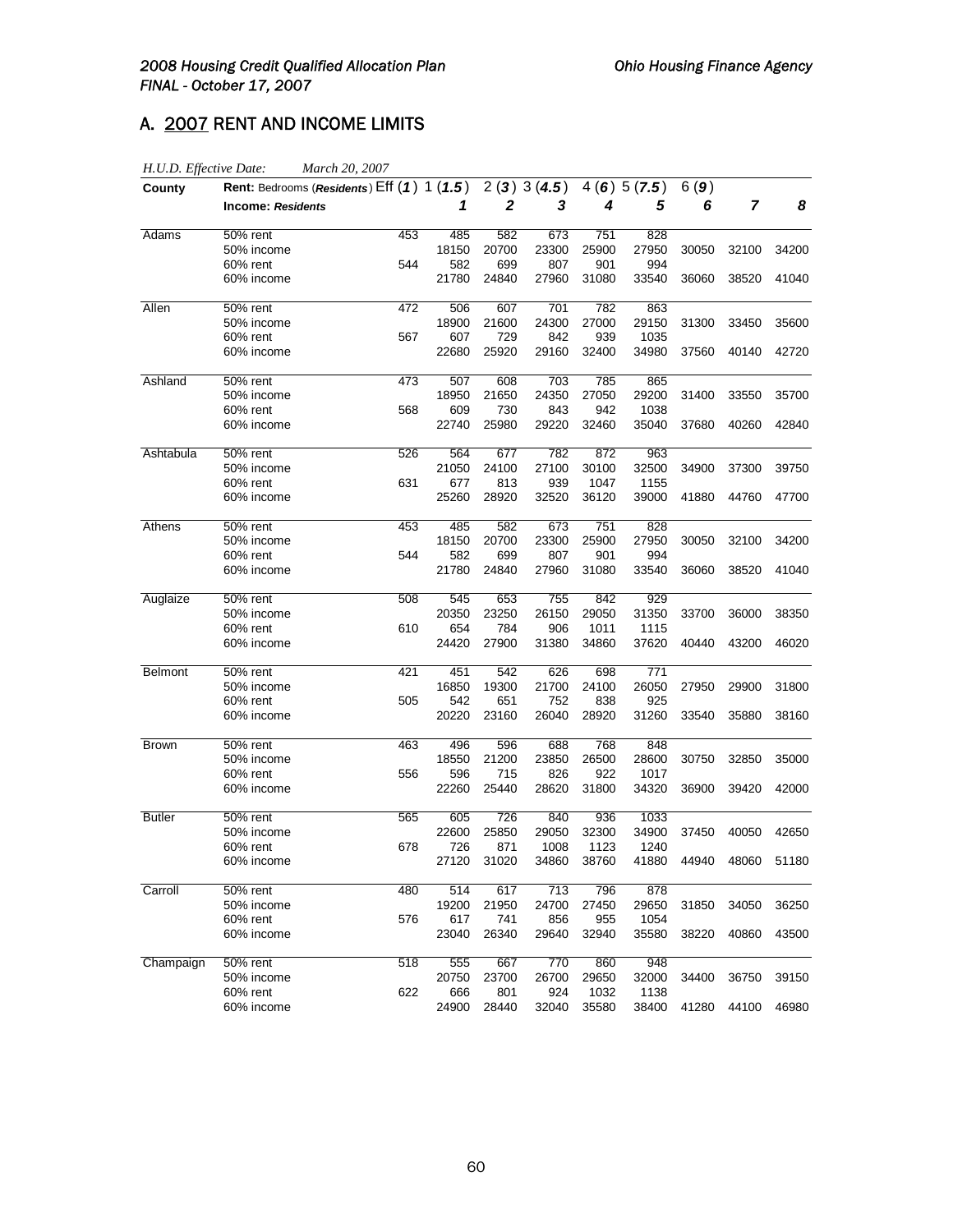## A. 2007 RENT AND INCOME LIMITS

*H.U.D. Effective Date: March 20, 2007*

| County | Rent: Bedrooms (*Residents*) Eff (*1*) 1 (*1.5*) | | 2 (*3*) | 3 (*4.5*) | 4 (*6*) | 5 (*7.5*) | 6 (*9*) | | | |
|---|---|---|---|---|---|---|---|---|---|---|
| | **Income: *Residents*** | | ***1*** | ***2*** | ***3*** | ***4*** | ***5*** | ***6*** | ***7*** | ***8*** |
| Adams | 50% rent | 453 | 485 | 582 | 673 | 751 | 828 | | | |
| | 50% income | | 18150 | 20700 | 23300 | 25900 | 27950 | 30050 | 32100 | 34200 |
| | 60% rent | 544 | 582 | 699 | 807 | 901 | 994 | | | |
| | 60% income | | 21780 | 24840 | 27960 | 31080 | 33540 | 36060 | 38520 | 41040 |
| Allen | 50% rent | 472 | 506 | 607 | 701 | 782 | 863 | | | |
| | 50% income | | 18900 | 21600 | 24300 | 27000 | 29150 | 31300 | 33450 | 35600 |
| | 60% rent | 567 | 607 | 729 | 842 | 939 | 1035 | | | |
| | 60% income | | 22680 | 25920 | 29160 | 32400 | 34980 | 37560 | 40140 | 42720 |
| Ashland | 50% rent | 473 | 507 | 608 | 703 | 785 | 865 | | | |
| | 50% income | | 18950 | 21650 | 24350 | 27050 | 29200 | 31400 | 33550 | 35700 |
| | 60% rent | 568 | 609 | 730 | 843 | 942 | 1038 | | | |
| | 60% income | | 22740 | 25980 | 29220 | 32460 | 35040 | 37680 | 40260 | 42840 |
| Ashtabula | 50% rent | 526 | 564 | 677 | 782 | 872 | 963 | | | |
| | 50% income | | 21050 | 24100 | 27100 | 30100 | 32500 | 34900 | 37300 | 39750 |
| | 60% rent | 631 | 677 | 813 | 939 | 1047 | 1155 | | | |
| | 60% income | | 25260 | 28920 | 32520 | 36120 | 39000 | 41880 | 44760 | 47700 |
| Athens | 50% rent | 453 | 485 | 582 | 673 | 751 | 828 | | | |
| | 50% income | | 18150 | 20700 | 23300 | 25900 | 27950 | 30050 | 32100 | 34200 |
| | 60% rent | 544 | 582 | 699 | 807 | 901 | 994 | | | |
| | 60% income | | 21780 | 24840 | 27960 | 31080 | 33540 | 36060 | 38520 | 41040 |
| Auglaize | 50% rent | 508 | 545 | 653 | 755 | 842 | 929 | | | |
| | 50% income | | 20350 | 23250 | 26150 | 29050 | 31350 | 33700 | 36000 | 38350 |
| | 60% rent | 610 | 654 | 784 | 906 | 1011 | 1115 | | | |
| | 60% income | | 24420 | 27900 | 31380 | 34860 | 37620 | 40440 | 43200 | 46020 |
| Belmont | 50% rent | 421 | 451 | 542 | 626 | 698 | 771 | | | |
| | 50% income | | 16850 | 19300 | 21700 | 24100 | 26050 | 27950 | 29900 | 31800 |
| | 60% rent | 505 | 542 | 651 | 752 | 838 | 925 | | | |
| | 60% income | | 20220 | 23160 | 26040 | 28920 | 31260 | 33540 | 35880 | 38160 |
| Brown | 50% rent | 463 | 496 | 596 | 688 | 768 | 848 | | | |
| | 50% income | | 18550 | 21200 | 23850 | 26500 | 28600 | 30750 | 32850 | 35000 |
| | 60% rent | 556 | 596 | 715 | 826 | 922 | 1017 | | | |
| | 60% income | | 22260 | 25440 | 28620 | 31800 | 34320 | 36900 | 39420 | 42000 |
| Butler | 50% rent | 565 | 605 | 726 | 840 | 936 | 1033 | | | |
| | 50% income | | 22600 | 25850 | 29050 | 32300 | 34900 | 37450 | 40050 | 42650 |
| | 60% rent | 678 | 726 | 871 | 1008 | 1123 | 1240 | | | |
| | 60% income | | 27120 | 31020 | 34860 | 38760 | 41880 | 44940 | 48060 | 51180 |
| Carroll | 50% rent | 480 | 514 | 617 | 713 | 796 | 878 | | | |
| | 50% income | | 19200 | 21950 | 24700 | 27450 | 29650 | 31850 | 34050 | 36250 |
| | 60% rent | 576 | 617 | 741 | 856 | 955 | 1054 | | | |
| | 60% income | | 23040 | 26340 | 29640 | 32940 | 35580 | 38220 | 40860 | 43500 |
| Champaign | 50% rent | 518 | 555 | 667 | 770 | 860 | 948 | | | |
| | 50% income | | 20750 | 23700 | 26700 | 29650 | 32000 | 34400 | 36750 | 39150 |
| | 60% rent | 622 | 666 | 801 | 924 | 1032 | 1138 | | | |
| | 60% income | | 24900 | 28440 | 32040 | 35580 | 38400 | 41280 | 44100 | 46980 |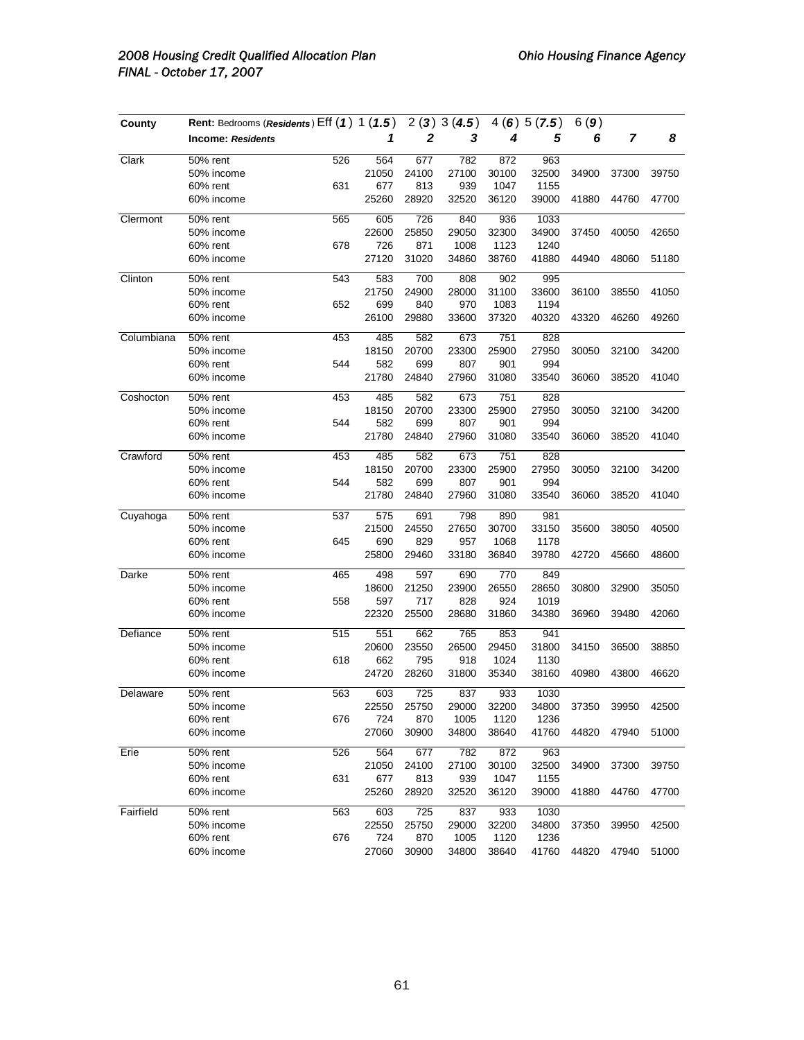| County | Rent: Bedrooms (*Residents*) Eff (*1*) 1 (*1.5*) 2 (*3*) 3 (*4.5*) 4 (*6*) 5 (*7.5*) 6 (*9*) | | | | | | | | | |
|---|---|---|---|---|---|---|---|---|---|---|
| | **Income: *Residents*** | | ***1*** | ***2*** | ***3*** | ***4*** | ***5*** | ***6*** | ***7*** | ***8*** |
| Clark | 50% rent | 526 | 564 | 677 | 782 | 872 | 963 | | | |
| | 50% income | | 21050 | 24100 | 27100 | 30100 | 32500 | 34900 | 37300 | 39750 |
| | 60% rent | 631 | 677 | 813 | 939 | 1047 | 1155 | | | |
| | 60% income | | 25260 | 28920 | 32520 | 36120 | 39000 | 41880 | 44760 | 47700 |
| Clermont | 50% rent | 565 | 605 | 726 | 840 | 936 | 1033 | | | |
| | 50% income | | 22600 | 25850 | 29050 | 32300 | 34900 | 37450 | 40050 | 42650 |
| | 60% rent | 678 | 726 | 871 | 1008 | 1123 | 1240 | | | |
| | 60% income | | 27120 | 31020 | 34860 | 38760 | 41880 | 44940 | 48060 | 51180 |
| Clinton | 50% rent | 543 | 583 | 700 | 808 | 902 | 995 | | | |
| | 50% income | | 21750 | 24900 | 28000 | 31100 | 33600 | 36100 | 38550 | 41050 |
| | 60% rent | 652 | 699 | 840 | 970 | 1083 | 1194 | | | |
| | 60% income | | 26100 | 29880 | 33600 | 37320 | 40320 | 43320 | 46260 | 49260 |
| Columbiana | 50% rent | 453 | 485 | 582 | 673 | 751 | 828 | | | |
| | 50% income | | 18150 | 20700 | 23300 | 25900 | 27950 | 30050 | 32100 | 34200 |
| | 60% rent | 544 | 582 | 699 | 807 | 901 | 994 | | | |
| | 60% income | | 21780 | 24840 | 27960 | 31080 | 33540 | 36060 | 38520 | 41040 |
| Coshocton | 50% rent | 453 | 485 | 582 | 673 | 751 | 828 | | | |
| | 50% income | | 18150 | 20700 | 23300 | 25900 | 27950 | 30050 | 32100 | 34200 |
| | 60% rent | 544 | 582 | 699 | 807 | 901 | 994 | | | |
| | 60% income | | 21780 | 24840 | 27960 | 31080 | 33540 | 36060 | 38520 | 41040 |
| Crawford | 50% rent | 453 | 485 | 582 | 673 | 751 | 828 | | | |
| | 50% income | | 18150 | 20700 | 23300 | 25900 | 27950 | 30050 | 32100 | 34200 |
| | 60% rent | 544 | 582 | 699 | 807 | 901 | 994 | | | |
| | 60% income | | 21780 | 24840 | 27960 | 31080 | 33540 | 36060 | 38520 | 41040 |
| Cuyahoga | 50% rent | 537 | 575 | 691 | 798 | 890 | 981 | | | |
| | 50% income | | 21500 | 24550 | 27650 | 30700 | 33150 | 35600 | 38050 | 40500 |
| | 60% rent | 645 | 690 | 829 | 957 | 1068 | 1178 | | | |
| | 60% income | | 25800 | 29460 | 33180 | 36840 | 39780 | 42720 | 45660 | 48600 |
| Darke | 50% rent | 465 | 498 | 597 | 690 | 770 | 849 | | | |
| | 50% income | | 18600 | 21250 | 23900 | 26550 | 28650 | 30800 | 32900 | 35050 |
| | 60% rent | 558 | 597 | 717 | 828 | 924 | 1019 | | | |
| | 60% income | | 22320 | 25500 | 28680 | 31860 | 34380 | 36960 | 39480 | 42060 |
| Defiance | 50% rent | 515 | 551 | 662 | 765 | 853 | 941 | | | |
| | 50% income | | 20600 | 23550 | 26500 | 29450 | 31800 | 34150 | 36500 | 38850 |
| | 60% rent | 618 | 662 | 795 | 918 | 1024 | 1130 | | | |
| | 60% income | | 24720 | 28260 | 31800 | 35340 | 38160 | 40980 | 43800 | 46620 |
| Delaware | 50% rent | 563 | 603 | 725 | 837 | 933 | 1030 | | | |
| | 50% income | | 22550 | 25750 | 29000 | 32200 | 34800 | 37350 | 39950 | 42500 |
| | 60% rent | 676 | 724 | 870 | 1005 | 1120 | 1236 | | | |
| | 60% income | | 27060 | 30900 | 34800 | 38640 | 41760 | 44820 | 47940 | 51000 |
| Erie | 50% rent | 526 | 564 | 677 | 782 | 872 | 963 | | | |
| | 50% income | | 21050 | 24100 | 27100 | 30100 | 32500 | 34900 | 37300 | 39750 |
| | 60% rent | 631 | 677 | 813 | 939 | 1047 | 1155 | | | |
| | 60% income | | 25260 | 28920 | 32520 | 36120 | 39000 | 41880 | 44760 | 47700 |
| Fairfield | 50% rent | 563 | 603 | 725 | 837 | 933 | 1030 | | | |
| | 50% income | | 22550 | 25750 | 29000 | 32200 | 34800 | 37350 | 39950 | 42500 |
| | 60% rent | 676 | 724 | 870 | 1005 | 1120 | 1236 | | | |
| | 60% income | | 27060 | 30900 | 34800 | 38640 | 41760 | 44820 | 47940 | 51000 |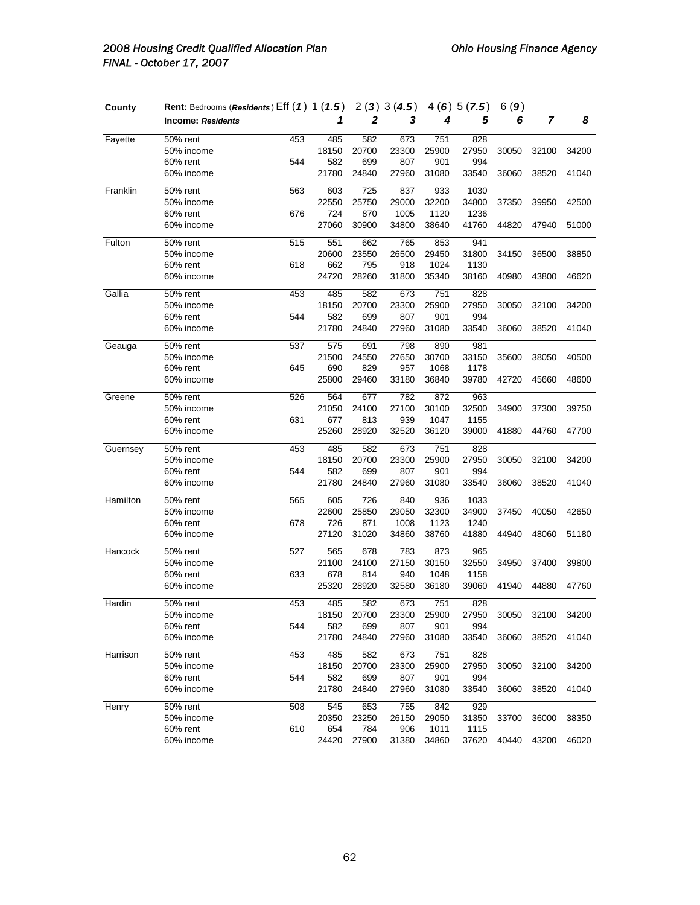| County | Rent: Bedrooms (*Residents*) | Eff (*1*) | 1 (*1.5*) | 2 (*3*) | 3 (*4.5*) | 4 (*6*) | 5 (*7.5*) | 6 (*9*) | | |
|---|---|---|---|---|---|---|---|---|---|---|
| | **Income:** ***Residents*** | | ***1*** | ***2*** | ***3*** | ***4*** | ***5*** | ***6*** | ***7*** | ***8*** |
| Fayette | 50% rent | 453 | 485 | 582 | 673 | 751 | 828 | | | |
| | 50% income | | 18150 | 20700 | 23300 | 25900 | 27950 | 30050 | 32100 | 34200 |
| | 60% rent | 544 | 582 | 699 | 807 | 901 | 994 | | | |
| | 60% income | | 21780 | 24840 | 27960 | 31080 | 33540 | 36060 | 38520 | 41040 |
| Franklin | 50% rent | 563 | 603 | 725 | 837 | 933 | 1030 | | | |
| | 50% income | | 22550 | 25750 | 29000 | 32200 | 34800 | 37350 | 39950 | 42500 |
| | 60% rent | 676 | 724 | 870 | 1005 | 1120 | 1236 | | | |
| | 60% income | | 27060 | 30900 | 34800 | 38640 | 41760 | 44820 | 47940 | 51000 |
| Fulton | 50% rent | 515 | 551 | 662 | 765 | 853 | 941 | | | |
| | 50% income | | 20600 | 23550 | 26500 | 29450 | 31800 | 34150 | 36500 | 38850 |
| | 60% rent | 618 | 662 | 795 | 918 | 1024 | 1130 | | | |
| | 60% income | | 24720 | 28260 | 31800 | 35340 | 38160 | 40980 | 43800 | 46620 |
| Gallia | 50% rent | 453 | 485 | 582 | 673 | 751 | 828 | | | |
| | 50% income | | 18150 | 20700 | 23300 | 25900 | 27950 | 30050 | 32100 | 34200 |
| | 60% rent | 544 | 582 | 699 | 807 | 901 | 994 | | | |
| | 60% income | | 21780 | 24840 | 27960 | 31080 | 33540 | 36060 | 38520 | 41040 |
| Geauga | 50% rent | 537 | 575 | 691 | 798 | 890 | 981 | | | |
| | 50% income | | 21500 | 24550 | 27650 | 30700 | 33150 | 35600 | 38050 | 40500 |
| | 60% rent | 645 | 690 | 829 | 957 | 1068 | 1178 | | | |
| | 60% income | | 25800 | 29460 | 33180 | 36840 | 39780 | 42720 | 45660 | 48600 |
| Greene | 50% rent | 526 | 564 | 677 | 782 | 872 | 963 | | | |
| | 50% income | | 21050 | 24100 | 27100 | 30100 | 32500 | 34900 | 37300 | 39750 |
| | 60% rent | 631 | 677 | 813 | 939 | 1047 | 1155 | | | |
| | 60% income | | 25260 | 28920 | 32520 | 36120 | 39000 | 41880 | 44760 | 47700 |
| Guernsey | 50% rent | 453 | 485 | 582 | 673 | 751 | 828 | | | |
| | 50% income | | 18150 | 20700 | 23300 | 25900 | 27950 | 30050 | 32100 | 34200 |
| | 60% rent | 544 | 582 | 699 | 807 | 901 | 994 | | | |
| | 60% income | | 21780 | 24840 | 27960 | 31080 | 33540 | 36060 | 38520 | 41040 |
| Hamilton | 50% rent | 565 | 605 | 726 | 840 | 936 | 1033 | | | |
| | 50% income | | 22600 | 25850 | 29050 | 32300 | 34900 | 37450 | 40050 | 42650 |
| | 60% rent | 678 | 726 | 871 | 1008 | 1123 | 1240 | | | |
| | 60% income | | 27120 | 31020 | 34860 | 38760 | 41880 | 44940 | 48060 | 51180 |
| Hancock | 50% rent | 527 | 565 | 678 | 783 | 873 | 965 | | | |
| | 50% income | | 21100 | 24100 | 27150 | 30150 | 32550 | 34950 | 37400 | 39800 |
| | 60% rent | 633 | 678 | 814 | 940 | 1048 | 1158 | | | |
| | 60% income | | 25320 | 28920 | 32580 | 36180 | 39060 | 41940 | 44880 | 47760 |
| Hardin | 50% rent | 453 | 485 | 582 | 673 | 751 | 828 | | | |
| | 50% income | | 18150 | 20700 | 23300 | 25900 | 27950 | 30050 | 32100 | 34200 |
| | 60% rent | 544 | 582 | 699 | 807 | 901 | 994 | | | |
| | 60% income | | 21780 | 24840 | 27960 | 31080 | 33540 | 36060 | 38520 | 41040 |
| Harrison | 50% rent | 453 | 485 | 582 | 673 | 751 | 828 | | | |
| | 50% income | | 18150 | 20700 | 23300 | 25900 | 27950 | 30050 | 32100 | 34200 |
| | 60% rent | 544 | 582 | 699 | 807 | 901 | 994 | | | |
| | 60% income | | 21780 | 24840 | 27960 | 31080 | 33540 | 36060 | 38520 | 41040 |
| Henry | 50% rent | 508 | 545 | 653 | 755 | 842 | 929 | | | |
| | 50% income | | 20350 | 23250 | 26150 | 29050 | 31350 | 33700 | 36000 | 38350 |
| | 60% rent | 610 | 654 | 784 | 906 | 1011 | 1115 | | | |
| | 60% income | | 24420 | 27900 | 31380 | 34860 | 37620 | 40440 | 43200 | 46020 |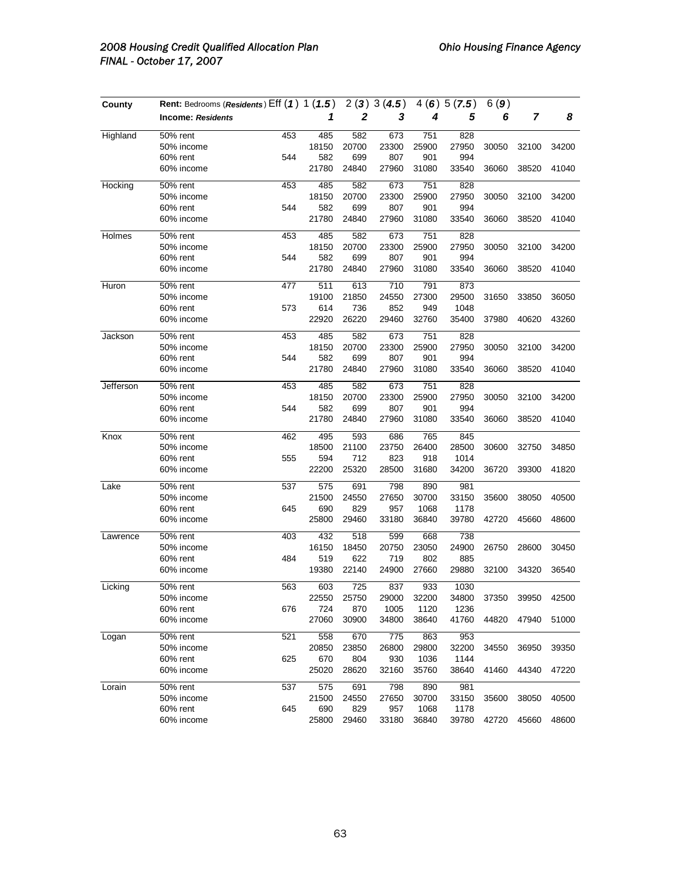| County | Rent: Bedrooms (*Residents*) Income: *Residents* | Eff (*1*) | 1 (*1.5*) **1** | 2 (*3*) **2** | 3 (*4.5*) **3** | 4 (*6*) **4** | 5 (*7.5*) **5** | 6 (*9*) **6** | **7** | **8** |
|---|---|---|---|---|---|---|---|---|---|---|
| Highland | 50% rent | 453 | 485 | 582 | 673 | 751 | 828 | | | |
| | 50% income | | 18150 | 20700 | 23300 | 25900 | 27950 | 30050 | 32100 | 34200 |
| | 60% rent | 544 | 582 | 699 | 807 | 901 | 994 | | | |
| | 60% income | | 21780 | 24840 | 27960 | 31080 | 33540 | 36060 | 38520 | 41040 |
| Hocking | 50% rent | 453 | 485 | 582 | 673 | 751 | 828 | | | |
| | 50% income | | 18150 | 20700 | 23300 | 25900 | 27950 | 30050 | 32100 | 34200 |
| | 60% rent | 544 | 582 | 699 | 807 | 901 | 994 | | | |
| | 60% income | | 21780 | 24840 | 27960 | 31080 | 33540 | 36060 | 38520 | 41040 |
| Holmes | 50% rent | 453 | 485 | 582 | 673 | 751 | 828 | | | |
| | 50% income | | 18150 | 20700 | 23300 | 25900 | 27950 | 30050 | 32100 | 34200 |
| | 60% rent | 544 | 582 | 699 | 807 | 901 | 994 | | | |
| | 60% income | | 21780 | 24840 | 27960 | 31080 | 33540 | 36060 | 38520 | 41040 |
| Huron | 50% rent | 477 | 511 | 613 | 710 | 791 | 873 | | | |
| | 50% income | | 19100 | 21850 | 24550 | 27300 | 29500 | 31650 | 33850 | 36050 |
| | 60% rent | 573 | 614 | 736 | 852 | 949 | 1048 | | | |
| | 60% income | | 22920 | 26220 | 29460 | 32760 | 35400 | 37980 | 40620 | 43260 |
| Jackson | 50% rent | 453 | 485 | 582 | 673 | 751 | 828 | | | |
| | 50% income | | 18150 | 20700 | 23300 | 25900 | 27950 | 30050 | 32100 | 34200 |
| | 60% rent | 544 | 582 | 699 | 807 | 901 | 994 | | | |
| | 60% income | | 21780 | 24840 | 27960 | 31080 | 33540 | 36060 | 38520 | 41040 |
| Jefferson | 50% rent | 453 | 485 | 582 | 673 | 751 | 828 | | | |
| | 50% income | | 18150 | 20700 | 23300 | 25900 | 27950 | 30050 | 32100 | 34200 |
| | 60% rent | 544 | 582 | 699 | 807 | 901 | 994 | | | |
| | 60% income | | 21780 | 24840 | 27960 | 31080 | 33540 | 36060 | 38520 | 41040 |
| Knox | 50% rent | 462 | 495 | 593 | 686 | 765 | 845 | | | |
| | 50% income | | 18500 | 21100 | 23750 | 26400 | 28500 | 30600 | 32750 | 34850 |
| | 60% rent | 555 | 594 | 712 | 823 | 918 | 1014 | | | |
| | 60% income | | 22200 | 25320 | 28500 | 31680 | 34200 | 36720 | 39300 | 41820 |
| Lake | 50% rent | 537 | 575 | 691 | 798 | 890 | 981 | | | |
| | 50% income | | 21500 | 24550 | 27650 | 30700 | 33150 | 35600 | 38050 | 40500 |
| | 60% rent | 645 | 690 | 829 | 957 | 1068 | 1178 | | | |
| | 60% income | | 25800 | 29460 | 33180 | 36840 | 39780 | 42720 | 45660 | 48600 |
| Lawrence | 50% rent | 403 | 432 | 518 | 599 | 668 | 738 | | | |
| | 50% income | | 16150 | 18450 | 20750 | 23050 | 24900 | 26750 | 28600 | 30450 |
| | 60% rent | 484 | 519 | 622 | 719 | 802 | 885 | | | |
| | 60% income | | 19380 | 22140 | 24900 | 27660 | 29880 | 32100 | 34320 | 36540 |
| Licking | 50% rent | 563 | 603 | 725 | 837 | 933 | 1030 | | | |
| | 50% income | | 22550 | 25750 | 29000 | 32200 | 34800 | 37350 | 39950 | 42500 |
| | 60% rent | 676 | 724 | 870 | 1005 | 1120 | 1236 | | | |
| | 60% income | | 27060 | 30900 | 34800 | 38640 | 41760 | 44820 | 47940 | 51000 |
| Logan | 50% rent | 521 | 558 | 670 | 775 | 863 | 953 | | | |
| | 50% income | | 20850 | 23850 | 26800 | 29800 | 32200 | 34550 | 36950 | 39350 |
| | 60% rent | 625 | 670 | 804 | 930 | 1036 | 1144 | | | |
| | 60% income | | 25020 | 28620 | 32160 | 35760 | 38640 | 41460 | 44340 | 47220 |
| Lorain | 50% rent | 537 | 575 | 691 | 798 | 890 | 981 | | | |
| | 50% income | | 21500 | 24550 | 27650 | 30700 | 33150 | 35600 | 38050 | 40500 |
| | 60% rent | 645 | 690 | 829 | 957 | 1068 | 1178 | | | |
| | 60% income | | 25800 | 29460 | 33180 | 36840 | 39780 | 42720 | 45660 | 48600 |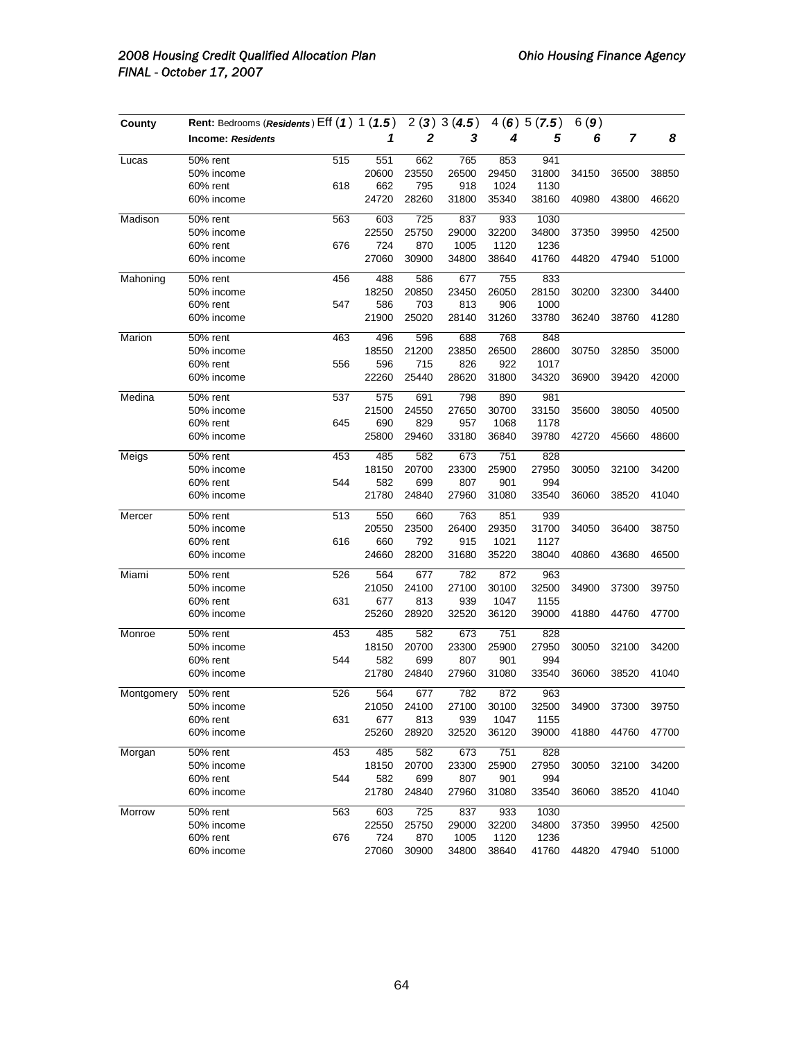| County | Rent: Bedrooms (*Residents*) | Eff (*1*) | 1 (*1.5*) | 2 (*3*) | 3 (*4.5*) | 4 (*6*) | 5 (*7.5*) | 6 (*9*) | | |
|---|---|---|---|---|---|---|---|---|---|---|
| | **Income: *Residents*** | | ***1*** | ***2*** | ***3*** | ***4*** | ***5*** | ***6*** | ***7*** | ***8*** |
| Lucas | 50% rent | 515 | 551 | 662 | 765 | 853 | 941 | | | |
| | 50% income | | 20600 | 23550 | 26500 | 29450 | 31800 | 34150 | 36500 | 38850 |
| | 60% rent | 618 | 662 | 795 | 918 | 1024 | 1130 | | | |
| | 60% income | | 24720 | 28260 | 31800 | 35340 | 38160 | 40980 | 43800 | 46620 |
| Madison | 50% rent | 563 | 603 | 725 | 837 | 933 | 1030 | | | |
| | 50% income | | 22550 | 25750 | 29000 | 32200 | 34800 | 37350 | 39950 | 42500 |
| | 60% rent | 676 | 724 | 870 | 1005 | 1120 | 1236 | | | |
| | 60% income | | 27060 | 30900 | 34800 | 38640 | 41760 | 44820 | 47940 | 51000 |
| Mahoning | 50% rent | 456 | 488 | 586 | 677 | 755 | 833 | | | |
| | 50% income | | 18250 | 20850 | 23450 | 26050 | 28150 | 30200 | 32300 | 34400 |
| | 60% rent | 547 | 586 | 703 | 813 | 906 | 1000 | | | |
| | 60% income | | 21900 | 25020 | 28140 | 31260 | 33780 | 36240 | 38760 | 41280 |
| Marion | 50% rent | 463 | 496 | 596 | 688 | 768 | 848 | | | |
| | 50% income | | 18550 | 21200 | 23850 | 26500 | 28600 | 30750 | 32850 | 35000 |
| | 60% rent | 556 | 596 | 715 | 826 | 922 | 1017 | | | |
| | 60% income | | 22260 | 25440 | 28620 | 31800 | 34320 | 36900 | 39420 | 42000 |
| Medina | 50% rent | 537 | 575 | 691 | 798 | 890 | 981 | | | |
| | 50% income | | 21500 | 24550 | 27650 | 30700 | 33150 | 35600 | 38050 | 40500 |
| | 60% rent | 645 | 690 | 829 | 957 | 1068 | 1178 | | | |
| | 60% income | | 25800 | 29460 | 33180 | 36840 | 39780 | 42720 | 45660 | 48600 |
| Meigs | 50% rent | 453 | 485 | 582 | 673 | 751 | 828 | | | |
| | 50% income | | 18150 | 20700 | 23300 | 25900 | 27950 | 30050 | 32100 | 34200 |
| | 60% rent | 544 | 582 | 699 | 807 | 901 | 994 | | | |
| | 60% income | | 21780 | 24840 | 27960 | 31080 | 33540 | 36060 | 38520 | 41040 |
| Mercer | 50% rent | 513 | 550 | 660 | 763 | 851 | 939 | | | |
| | 50% income | | 20550 | 23500 | 26400 | 29350 | 31700 | 34050 | 36400 | 38750 |
| | 60% rent | 616 | 660 | 792 | 915 | 1021 | 1127 | | | |
| | 60% income | | 24660 | 28200 | 31680 | 35220 | 38040 | 40860 | 43680 | 46500 |
| Miami | 50% rent | 526 | 564 | 677 | 782 | 872 | 963 | | | |
| | 50% income | | 21050 | 24100 | 27100 | 30100 | 32500 | 34900 | 37300 | 39750 |
| | 60% rent | 631 | 677 | 813 | 939 | 1047 | 1155 | | | |
| | 60% income | | 25260 | 28920 | 32520 | 36120 | 39000 | 41880 | 44760 | 47700 |
| Monroe | 50% rent | 453 | 485 | 582 | 673 | 751 | 828 | | | |
| | 50% income | | 18150 | 20700 | 23300 | 25900 | 27950 | 30050 | 32100 | 34200 |
| | 60% rent | 544 | 582 | 699 | 807 | 901 | 994 | | | |
| | 60% income | | 21780 | 24840 | 27960 | 31080 | 33540 | 36060 | 38520 | 41040 |
| Montgomery | 50% rent | 526 | 564 | 677 | 782 | 872 | 963 | | | |
| | 50% income | | 21050 | 24100 | 27100 | 30100 | 32500 | 34900 | 37300 | 39750 |
| | 60% rent | 631 | 677 | 813 | 939 | 1047 | 1155 | | | |
| | 60% income | | 25260 | 28920 | 32520 | 36120 | 39000 | 41880 | 44760 | 47700 |
| Morgan | 50% rent | 453 | 485 | 582 | 673 | 751 | 828 | | | |
| | 50% income | | 18150 | 20700 | 23300 | 25900 | 27950 | 30050 | 32100 | 34200 |
| | 60% rent | 544 | 582 | 699 | 807 | 901 | 994 | | | |
| | 60% income | | 21780 | 24840 | 27960 | 31080 | 33540 | 36060 | 38520 | 41040 |
| Morrow | 50% rent | 563 | 603 | 725 | 837 | 933 | 1030 | | | |
| | 50% income | | 22550 | 25750 | 29000 | 32200 | 34800 | 37350 | 39950 | 42500 |
| | 60% rent | 676 | 724 | 870 | 1005 | 1120 | 1236 | | | |
| | 60% income | | 27060 | 30900 | 34800 | 38640 | 41760 | 44820 | 47940 | 51000 |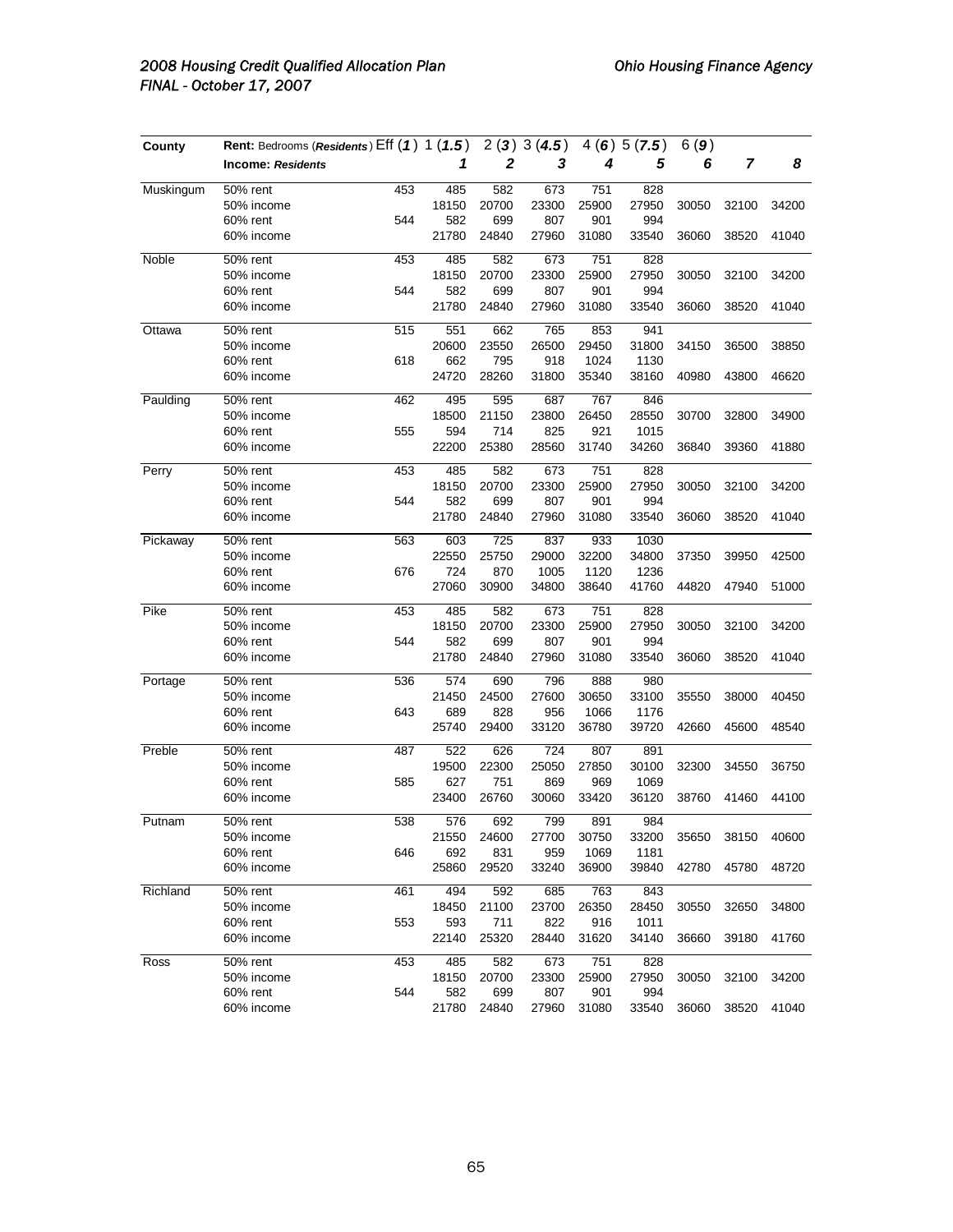| County | Rent: Bedrooms (*Residents*) | Eff (*1*) | 1 (*1.5*) | 2 (*3*) | 3 (*4.5*) | 4 (*6*) | 5 (*7.5*) | 6 (*9*) | | |
|---|---|---|---|---|---|---|---|---|---|---|
| | **Income: *Residents*** | | ***1*** | ***2*** | ***3*** | ***4*** | ***5*** | ***6*** | ***7*** | ***8*** |
| Muskingum | 50% rent | 453 | 485 | 582 | 673 | 751 | 828 | | | |
| | 50% income | | 18150 | 20700 | 23300 | 25900 | 27950 | 30050 | 32100 | 34200 |
| | 60% rent | 544 | 582 | 699 | 807 | 901 | 994 | | | |
| | 60% income | | 21780 | 24840 | 27960 | 31080 | 33540 | 36060 | 38520 | 41040 |
| Noble | 50% rent | 453 | 485 | 582 | 673 | 751 | 828 | | | |
| | 50% income | | 18150 | 20700 | 23300 | 25900 | 27950 | 30050 | 32100 | 34200 |
| | 60% rent | 544 | 582 | 699 | 807 | 901 | 994 | | | |
| | 60% income | | 21780 | 24840 | 27960 | 31080 | 33540 | 36060 | 38520 | 41040 |
| Ottawa | 50% rent | 515 | 551 | 662 | 765 | 853 | 941 | | | |
| | 50% income | | 20600 | 23550 | 26500 | 29450 | 31800 | 34150 | 36500 | 38850 |
| | 60% rent | 618 | 662 | 795 | 918 | 1024 | 1130 | | | |
| | 60% income | | 24720 | 28260 | 31800 | 35340 | 38160 | 40980 | 43800 | 46620 |
| Paulding | 50% rent | 462 | 495 | 595 | 687 | 767 | 846 | | | |
| | 50% income | | 18500 | 21150 | 23800 | 26450 | 28550 | 30700 | 32800 | 34900 |
| | 60% rent | 555 | 594 | 714 | 825 | 921 | 1015 | | | |
| | 60% income | | 22200 | 25380 | 28560 | 31740 | 34260 | 36840 | 39360 | 41880 |
| Perry | 50% rent | 453 | 485 | 582 | 673 | 751 | 828 | | | |
| | 50% income | | 18150 | 20700 | 23300 | 25900 | 27950 | 30050 | 32100 | 34200 |
| | 60% rent | 544 | 582 | 699 | 807 | 901 | 994 | | | |
| | 60% income | | 21780 | 24840 | 27960 | 31080 | 33540 | 36060 | 38520 | 41040 |
| Pickaway | 50% rent | 563 | 603 | 725 | 837 | 933 | 1030 | | | |
| | 50% income | | 22550 | 25750 | 29000 | 32200 | 34800 | 37350 | 39950 | 42500 |
| | 60% rent | 676 | 724 | 870 | 1005 | 1120 | 1236 | | | |
| | 60% income | | 27060 | 30900 | 34800 | 38640 | 41760 | 44820 | 47940 | 51000 |
| Pike | 50% rent | 453 | 485 | 582 | 673 | 751 | 828 | | | |
| | 50% income | | 18150 | 20700 | 23300 | 25900 | 27950 | 30050 | 32100 | 34200 |
| | 60% rent | 544 | 582 | 699 | 807 | 901 | 994 | | | |
| | 60% income | | 21780 | 24840 | 27960 | 31080 | 33540 | 36060 | 38520 | 41040 |
| Portage | 50% rent | 536 | 574 | 690 | 796 | 888 | 980 | | | |
| | 50% income | | 21450 | 24500 | 27600 | 30650 | 33100 | 35550 | 38000 | 40450 |
| | 60% rent | 643 | 689 | 828 | 956 | 1066 | 1176 | | | |
| | 60% income | | 25740 | 29400 | 33120 | 36780 | 39720 | 42660 | 45600 | 48540 |
| Preble | 50% rent | 487 | 522 | 626 | 724 | 807 | 891 | | | |
| | 50% income | | 19500 | 22300 | 25050 | 27850 | 30100 | 32300 | 34550 | 36750 |
| | 60% rent | 585 | 627 | 751 | 869 | 969 | 1069 | | | |
| | 60% income | | 23400 | 26760 | 30060 | 33420 | 36120 | 38760 | 41460 | 44100 |
| Putnam | 50% rent | 538 | 576 | 692 | 799 | 891 | 984 | | | |
| | 50% income | | 21550 | 24600 | 27700 | 30750 | 33200 | 35650 | 38150 | 40600 |
| | 60% rent | 646 | 692 | 831 | 959 | 1069 | 1181 | | | |
| | 60% income | | 25860 | 29520 | 33240 | 36900 | 39840 | 42780 | 45780 | 48720 |
| Richland | 50% rent | 461 | 494 | 592 | 685 | 763 | 843 | | | |
| | 50% income | | 18450 | 21100 | 23700 | 26350 | 28450 | 30550 | 32650 | 34800 |
| | 60% rent | 553 | 593 | 711 | 822 | 916 | 1011 | | | |
| | 60% income | | 22140 | 25320 | 28440 | 31620 | 34140 | 36660 | 39180 | 41760 |
| Ross | 50% rent | 453 | 485 | 582 | 673 | 751 | 828 | | | |
| | 50% income | | 18150 | 20700 | 23300 | 25900 | 27950 | 30050 | 32100 | 34200 |
| | 60% rent | 544 | 582 | 699 | 807 | 901 | 994 | | | |
| | 60% income | | 21780 | 24840 | 27960 | 31080 | 33540 | 36060 | 38520 | 41040 |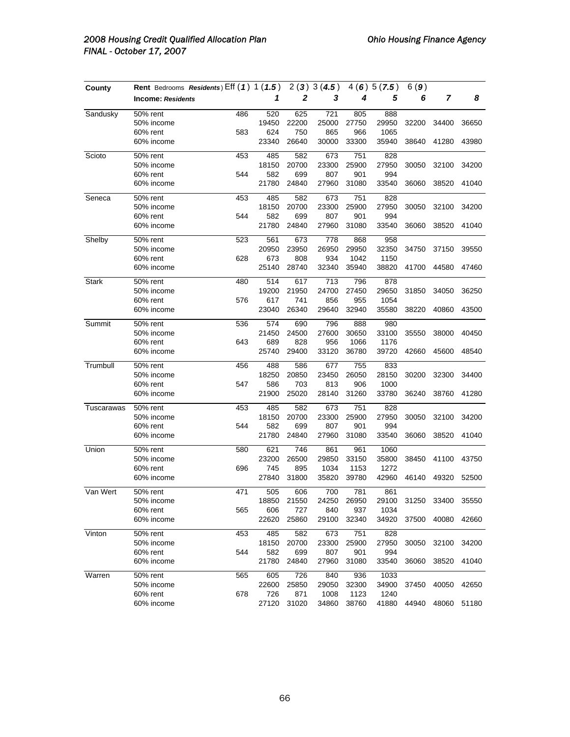| County | Rent Bedrooms *Residents*) Eff (*1*) 1 (*1.5*) 2 (*3*) 3 (*4.5*) 4 (*6*) 5 (*7.5*) 6 (*9*) | | | | | | | | | |
|---|---|---|---|---|---|---|---|---|---|---|
| | **Income: *Residents*** | | ***1*** | ***2*** | ***3*** | ***4*** | ***5*** | ***6*** | ***7*** | ***8*** |
| Sandusky | 50% rent | 486 | 520 | 625 | 721 | 805 | 888 | | | |
| | 50% income | | 19450 | 22200 | 25000 | 27750 | 29950 | 32200 | 34400 | 36650 |
| | 60% rent | 583 | 624 | 750 | 865 | 966 | 1065 | | | |
| | 60% income | | 23340 | 26640 | 30000 | 33300 | 35940 | 38640 | 41280 | 43980 |
| Scioto | 50% rent | 453 | 485 | 582 | 673 | 751 | 828 | | | |
| | 50% income | | 18150 | 20700 | 23300 | 25900 | 27950 | 30050 | 32100 | 34200 |
| | 60% rent | 544 | 582 | 699 | 807 | 901 | 994 | | | |
| | 60% income | | 21780 | 24840 | 27960 | 31080 | 33540 | 36060 | 38520 | 41040 |
| Seneca | 50% rent | 453 | 485 | 582 | 673 | 751 | 828 | | | |
| | 50% income | | 18150 | 20700 | 23300 | 25900 | 27950 | 30050 | 32100 | 34200 |
| | 60% rent | 544 | 582 | 699 | 807 | 901 | 994 | | | |
| | 60% income | | 21780 | 24840 | 27960 | 31080 | 33540 | 36060 | 38520 | 41040 |
| Shelby | 50% rent | 523 | 561 | 673 | 778 | 868 | 958 | | | |
| | 50% income | | 20950 | 23950 | 26950 | 29950 | 32350 | 34750 | 37150 | 39550 |
| | 60% rent | 628 | 673 | 808 | 934 | 1042 | 1150 | | | |
| | 60% income | | 25140 | 28740 | 32340 | 35940 | 38820 | 41700 | 44580 | 47460 |
| Stark | 50% rent | 480 | 514 | 617 | 713 | 796 | 878 | | | |
| | 50% income | | 19200 | 21950 | 24700 | 27450 | 29650 | 31850 | 34050 | 36250 |
| | 60% rent | 576 | 617 | 741 | 856 | 955 | 1054 | | | |
| | 60% income | | 23040 | 26340 | 29640 | 32940 | 35580 | 38220 | 40860 | 43500 |
| Summit | 50% rent | 536 | 574 | 690 | 796 | 888 | 980 | | | |
| | 50% income | | 21450 | 24500 | 27600 | 30650 | 33100 | 35550 | 38000 | 40450 |
| | 60% rent | 643 | 689 | 828 | 956 | 1066 | 1176 | | | |
| | 60% income | | 25740 | 29400 | 33120 | 36780 | 39720 | 42660 | 45600 | 48540 |
| Trumbull | 50% rent | 456 | 488 | 586 | 677 | 755 | 833 | | | |
| | 50% income | | 18250 | 20850 | 23450 | 26050 | 28150 | 30200 | 32300 | 34400 |
| | 60% rent | 547 | 586 | 703 | 813 | 906 | 1000 | | | |
| | 60% income | | 21900 | 25020 | 28140 | 31260 | 33780 | 36240 | 38760 | 41280 |
| Tuscarawas | 50% rent | 453 | 485 | 582 | 673 | 751 | 828 | | | |
| | 50% income | | 18150 | 20700 | 23300 | 25900 | 27950 | 30050 | 32100 | 34200 |
| | 60% rent | 544 | 582 | 699 | 807 | 901 | 994 | | | |
| | 60% income | | 21780 | 24840 | 27960 | 31080 | 33540 | 36060 | 38520 | 41040 |
| Union | 50% rent | 580 | 621 | 746 | 861 | 961 | 1060 | | | |
| | 50% income | | 23200 | 26500 | 29850 | 33150 | 35800 | 38450 | 41100 | 43750 |
| | 60% rent | 696 | 745 | 895 | 1034 | 1153 | 1272 | | | |
| | 60% income | | 27840 | 31800 | 35820 | 39780 | 42960 | 46140 | 49320 | 52500 |
| Van Wert | 50% rent | 471 | 505 | 606 | 700 | 781 | 861 | | | |
| | 50% income | | 18850 | 21550 | 24250 | 26950 | 29100 | 31250 | 33400 | 35550 |
| | 60% rent | 565 | 606 | 727 | 840 | 937 | 1034 | | | |
| | 60% income | | 22620 | 25860 | 29100 | 32340 | 34920 | 37500 | 40080 | 42660 |
| Vinton | 50% rent | 453 | 485 | 582 | 673 | 751 | 828 | | | |
| | 50% income | | 18150 | 20700 | 23300 | 25900 | 27950 | 30050 | 32100 | 34200 |
| | 60% rent | 544 | 582 | 699 | 807 | 901 | 994 | | | |
| | 60% income | | 21780 | 24840 | 27960 | 31080 | 33540 | 36060 | 38520 | 41040 |
| Warren | 50% rent | 565 | 605 | 726 | 840 | 936 | 1033 | | | |
| | 50% income | | 22600 | 25850 | 29050 | 32300 | 34900 | 37450 | 40050 | 42650 |
| | 60% rent | 678 | 726 | 871 | 1008 | 1123 | 1240 | | | |
| | 60% income | | 27120 | 31020 | 34860 | 38760 | 41880 | 44940 | 48060 | 51180 |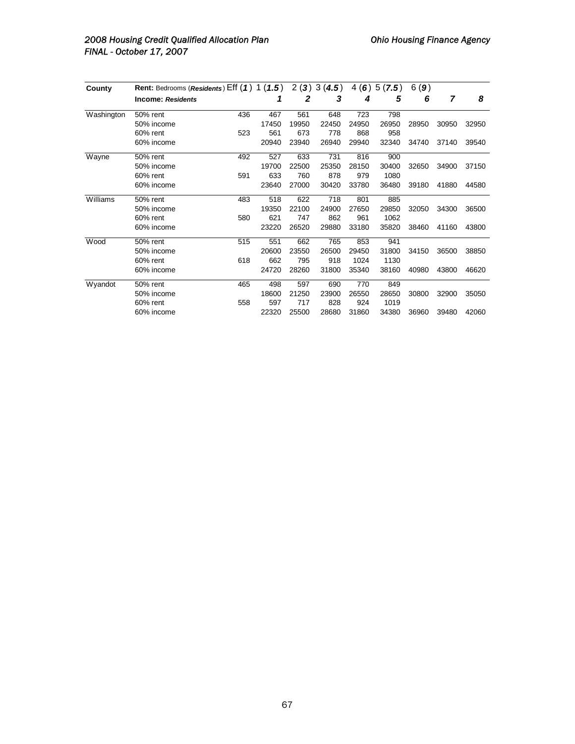| County | Rent: Bedrooms (*Residents*) Eff (*1*) | 1 (*1.5*) | 2 (*3*) | 3 (*4.5*) | 4 (*6*) | 5 (*7.5*) | 6 (*9*) | | |
|---|---|---|---|---|---|---|---|---|---|
| | **Income: *Residents*** | ***1*** | ***2*** | ***3*** | ***4*** | ***5*** | ***6*** | ***7*** | ***8*** |
| Washington | 50% rent | 436 | 467 | 561 | 648 | 723 | 798 | | |
| | 50% income | | 17450 | 19950 | 22450 | 24950 | 26950 | 28950 | 30950 | 32950 |
| | 60% rent | 523 | 561 | 673 | 778 | 868 | 958 | | |
| | 60% income | | 20940 | 23940 | 26940 | 29940 | 32340 | 34740 | 37140 | 39540 |
| Wayne | 50% rent | 492 | 527 | 633 | 731 | 816 | 900 | | |
| | 50% income | | 19700 | 22500 | 25350 | 28150 | 30400 | 32650 | 34900 | 37150 |
| | 60% rent | 591 | 633 | 760 | 878 | 979 | 1080 | | |
| | 60% income | | 23640 | 27000 | 30420 | 33780 | 36480 | 39180 | 41880 | 44580 |
| Williams | 50% rent | 483 | 518 | 622 | 718 | 801 | 885 | | |
| | 50% income | | 19350 | 22100 | 24900 | 27650 | 29850 | 32050 | 34300 | 36500 |
| | 60% rent | 580 | 621 | 747 | 862 | 961 | 1062 | | |
| | 60% income | | 23220 | 26520 | 29880 | 33180 | 35820 | 38460 | 41160 | 43800 |
| Wood | 50% rent | 515 | 551 | 662 | 765 | 853 | 941 | | |
| | 50% income | | 20600 | 23550 | 26500 | 29450 | 31800 | 34150 | 36500 | 38850 |
| | 60% rent | 618 | 662 | 795 | 918 | 1024 | 1130 | | |
| | 60% income | | 24720 | 28260 | 31800 | 35340 | 38160 | 40980 | 43800 | 46620 |
| Wyandot | 50% rent | 465 | 498 | 597 | 690 | 770 | 849 | | |
| | 50% income | | 18600 | 21250 | 23900 | 26550 | 28650 | 30800 | 32900 | 35050 |
| | 60% rent | 558 | 597 | 717 | 828 | 924 | 1019 | | |
| | 60% income | | 22320 | 25500 | 28680 | 31860 | 34380 | 36960 | 39480 | 42060 |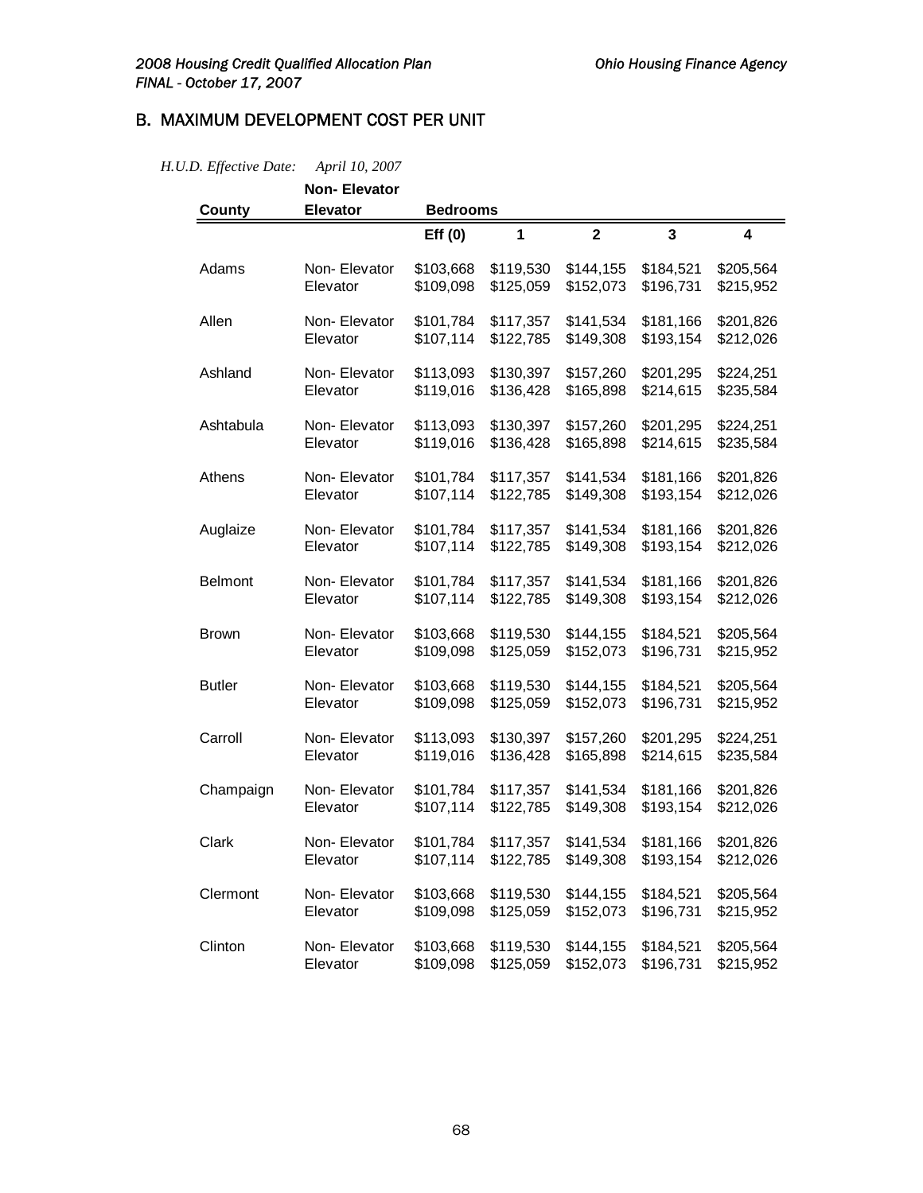## B. MAXIMUM DEVELOPMENT COST PER UNIT

*H.U.D. Effective Date: April 10, 2007*

| County | Non- Elevator Elevator | Bedrooms | | | | |
|---|---|---|---|---|---|---|
| | | Eff (0) | 1 | 2 | 3 | 4 |
| Adams | Non- Elevator | $103,668 | $119,530 | $144,155 | $184,521 | $205,564 |
| | Elevator | $109,098 | $125,059 | $152,073 | $196,731 | $215,952 |
| Allen | Non- Elevator | $101,784 | $117,357 | $141,534 | $181,166 | $201,826 |
| | Elevator | $107,114 | $122,785 | $149,308 | $193,154 | $212,026 |
| Ashland | Non- Elevator | $113,093 | $130,397 | $157,260 | $201,295 | $224,251 |
| | Elevator | $119,016 | $136,428 | $165,898 | $214,615 | $235,584 |
| Ashtabula | Non- Elevator | $113,093 | $130,397 | $157,260 | $201,295 | $224,251 |
| | Elevator | $119,016 | $136,428 | $165,898 | $214,615 | $235,584 |
| Athens | Non- Elevator | $101,784 | $117,357 | $141,534 | $181,166 | $201,826 |
| | Elevator | $107,114 | $122,785 | $149,308 | $193,154 | $212,026 |
| Auglaize | Non- Elevator | $101,784 | $117,357 | $141,534 | $181,166 | $201,826 |
| | Elevator | $107,114 | $122,785 | $149,308 | $193,154 | $212,026 |
| Belmont | Non- Elevator | $101,784 | $117,357 | $141,534 | $181,166 | $201,826 |
| | Elevator | $107,114 | $122,785 | $149,308 | $193,154 | $212,026 |
| Brown | Non- Elevator | $103,668 | $119,530 | $144,155 | $184,521 | $205,564 |
| | Elevator | $109,098 | $125,059 | $152,073 | $196,731 | $215,952 |
| Butler | Non- Elevator | $103,668 | $119,530 | $144,155 | $184,521 | $205,564 |
| | Elevator | $109,098 | $125,059 | $152,073 | $196,731 | $215,952 |
| Carroll | Non- Elevator | $113,093 | $130,397 | $157,260 | $201,295 | $224,251 |
| | Elevator | $119,016 | $136,428 | $165,898 | $214,615 | $235,584 |
| Champaign | Non- Elevator | $101,784 | $117,357 | $141,534 | $181,166 | $201,826 |
| | Elevator | $107,114 | $122,785 | $149,308 | $193,154 | $212,026 |
| Clark | Non- Elevator | $101,784 | $117,357 | $141,534 | $181,166 | $201,826 |
| | Elevator | $107,114 | $122,785 | $149,308 | $193,154 | $212,026 |
| Clermont | Non- Elevator | $103,668 | $119,530 | $144,155 | $184,521 | $205,564 |
| | Elevator | $109,098 | $125,059 | $152,073 | $196,731 | $215,952 |
| Clinton | Non- Elevator | $103,668 | $119,530 | $144,155 | $184,521 | $205,564 |
| | Elevator | $109,098 | $125,059 | $152,073 | $196,731 | $215,952 |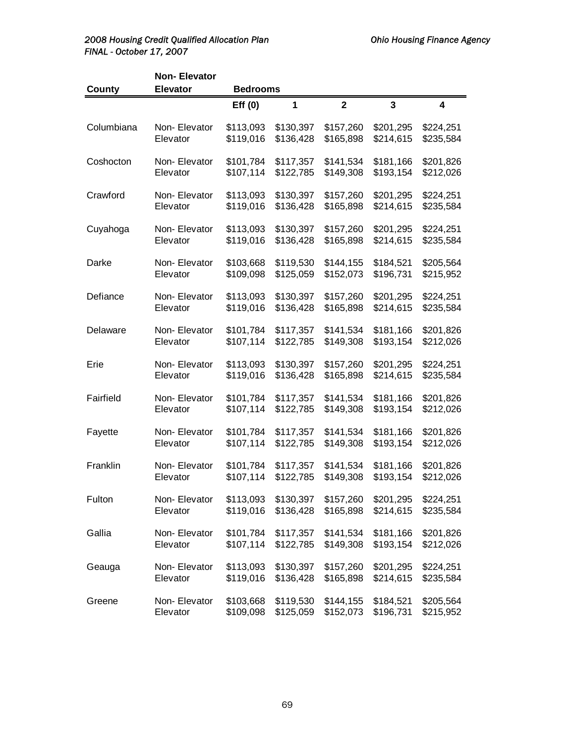| County | Non- Elevator Elevator | Bedrooms | | | | |
|---|---|---|---|---|---|---|
| | | Eff (0) | 1 | 2 | 3 | 4 |
| Columbiana | Non- Elevator | $113,093 | $130,397 | $157,260 | $201,295 | $224,251 |
| | Elevator | $119,016 | $136,428 | $165,898 | $214,615 | $235,584 |
| Coshocton | Non- Elevator | $101,784 | $117,357 | $141,534 | $181,166 | $201,826 |
| | Elevator | $107,114 | $122,785 | $149,308 | $193,154 | $212,026 |
| Crawford | Non- Elevator | $113,093 | $130,397 | $157,260 | $201,295 | $224,251 |
| | Elevator | $119,016 | $136,428 | $165,898 | $214,615 | $235,584 |
| Cuyahoga | Non- Elevator | $113,093 | $130,397 | $157,260 | $201,295 | $224,251 |
| | Elevator | $119,016 | $136,428 | $165,898 | $214,615 | $235,584 |
| Darke | Non- Elevator | $103,668 | $119,530 | $144,155 | $184,521 | $205,564 |
| | Elevator | $109,098 | $125,059 | $152,073 | $196,731 | $215,952 |
| Defiance | Non- Elevator | $113,093 | $130,397 | $157,260 | $201,295 | $224,251 |
| | Elevator | $119,016 | $136,428 | $165,898 | $214,615 | $235,584 |
| Delaware | Non- Elevator | $101,784 | $117,357 | $141,534 | $181,166 | $201,826 |
| | Elevator | $107,114 | $122,785 | $149,308 | $193,154 | $212,026 |
| Erie | Non- Elevator | $113,093 | $130,397 | $157,260 | $201,295 | $224,251 |
| | Elevator | $119,016 | $136,428 | $165,898 | $214,615 | $235,584 |
| Fairfield | Non- Elevator | $101,784 | $117,357 | $141,534 | $181,166 | $201,826 |
| | Elevator | $107,114 | $122,785 | $149,308 | $193,154 | $212,026 |
| Fayette | Non- Elevator | $101,784 | $117,357 | $141,534 | $181,166 | $201,826 |
| | Elevator | $107,114 | $122,785 | $149,308 | $193,154 | $212,026 |
| Franklin | Non- Elevator | $101,784 | $117,357 | $141,534 | $181,166 | $201,826 |
| | Elevator | $107,114 | $122,785 | $149,308 | $193,154 | $212,026 |
| Fulton | Non- Elevator | $113,093 | $130,397 | $157,260 | $201,295 | $224,251 |
| | Elevator | $119,016 | $136,428 | $165,898 | $214,615 | $235,584 |
| Gallia | Non- Elevator | $101,784 | $117,357 | $141,534 | $181,166 | $201,826 |
| | Elevator | $107,114 | $122,785 | $149,308 | $193,154 | $212,026 |
| Geauga | Non- Elevator | $113,093 | $130,397 | $157,260 | $201,295 | $224,251 |
| | Elevator | $119,016 | $136,428 | $165,898 | $214,615 | $235,584 |
| Greene | Non- Elevator | $103,668 | $119,530 | $144,155 | $184,521 | $205,564 |
| | Elevator | $109,098 | $125,059 | $152,073 | $196,731 | $215,952 |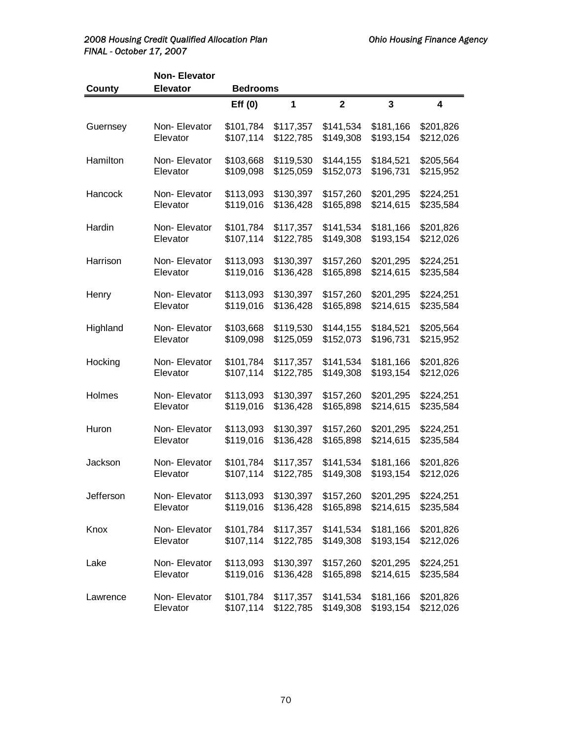| County | Non- Elevator Elevator | Bedrooms | | | | |
|---|---|---|---|---|---|---|
| | | Eff (0) | 1 | 2 | 3 | 4 |
| Guernsey | Non- Elevator | $101,784 | $117,357 | $141,534 | $181,166 | $201,826 |
| | Elevator | $107,114 | $122,785 | $149,308 | $193,154 | $212,026 |
| Hamilton | Non- Elevator | $103,668 | $119,530 | $144,155 | $184,521 | $205,564 |
| | Elevator | $109,098 | $125,059 | $152,073 | $196,731 | $215,952 |
| Hancock | Non- Elevator | $113,093 | $130,397 | $157,260 | $201,295 | $224,251 |
| | Elevator | $119,016 | $136,428 | $165,898 | $214,615 | $235,584 |
| Hardin | Non- Elevator | $101,784 | $117,357 | $141,534 | $181,166 | $201,826 |
| | Elevator | $107,114 | $122,785 | $149,308 | $193,154 | $212,026 |
| Harrison | Non- Elevator | $113,093 | $130,397 | $157,260 | $201,295 | $224,251 |
| | Elevator | $119,016 | $136,428 | $165,898 | $214,615 | $235,584 |
| Henry | Non- Elevator | $113,093 | $130,397 | $157,260 | $201,295 | $224,251 |
| | Elevator | $119,016 | $136,428 | $165,898 | $214,615 | $235,584 |
| Highland | Non- Elevator | $103,668 | $119,530 | $144,155 | $184,521 | $205,564 |
| | Elevator | $109,098 | $125,059 | $152,073 | $196,731 | $215,952 |
| Hocking | Non- Elevator | $101,784 | $117,357 | $141,534 | $181,166 | $201,826 |
| | Elevator | $107,114 | $122,785 | $149,308 | $193,154 | $212,026 |
| Holmes | Non- Elevator | $113,093 | $130,397 | $157,260 | $201,295 | $224,251 |
| | Elevator | $119,016 | $136,428 | $165,898 | $214,615 | $235,584 |
| Huron | Non- Elevator | $113,093 | $130,397 | $157,260 | $201,295 | $224,251 |
| | Elevator | $119,016 | $136,428 | $165,898 | $214,615 | $235,584 |
| Jackson | Non- Elevator | $101,784 | $117,357 | $141,534 | $181,166 | $201,826 |
| | Elevator | $107,114 | $122,785 | $149,308 | $193,154 | $212,026 |
| Jefferson | Non- Elevator | $113,093 | $130,397 | $157,260 | $201,295 | $224,251 |
| | Elevator | $119,016 | $136,428 | $165,898 | $214,615 | $235,584 |
| Knox | Non- Elevator | $101,784 | $117,357 | $141,534 | $181,166 | $201,826 |
| | Elevator | $107,114 | $122,785 | $149,308 | $193,154 | $212,026 |
| Lake | Non- Elevator | $113,093 | $130,397 | $157,260 | $201,295 | $224,251 |
| | Elevator | $119,016 | $136,428 | $165,898 | $214,615 | $235,584 |
| Lawrence | Non- Elevator | $101,784 | $117,357 | $141,534 | $181,166 | $201,826 |
| | Elevator | $107,114 | $122,785 | $149,308 | $193,154 | $212,026 |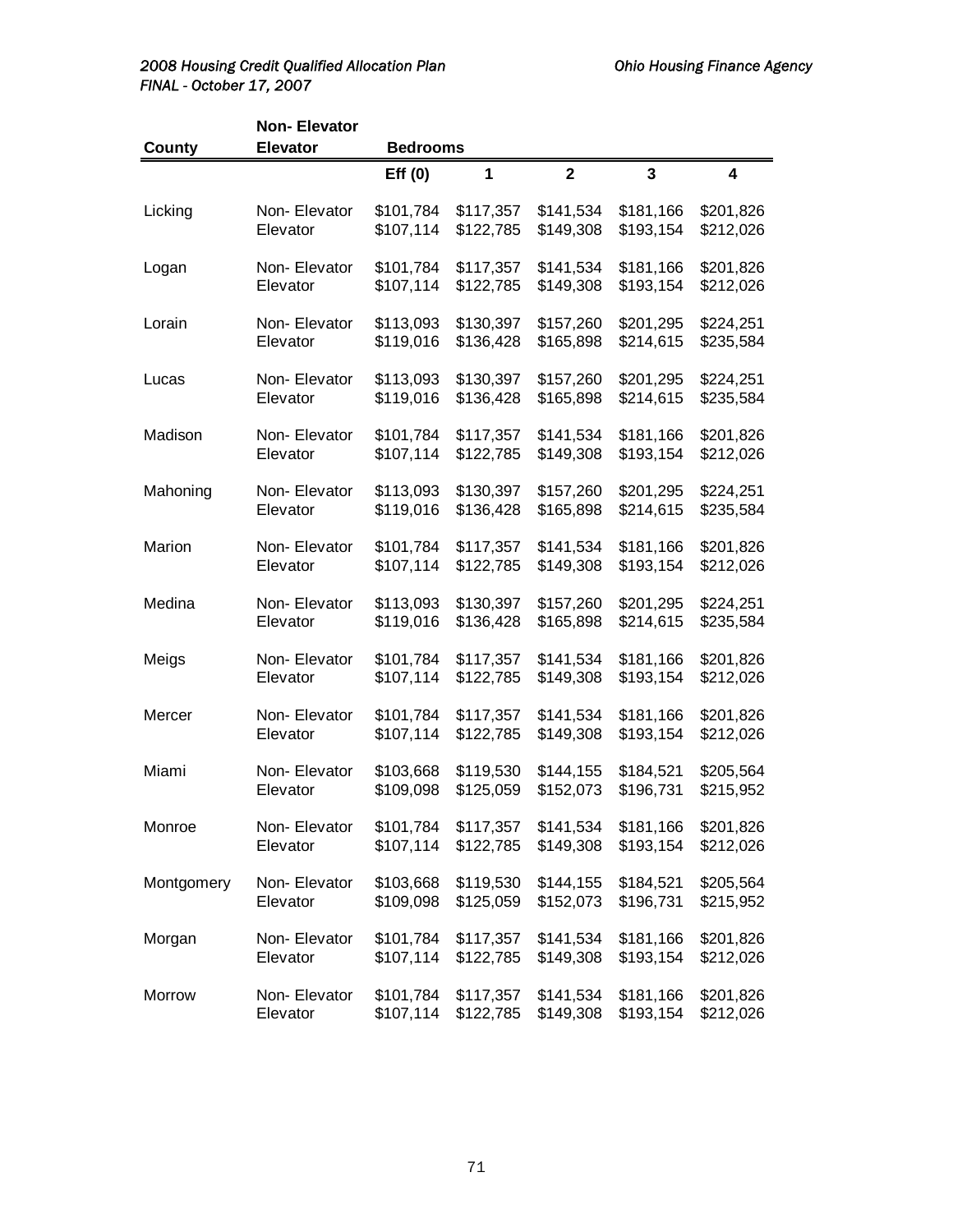| County | Non- Elevator Elevator | Bedrooms | | | | |
|---|---|---|---|---|---|---|
| | | Eff (0) | 1 | 2 | 3 | 4 |
| Licking | Non- Elevator | $101,784 | $117,357 | $141,534 | $181,166 | $201,826 |
| | Elevator | $107,114 | $122,785 | $149,308 | $193,154 | $212,026 |
| Logan | Non- Elevator | $101,784 | $117,357 | $141,534 | $181,166 | $201,826 |
| | Elevator | $107,114 | $122,785 | $149,308 | $193,154 | $212,026 |
| Lorain | Non- Elevator | $113,093 | $130,397 | $157,260 | $201,295 | $224,251 |
| | Elevator | $119,016 | $136,428 | $165,898 | $214,615 | $235,584 |
| Lucas | Non- Elevator | $113,093 | $130,397 | $157,260 | $201,295 | $224,251 |
| | Elevator | $119,016 | $136,428 | $165,898 | $214,615 | $235,584 |
| Madison | Non- Elevator | $101,784 | $117,357 | $141,534 | $181,166 | $201,826 |
| | Elevator | $107,114 | $122,785 | $149,308 | $193,154 | $212,026 |
| Mahoning | Non- Elevator | $113,093 | $130,397 | $157,260 | $201,295 | $224,251 |
| | Elevator | $119,016 | $136,428 | $165,898 | $214,615 | $235,584 |
| Marion | Non- Elevator | $101,784 | $117,357 | $141,534 | $181,166 | $201,826 |
| | Elevator | $107,114 | $122,785 | $149,308 | $193,154 | $212,026 |
| Medina | Non- Elevator | $113,093 | $130,397 | $157,260 | $201,295 | $224,251 |
| | Elevator | $119,016 | $136,428 | $165,898 | $214,615 | $235,584 |
| Meigs | Non- Elevator | $101,784 | $117,357 | $141,534 | $181,166 | $201,826 |
| | Elevator | $107,114 | $122,785 | $149,308 | $193,154 | $212,026 |
| Mercer | Non- Elevator | $101,784 | $117,357 | $141,534 | $181,166 | $201,826 |
| | Elevator | $107,114 | $122,785 | $149,308 | $193,154 | $212,026 |
| Miami | Non- Elevator | $103,668 | $119,530 | $144,155 | $184,521 | $205,564 |
| | Elevator | $109,098 | $125,059 | $152,073 | $196,731 | $215,952 |
| Monroe | Non- Elevator | $101,784 | $117,357 | $141,534 | $181,166 | $201,826 |
| | Elevator | $107,114 | $122,785 | $149,308 | $193,154 | $212,026 |
| Montgomery | Non- Elevator | $103,668 | $119,530 | $144,155 | $184,521 | $205,564 |
| | Elevator | $109,098 | $125,059 | $152,073 | $196,731 | $215,952 |
| Morgan | Non- Elevator | $101,784 | $117,357 | $141,534 | $181,166 | $201,826 |
| | Elevator | $107,114 | $122,785 | $149,308 | $193,154 | $212,026 |
| Morrow | Non- Elevator | $101,784 | $117,357 | $141,534 | $181,166 | $201,826 |
| | Elevator | $107,114 | $122,785 | $149,308 | $193,154 | $212,026 |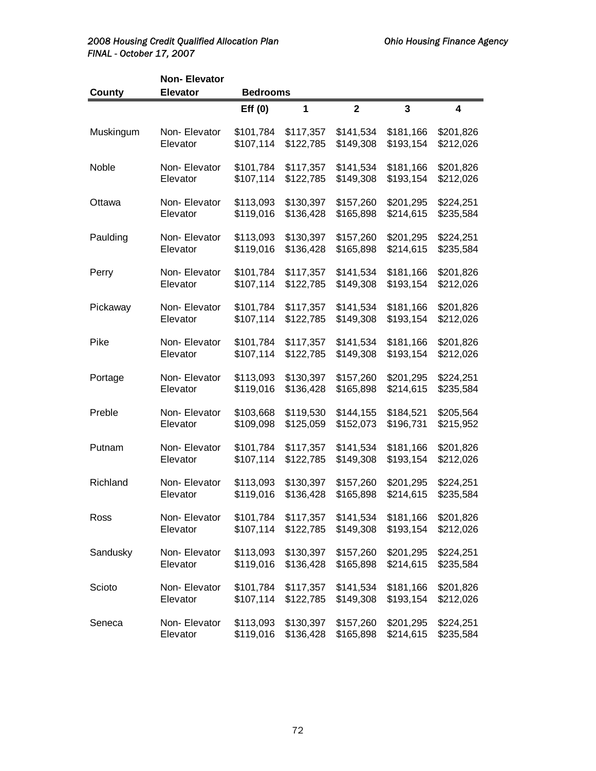| County | Non- Elevator Elevator | Bedrooms | | | | |
|---|---|---|---|---|---|---|
| | | Eff (0) | 1 | 2 | 3 | 4 |
| Muskingum | Non- Elevator | $101,784 | $117,357 | $141,534 | $181,166 | $201,826 |
| | Elevator | $107,114 | $122,785 | $149,308 | $193,154 | $212,026 |
| Noble | Non- Elevator | $101,784 | $117,357 | $141,534 | $181,166 | $201,826 |
| | Elevator | $107,114 | $122,785 | $149,308 | $193,154 | $212,026 |
| Ottawa | Non- Elevator | $113,093 | $130,397 | $157,260 | $201,295 | $224,251 |
| | Elevator | $119,016 | $136,428 | $165,898 | $214,615 | $235,584 |
| Paulding | Non- Elevator | $113,093 | $130,397 | $157,260 | $201,295 | $224,251 |
| | Elevator | $119,016 | $136,428 | $165,898 | $214,615 | $235,584 |
| Perry | Non- Elevator | $101,784 | $117,357 | $141,534 | $181,166 | $201,826 |
| | Elevator | $107,114 | $122,785 | $149,308 | $193,154 | $212,026 |
| Pickaway | Non- Elevator | $101,784 | $117,357 | $141,534 | $181,166 | $201,826 |
| | Elevator | $107,114 | $122,785 | $149,308 | $193,154 | $212,026 |
| Pike | Non- Elevator | $101,784 | $117,357 | $141,534 | $181,166 | $201,826 |
| | Elevator | $107,114 | $122,785 | $149,308 | $193,154 | $212,026 |
| Portage | Non- Elevator | $113,093 | $130,397 | $157,260 | $201,295 | $224,251 |
| | Elevator | $119,016 | $136,428 | $165,898 | $214,615 | $235,584 |
| Preble | Non- Elevator | $103,668 | $119,530 | $144,155 | $184,521 | $205,564 |
| | Elevator | $109,098 | $125,059 | $152,073 | $196,731 | $215,952 |
| Putnam | Non- Elevator | $101,784 | $117,357 | $141,534 | $181,166 | $201,826 |
| | Elevator | $107,114 | $122,785 | $149,308 | $193,154 | $212,026 |
| Richland | Non- Elevator | $113,093 | $130,397 | $157,260 | $201,295 | $224,251 |
| | Elevator | $119,016 | $136,428 | $165,898 | $214,615 | $235,584 |
| Ross | Non- Elevator | $101,784 | $117,357 | $141,534 | $181,166 | $201,826 |
| | Elevator | $107,114 | $122,785 | $149,308 | $193,154 | $212,026 |
| Sandusky | Non- Elevator | $113,093 | $130,397 | $157,260 | $201,295 | $224,251 |
| | Elevator | $119,016 | $136,428 | $165,898 | $214,615 | $235,584 |
| Scioto | Non- Elevator | $101,784 | $117,357 | $141,534 | $181,166 | $201,826 |
| | Elevator | $107,114 | $122,785 | $149,308 | $193,154 | $212,026 |
| Seneca | Non- Elevator | $113,093 | $130,397 | $157,260 | $201,295 | $224,251 |
| | Elevator | $119,016 | $136,428 | $165,898 | $214,615 | $235,584 |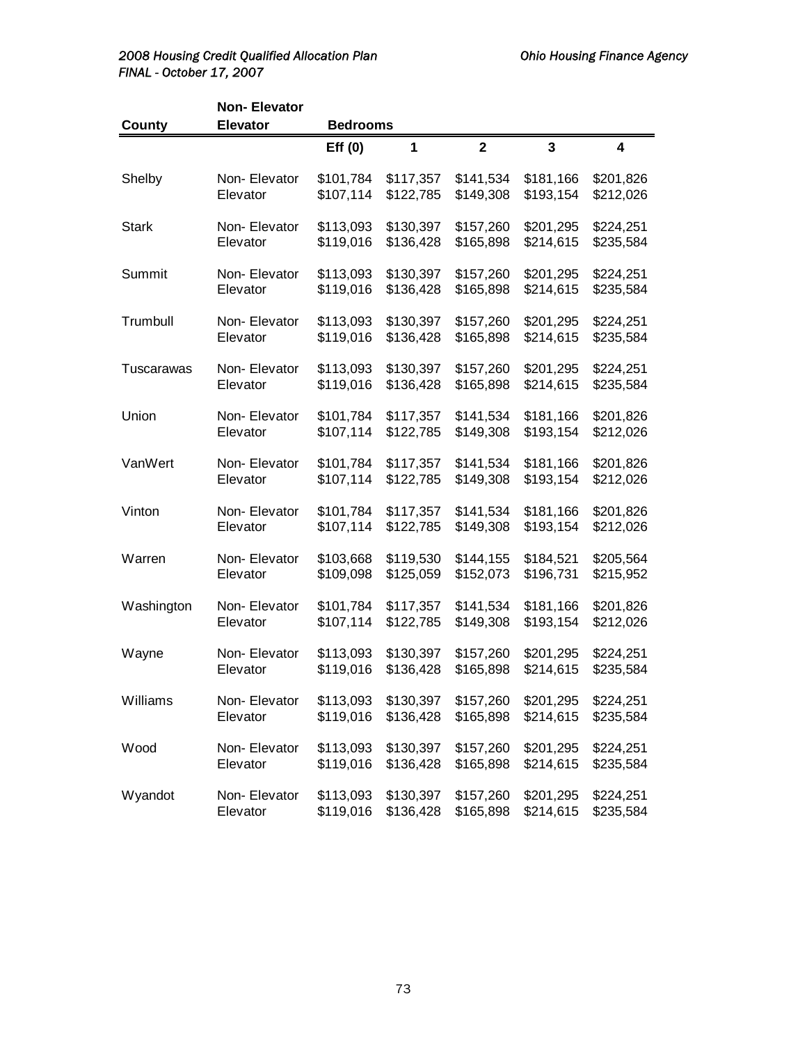| County | Non- Elevator Elevator | Bedrooms | | | | |
|---|---|---|---|---|---|---|
| | | Eff (0) | 1 | 2 | 3 | 4 |
| Shelby | Non- Elevator | $101,784 | $117,357 | $141,534 | $181,166 | $201,826 |
| | Elevator | $107,114 | $122,785 | $149,308 | $193,154 | $212,026 |
| Stark | Non- Elevator | $113,093 | $130,397 | $157,260 | $201,295 | $224,251 |
| | Elevator | $119,016 | $136,428 | $165,898 | $214,615 | $235,584 |
| Summit | Non- Elevator | $113,093 | $130,397 | $157,260 | $201,295 | $224,251 |
| | Elevator | $119,016 | $136,428 | $165,898 | $214,615 | $235,584 |
| Trumbull | Non- Elevator | $113,093 | $130,397 | $157,260 | $201,295 | $224,251 |
| | Elevator | $119,016 | $136,428 | $165,898 | $214,615 | $235,584 |
| Tuscarawas | Non- Elevator | $113,093 | $130,397 | $157,260 | $201,295 | $224,251 |
| | Elevator | $119,016 | $136,428 | $165,898 | $214,615 | $235,584 |
| Union | Non- Elevator | $101,784 | $117,357 | $141,534 | $181,166 | $201,826 |
| | Elevator | $107,114 | $122,785 | $149,308 | $193,154 | $212,026 |
| VanWert | Non- Elevator | $101,784 | $117,357 | $141,534 | $181,166 | $201,826 |
| | Elevator | $107,114 | $122,785 | $149,308 | $193,154 | $212,026 |
| Vinton | Non- Elevator | $101,784 | $117,357 | $141,534 | $181,166 | $201,826 |
| | Elevator | $107,114 | $122,785 | $149,308 | $193,154 | $212,026 |
| Warren | Non- Elevator | $103,668 | $119,530 | $144,155 | $184,521 | $205,564 |
| | Elevator | $109,098 | $125,059 | $152,073 | $196,731 | $215,952 |
| Washington | Non- Elevator | $101,784 | $117,357 | $141,534 | $181,166 | $201,826 |
| | Elevator | $107,114 | $122,785 | $149,308 | $193,154 | $212,026 |
| Wayne | Non- Elevator | $113,093 | $130,397 | $157,260 | $201,295 | $224,251 |
| | Elevator | $119,016 | $136,428 | $165,898 | $214,615 | $235,584 |
| Williams | Non- Elevator | $113,093 | $130,397 | $157,260 | $201,295 | $224,251 |
| | Elevator | $119,016 | $136,428 | $165,898 | $214,615 | $235,584 |
| Wood | Non- Elevator | $113,093 | $130,397 | $157,260 | $201,295 | $224,251 |
| | Elevator | $119,016 | $136,428 | $165,898 | $214,615 | $235,584 |
| Wyandot | Non- Elevator | $113,093 | $130,397 | $157,260 | $201,295 | $224,251 |
| | Elevator | $119,016 | $136,428 | $165,898 | $214,615 | $235,584 |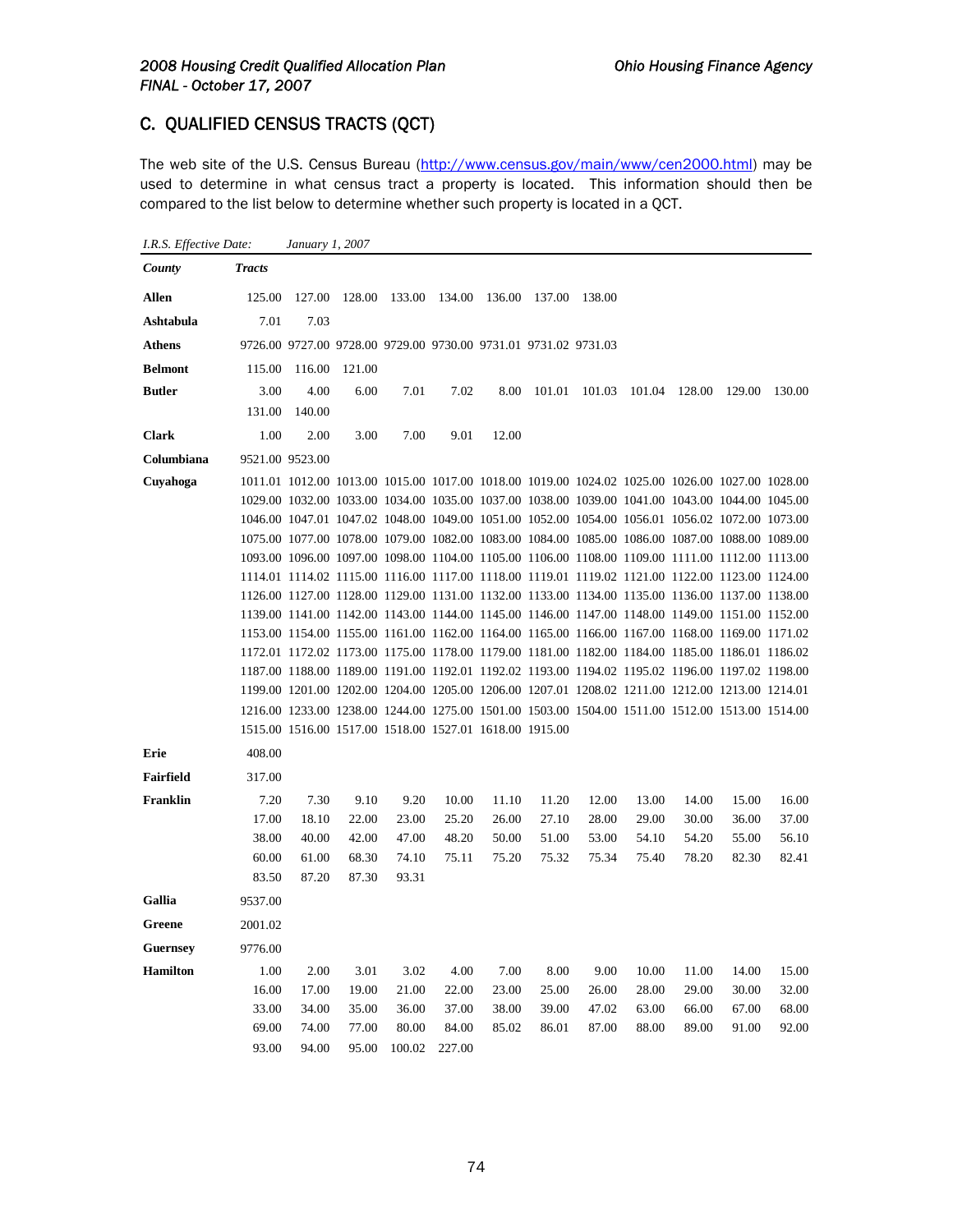## C. QUALIFIED CENSUS TRACTS (QCT)

The web site of the U.S. Census Bureau (http://www.census.gov/main/www/cen2000.html) may be used to determine in what census tract a property is located. This information should then be compared to the list below to determine whether such property is located in a QCT.

*I.R.S. Effective Date:* *January 1, 2007*

| *County* | *Tracts* | | | | | | | | | | | |
|---|---|---|---|---|---|---|---|---|---|---|---|---|
| **Allen** | 125.00 | 127.00 | 128.00 | 133.00 | 134.00 | 136.00 | 137.00 | 138.00 | | | | |
| **Ashtabula** | 7.01 | 7.03 | | | | | | | | | | |
| **Athens** | 9726.00 | 9727.00 | 9728.00 | 9729.00 | 9730.00 | 9731.01 | 9731.02 | 9731.03 | | | | |
| **Belmont** | 115.00 | 116.00 | 121.00 | | | | | | | | | |
| **Butler** | 3.00 | 4.00 | 6.00 | 7.01 | 7.02 | 8.00 | 101.01 | 101.03 | 101.04 | 128.00 | 129.00 | 130.00 |
| | 131.00 | 140.00 | | | | | | | | | | |
| **Clark** | 1.00 | 2.00 | 3.00 | 7.00 | 9.01 | 12.00 | | | | | | |
| **Columbiana** | 9521.00 | 9523.00 | | | | | | | | | | |
| **Cuyahoga** | 1011.01 | 1012.00 | 1013.00 | 1015.00 | 1017.00 | 1018.00 | 1019.00 | 1024.02 | 1025.00 | 1026.00 | 1027.00 | 1028.00 |
| | 1029.00 | 1032.00 | 1033.00 | 1034.00 | 1035.00 | 1037.00 | 1038.00 | 1039.00 | 1041.00 | 1043.00 | 1044.00 | 1045.00 |
| | 1046.00 | 1047.01 | 1047.02 | 1048.00 | 1049.00 | 1051.00 | 1052.00 | 1054.00 | 1056.01 | 1056.02 | 1072.00 | 1073.00 |
| | 1075.00 | 1077.00 | 1078.00 | 1079.00 | 1082.00 | 1083.00 | 1084.00 | 1085.00 | 1086.00 | 1087.00 | 1088.00 | 1089.00 |
| | 1093.00 | 1096.00 | 1097.00 | 1098.00 | 1104.00 | 1105.00 | 1106.00 | 1108.00 | 1109.00 | 1111.00 | 1112.00 | 1113.00 |
| | 1114.01 | 1114.02 | 1115.00 | 1116.00 | 1117.00 | 1118.00 | 1119.01 | 1119.02 | 1121.00 | 1122.00 | 1123.00 | 1124.00 |
| | 1126.00 | 1127.00 | 1128.00 | 1129.00 | 1131.00 | 1132.00 | 1133.00 | 1134.00 | 1135.00 | 1136.00 | 1137.00 | 1138.00 |
| | 1139.00 | 1141.00 | 1142.00 | 1143.00 | 1144.00 | 1145.00 | 1146.00 | 1147.00 | 1148.00 | 1149.00 | 1151.00 | 1152.00 |
| | 1153.00 | 1154.00 | 1155.00 | 1161.00 | 1162.00 | 1164.00 | 1165.00 | 1166.00 | 1167.00 | 1168.00 | 1169.00 | 1171.02 |
| | 1172.01 | 1172.02 | 1173.00 | 1175.00 | 1178.00 | 1179.00 | 1181.00 | 1182.00 | 1184.00 | 1185.00 | 1186.01 | 1186.02 |
| | 1187.00 | 1188.00 | 1189.00 | 1191.00 | 1192.01 | 1192.02 | 1193.00 | 1194.02 | 1195.02 | 1196.00 | 1197.02 | 1198.00 |
| | 1199.00 | 1201.00 | 1202.00 | 1204.00 | 1205.00 | 1206.00 | 1207.01 | 1208.02 | 1211.00 | 1212.00 | 1213.00 | 1214.01 |
| | 1216.00 | 1233.00 | 1238.00 | 1244.00 | 1275.00 | 1501.00 | 1503.00 | 1504.00 | 1511.00 | 1512.00 | 1513.00 | 1514.00 |
| | 1515.00 | 1516.00 | 1517.00 | 1518.00 | 1527.01 | 1618.00 | 1915.00 | | | | | |
| **Erie** | 408.00 | | | | | | | | | | | |
| **Fairfield** | 317.00 | | | | | | | | | | | |
| **Franklin** | 7.20 | 7.30 | 9.10 | 9.20 | 10.00 | 11.10 | 11.20 | 12.00 | 13.00 | 14.00 | 15.00 | 16.00 |
| | 17.00 | 18.10 | 22.00 | 23.00 | 25.20 | 26.00 | 27.10 | 28.00 | 29.00 | 30.00 | 36.00 | 37.00 |
| | 38.00 | 40.00 | 42.00 | 47.00 | 48.20 | 50.00 | 51.00 | 53.00 | 54.10 | 54.20 | 55.00 | 56.10 |
| | 60.00 | 61.00 | 68.30 | 74.10 | 75.11 | 75.20 | 75.32 | 75.34 | 75.40 | 78.20 | 82.30 | 82.41 |
| | 83.50 | 87.20 | 87.30 | 93.31 | | | | | | | | |
| **Gallia** | 9537.00 | | | | | | | | | | | |
| **Greene** | 2001.02 | | | | | | | | | | | |
| **Guernsey** | 9776.00 | | | | | | | | | | | |
| **Hamilton** | 1.00 | 2.00 | 3.01 | 3.02 | 4.00 | 7.00 | 8.00 | 9.00 | 10.00 | 11.00 | 14.00 | 15.00 |
| | 16.00 | 17.00 | 19.00 | 21.00 | 22.00 | 23.00 | 25.00 | 26.00 | 28.00 | 29.00 | 30.00 | 32.00 |
| | 33.00 | 34.00 | 35.00 | 36.00 | 37.00 | 38.00 | 39.00 | 47.02 | 63.00 | 66.00 | 67.00 | 68.00 |
| | 69.00 | 74.00 | 77.00 | 80.00 | 84.00 | 85.02 | 86.01 | 87.00 | 88.00 | 89.00 | 91.00 | 92.00 |
| | 93.00 | 94.00 | 95.00 | 100.02 | 227.00 | | | | | | | |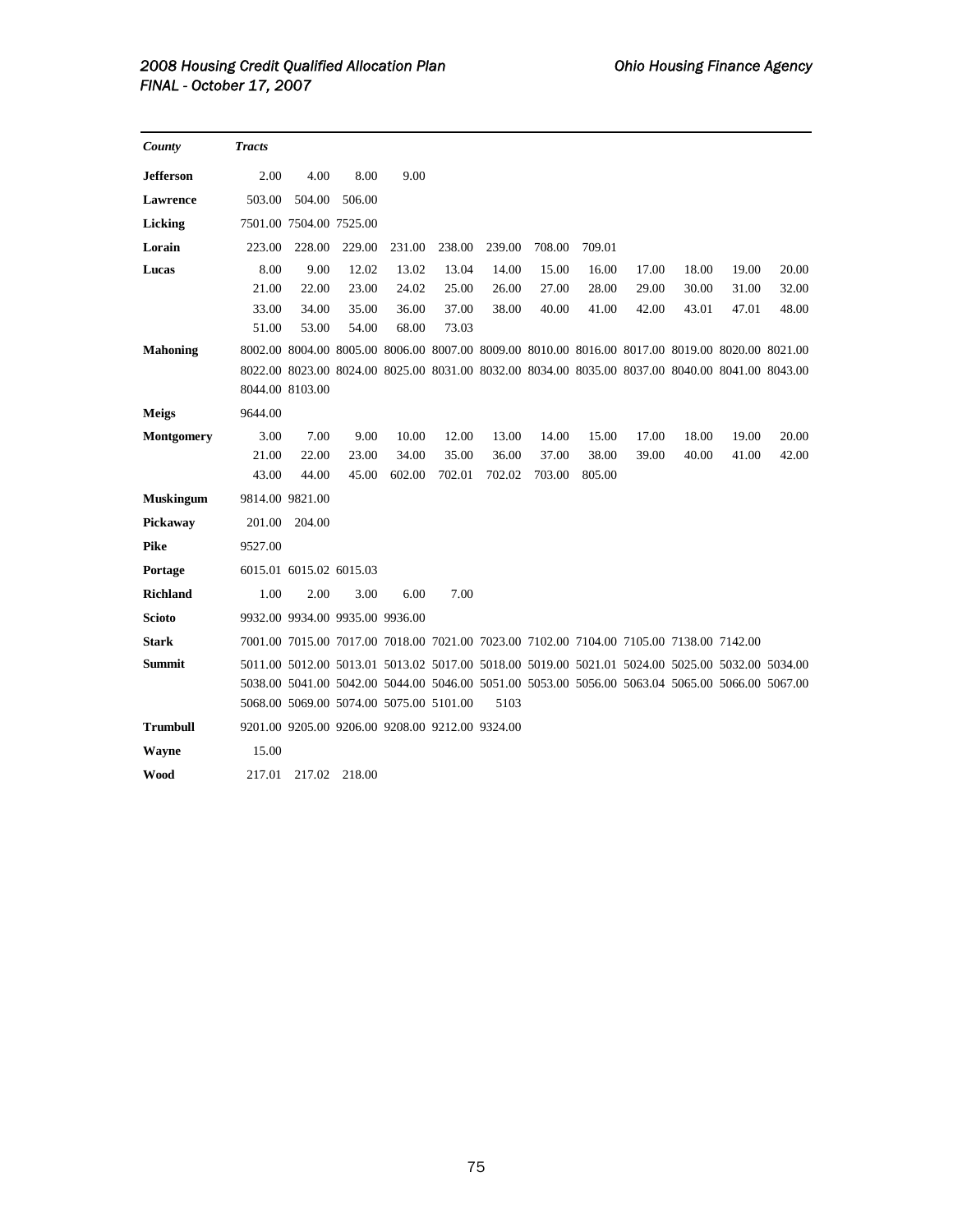| County | Tracts | | | | | | | | | | | |
|---|---|---|---|---|---|---|---|---|---|---|---|---|
| **Jefferson** | 2.00 | 4.00 | 8.00 | 9.00 | | | | | | | | |
| **Lawrence** | 503.00 | 504.00 | 506.00 | | | | | | | | | |
| **Licking** | 7501.00 | 7504.00 | 7525.00 | | | | | | | | | |
| **Lorain** | 223.00 | 228.00 | 229.00 | 231.00 | 238.00 | 239.00 | 708.00 | 709.01 | | | | |
| **Lucas** | 8.00 | 9.00 | 12.02 | 13.02 | 13.04 | 14.00 | 15.00 | 16.00 | 17.00 | 18.00 | 19.00 | 20.00 |
| | 21.00 | 22.00 | 23.00 | 24.02 | 25.00 | 26.00 | 27.00 | 28.00 | 29.00 | 30.00 | 31.00 | 32.00 |
| | 33.00 | 34.00 | 35.00 | 36.00 | 37.00 | 38.00 | 40.00 | 41.00 | 42.00 | 43.01 | 47.01 | 48.00 |
| | 51.00 | 53.00 | 54.00 | 68.00 | 73.03 | | | | | | | |
| **Mahoning** | 8002.00 | 8004.00 | 8005.00 | 8006.00 | 8007.00 | 8009.00 | 8010.00 | 8016.00 | 8017.00 | 8019.00 | 8020.00 | 8021.00 |
| | 8022.00 | 8023.00 | 8024.00 | 8025.00 | 8031.00 | 8032.00 | 8034.00 | 8035.00 | 8037.00 | 8040.00 | 8041.00 | 8043.00 |
| | 8044.00 | 8103.00 | | | | | | | | | | |
| **Meigs** | 9644.00 | | | | | | | | | | | |
| **Montgomery** | 3.00 | 7.00 | 9.00 | 10.00 | 12.00 | 13.00 | 14.00 | 15.00 | 17.00 | 18.00 | 19.00 | 20.00 |
| | 21.00 | 22.00 | 23.00 | 34.00 | 35.00 | 36.00 | 37.00 | 38.00 | 39.00 | 40.00 | 41.00 | 42.00 |
| | 43.00 | 44.00 | 45.00 | 602.00 | 702.01 | 702.02 | 703.00 | 805.00 | | | | |
| **Muskingum** | 9814.00 | 9821.00 | | | | | | | | | | |
| **Pickaway** | 201.00 | 204.00 | | | | | | | | | | |
| **Pike** | 9527.00 | | | | | | | | | | | |
| **Portage** | 6015.01 | 6015.02 | 6015.03 | | | | | | | | | |
| **Richland** | 1.00 | 2.00 | 3.00 | 6.00 | 7.00 | | | | | | | |
| **Scioto** | 9932.00 | 9934.00 | 9935.00 | 9936.00 | | | | | | | | |
| **Stark** | 7001.00 | 7015.00 | 7017.00 | 7018.00 | 7021.00 | 7023.00 | 7102.00 | 7104.00 | 7105.00 | 7138.00 | 7142.00 | |
| **Summit** | 5011.00 | 5012.00 | 5013.01 | 5013.02 | 5017.00 | 5018.00 | 5019.00 | 5021.01 | 5024.00 | 5025.00 | 5032.00 | 5034.00 |
| | 5038.00 | 5041.00 | 5042.00 | 5044.00 | 5046.00 | 5051.00 | 5053.00 | 5056.00 | 5063.04 | 5065.00 | 5066.00 | 5067.00 |
| | 5068.00 | 5069.00 | 5074.00 | 5075.00 | 5101.00 | 5103 | | | | | | |
| **Trumbull** | 9201.00 | 9205.00 | 9206.00 | 9208.00 | 9212.00 | 9324.00 | | | | | | |
| **Wayne** | 15.00 | | | | | | | | | | | |
| **Wood** | 217.01 | 217.02 | 218.00 | | | | | | | | | |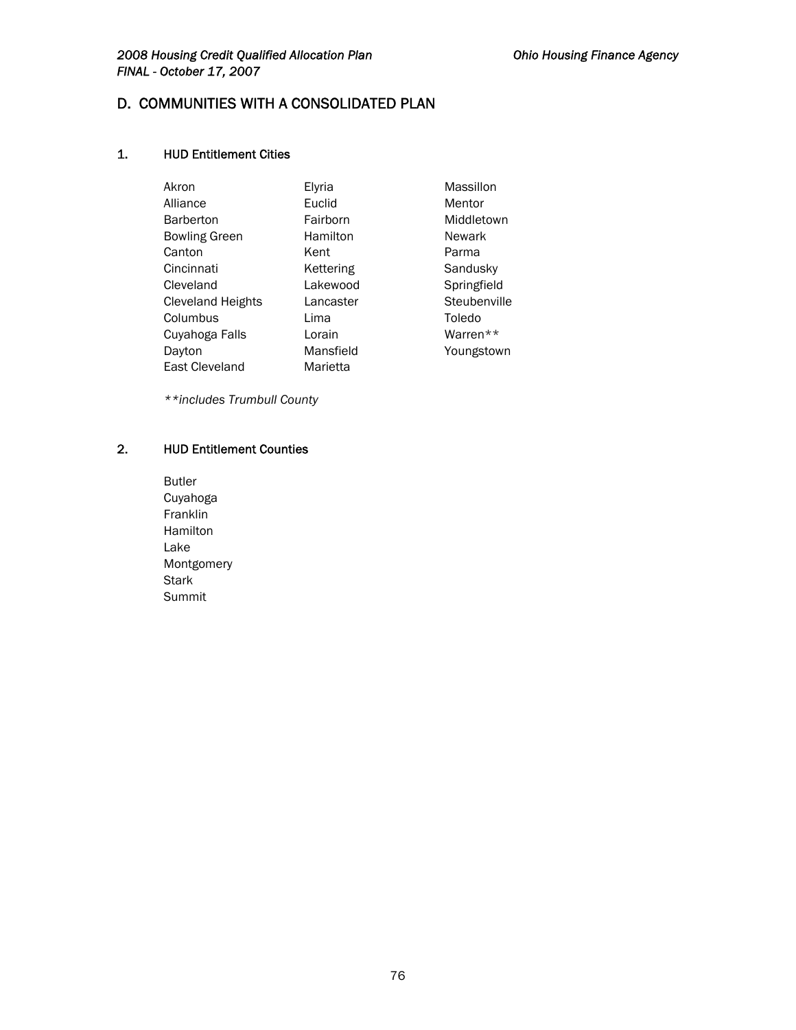## D. COMMUNITIES WITH A CONSOLIDATED PLAN

### 1. HUD Entitlement Cities

- Akron
- Alliance
- Barberton
- Bowling Green
- Canton
- Cincinnati
- Cleveland
- Cleveland Heights
- Columbus
- Cuyahoga Falls
- Dayton
- East Cleveland
- Elyria
- Euclid
- Fairborn
- Hamilton
- Kent
- Kettering
- Lakewood
- Lancaster
- Lima
- Lorain
- Mansfield
- Marietta
- Massillon
- Mentor
- Middletown
- Newark
- Parma
- Sandusky
- Springfield
- Steubenville
- Toledo
- Warren**
- Youngstown

*\*\*includes Trumbull County*

### 2. HUD Entitlement Counties

- Butler
- Cuyahoga
- Franklin
- Hamilton
- Lake
- Montgomery
- Stark
- Summit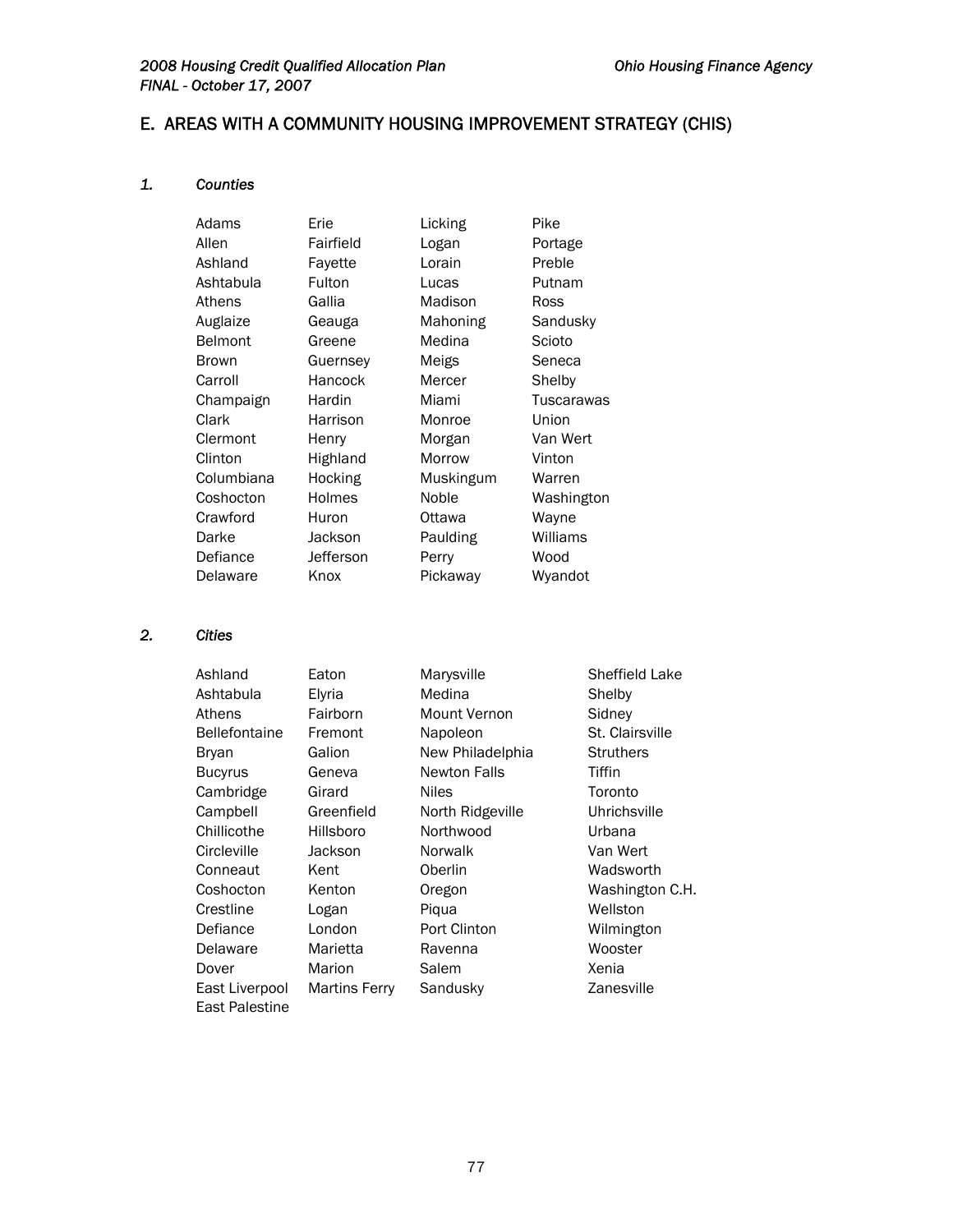## E. AREAS WITH A COMMUNITY HOUSING IMPROVEMENT STRATEGY (CHIS)

### *1. Counties*

| | | | |
|---|---|---|---|
| Adams | Erie | Licking | Pike |
| Allen | Fairfield | Logan | Portage |
| Ashland | Fayette | Lorain | Preble |
| Ashtabula | Fulton | Lucas | Putnam |
| Athens | Gallia | Madison | Ross |
| Auglaize | Geauga | Mahoning | Sandusky |
| Belmont | Greene | Medina | Scioto |
| Brown | Guernsey | Meigs | Seneca |
| Carroll | Hancock | Mercer | Shelby |
| Champaign | Hardin | Miami | Tuscarawas |
| Clark | Harrison | Monroe | Union |
| Clermont | Henry | Morgan | Van Wert |
| Clinton | Highland | Morrow | Vinton |
| Columbiana | Hocking | Muskingum | Warren |
| Coshocton | Holmes | Noble | Washington |
| Crawford | Huron | Ottawa | Wayne |
| Darke | Jackson | Paulding | Williams |
| Defiance | Jefferson | Perry | Wood |
| Delaware | Knox | Pickaway | Wyandot |

### *2. Cities*

| | | | |
|---|---|---|---|
| Ashland | Eaton | Marysville | Sheffield Lake |
| Ashtabula | Elyria | Medina | Shelby |
| Athens | Fairborn | Mount Vernon | Sidney |
| Bellefontaine | Fremont | Napoleon | St. Clairsville |
| Bryan | Galion | New Philadelphia | Struthers |
| Bucyrus | Geneva | Newton Falls | Tiffin |
| Cambridge | Girard | Niles | Toronto |
| Campbell | Greenfield | North Ridgeville | Uhrichsville |
| Chillicothe | Hillsboro | Northwood | Urbana |
| Circleville | Jackson | Norwalk | Van Wert |
| Conneaut | Kent | Oberlin | Wadsworth |
| Coshocton | Kenton | Oregon | Washington C.H. |
| Crestline | Logan | Piqua | Wellston |
| Defiance | London | Port Clinton | Wilmington |
| Delaware | Marietta | Ravenna | Wooster |
| Dover | Marion | Salem | Xenia |
| East Liverpool | Martins Ferry | Sandusky | Zanesville |
| East Palestine | | | |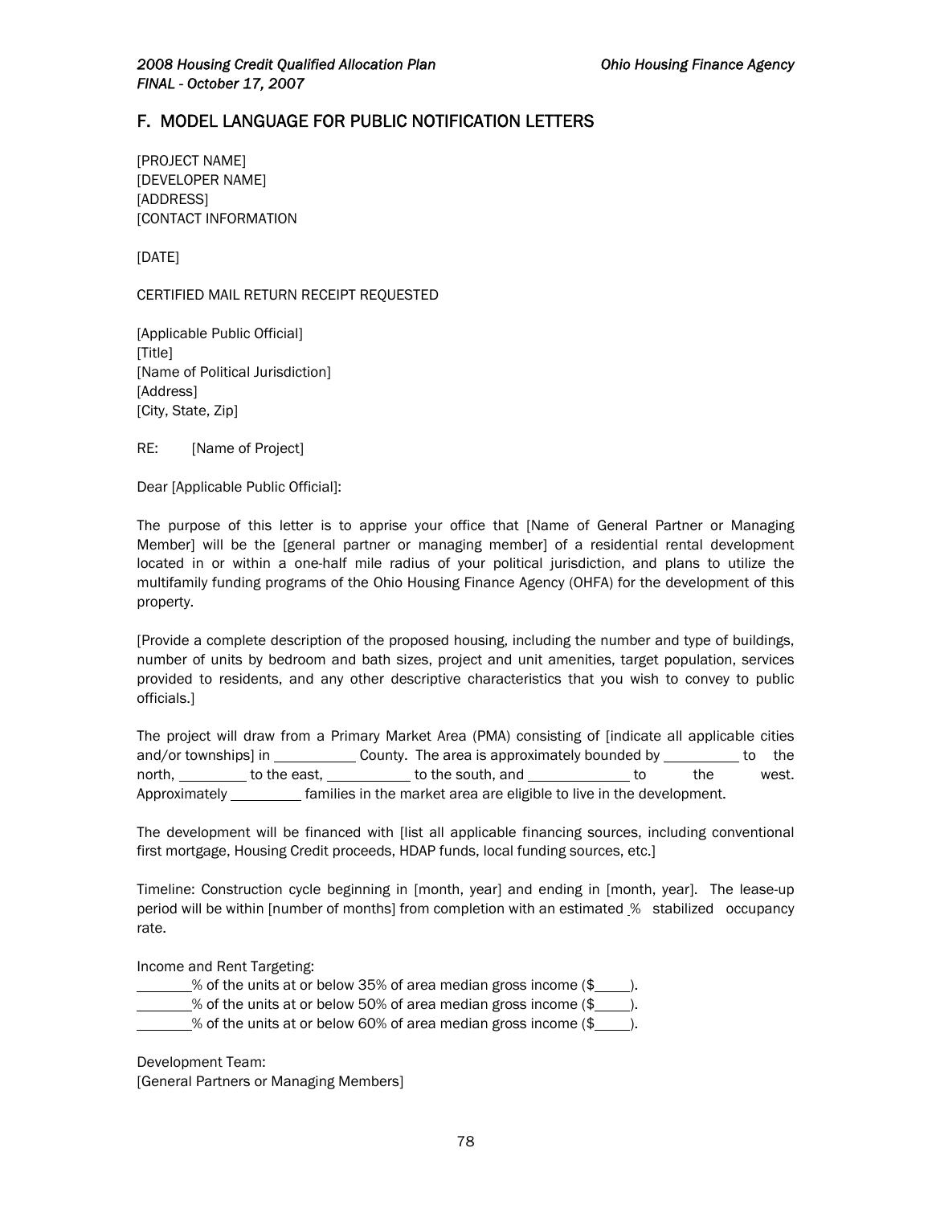## F. MODEL LANGUAGE FOR PUBLIC NOTIFICATION LETTERS

[PROJECT NAME]
[DEVELOPER NAME]
[ADDRESS]
[CONTACT INFORMATION

[DATE]

CERTIFIED MAIL RETURN RECEIPT REQUESTED

[Applicable Public Official]
[Title]
[Name of Political Jurisdiction]
[Address]
[City, State, Zip]

RE: [Name of Project]

Dear [Applicable Public Official]:

The purpose of this letter is to apprise your office that [Name of General Partner or Managing Member] will be the [general partner or managing member] of a residential rental development located in or within a one-half mile radius of your political jurisdiction, and plans to utilize the multifamily funding programs of the Ohio Housing Finance Agency (OHFA) for the development of this property.

[Provide a complete description of the proposed housing, including the number and type of buildings, number of units by bedroom and bath sizes, project and unit amenities, target population, services provided to residents, and any other descriptive characteristics that you wish to convey to public officials.]

The project will draw from a Primary Market Area (PMA) consisting of [indicate all applicable cities and/or townships] in __________ County. The area is approximately bounded by __________ to the north, _________ to the east, ___________ to the south, and _____________ to the west. Approximately _________ families in the market area are eligible to live in the development.

The development will be financed with [list all applicable financing sources, including conventional first mortgage, Housing Credit proceeds, HDAP funds, local funding sources, etc.]

Timeline: Construction cycle beginning in [month, year] and ending in [month, year]. The lease-up period will be within [number of months] from completion with an estimated _% stabilized occupancy rate.

Income and Rent Targeting:
_______% of the units at or below 35% of area median gross income ($_____).
_______% of the units at or below 50% of area median gross income ($_____).
_______% of the units at or below 60% of area median gross income ($_____).

Development Team:
[General Partners or Managing Members]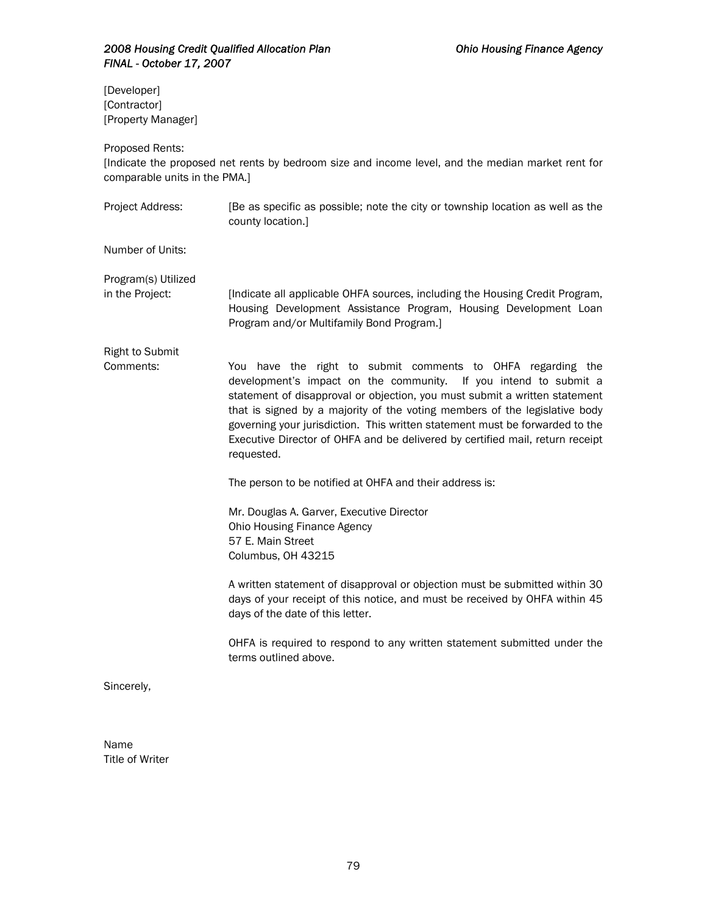[Developer]
[Contractor]
[Property Manager]

Proposed Rents:
[Indicate the proposed net rents by bedroom size and income level, and the median market rent for comparable units in the PMA.]

Project Address: [Be as specific as possible; note the city or township location as well as the county location.]

Number of Units:

Program(s) Utilized in the Project: [Indicate all applicable OHFA sources, including the Housing Credit Program, Housing Development Assistance Program, Housing Development Loan Program and/or Multifamily Bond Program.]

Right to Submit Comments: You have the right to submit comments to OHFA regarding the development's impact on the community. If you intend to submit a statement of disapproval or objection, you must submit a written statement that is signed by a majority of the voting members of the legislative body governing your jurisdiction. This written statement must be forwarded to the Executive Director of OHFA and be delivered by certified mail, return receipt requested.

The person to be notified at OHFA and their address is:

Mr. Douglas A. Garver, Executive Director
Ohio Housing Finance Agency
57 E. Main Street
Columbus, OH 43215

A written statement of disapproval or objection must be submitted within 30 days of your receipt of this notice, and must be received by OHFA within 45 days of the date of this letter.

OHFA is required to respond to any written statement submitted under the terms outlined above.

Sincerely,

Name
Title of Writer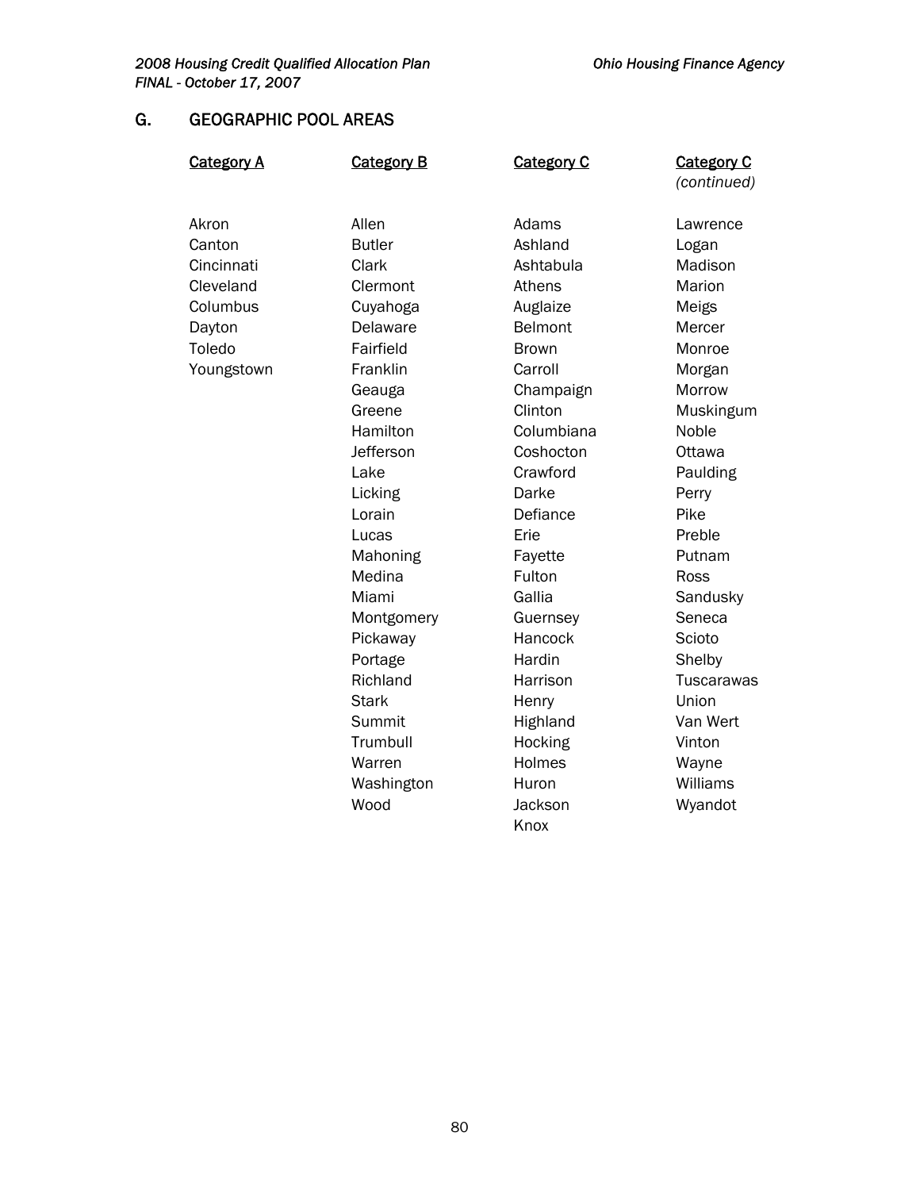## G. GEOGRAPHIC POOL AREAS

| Category A | Category B | Category C | Category C *(continued)* |
|---|---|---|---|
| Akron | Allen | Adams | Lawrence |
| Canton | Butler | Ashland | Logan |
| Cincinnati | Clark | Ashtabula | Madison |
| Cleveland | Clermont | Athens | Marion |
| Columbus | Cuyahoga | Auglaize | Meigs |
| Dayton | Delaware | Belmont | Mercer |
| Toledo | Fairfield | Brown | Monroe |
| Youngstown | Franklin | Carroll | Morgan |
| | Geauga | Champaign | Morrow |
| | Greene | Clinton | Muskingum |
| | Hamilton | Columbiana | Noble |
| | Jefferson | Coshocton | Ottawa |
| | Lake | Crawford | Paulding |
| | Licking | Darke | Perry |
| | Lorain | Defiance | Pike |
| | Lucas | Erie | Preble |
| | Mahoning | Fayette | Putnam |
| | Medina | Fulton | Ross |
| | Miami | Gallia | Sandusky |
| | Montgomery | Guernsey | Seneca |
| | Pickaway | Hancock | Scioto |
| | Portage | Hardin | Shelby |
| | Richland | Harrison | Tuscarawas |
| | Stark | Henry | Union |
| | Summit | Highland | Van Wert |
| | Trumbull | Hocking | Vinton |
| | Warren | Holmes | Wayne |
| | Washington | Huron | Williams |
| | Wood | Jackson | Wyandot |
| | | Knox | |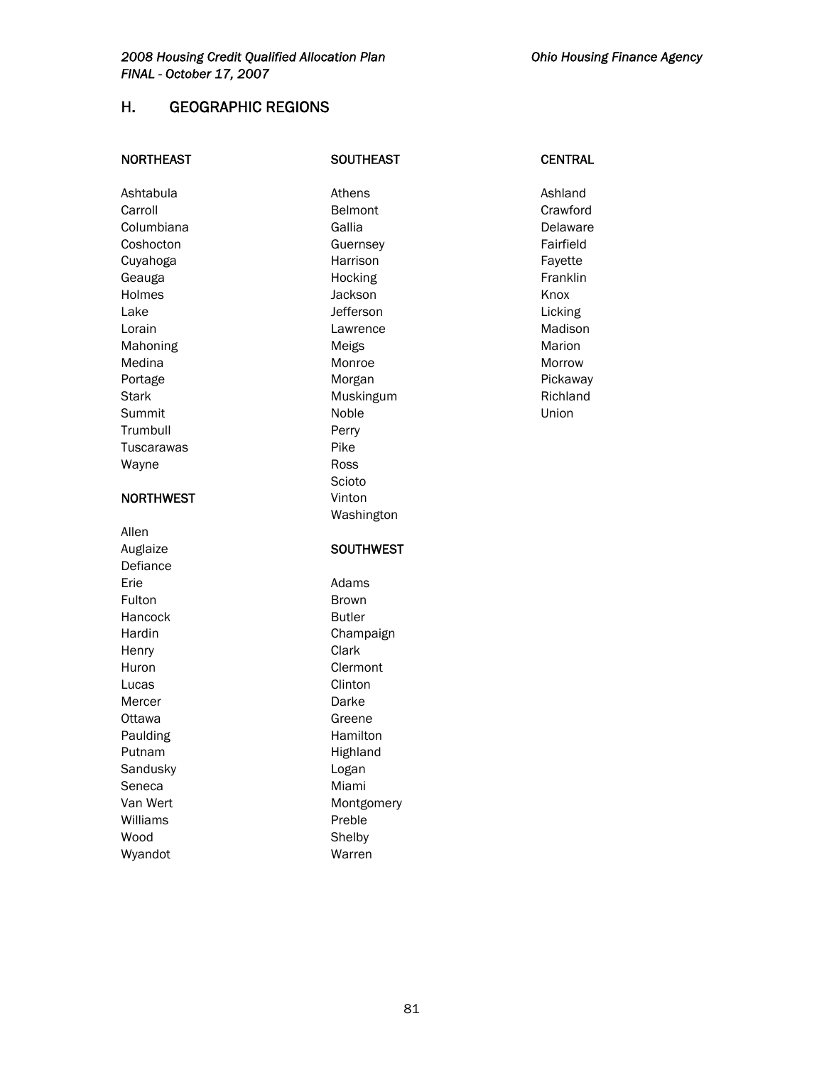## H. GEOGRAPHIC REGIONS

### NORTHEAST

Ashtabula
Carroll
Columbiana
Coshocton
Cuyahoga
Geauga
Holmes
Lake
Lorain
Mahoning
Medina
Portage
Stark
Summit
Trumbull
Tuscarawas
Wayne

### NORTHWEST

Allen
Auglaize
Defiance
Erie
Fulton
Hancock
Hardin
Henry
Huron
Lucas
Mercer
Ottawa
Paulding
Putnam
Sandusky
Seneca
Van Wert
Williams
Wood
Wyandot

### SOUTHEAST

Athens
Belmont
Gallia
Guernsey
Harrison
Hocking
Jackson
Jefferson
Lawrence
Meigs
Monroe
Morgan
Muskingum
Noble
Perry
Pike
Ross
Scioto
Vinton
Washington

### SOUTHWEST

Adams
Brown
Butler
Champaign
Clark
Clermont
Clinton
Darke
Greene
Hamilton
Highland
Logan
Miami
Montgomery
Preble
Shelby
Warren

### CENTRAL

Ashland
Crawford
Delaware
Fairfield
Fayette
Franklin
Knox
Licking
Madison
Marion
Morrow
Pickaway
Richland
Union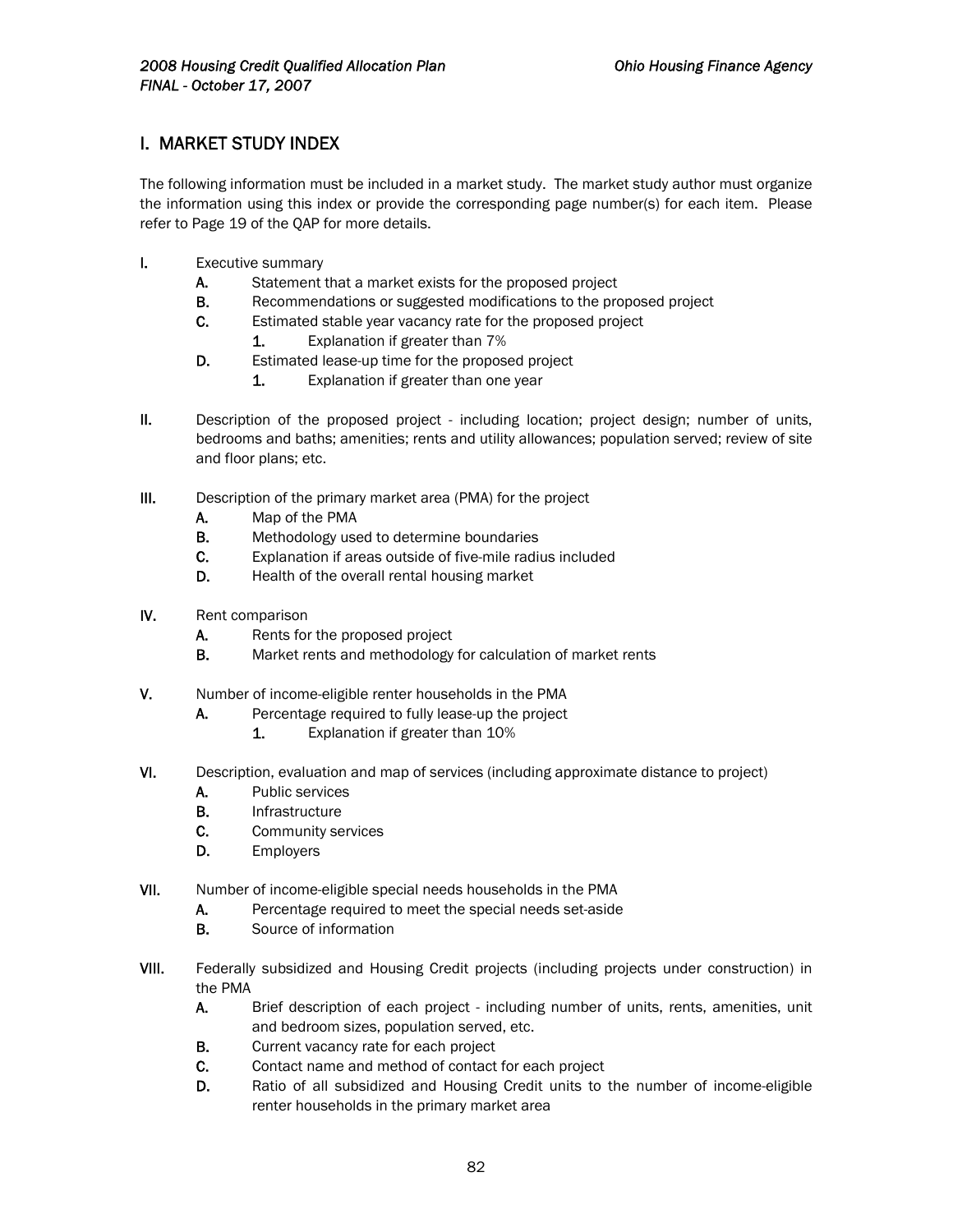## I. MARKET STUDY INDEX

The following information must be included in a market study. The market study author must organize the information using this index or provide the corresponding page number(s) for each item. Please refer to Page 19 of the QAP for more details.

**I.** Executive summary
- **A.** Statement that a market exists for the proposed project
- **B.** Recommendations or suggested modifications to the proposed project
- **C.** Estimated stable year vacancy rate for the proposed project
  - **1.** Explanation if greater than 7%
- **D.** Estimated lease-up time for the proposed project
  - **1.** Explanation if greater than one year

**II.** Description of the proposed project - including location; project design; number of units, bedrooms and baths; amenities; rents and utility allowances; population served; review of site and floor plans; etc.

**III.** Description of the primary market area (PMA) for the project
- **A.** Map of the PMA
- **B.** Methodology used to determine boundaries
- **C.** Explanation if areas outside of five-mile radius included
- **D.** Health of the overall rental housing market

**IV.** Rent comparison
- **A.** Rents for the proposed project
- **B.** Market rents and methodology for calculation of market rents

**V.** Number of income-eligible renter households in the PMA
- **A.** Percentage required to fully lease-up the project
  - **1.** Explanation if greater than 10%

**VI.** Description, evaluation and map of services (including approximate distance to project)
- **A.** Public services
- **B.** Infrastructure
- **C.** Community services
- **D.** Employers

**VII.** Number of income-eligible special needs households in the PMA
- **A.** Percentage required to meet the special needs set-aside
- **B.** Source of information

**VIII.** Federally subsidized and Housing Credit projects (including projects under construction) in the PMA
- **A.** Brief description of each project - including number of units, rents, amenities, unit and bedroom sizes, population served, etc.
- **B.** Current vacancy rate for each project
- **C.** Contact name and method of contact for each project
- **D.** Ratio of all subsidized and Housing Credit units to the number of income-eligible renter households in the primary market area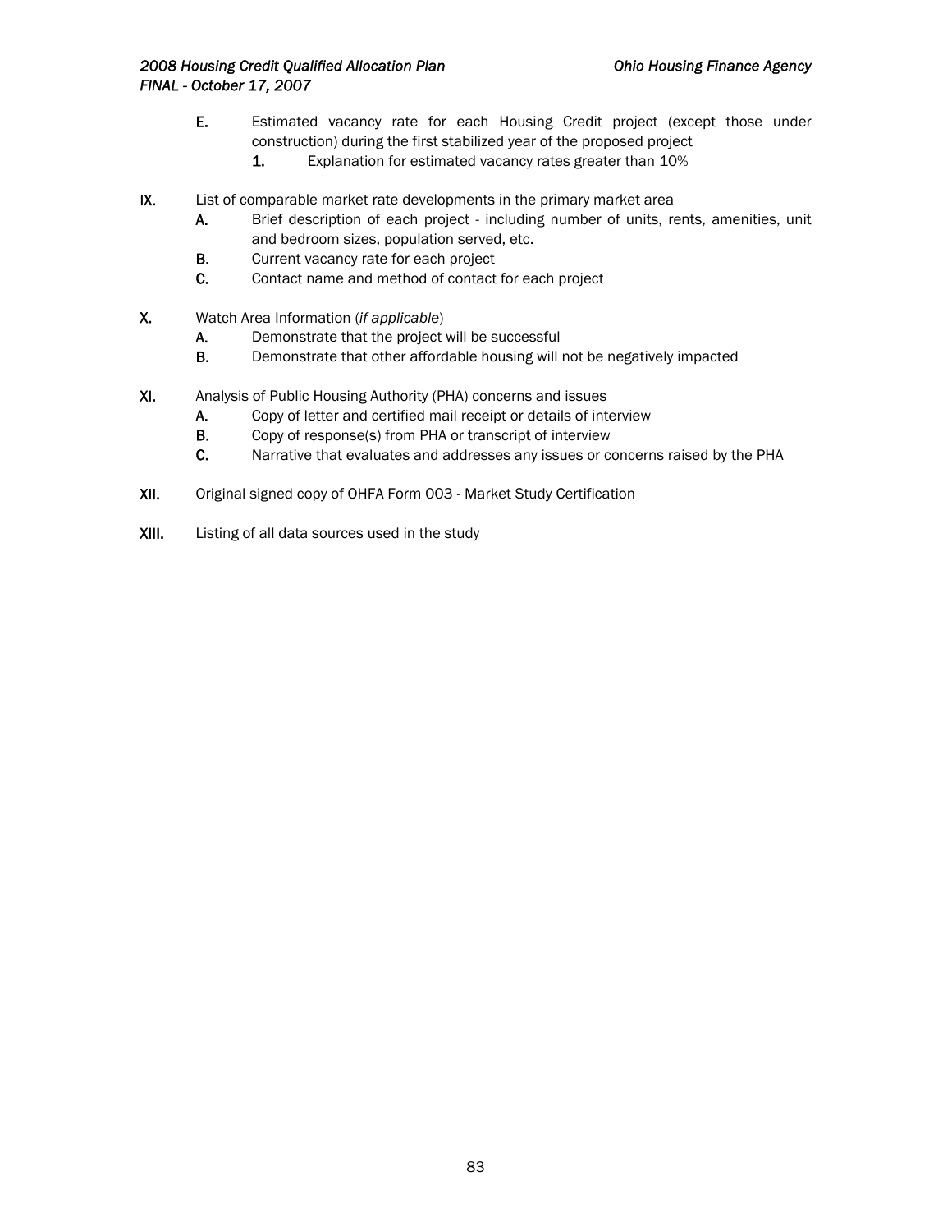E. Estimated vacancy rate for each Housing Credit project (except those under construction) during the first stabilized year of the proposed project
   1. Explanation for estimated vacancy rates greater than 10%

IX. List of comparable market rate developments in the primary market area
   A. Brief description of each project - including number of units, rents, amenities, unit and bedroom sizes, population served, etc.
   B. Current vacancy rate for each project
   C. Contact name and method of contact for each project

X. Watch Area Information (*if applicable*)
   A. Demonstrate that the project will be successful
   B. Demonstrate that other affordable housing will not be negatively impacted

XI. Analysis of Public Housing Authority (PHA) concerns and issues
   A. Copy of letter and certified mail receipt or details of interview
   B. Copy of response(s) from PHA or transcript of interview
   C. Narrative that evaluates and addresses any issues or concerns raised by the PHA

XII. Original signed copy of OHFA Form 003 - Market Study Certification

XIII. Listing of all data sources used in the study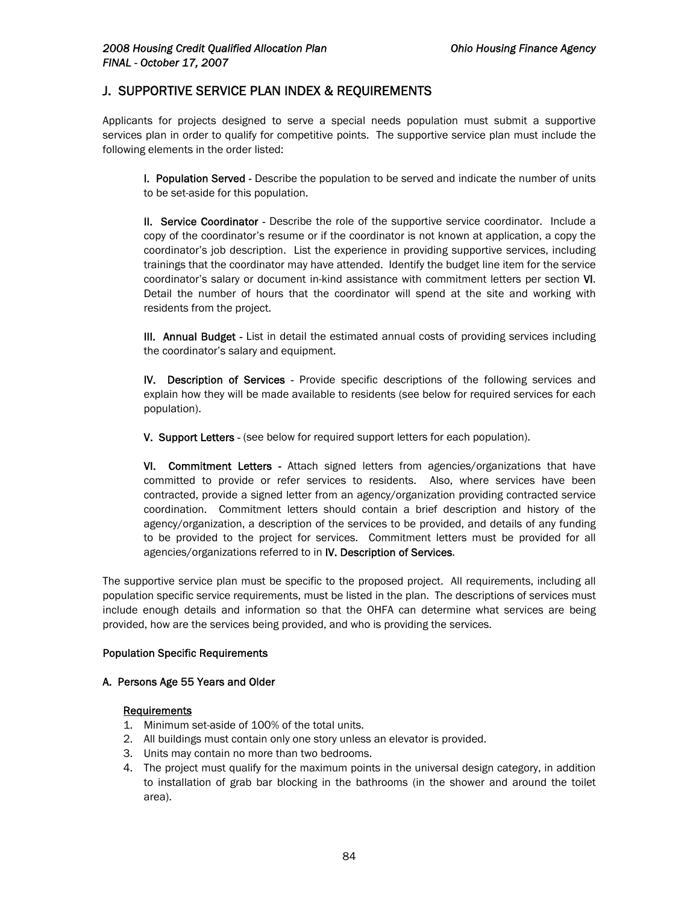## J. SUPPORTIVE SERVICE PLAN INDEX & REQUIREMENTS

Applicants for projects designed to serve a special needs population must submit a supportive services plan in order to qualify for competitive points. The supportive service plan must include the following elements in the order listed:

**I. Population Served** - Describe the population to be served and indicate the number of units to be set-aside for this population.

**II. Service Coordinator** - Describe the role of the supportive service coordinator. Include a copy of the coordinator's resume or if the coordinator is not known at application, a copy the coordinator's job description. List the experience in providing supportive services, including trainings that the coordinator may have attended. Identify the budget line item for the service coordinator's salary or document in-kind assistance with commitment letters per section **VI**. Detail the number of hours that the coordinator will spend at the site and working with residents from the project.

**III. Annual Budget** - List in detail the estimated annual costs of providing services including the coordinator's salary and equipment.

**IV. Description of Services** - Provide specific descriptions of the following services and explain how they will be made available to residents (see below for required services for each population).

**V. Support Letters** - (see below for required support letters for each population).

**VI. Commitment Letters** - Attach signed letters from agencies/organizations that have committed to provide or refer services to residents. Also, where services have been contracted, provide a signed letter from an agency/organization providing contracted service coordination. Commitment letters should contain a brief description and history of the agency/organization, a description of the services to be provided, and details of any funding to be provided to the project for services. Commitment letters must be provided for all agencies/organizations referred to in **IV. Description of Services**.

The supportive service plan must be specific to the proposed project. All requirements, including all population specific service requirements, must be listed in the plan. The descriptions of services must include enough details and information so that the OHFA can determine what services are being provided, how are the services being provided, and who is providing the services.

**Population Specific Requirements**

**A. Persons Age 55 Years and Older**

<u>Requirements</u>

1. Minimum set-aside of 100% of the total units.
2. All buildings must contain only one story unless an elevator is provided.
3. Units may contain no more than two bedrooms.
4. The project must qualify for the maximum points in the universal design category, in addition to installation of grab bar blocking in the bathrooms (in the shower and around the toilet area).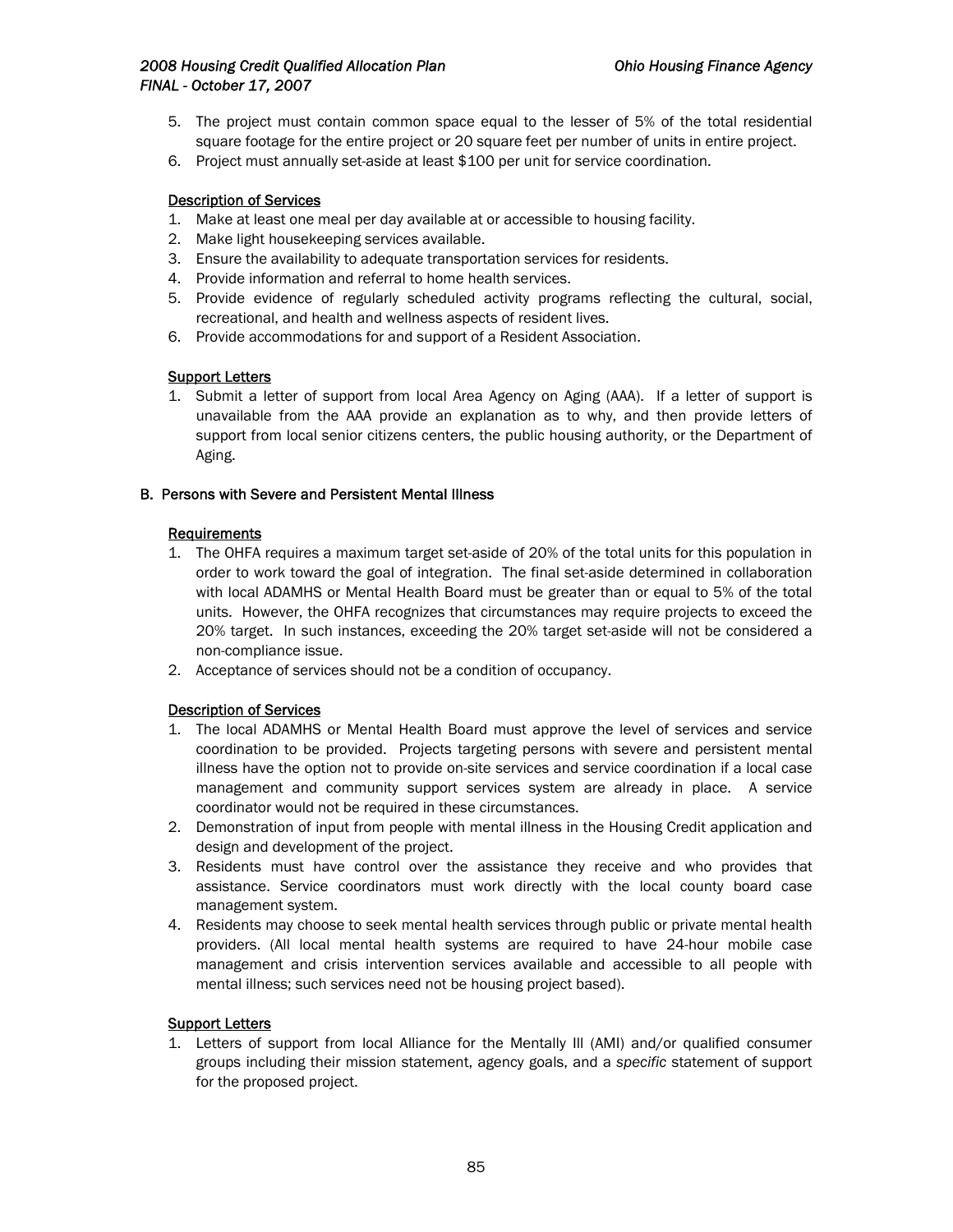5. The project must contain common space equal to the lesser of 5% of the total residential square footage for the entire project or 20 square feet per number of units in entire project.
6. Project must annually set-aside at least $100 per unit for service coordination.

<u>Description of Services</u>

1. Make at least one meal per day available at or accessible to housing facility.
2. Make light housekeeping services available.
3. Ensure the availability to adequate transportation services for residents.
4. Provide information and referral to home health services.
5. Provide evidence of regularly scheduled activity programs reflecting the cultural, social, recreational, and health and wellness aspects of resident lives.
6. Provide accommodations for and support of a Resident Association.

<u>Support Letters</u>

1. Submit a letter of support from local Area Agency on Aging (AAA). If a letter of support is unavailable from the AAA provide an explanation as to why, and then provide letters of support from local senior citizens centers, the public housing authority, or the Department of Aging.

## B. Persons with Severe and Persistent Mental Illness

<u>Requirements</u>

1. The OHFA requires a maximum target set-aside of 20% of the total units for this population in order to work toward the goal of integration. The final set-aside determined in collaboration with local ADAMHS or Mental Health Board must be greater than or equal to 5% of the total units. However, the OHFA recognizes that circumstances may require projects to exceed the 20% target. In such instances, exceeding the 20% target set-aside will not be considered a non-compliance issue.
2. Acceptance of services should not be a condition of occupancy.

<u>Description of Services</u>

1. The local ADAMHS or Mental Health Board must approve the level of services and service coordination to be provided. Projects targeting persons with severe and persistent mental illness have the option not to provide on-site services and service coordination if a local case management and community support services system are already in place. A service coordinator would not be required in these circumstances.
2. Demonstration of input from people with mental illness in the Housing Credit application and design and development of the project.
3. Residents must have control over the assistance they receive and who provides that assistance. Service coordinators must work directly with the local county board case management system.
4. Residents may choose to seek mental health services through public or private mental health providers. (All local mental health systems are required to have 24-hour mobile case management and crisis intervention services available and accessible to all people with mental illness; such services need not be housing project based).

<u>Support Letters</u>

1. Letters of support from local Alliance for the Mentally Ill (AMI) and/or qualified consumer groups including their mission statement, agency goals, and a *specific* statement of support for the proposed project.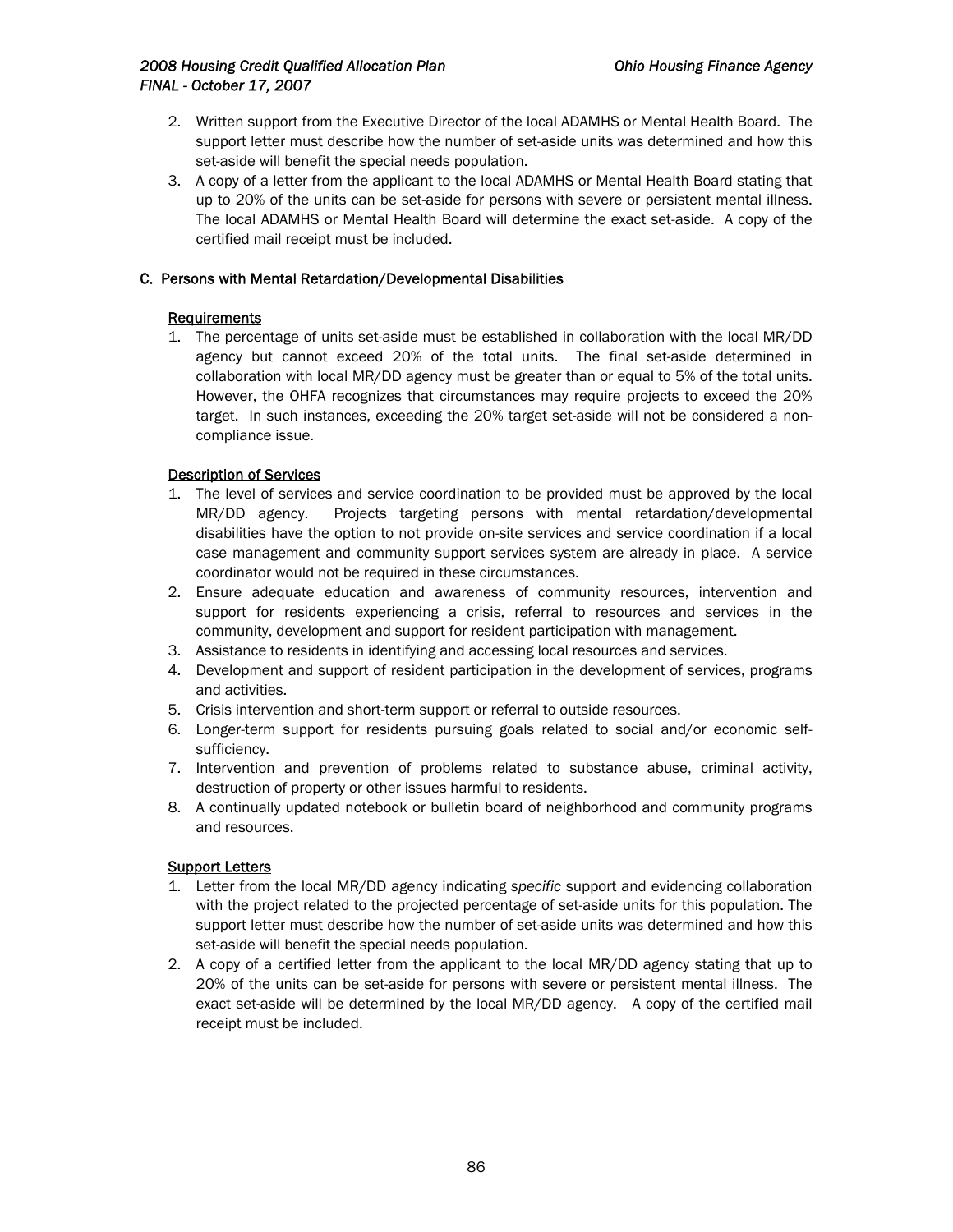2. Written support from the Executive Director of the local ADAMHS or Mental Health Board. The support letter must describe how the number of set-aside units was determined and how this set-aside will benefit the special needs population.
3. A copy of a letter from the applicant to the local ADAMHS or Mental Health Board stating that up to 20% of the units can be set-aside for persons with severe or persistent mental illness. The local ADAMHS or Mental Health Board will determine the exact set-aside. A copy of the certified mail receipt must be included.

### C. Persons with Mental Retardation/Developmental Disabilities

<u>Requirements</u>

1. The percentage of units set-aside must be established in collaboration with the local MR/DD agency but cannot exceed 20% of the total units. The final set-aside determined in collaboration with local MR/DD agency must be greater than or equal to 5% of the total units. However, the OHFA recognizes that circumstances may require projects to exceed the 20% target. In such instances, exceeding the 20% target set-aside will not be considered a non-compliance issue.

<u>Description of Services</u>

1. The level of services and service coordination to be provided must be approved by the local MR/DD agency. Projects targeting persons with mental retardation/developmental disabilities have the option to not provide on-site services and service coordination if a local case management and community support services system are already in place. A service coordinator would not be required in these circumstances.
2. Ensure adequate education and awareness of community resources, intervention and support for residents experiencing a crisis, referral to resources and services in the community, development and support for resident participation with management.
3. Assistance to residents in identifying and accessing local resources and services.
4. Development and support of resident participation in the development of services, programs and activities.
5. Crisis intervention and short-term support or referral to outside resources.
6. Longer-term support for residents pursuing goals related to social and/or economic self-sufficiency.
7. Intervention and prevention of problems related to substance abuse, criminal activity, destruction of property or other issues harmful to residents.
8. A continually updated notebook or bulletin board of neighborhood and community programs and resources.

<u>Support Letters</u>

1. Letter from the local MR/DD agency indicating *specific* support and evidencing collaboration with the project related to the projected percentage of set-aside units for this population. The support letter must describe how the number of set-aside units was determined and how this set-aside will benefit the special needs population.
2. A copy of a certified letter from the applicant to the local MR/DD agency stating that up to 20% of the units can be set-aside for persons with severe or persistent mental illness. The exact set-aside will be determined by the local MR/DD agency. A copy of the certified mail receipt must be included.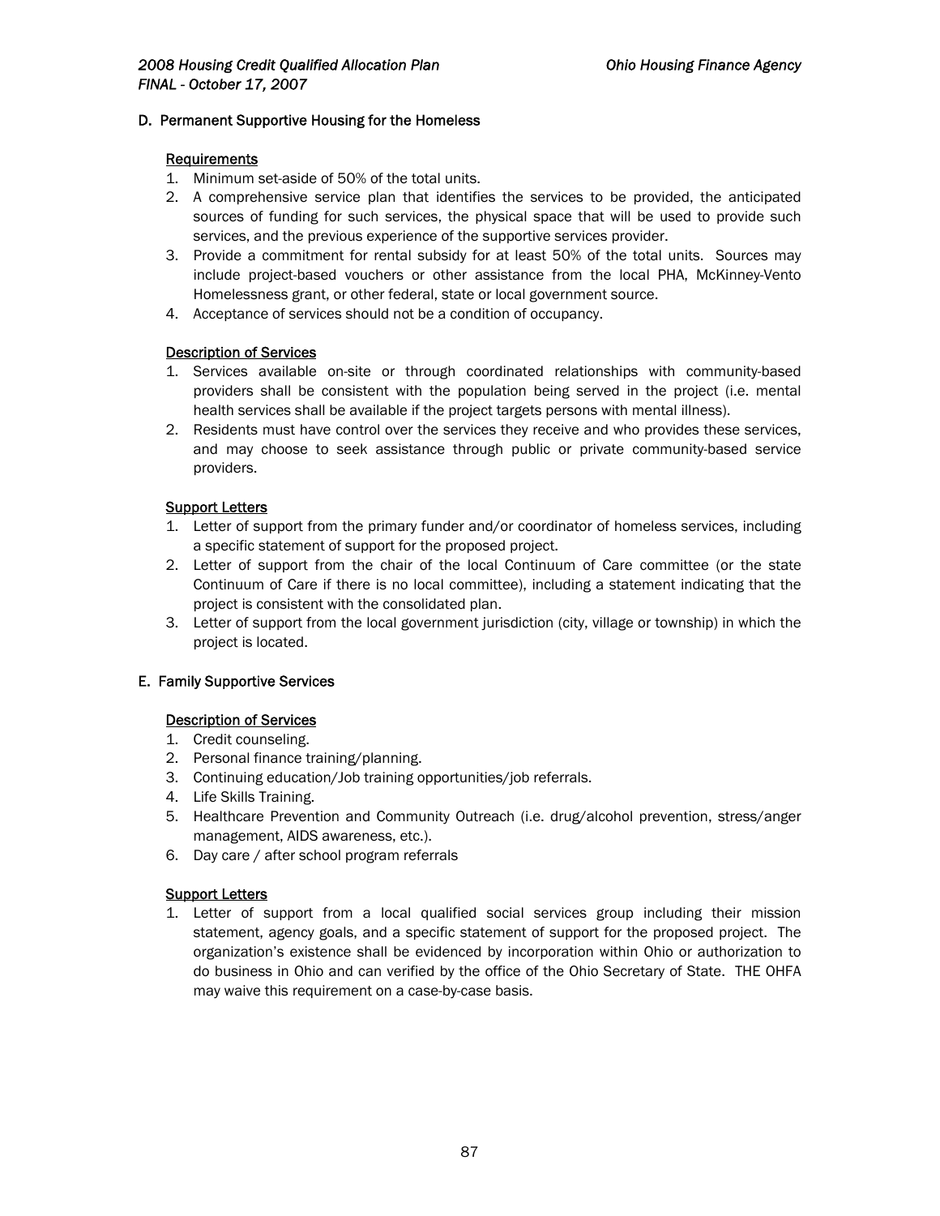## D. Permanent Supportive Housing for the Homeless

### Requirements

1. Minimum set-aside of 50% of the total units.
2. A comprehensive service plan that identifies the services to be provided, the anticipated sources of funding for such services, the physical space that will be used to provide such services, and the previous experience of the supportive services provider.
3. Provide a commitment for rental subsidy for at least 50% of the total units. Sources may include project-based vouchers or other assistance from the local PHA, McKinney-Vento Homelessness grant, or other federal, state or local government source.
4. Acceptance of services should not be a condition of occupancy.

### Description of Services

1. Services available on-site or through coordinated relationships with community-based providers shall be consistent with the population being served in the project (i.e. mental health services shall be available if the project targets persons with mental illness).
2. Residents must have control over the services they receive and who provides these services, and may choose to seek assistance through public or private community-based service providers.

### Support Letters

1. Letter of support from the primary funder and/or coordinator of homeless services, including a specific statement of support for the proposed project.
2. Letter of support from the chair of the local Continuum of Care committee (or the state Continuum of Care if there is no local committee), including a statement indicating that the project is consistent with the consolidated plan.
3. Letter of support from the local government jurisdiction (city, village or township) in which the project is located.

## E. Family Supportive Services

### Description of Services

1. Credit counseling.
2. Personal finance training/planning.
3. Continuing education/Job training opportunities/job referrals.
4. Life Skills Training.
5. Healthcare Prevention and Community Outreach (i.e. drug/alcohol prevention, stress/anger management, AIDS awareness, etc.).
6. Day care / after school program referrals

### Support Letters

1. Letter of support from a local qualified social services group including their mission statement, agency goals, and a specific statement of support for the proposed project. The organization's existence shall be evidenced by incorporation within Ohio or authorization to do business in Ohio and can verified by the office of the Ohio Secretary of State. THE OHFA may waive this requirement on a case-by-case basis.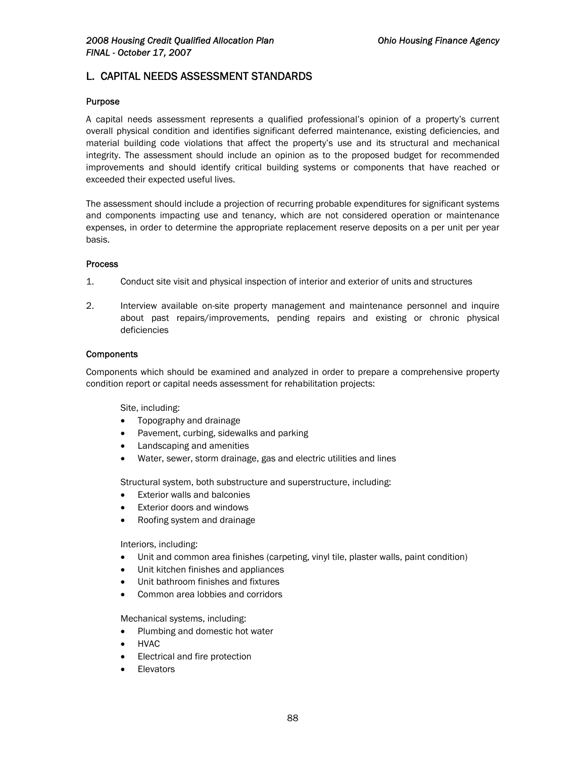## L. CAPITAL NEEDS ASSESSMENT STANDARDS

### Purpose

A capital needs assessment represents a qualified professional's opinion of a property's current overall physical condition and identifies significant deferred maintenance, existing deficiencies, and material building code violations that affect the property's use and its structural and mechanical integrity. The assessment should include an opinion as to the proposed budget for recommended improvements and should identify critical building systems or components that have reached or exceeded their expected useful lives.

The assessment should include a projection of recurring probable expenditures for significant systems and components impacting use and tenancy, which are not considered operation or maintenance expenses, in order to determine the appropriate replacement reserve deposits on a per unit per year basis.

### Process

1. Conduct site visit and physical inspection of interior and exterior of units and structures

2. Interview available on-site property management and maintenance personnel and inquire about past repairs/improvements, pending repairs and existing or chronic physical deficiencies

### Components

Components which should be examined and analyzed in order to prepare a comprehensive property condition report or capital needs assessment for rehabilitation projects:

Site, including:

- Topography and drainage
- Pavement, curbing, sidewalks and parking
- Landscaping and amenities
- Water, sewer, storm drainage, gas and electric utilities and lines

Structural system, both substructure and superstructure, including:

- Exterior walls and balconies
- Exterior doors and windows
- Roofing system and drainage

Interiors, including:

- Unit and common area finishes (carpeting, vinyl tile, plaster walls, paint condition)
- Unit kitchen finishes and appliances
- Unit bathroom finishes and fixtures
- Common area lobbies and corridors

Mechanical systems, including:

- Plumbing and domestic hot water
- HVAC
- Electrical and fire protection
- Elevators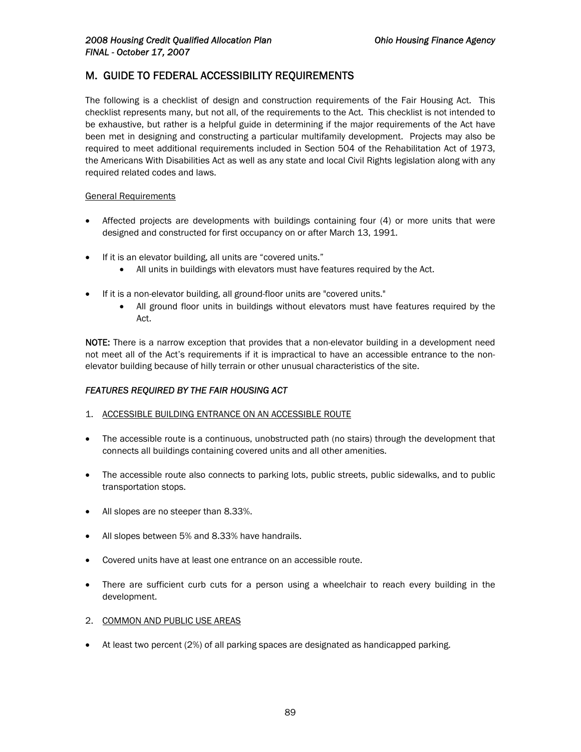## M. GUIDE TO FEDERAL ACCESSIBILITY REQUIREMENTS

The following is a checklist of design and construction requirements of the Fair Housing Act. This checklist represents many, but not all, of the requirements to the Act. This checklist is not intended to be exhaustive, but rather is a helpful guide in determining if the major requirements of the Act have been met in designing and constructing a particular multifamily development. Projects may also be required to meet additional requirements included in Section 504 of the Rehabilitation Act of 1973, the Americans With Disabilities Act as well as any state and local Civil Rights legislation along with any required related codes and laws.

General Requirements

- Affected projects are developments with buildings containing four (4) or more units that were designed and constructed for first occupancy on or after March 13, 1991.
- If it is an elevator building, all units are "covered units."
  - All units in buildings with elevators must have features required by the Act.
- If it is a non-elevator building, all ground-floor units are "covered units."
  - All ground floor units in buildings without elevators must have features required by the Act.

**NOTE:** There is a narrow exception that provides that a non-elevator building in a development need not meet all of the Act's requirements if it is impractical to have an accessible entrance to the non-elevator building because of hilly terrain or other unusual characteristics of the site.

### *FEATURES REQUIRED BY THE FAIR HOUSING ACT*

1. ACCESSIBLE BUILDING ENTRANCE ON AN ACCESSIBLE ROUTE

- The accessible route is a continuous, unobstructed path (no stairs) through the development that connects all buildings containing covered units and all other amenities.
- The accessible route also connects to parking lots, public streets, public sidewalks, and to public transportation stops.
- All slopes are no steeper than 8.33%.
- All slopes between 5% and 8.33% have handrails.
- Covered units have at least one entrance on an accessible route.
- There are sufficient curb cuts for a person using a wheelchair to reach every building in the development.

2. COMMON AND PUBLIC USE AREAS

- At least two percent (2%) of all parking spaces are designated as handicapped parking.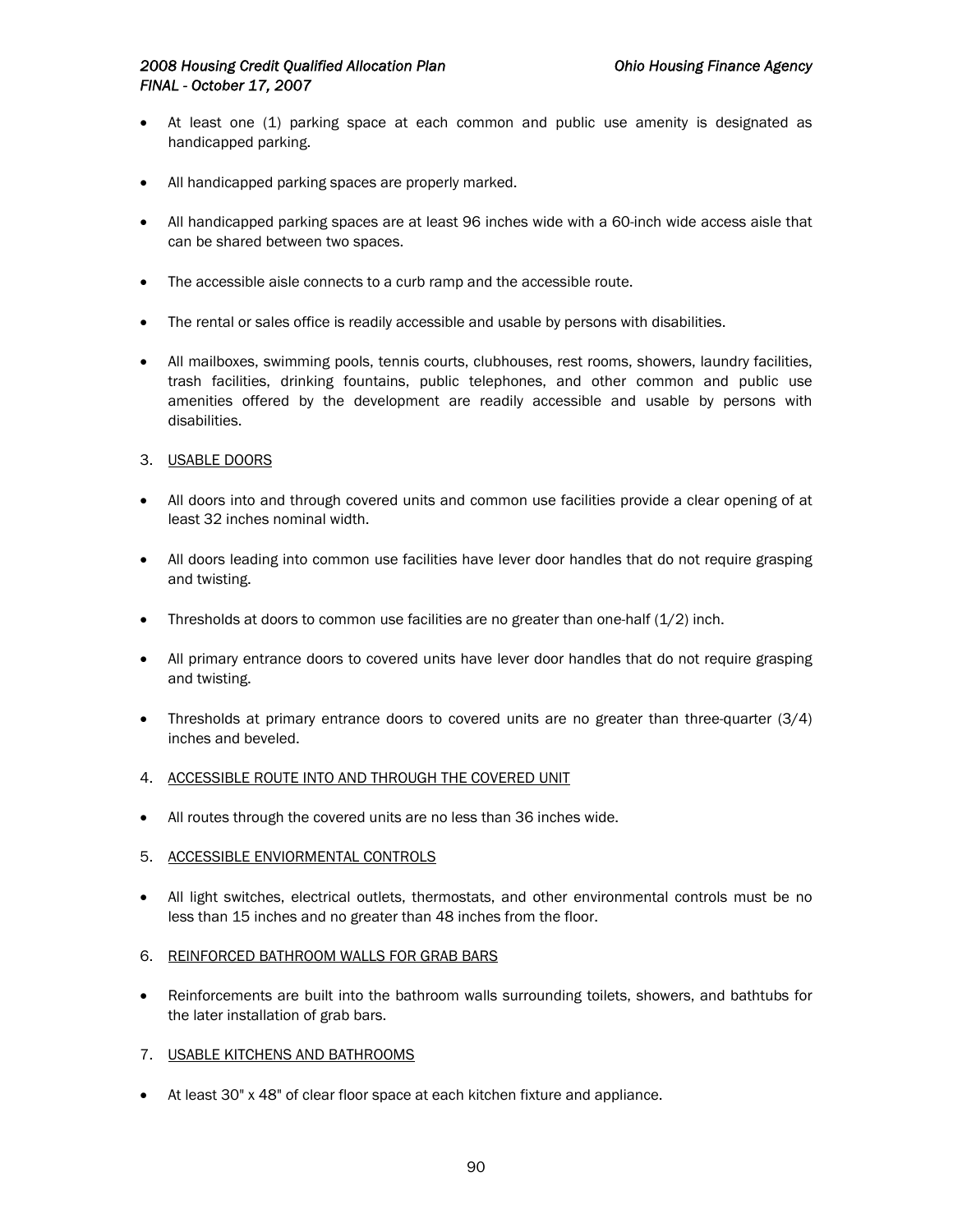- At least one (1) parking space at each common and public use amenity is designated as handicapped parking.

- All handicapped parking spaces are properly marked.

- All handicapped parking spaces are at least 96 inches wide with a 60-inch wide access aisle that can be shared between two spaces.

- The accessible aisle connects to a curb ramp and the accessible route.

- The rental or sales office is readily accessible and usable by persons with disabilities.

- All mailboxes, swimming pools, tennis courts, clubhouses, rest rooms, showers, laundry facilities, trash facilities, drinking fountains, public telephones, and other common and public use amenities offered by the development are readily accessible and usable by persons with disabilities.

3. USABLE DOORS

- All doors into and through covered units and common use facilities provide a clear opening of at least 32 inches nominal width.

- All doors leading into common use facilities have lever door handles that do not require grasping and twisting.

- Thresholds at doors to common use facilities are no greater than one-half (1/2) inch.

- All primary entrance doors to covered units have lever door handles that do not require grasping and twisting.

- Thresholds at primary entrance doors to covered units are no greater than three-quarter (3/4) inches and beveled.

4. ACCESSIBLE ROUTE INTO AND THROUGH THE COVERED UNIT

- All routes through the covered units are no less than 36 inches wide.

5. ACCESSIBLE ENVIORMENTAL CONTROLS

- All light switches, electrical outlets, thermostats, and other environmental controls must be no less than 15 inches and no greater than 48 inches from the floor.

6. REINFORCED BATHROOM WALLS FOR GRAB BARS

- Reinforcements are built into the bathroom walls surrounding toilets, showers, and bathtubs for the later installation of grab bars.

7. USABLE KITCHENS AND BATHROOMS

- At least 30" x 48" of clear floor space at each kitchen fixture and appliance.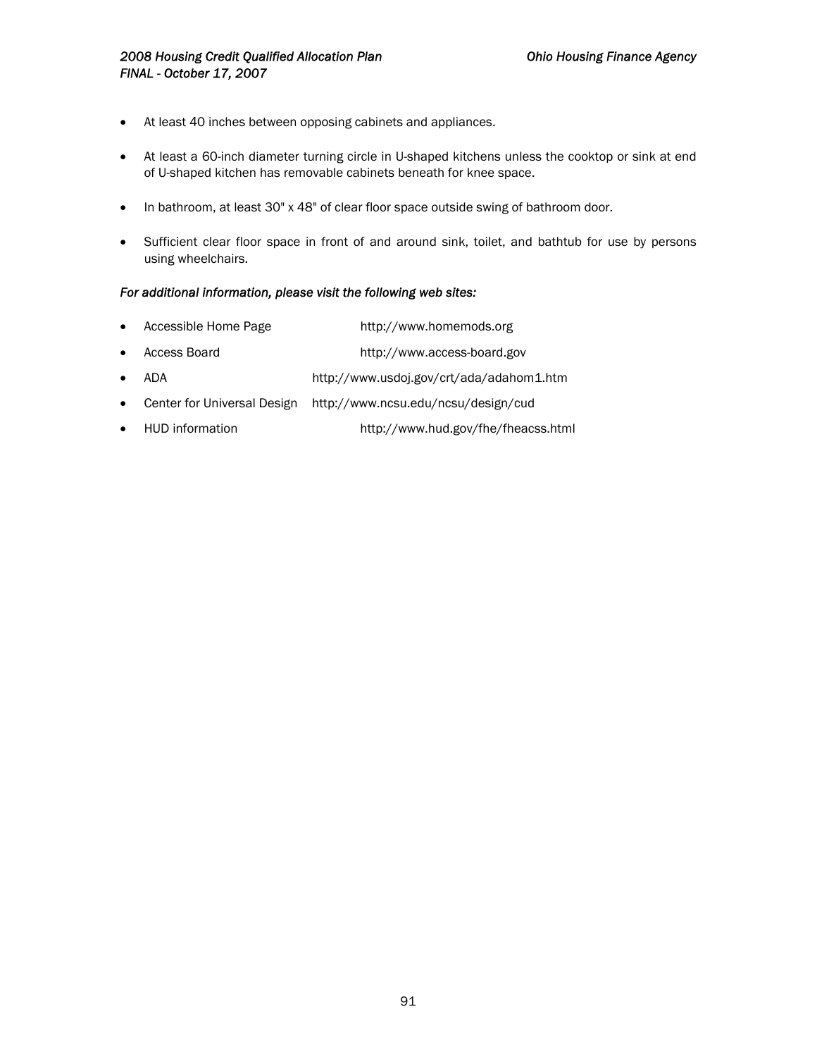- At least 40 inches between opposing cabinets and appliances.

- At least a 60-inch diameter turning circle in U-shaped kitchens unless the cooktop or sink at end of U-shaped kitchen has removable cabinets beneath for knee space.

- In bathroom, at least 30" x 48" of clear floor space outside swing of bathroom door.

- Sufficient clear floor space in front of and around sink, toilet, and bathtub for use by persons using wheelchairs.

*For additional information, please visit the following web sites:*

- Accessible Home Page http://www.homemods.org
- Access Board http://www.access-board.gov
- ADA http://www.usdoj.gov/crt/ada/adahom1.htm
- Center for Universal Design http://www.ncsu.edu/ncsu/design/cud
- HUD information http://www.hud.gov/fhe/fheacss.html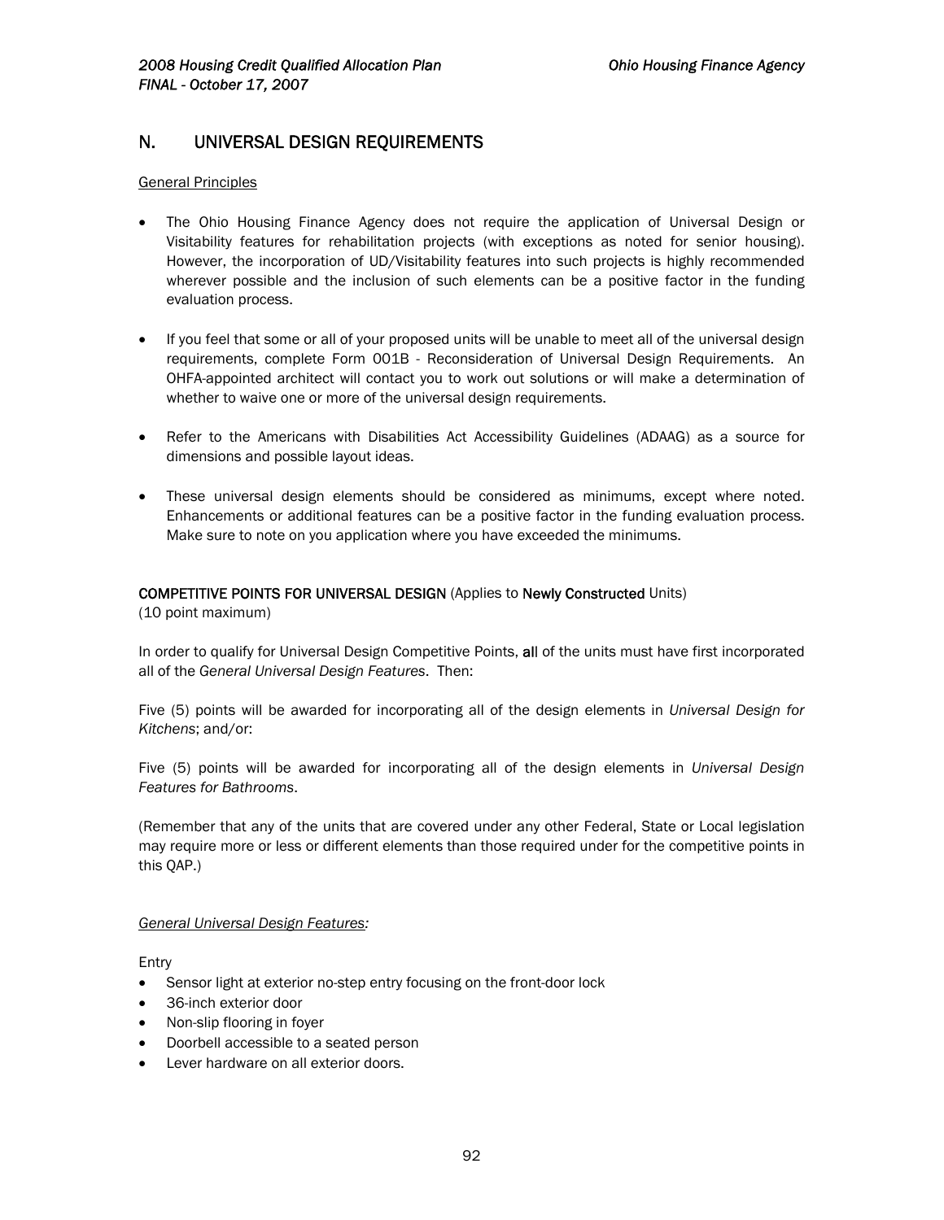## N. UNIVERSAL DESIGN REQUIREMENTS

General Principles

- The Ohio Housing Finance Agency does not require the application of Universal Design or Visitability features for rehabilitation projects (with exceptions as noted for senior housing). However, the incorporation of UD/Visitability features into such projects is highly recommended wherever possible and the inclusion of such elements can be a positive factor in the funding evaluation process.
- If you feel that some or all of your proposed units will be unable to meet all of the universal design requirements, complete Form 001B - Reconsideration of Universal Design Requirements. An OHFA-appointed architect will contact you to work out solutions or will make a determination of whether to waive one or more of the universal design requirements.
- Refer to the Americans with Disabilities Act Accessibility Guidelines (ADAAG) as a source for dimensions and possible layout ideas.
- These universal design elements should be considered as minimums, except where noted. Enhancements or additional features can be a positive factor in the funding evaluation process. Make sure to note on you application where you have exceeded the minimums.

**COMPETITIVE POINTS FOR UNIVERSAL DESIGN** (Applies to **Newly Constructed** Units)
(10 point maximum)

In order to qualify for Universal Design Competitive Points, **all** of the units must have first incorporated all of the *General Universal Design Features*. Then:

Five (5) points will be awarded for incorporating all of the design elements in *Universal Design for Kitchens*; and/or:

Five (5) points will be awarded for incorporating all of the design elements in *Universal Design Features for Bathrooms*.

(Remember that any of the units that are covered under any other Federal, State or Local legislation may require more or less or different elements than those required under for the competitive points in this QAP.)

*General Universal Design Features:*

Entry

- Sensor light at exterior no-step entry focusing on the front-door lock
- 36-inch exterior door
- Non-slip flooring in foyer
- Doorbell accessible to a seated person
- Lever hardware on all exterior doors.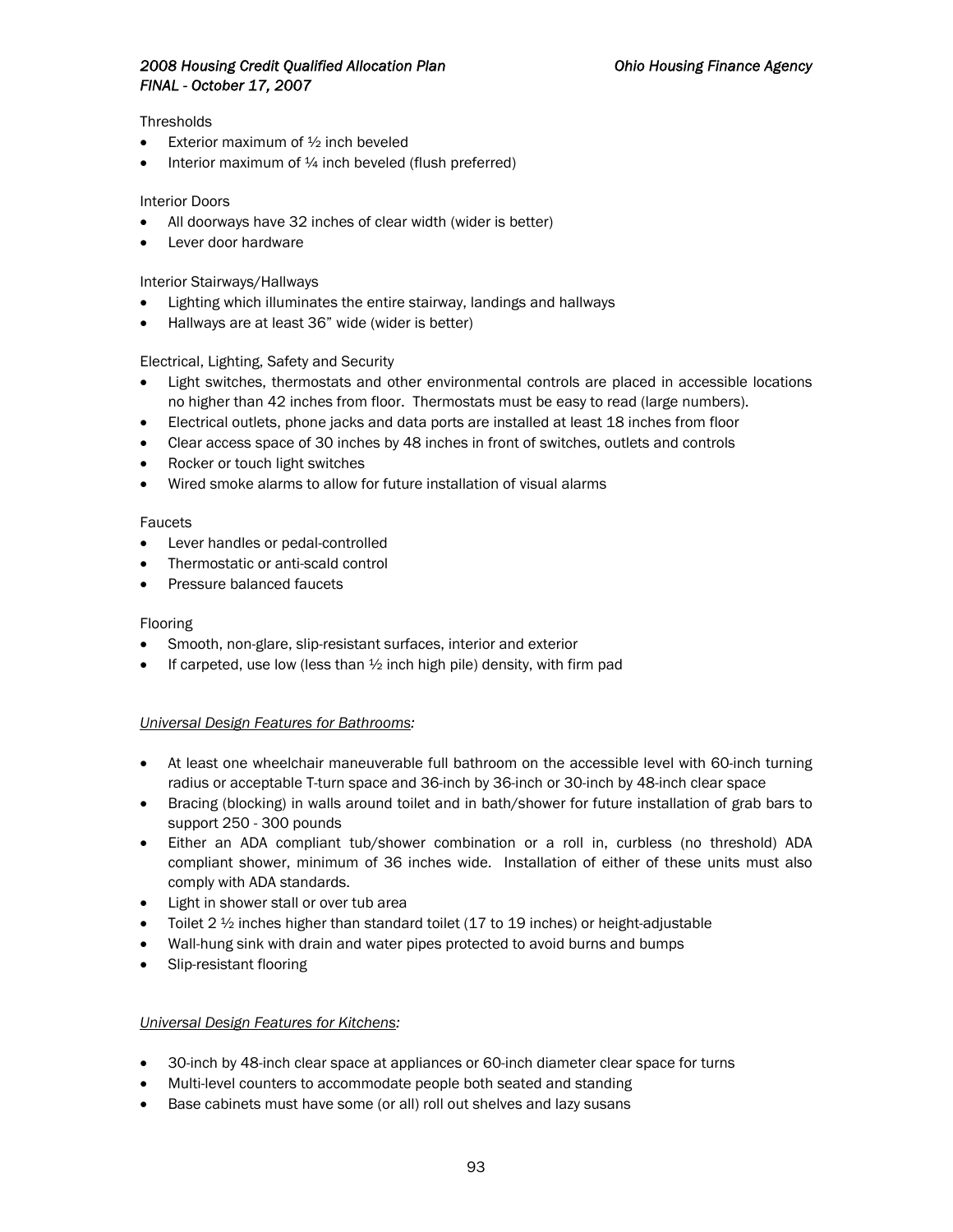Thresholds

- Exterior maximum of ½ inch beveled
- Interior maximum of ¼ inch beveled (flush preferred)

Interior Doors

- All doorways have 32 inches of clear width (wider is better)
- Lever door hardware

Interior Stairways/Hallways

- Lighting which illuminates the entire stairway, landings and hallways
- Hallways are at least 36” wide (wider is better)

Electrical, Lighting, Safety and Security

- Light switches, thermostats and other environmental controls are placed in accessible locations no higher than 42 inches from floor. Thermostats must be easy to read (large numbers).
- Electrical outlets, phone jacks and data ports are installed at least 18 inches from floor
- Clear access space of 30 inches by 48 inches in front of switches, outlets and controls
- Rocker or touch light switches
- Wired smoke alarms to allow for future installation of visual alarms

Faucets

- Lever handles or pedal-controlled
- Thermostatic or anti-scald control
- Pressure balanced faucets

Flooring

- Smooth, non-glare, slip-resistant surfaces, interior and exterior
- If carpeted, use low (less than ½ inch high pile) density, with firm pad

*Universal Design Features for Bathrooms:*

- At least one wheelchair maneuverable full bathroom on the accessible level with 60-inch turning radius or acceptable T-turn space and 36-inch by 36-inch or 30-inch by 48-inch clear space
- Bracing (blocking) in walls around toilet and in bath/shower for future installation of grab bars to support 250 - 300 pounds
- Either an ADA compliant tub/shower combination or a roll in, curbless (no threshold) ADA compliant shower, minimum of 36 inches wide. Installation of either of these units must also comply with ADA standards.
- Light in shower stall or over tub area
- Toilet 2 ½ inches higher than standard toilet (17 to 19 inches) or height-adjustable
- Wall-hung sink with drain and water pipes protected to avoid burns and bumps
- Slip-resistant flooring

*Universal Design Features for Kitchens:*

- 30-inch by 48-inch clear space at appliances or 60-inch diameter clear space for turns
- Multi-level counters to accommodate people both seated and standing
- Base cabinets must have some (or all) roll out shelves and lazy susans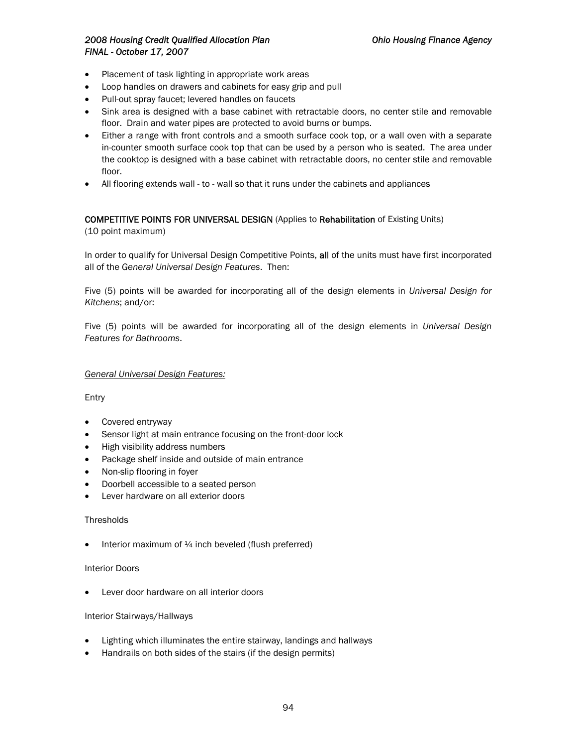- Placement of task lighting in appropriate work areas
- Loop handles on drawers and cabinets for easy grip and pull
- Pull-out spray faucet; levered handles on faucets
- Sink area is designed with a base cabinet with retractable doors, no center stile and removable floor. Drain and water pipes are protected to avoid burns or bumps.
- Either a range with front controls and a smooth surface cook top, or a wall oven with a separate in-counter smooth surface cook top that can be used by a person who is seated. The area under the cooktop is designed with a base cabinet with retractable doors, no center stile and removable floor.
- All flooring extends wall - to - wall so that it runs under the cabinets and appliances

**COMPETITIVE POINTS FOR UNIVERSAL DESIGN** (Applies to **Rehabilitation** of Existing Units)
(10 point maximum)

In order to qualify for Universal Design Competitive Points, **all** of the units must have first incorporated all of the *General Universal Design Features*. Then:

Five (5) points will be awarded for incorporating all of the design elements in *Universal Design for Kitchens*; and/or:

Five (5) points will be awarded for incorporating all of the design elements in *Universal Design Features for Bathrooms*.

*General Universal Design Features:*

Entry

- Covered entryway
- Sensor light at main entrance focusing on the front-door lock
- High visibility address numbers
- Package shelf inside and outside of main entrance
- Non-slip flooring in foyer
- Doorbell accessible to a seated person
- Lever hardware on all exterior doors

Thresholds

- Interior maximum of ¼ inch beveled (flush preferred)

Interior Doors

- Lever door hardware on all interior doors

Interior Stairways/Hallways

- Lighting which illuminates the entire stairway, landings and hallways
- Handrails on both sides of the stairs (if the design permits)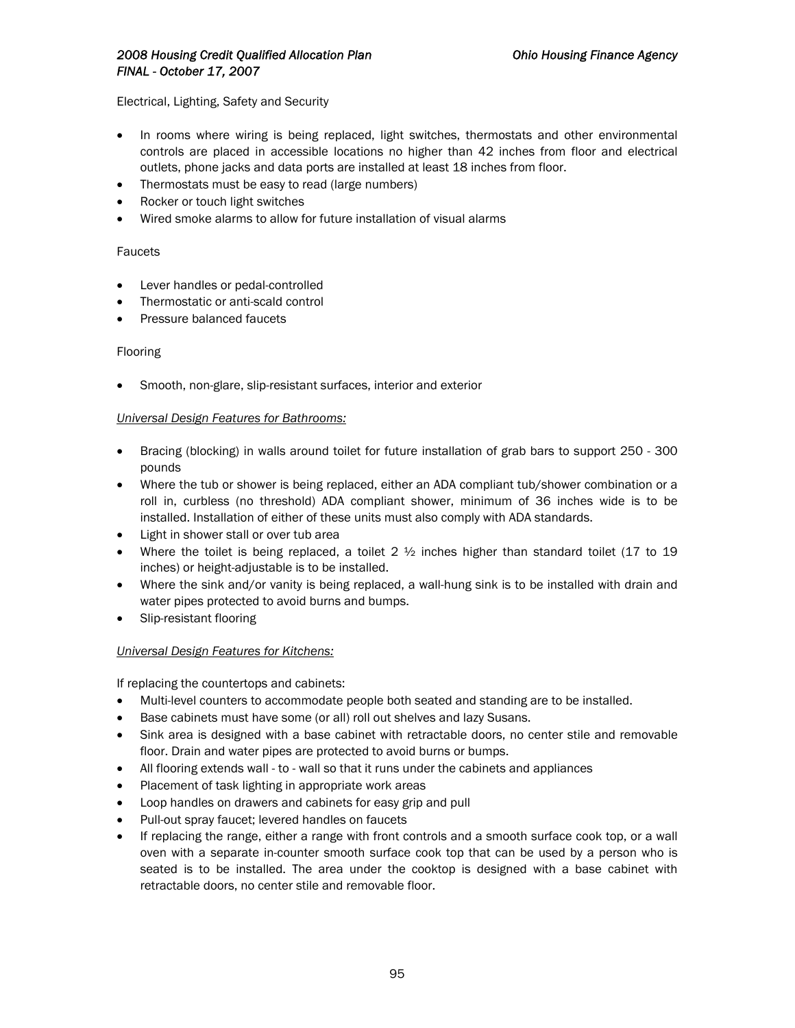Electrical, Lighting, Safety and Security

- In rooms where wiring is being replaced, light switches, thermostats and other environmental controls are placed in accessible locations no higher than 42 inches from floor and electrical outlets, phone jacks and data ports are installed at least 18 inches from floor.
- Thermostats must be easy to read (large numbers)
- Rocker or touch light switches
- Wired smoke alarms to allow for future installation of visual alarms

Faucets

- Lever handles or pedal-controlled
- Thermostatic or anti-scald control
- Pressure balanced faucets

Flooring

- Smooth, non-glare, slip-resistant surfaces, interior and exterior

_Universal Design Features for Bathrooms:_

- Bracing (blocking) in walls around toilet for future installation of grab bars to support 250 - 300 pounds
- Where the tub or shower is being replaced, either an ADA compliant tub/shower combination or a roll in, curbless (no threshold) ADA compliant shower, minimum of 36 inches wide is to be installed. Installation of either of these units must also comply with ADA standards.
- Light in shower stall or over tub area
- Where the toilet is being replaced, a toilet 2 ½ inches higher than standard toilet (17 to 19 inches) or height-adjustable is to be installed.
- Where the sink and/or vanity is being replaced, a wall-hung sink is to be installed with drain and water pipes protected to avoid burns and bumps.
- Slip-resistant flooring

_Universal Design Features for Kitchens:_

If replacing the countertops and cabinets:

- Multi-level counters to accommodate people both seated and standing are to be installed.
- Base cabinets must have some (or all) roll out shelves and lazy Susans.
- Sink area is designed with a base cabinet with retractable doors, no center stile and removable floor. Drain and water pipes are protected to avoid burns or bumps.
- All flooring extends wall - to - wall so that it runs under the cabinets and appliances
- Placement of task lighting in appropriate work areas
- Loop handles on drawers and cabinets for easy grip and pull
- Pull-out spray faucet; levered handles on faucets
- If replacing the range, either a range with front controls and a smooth surface cook top, or a wall oven with a separate in-counter smooth surface cook top that can be used by a person who is seated is to be installed. The area under the cooktop is designed with a base cabinet with retractable doors, no center stile and removable floor.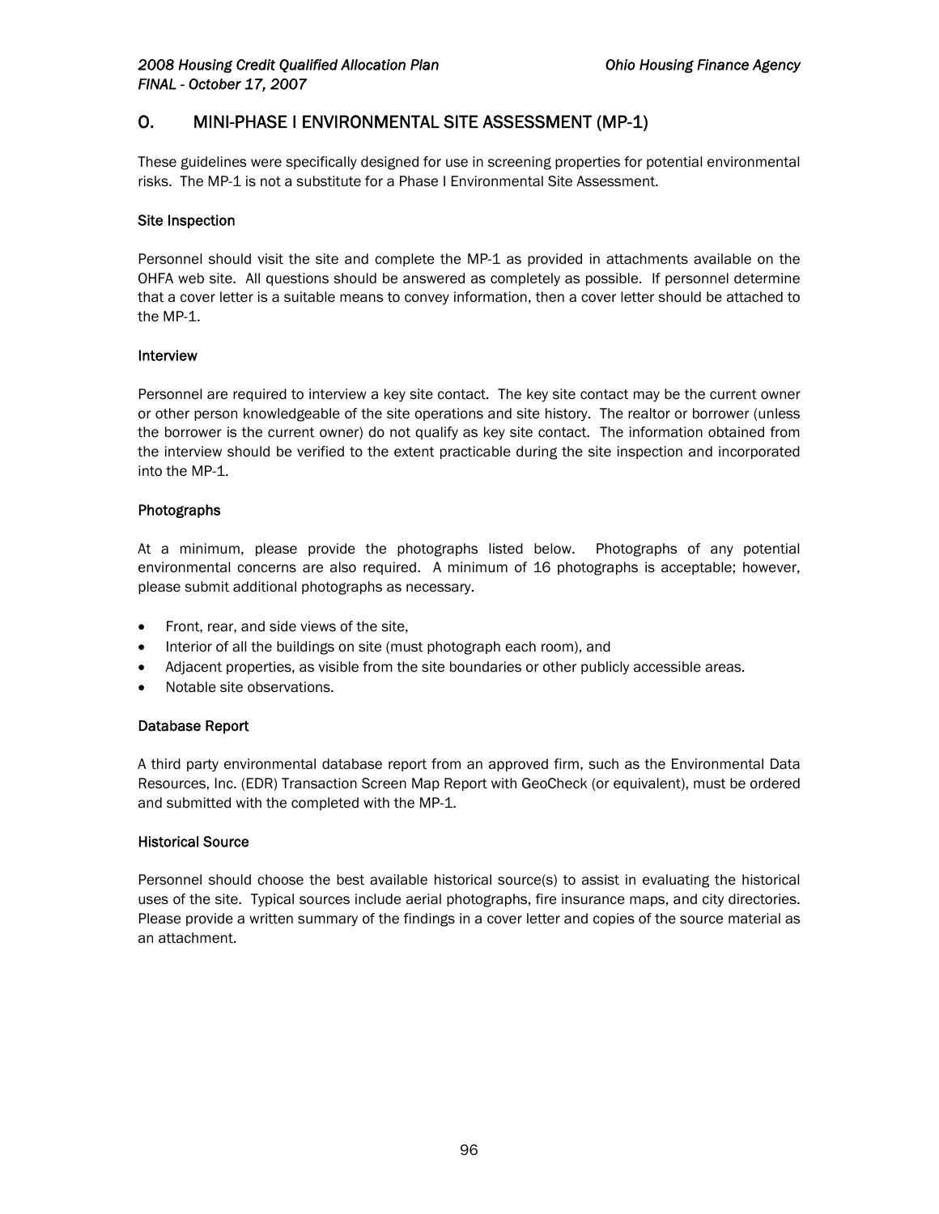## O. MINI-PHASE I ENVIRONMENTAL SITE ASSESSMENT (MP-1)

These guidelines were specifically designed for use in screening properties for potential environmental risks. The MP-1 is not a substitute for a Phase I Environmental Site Assessment.

### Site Inspection

Personnel should visit the site and complete the MP-1 as provided in attachments available on the OHFA web site. All questions should be answered as completely as possible. If personnel determine that a cover letter is a suitable means to convey information, then a cover letter should be attached to the MP-1.

### Interview

Personnel are required to interview a key site contact. The key site contact may be the current owner or other person knowledgeable of the site operations and site history. The realtor or borrower (unless the borrower is the current owner) do not qualify as key site contact. The information obtained from the interview should be verified to the extent practicable during the site inspection and incorporated into the MP-1.

### Photographs

At a minimum, please provide the photographs listed below. Photographs of any potential environmental concerns are also required. A minimum of 16 photographs is acceptable; however, please submit additional photographs as necessary.

- Front, rear, and side views of the site,
- Interior of all the buildings on site (must photograph each room), and
- Adjacent properties, as visible from the site boundaries or other publicly accessible areas.
- Notable site observations.

### Database Report

A third party environmental database report from an approved firm, such as the Environmental Data Resources, Inc. (EDR) Transaction Screen Map Report with GeoCheck (or equivalent), must be ordered and submitted with the completed with the MP-1.

### Historical Source

Personnel should choose the best available historical source(s) to assist in evaluating the historical uses of the site. Typical sources include aerial photographs, fire insurance maps, and city directories. Please provide a written summary of the findings in a cover letter and copies of the source material as an attachment.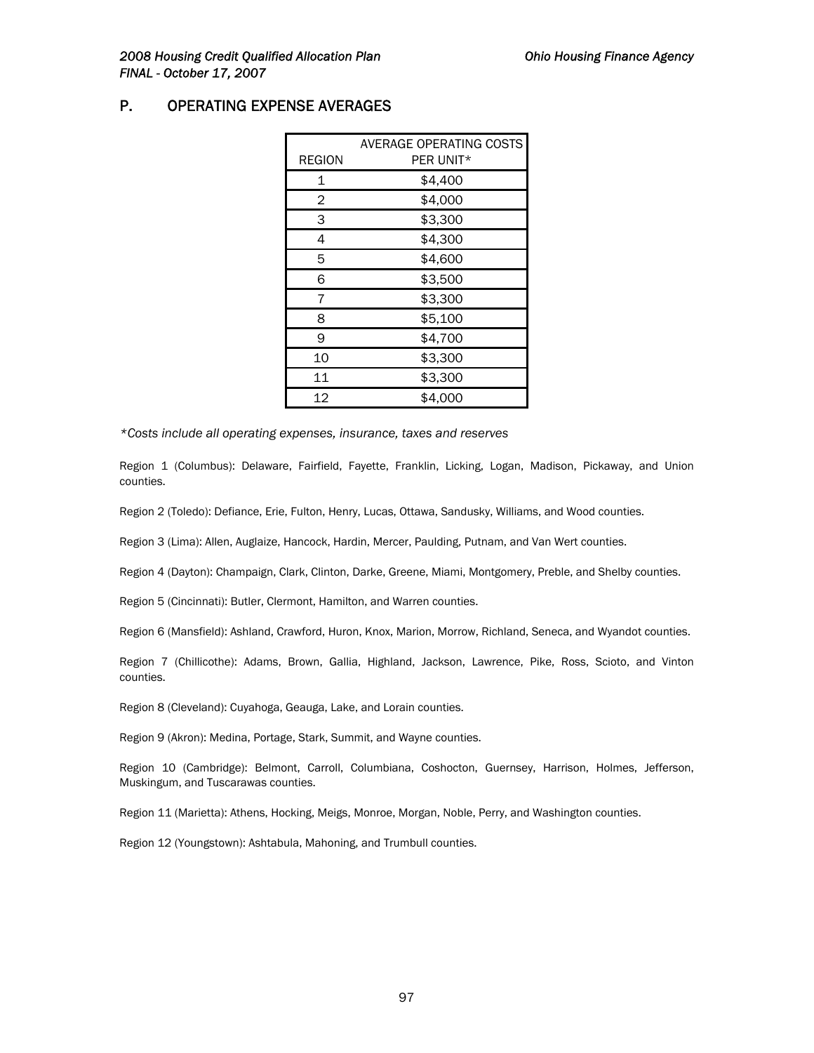## P. OPERATING EXPENSE AVERAGES

| REGION | AVERAGE OPERATING COSTS PER UNIT* |
|---|---|
| 1 | $4,400 |
| 2 | $4,000 |
| 3 | $3,300 |
| 4 | $4,300 |
| 5 | $4,600 |
| 6 | $3,500 |
| 7 | $3,300 |
| 8 | $5,100 |
| 9 | $4,700 |
| 10 | $3,300 |
| 11 | $3,300 |
| 12 | $4,000 |

**Costs include all operating expenses, insurance, taxes and reserves*

Region 1 (Columbus): Delaware, Fairfield, Fayette, Franklin, Licking, Logan, Madison, Pickaway, and Union counties.

Region 2 (Toledo): Defiance, Erie, Fulton, Henry, Lucas, Ottawa, Sandusky, Williams, and Wood counties.

Region 3 (Lima): Allen, Auglaize, Hancock, Hardin, Mercer, Paulding, Putnam, and Van Wert counties.

Region 4 (Dayton): Champaign, Clark, Clinton, Darke, Greene, Miami, Montgomery, Preble, and Shelby counties.

Region 5 (Cincinnati): Butler, Clermont, Hamilton, and Warren counties.

Region 6 (Mansfield): Ashland, Crawford, Huron, Knox, Marion, Morrow, Richland, Seneca, and Wyandot counties.

Region 7 (Chillicothe): Adams, Brown, Gallia, Highland, Jackson, Lawrence, Pike, Ross, Scioto, and Vinton counties.

Region 8 (Cleveland): Cuyahoga, Geauga, Lake, and Lorain counties.

Region 9 (Akron): Medina, Portage, Stark, Summit, and Wayne counties.

Region 10 (Cambridge): Belmont, Carroll, Columbiana, Coshocton, Guernsey, Harrison, Holmes, Jefferson, Muskingum, and Tuscarawas counties.

Region 11 (Marietta): Athens, Hocking, Meigs, Monroe, Morgan, Noble, Perry, and Washington counties.

Region 12 (Youngstown): Ashtabula, Mahoning, and Trumbull counties.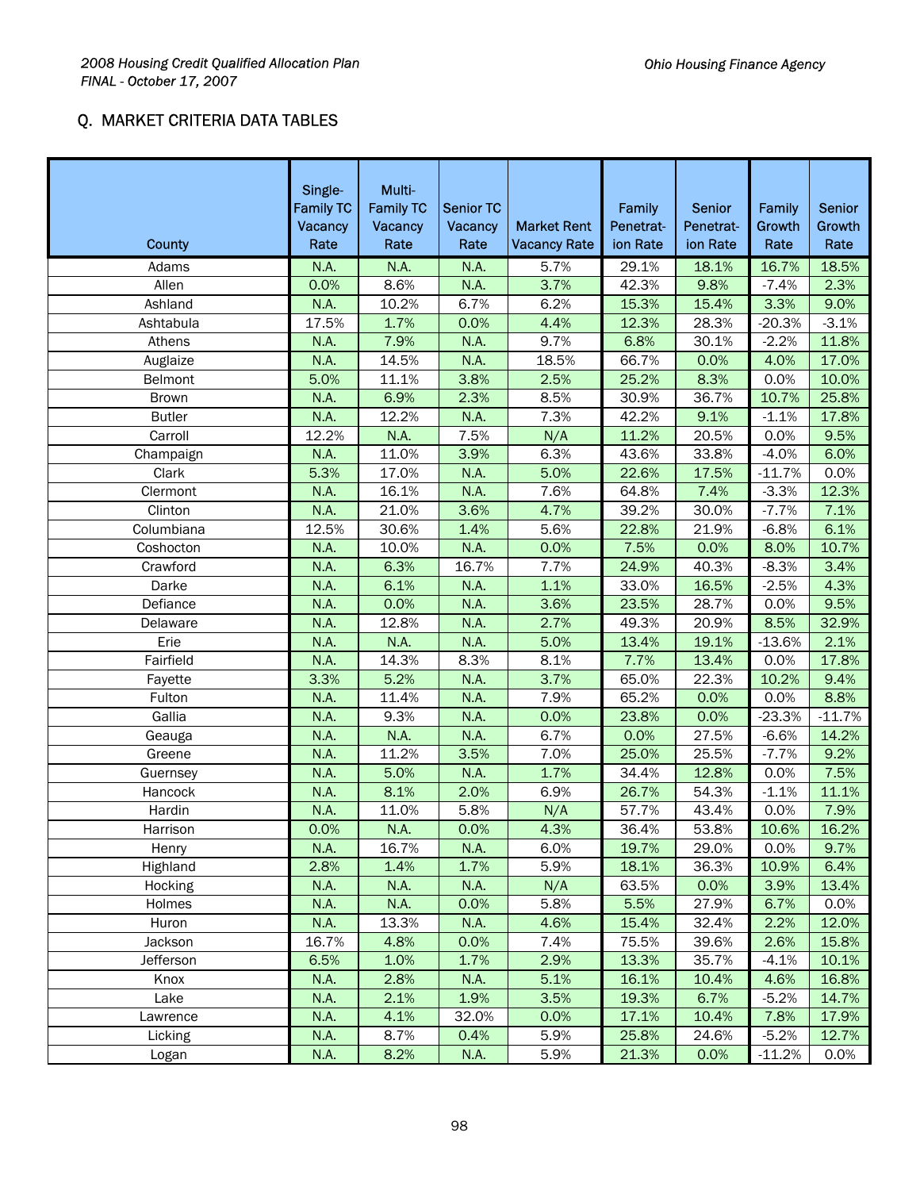## Q. MARKET CRITERIA DATA TABLES

| County | Single-Family TC Vacancy Rate | Multi-Family TC Vacancy Rate | Senior TC Vacancy Rate | Market Rent Vacancy Rate | Family Penetrat-ion Rate | Senior Penetrat-ion Rate | Family Growth Rate | Senior Growth Rate |
|---|---|---|---|---|---|---|---|---|
| Adams | N.A. | N.A. | N.A. | 5.7% | 29.1% | 18.1% | 16.7% | 18.5% |
| Allen | 0.0% | 8.6% | N.A. | 3.7% | 42.3% | 9.8% | -7.4% | 2.3% |
| Ashland | N.A. | 10.2% | 6.7% | 6.2% | 15.3% | 15.4% | 3.3% | 9.0% |
| Ashtabula | 17.5% | 1.7% | 0.0% | 4.4% | 12.3% | 28.3% | -20.3% | -3.1% |
| Athens | N.A. | 7.9% | N.A. | 9.7% | 6.8% | 30.1% | -2.2% | 11.8% |
| Auglaize | N.A. | 14.5% | N.A. | 18.5% | 66.7% | 0.0% | 4.0% | 17.0% |
| Belmont | 5.0% | 11.1% | 3.8% | 2.5% | 25.2% | 8.3% | 0.0% | 10.0% |
| Brown | N.A. | 6.9% | 2.3% | 8.5% | 30.9% | 36.7% | 10.7% | 25.8% |
| Butler | N.A. | 12.2% | N.A. | 7.3% | 42.2% | 9.1% | -1.1% | 17.8% |
| Carroll | 12.2% | N.A. | 7.5% | N/A | 11.2% | 20.5% | 0.0% | 9.5% |
| Champaign | N.A. | 11.0% | 3.9% | 6.3% | 43.6% | 33.8% | -4.0% | 6.0% |
| Clark | 5.3% | 17.0% | N.A. | 5.0% | 22.6% | 17.5% | -11.7% | 0.0% |
| Clermont | N.A. | 16.1% | N.A. | 7.6% | 64.8% | 7.4% | -3.3% | 12.3% |
| Clinton | N.A. | 21.0% | 3.6% | 4.7% | 39.2% | 30.0% | -7.7% | 7.1% |
| Columbiana | 12.5% | 30.6% | 1.4% | 5.6% | 22.8% | 21.9% | -6.8% | 6.1% |
| Coshocton | N.A. | 10.0% | N.A. | 0.0% | 7.5% | 0.0% | 8.0% | 10.7% |
| Crawford | N.A. | 6.3% | 16.7% | 7.7% | 24.9% | 40.3% | -8.3% | 3.4% |
| Darke | N.A. | 6.1% | N.A. | 1.1% | 33.0% | 16.5% | -2.5% | 4.3% |
| Defiance | N.A. | 0.0% | N.A. | 3.6% | 23.5% | 28.7% | 0.0% | 9.5% |
| Delaware | N.A. | 12.8% | N.A. | 2.7% | 49.3% | 20.9% | 8.5% | 32.9% |
| Erie | N.A. | N.A. | N.A. | 5.0% | 13.4% | 19.1% | -13.6% | 2.1% |
| Fairfield | N.A. | 14.3% | 8.3% | 8.1% | 7.7% | 13.4% | 0.0% | 17.8% |
| Fayette | 3.3% | 5.2% | N.A. | 3.7% | 65.0% | 22.3% | 10.2% | 9.4% |
| Fulton | N.A. | 11.4% | N.A. | 7.9% | 65.2% | 0.0% | 0.0% | 8.8% |
| Gallia | N.A. | 9.3% | N.A. | 0.0% | 23.8% | 0.0% | -23.3% | -11.7% |
| Geauga | N.A. | N.A. | N.A. | 6.7% | 0.0% | 27.5% | -6.6% | 14.2% |
| Greene | N.A. | 11.2% | 3.5% | 7.0% | 25.0% | 25.5% | -7.7% | 9.2% |
| Guernsey | N.A. | 5.0% | N.A. | 1.7% | 34.4% | 12.8% | 0.0% | 7.5% |
| Hancock | N.A. | 8.1% | 2.0% | 6.9% | 26.7% | 54.3% | -1.1% | 11.1% |
| Hardin | N.A. | 11.0% | 5.8% | N/A | 57.7% | 43.4% | 0.0% | 7.9% |
| Harrison | 0.0% | N.A. | 0.0% | 4.3% | 36.4% | 53.8% | 10.6% | 16.2% |
| Henry | N.A. | 16.7% | N.A. | 6.0% | 19.7% | 29.0% | 0.0% | 9.7% |
| Highland | 2.8% | 1.4% | 1.7% | 5.9% | 18.1% | 36.3% | 10.9% | 6.4% |
| Hocking | N.A. | N.A. | N.A. | N/A | 63.5% | 0.0% | 3.9% | 13.4% |
| Holmes | N.A. | N.A. | 0.0% | 5.8% | 5.5% | 27.9% | 6.7% | 0.0% |
| Huron | N.A. | 13.3% | N.A. | 4.6% | 15.4% | 32.4% | 2.2% | 12.0% |
| Jackson | 16.7% | 4.8% | 0.0% | 7.4% | 75.5% | 39.6% | 2.6% | 15.8% |
| Jefferson | 6.5% | 1.0% | 1.7% | 2.9% | 13.3% | 35.7% | -4.1% | 10.1% |
| Knox | N.A. | 2.8% | N.A. | 5.1% | 16.1% | 10.4% | 4.6% | 16.8% |
| Lake | N.A. | 2.1% | 1.9% | 3.5% | 19.3% | 6.7% | -5.2% | 14.7% |
| Lawrence | N.A. | 4.1% | 32.0% | 0.0% | 17.1% | 10.4% | 7.8% | 17.9% |
| Licking | N.A. | 8.7% | 0.4% | 5.9% | 25.8% | 24.6% | -5.2% | 12.7% |
| Logan | N.A. | 8.2% | N.A. | 5.9% | 21.3% | 0.0% | -11.2% | 0.0% |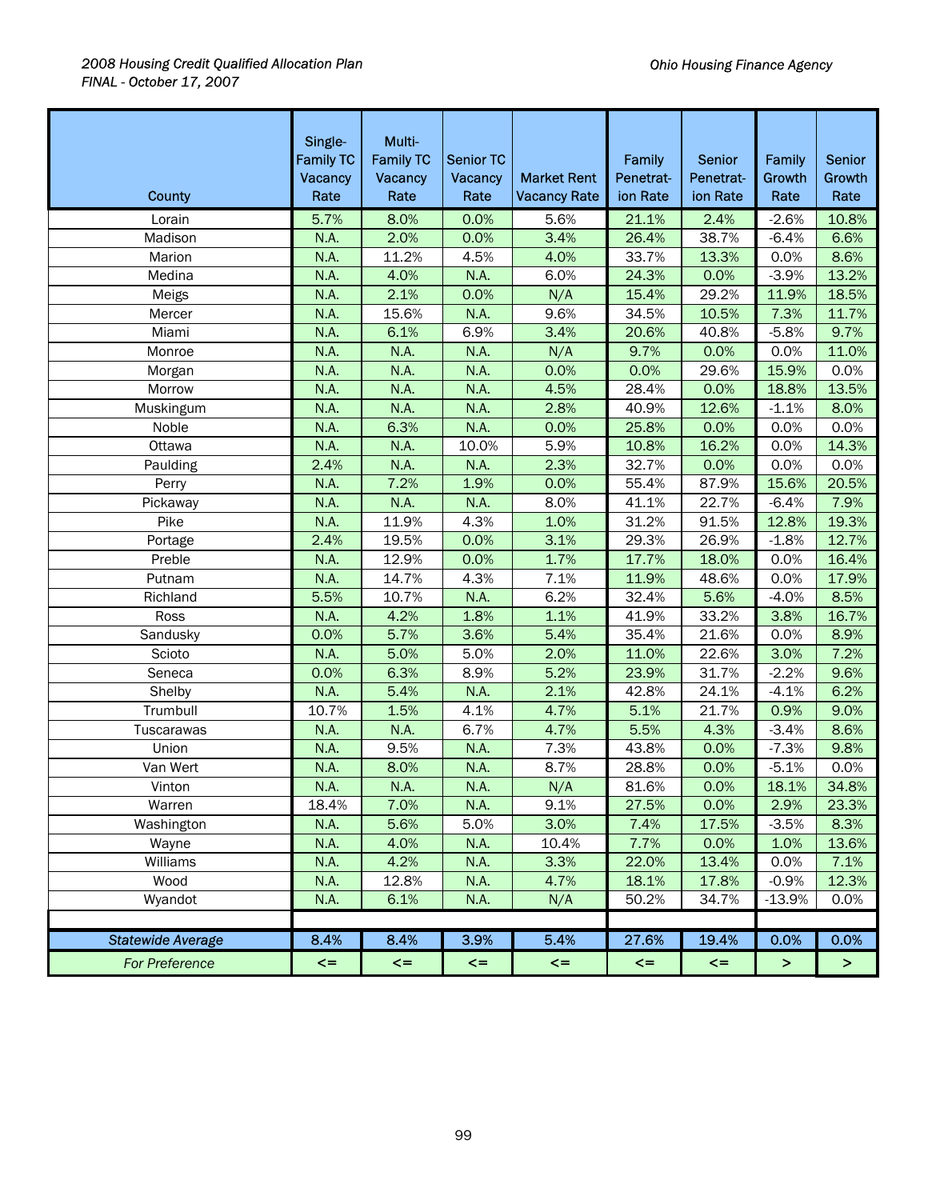| County | Single-Family TC Vacancy Rate | Multi-Family TC Vacancy Rate | Senior TC Vacancy Rate | Market Rent Vacancy Rate | Family Penetrat-ion Rate | Senior Penetrat-ion Rate | Family Growth Rate | Senior Growth Rate |
|---|---|---|---|---|---|---|---|---|
| Lorain | 5.7% | 8.0% | 0.0% | 5.6% | 21.1% | 2.4% | -2.6% | 10.8% |
| Madison | N.A. | 2.0% | 0.0% | 3.4% | 26.4% | 38.7% | -6.4% | 6.6% |
| Marion | N.A. | 11.2% | 4.5% | 4.0% | 33.7% | 13.3% | 0.0% | 8.6% |
| Medina | N.A. | 4.0% | N.A. | 6.0% | 24.3% | 0.0% | -3.9% | 13.2% |
| Meigs | N.A. | 2.1% | 0.0% | N/A | 15.4% | 29.2% | 11.9% | 18.5% |
| Mercer | N.A. | 15.6% | N.A. | 9.6% | 34.5% | 10.5% | 7.3% | 11.7% |
| Miami | N.A. | 6.1% | 6.9% | 3.4% | 20.6% | 40.8% | -5.8% | 9.7% |
| Monroe | N.A. | N.A. | N.A. | N/A | 9.7% | 0.0% | 0.0% | 11.0% |
| Morgan | N.A. | N.A. | N.A. | 0.0% | 0.0% | 29.6% | 15.9% | 0.0% |
| Morrow | N.A. | N.A. | N.A. | 4.5% | 28.4% | 0.0% | 18.8% | 13.5% |
| Muskingum | N.A. | N.A. | N.A. | 2.8% | 40.9% | 12.6% | -1.1% | 8.0% |
| Noble | N.A. | 6.3% | N.A. | 0.0% | 25.8% | 0.0% | 0.0% | 0.0% |
| Ottawa | N.A. | N.A. | 10.0% | 5.9% | 10.8% | 16.2% | 0.0% | 14.3% |
| Paulding | 2.4% | N.A. | N.A. | 2.3% | 32.7% | 0.0% | 0.0% | 0.0% |
| Perry | N.A. | 7.2% | 1.9% | 0.0% | 55.4% | 87.9% | 15.6% | 20.5% |
| Pickaway | N.A. | N.A. | N.A. | 8.0% | 41.1% | 22.7% | -6.4% | 7.9% |
| Pike | N.A. | 11.9% | 4.3% | 1.0% | 31.2% | 91.5% | 12.8% | 19.3% |
| Portage | 2.4% | 19.5% | 0.0% | 3.1% | 29.3% | 26.9% | -1.8% | 12.7% |
| Preble | N.A. | 12.9% | 0.0% | 1.7% | 17.7% | 18.0% | 0.0% | 16.4% |
| Putnam | N.A. | 14.7% | 4.3% | 7.1% | 11.9% | 48.6% | 0.0% | 17.9% |
| Richland | 5.5% | 10.7% | N.A. | 6.2% | 32.4% | 5.6% | -4.0% | 8.5% |
| Ross | N.A. | 4.2% | 1.8% | 1.1% | 41.9% | 33.2% | 3.8% | 16.7% |
| Sandusky | 0.0% | 5.7% | 3.6% | 5.4% | 35.4% | 21.6% | 0.0% | 8.9% |
| Scioto | N.A. | 5.0% | 5.0% | 2.0% | 11.0% | 22.6% | 3.0% | 7.2% |
| Seneca | 0.0% | 6.3% | 8.9% | 5.2% | 23.9% | 31.7% | -2.2% | 9.6% |
| Shelby | N.A. | 5.4% | N.A. | 2.1% | 42.8% | 24.1% | -4.1% | 6.2% |
| Trumbull | 10.7% | 1.5% | 4.1% | 4.7% | 5.1% | 21.7% | 0.9% | 9.0% |
| Tuscarawas | N.A. | N.A. | 6.7% | 4.7% | 5.5% | 4.3% | -3.4% | 8.6% |
| Union | N.A. | 9.5% | N.A. | 7.3% | 43.8% | 0.0% | -7.3% | 9.8% |
| Van Wert | N.A. | 8.0% | N.A. | 8.7% | 28.8% | 0.0% | -5.1% | 0.0% |
| Vinton | N.A. | N.A. | N.A. | N/A | 81.6% | 0.0% | 18.1% | 34.8% |
| Warren | 18.4% | 7.0% | N.A. | 9.1% | 27.5% | 0.0% | 2.9% | 23.3% |
| Washington | N.A. | 5.6% | 5.0% | 3.0% | 7.4% | 17.5% | -3.5% | 8.3% |
| Wayne | N.A. | 4.0% | N.A. | 10.4% | 7.7% | 0.0% | 1.0% | 13.6% |
| Williams | N.A. | 4.2% | N.A. | 3.3% | 22.0% | 13.4% | 0.0% | 7.1% |
| Wood | N.A. | 12.8% | N.A. | 4.7% | 18.1% | 17.8% | -0.9% | 12.3% |
| Wyandot | N.A. | 6.1% | N.A. | N/A | 50.2% | 34.7% | -13.9% | 0.0% |
| | | | | | | | | |
| *Statewide Average* | 8.4% | 8.4% | 3.9% | 5.4% | 27.6% | 19.4% | 0.0% | 0.0% |
| *For Preference* | <= | <= | <= | <= | <= | <= | > | > |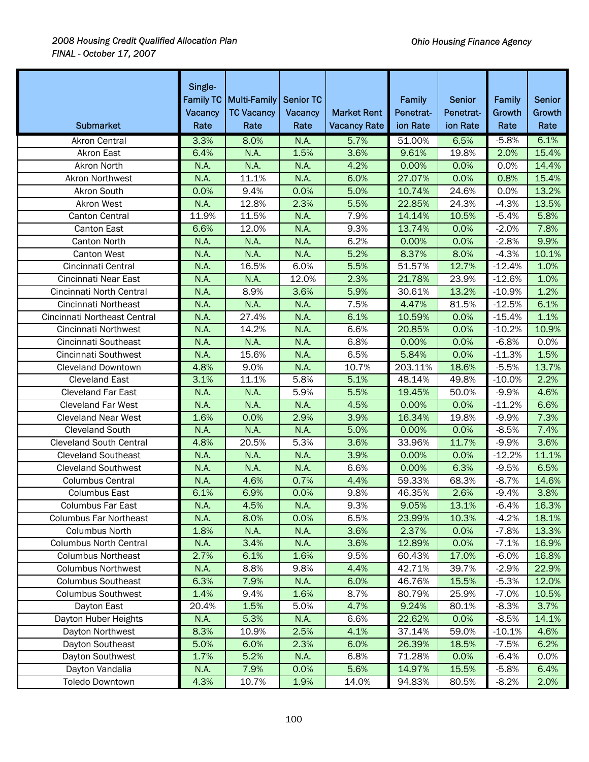| Submarket | Single-Family TC Vacancy Rate | Multi-Family TC Vacancy Rate | Senior TC Vacancy Rate | Market Rent Vacancy Rate | Family Penetration Rate | Senior Penetration Rate | Family Growth Rate | Senior Growth Rate |
|---|---|---|---|---|---|---|---|---|
| Akron Central | 3.3% | 8.0% | N.A. | 5.7% | 51.00% | 6.5% | -5.8% | 6.1% |
| Akron East | 6.4% | N.A. | 1.5% | 3.6% | 9.61% | 19.8% | 2.0% | 15.4% |
| Akron North | N.A. | N.A. | N.A. | 4.2% | 0.00% | 0.0% | 0.0% | 14.4% |
| Akron Northwest | N.A. | 11.1% | N.A. | 6.0% | 27.07% | 0.0% | 0.8% | 15.4% |
| Akron South | 0.0% | 9.4% | 0.0% | 5.0% | 10.74% | 24.6% | 0.0% | 13.2% |
| Akron West | N.A. | 12.8% | 2.3% | 5.5% | 22.85% | 24.3% | -4.3% | 13.5% |
| Canton Central | 11.9% | 11.5% | N.A. | 7.9% | 14.14% | 10.5% | -5.4% | 5.8% |
| Canton East | 6.6% | 12.0% | N.A. | 9.3% | 13.74% | 0.0% | -2.0% | 7.8% |
| Canton North | N.A. | N.A. | N.A. | 6.2% | 0.00% | 0.0% | -2.8% | 9.9% |
| Canton West | N.A. | N.A. | N.A. | 5.2% | 8.37% | 8.0% | -4.3% | 10.1% |
| Cincinnati Central | N.A. | 16.5% | 6.0% | 5.5% | 51.57% | 12.7% | -12.4% | 1.0% |
| Cincinnati Near East | N.A. | N.A. | 12.0% | 2.3% | 21.78% | 23.9% | -12.6% | 1.0% |
| Cincinnati North Central | N.A. | 8.9% | 3.6% | 5.9% | 30.61% | 13.2% | -10.9% | 1.2% |
| Cincinnati Northeast | N.A. | N.A. | N.A. | 7.5% | 4.47% | 81.5% | -12.5% | 6.1% |
| Cincinnati Northeast Central | N.A. | 27.4% | N.A. | 6.1% | 10.59% | 0.0% | -15.4% | 1.1% |
| Cincinnati Northwest | N.A. | 14.2% | N.A. | 6.6% | 20.85% | 0.0% | -10.2% | 10.9% |
| Cincinnati Southeast | N.A. | N.A. | N.A. | 6.8% | 0.00% | 0.0% | -6.8% | 0.0% |
| Cincinnati Southwest | N.A. | 15.6% | N.A. | 6.5% | 5.84% | 0.0% | -11.3% | 1.5% |
| Cleveland Downtown | 4.8% | 9.0% | N.A. | 10.7% | 203.11% | 18.6% | -5.5% | 13.7% |
| Cleveland East | 3.1% | 11.1% | 5.8% | 5.1% | 48.14% | 49.8% | -10.0% | 2.2% |
| Cleveland Far East | N.A. | N.A. | 5.9% | 5.5% | 19.45% | 50.0% | -9.9% | 4.6% |
| Cleveland Far West | N.A. | N.A. | N.A. | 4.5% | 0.00% | 0.0% | -11.2% | 6.6% |
| Cleveland Near West | 1.6% | 0.0% | 2.9% | 3.9% | 16.34% | 19.8% | -9.9% | 7.3% |
| Cleveland South | N.A. | N.A. | N.A. | 5.0% | 0.00% | 0.0% | -8.5% | 7.4% |
| Cleveland South Central | 4.8% | 20.5% | 5.3% | 3.6% | 33.96% | 11.7% | -9.9% | 3.6% |
| Cleveland Southeast | N.A. | N.A. | N.A. | 3.9% | 0.00% | 0.0% | -12.2% | 11.1% |
| Cleveland Southwest | N.A. | N.A. | N.A. | 6.6% | 0.00% | 6.3% | -9.5% | 6.5% |
| Columbus Central | N.A. | 4.6% | 0.7% | 4.4% | 59.33% | 68.3% | -8.7% | 14.6% |
| Columbus East | 6.1% | 6.9% | 0.0% | 9.8% | 46.35% | 2.6% | -9.4% | 3.8% |
| Columbus Far East | N.A. | 4.5% | N.A. | 9.3% | 9.05% | 13.1% | -6.4% | 16.3% |
| Columbus Far Northeast | N.A. | 8.0% | 0.0% | 6.5% | 23.99% | 10.3% | -4.2% | 18.1% |
| Columbus North | 1.8% | N.A. | N.A. | 3.6% | 2.37% | 0.0% | -7.8% | 13.3% |
| Columbus North Central | N.A. | 3.4% | N.A. | 3.6% | 12.89% | 0.0% | -7.1% | 16.9% |
| Columbus Northeast | 2.7% | 6.1% | 1.6% | 9.5% | 60.43% | 17.0% | -6.0% | 16.8% |
| Columbus Northwest | N.A. | 8.8% | 9.8% | 4.4% | 42.71% | 39.7% | -2.9% | 22.9% |
| Columbus Southeast | 6.3% | 7.9% | N.A. | 6.0% | 46.76% | 15.5% | -5.3% | 12.0% |
| Columbus Southwest | 1.4% | 9.4% | 1.6% | 8.7% | 80.79% | 25.9% | -7.0% | 10.5% |
| Dayton East | 20.4% | 1.5% | 5.0% | 4.7% | 9.24% | 80.1% | -8.3% | 3.7% |
| Dayton Huber Heights | N.A. | 5.3% | N.A. | 6.6% | 22.62% | 0.0% | -8.5% | 14.1% |
| Dayton Northwest | 8.3% | 10.9% | 2.5% | 4.1% | 37.14% | 59.0% | -10.1% | 4.6% |
| Dayton Southeast | 5.0% | 6.0% | 2.3% | 6.0% | 26.39% | 18.5% | -7.5% | 6.2% |
| Dayton Southwest | 1.7% | 5.2% | N.A. | 6.8% | 71.28% | 0.0% | -6.4% | 0.0% |
| Dayton Vandalia | N.A. | 7.9% | 0.0% | 5.6% | 14.97% | 15.5% | -5.8% | 6.4% |
| Toledo Downtown | 4.3% | 10.7% | 1.9% | 14.0% | 94.83% | 80.5% | -8.2% | 2.0% |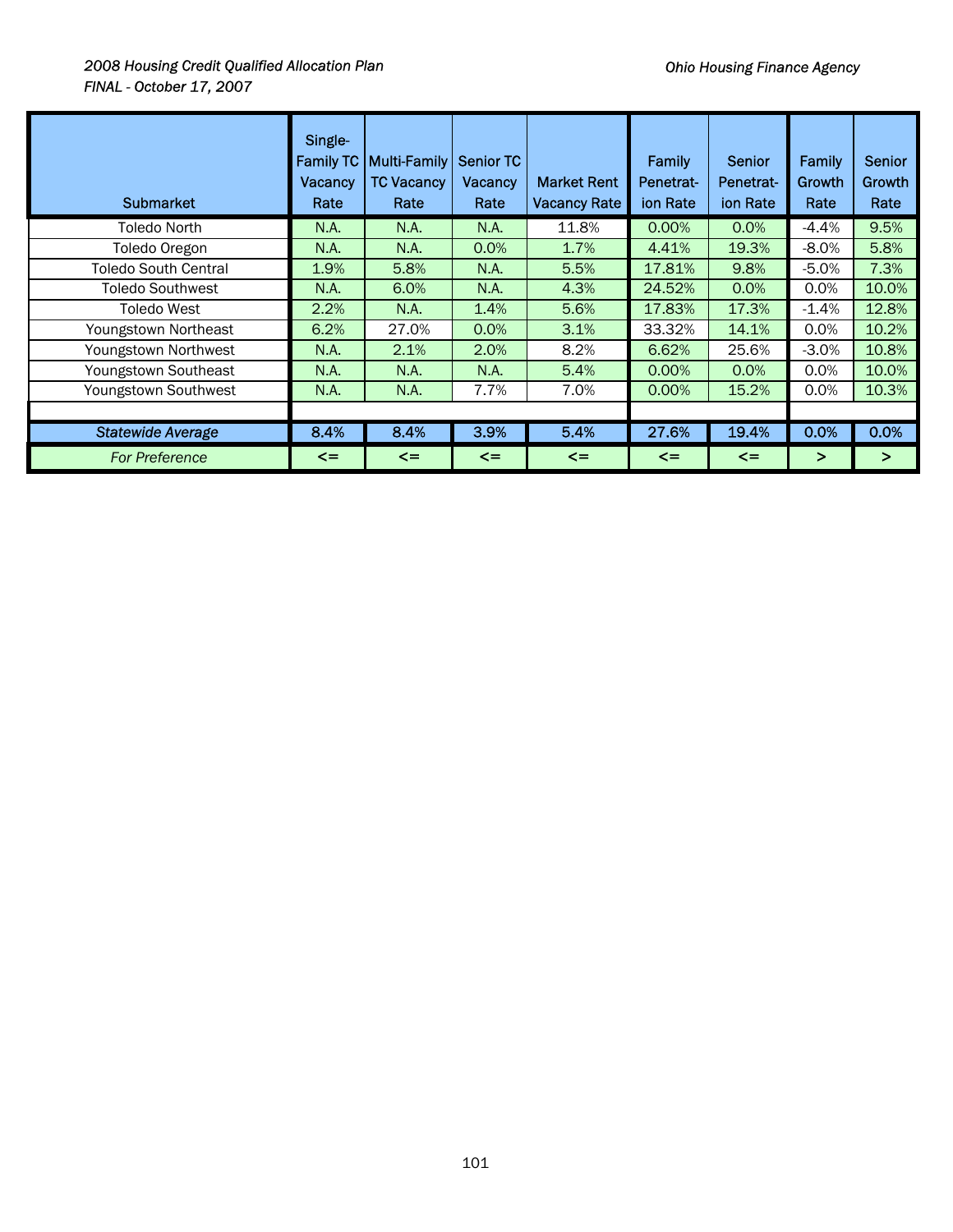| Submarket | Single-Family TC Vacancy Rate | Multi-Family TC Vacancy Rate | Senior TC Vacancy Rate | Market Rent Vacancy Rate | Family Penetrat-ion Rate | Senior Penetrat-ion Rate | Family Growth Rate | Senior Growth Rate |
|---|---|---|---|---|---|---|---|---|
| Toledo North | N.A. | N.A. | N.A. | 11.8% | 0.00% | 0.0% | -4.4% | 9.5% |
| Toledo Oregon | N.A. | N.A. | 0.0% | 1.7% | 4.41% | 19.3% | -8.0% | 5.8% |
| Toledo South Central | 1.9% | 5.8% | N.A. | 5.5% | 17.81% | 9.8% | -5.0% | 7.3% |
| Toledo Southwest | N.A. | 6.0% | N.A. | 4.3% | 24.52% | 0.0% | 0.0% | 10.0% |
| Toledo West | 2.2% | N.A. | 1.4% | 5.6% | 17.83% | 17.3% | -1.4% | 12.8% |
| Youngstown Northeast | 6.2% | 27.0% | 0.0% | 3.1% | 33.32% | 14.1% | 0.0% | 10.2% |
| Youngstown Northwest | N.A. | 2.1% | 2.0% | 8.2% | 6.62% | 25.6% | -3.0% | 10.8% |
| Youngstown Southeast | N.A. | N.A. | N.A. | 5.4% | 0.00% | 0.0% | 0.0% | 10.0% |
| Youngstown Southwest | N.A. | N.A. | 7.7% | 7.0% | 0.00% | 15.2% | 0.0% | 10.3% |
| | | | | | | | | |
| *Statewide Average* | 8.4% | 8.4% | 3.9% | 5.4% | 27.6% | 19.4% | 0.0% | 0.0% |
| *For Preference* | <= | <= | <= | <= | <= | <= | > | > |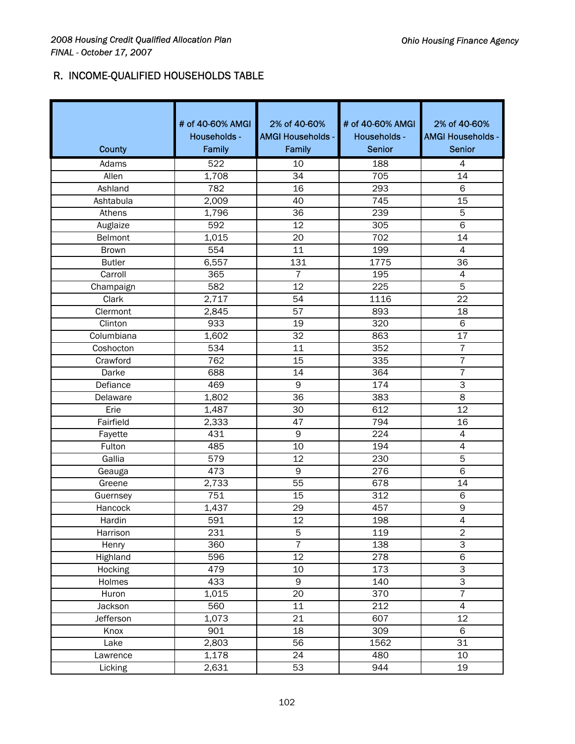## R. INCOME-QUALIFIED HOUSEHOLDS TABLE

| County | # of 40-60% AMGI Households - Family | 2% of 40-60% AMGI Households - Family | # of 40-60% AMGI Households - Senior | 2% of 40-60% AMGI Households - Senior |
|---|---|---|---|---|
| Adams | 522 | 10 | 188 | 4 |
| Allen | 1,708 | 34 | 705 | 14 |
| Ashland | 782 | 16 | 293 | 6 |
| Ashtabula | 2,009 | 40 | 745 | 15 |
| Athens | 1,796 | 36 | 239 | 5 |
| Auglaize | 592 | 12 | 305 | 6 |
| Belmont | 1,015 | 20 | 702 | 14 |
| Brown | 554 | 11 | 199 | 4 |
| Butler | 6,557 | 131 | 1775 | 36 |
| Carroll | 365 | 7 | 195 | 4 |
| Champaign | 582 | 12 | 225 | 5 |
| Clark | 2,717 | 54 | 1116 | 22 |
| Clermont | 2,845 | 57 | 893 | 18 |
| Clinton | 933 | 19 | 320 | 6 |
| Columbiana | 1,602 | 32 | 863 | 17 |
| Coshocton | 534 | 11 | 352 | 7 |
| Crawford | 762 | 15 | 335 | 7 |
| Darke | 688 | 14 | 364 | 7 |
| Defiance | 469 | 9 | 174 | 3 |
| Delaware | 1,802 | 36 | 383 | 8 |
| Erie | 1,487 | 30 | 612 | 12 |
| Fairfield | 2,333 | 47 | 794 | 16 |
| Fayette | 431 | 9 | 224 | 4 |
| Fulton | 485 | 10 | 194 | 4 |
| Gallia | 579 | 12 | 230 | 5 |
| Geauga | 473 | 9 | 276 | 6 |
| Greene | 2,733 | 55 | 678 | 14 |
| Guernsey | 751 | 15 | 312 | 6 |
| Hancock | 1,437 | 29 | 457 | 9 |
| Hardin | 591 | 12 | 198 | 4 |
| Harrison | 231 | 5 | 119 | 2 |
| Henry | 360 | 7 | 138 | 3 |
| Highland | 596 | 12 | 278 | 6 |
| Hocking | 479 | 10 | 173 | 3 |
| Holmes | 433 | 9 | 140 | 3 |
| Huron | 1,015 | 20 | 370 | 7 |
| Jackson | 560 | 11 | 212 | 4 |
| Jefferson | 1,073 | 21 | 607 | 12 |
| Knox | 901 | 18 | 309 | 6 |
| Lake | 2,803 | 56 | 1562 | 31 |
| Lawrence | 1,178 | 24 | 480 | 10 |
| Licking | 2,631 | 53 | 944 | 19 |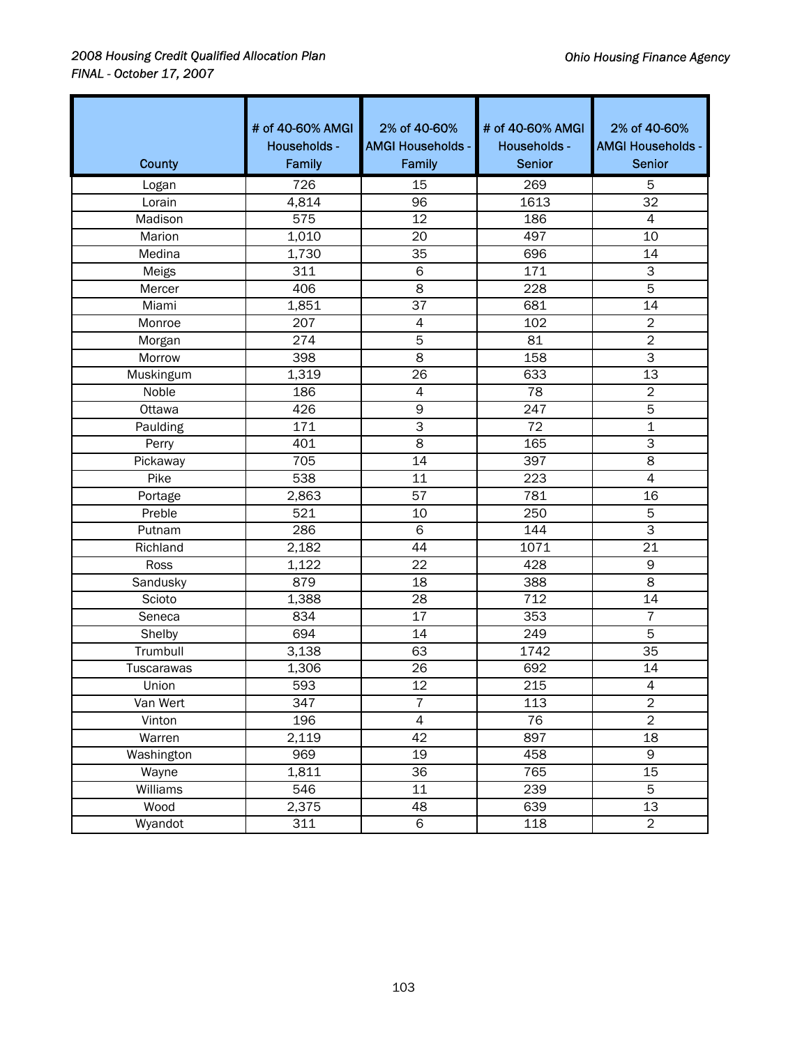| County | # of 40-60% AMGI Households - Family | 2% of 40-60% AMGI Households - Family | # of 40-60% AMGI Households - Senior | 2% of 40-60% AMGI Households - Senior |
|---|---|---|---|---|
| Logan | 726 | 15 | 269 | 5 |
| Lorain | 4,814 | 96 | 1613 | 32 |
| Madison | 575 | 12 | 186 | 4 |
| Marion | 1,010 | 20 | 497 | 10 |
| Medina | 1,730 | 35 | 696 | 14 |
| Meigs | 311 | 6 | 171 | 3 |
| Mercer | 406 | 8 | 228 | 5 |
| Miami | 1,851 | 37 | 681 | 14 |
| Monroe | 207 | 4 | 102 | 2 |
| Morgan | 274 | 5 | 81 | 2 |
| Morrow | 398 | 8 | 158 | 3 |
| Muskingum | 1,319 | 26 | 633 | 13 |
| Noble | 186 | 4 | 78 | 2 |
| Ottawa | 426 | 9 | 247 | 5 |
| Paulding | 171 | 3 | 72 | 1 |
| Perry | 401 | 8 | 165 | 3 |
| Pickaway | 705 | 14 | 397 | 8 |
| Pike | 538 | 11 | 223 | 4 |
| Portage | 2,863 | 57 | 781 | 16 |
| Preble | 521 | 10 | 250 | 5 |
| Putnam | 286 | 6 | 144 | 3 |
| Richland | 2,182 | 44 | 1071 | 21 |
| Ross | 1,122 | 22 | 428 | 9 |
| Sandusky | 879 | 18 | 388 | 8 |
| Scioto | 1,388 | 28 | 712 | 14 |
| Seneca | 834 | 17 | 353 | 7 |
| Shelby | 694 | 14 | 249 | 5 |
| Trumbull | 3,138 | 63 | 1742 | 35 |
| Tuscarawas | 1,306 | 26 | 692 | 14 |
| Union | 593 | 12 | 215 | 4 |
| Van Wert | 347 | 7 | 113 | 2 |
| Vinton | 196 | 4 | 76 | 2 |
| Warren | 2,119 | 42 | 897 | 18 |
| Washington | 969 | 19 | 458 | 9 |
| Wayne | 1,811 | 36 | 765 | 15 |
| Williams | 546 | 11 | 239 | 5 |
| Wood | 2,375 | 48 | 639 | 13 |
| Wyandot | 311 | 6 | 118 | 2 |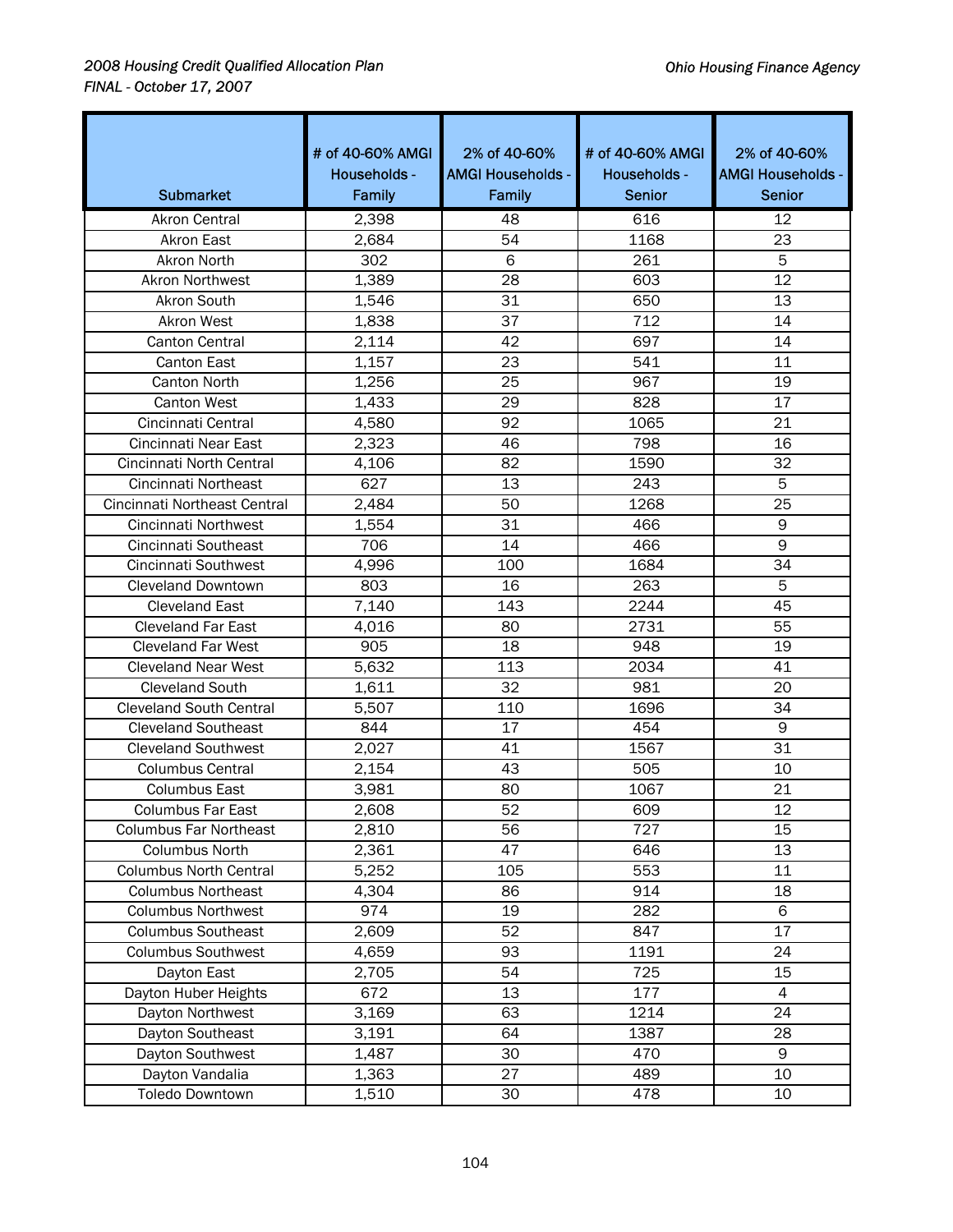| Submarket | # of 40-60% AMGI Households - Family | 2% of 40-60% AMGI Households - Family | # of 40-60% AMGI Households - Senior | 2% of 40-60% AMGI Households - Senior |
|---|---|---|---|---|
| Akron Central | 2,398 | 48 | 616 | 12 |
| Akron East | 2,684 | 54 | 1168 | 23 |
| Akron North | 302 | 6 | 261 | 5 |
| Akron Northwest | 1,389 | 28 | 603 | 12 |
| Akron South | 1,546 | 31 | 650 | 13 |
| Akron West | 1,838 | 37 | 712 | 14 |
| Canton Central | 2,114 | 42 | 697 | 14 |
| Canton East | 1,157 | 23 | 541 | 11 |
| Canton North | 1,256 | 25 | 967 | 19 |
| Canton West | 1,433 | 29 | 828 | 17 |
| Cincinnati Central | 4,580 | 92 | 1065 | 21 |
| Cincinnati Near East | 2,323 | 46 | 798 | 16 |
| Cincinnati North Central | 4,106 | 82 | 1590 | 32 |
| Cincinnati Northeast | 627 | 13 | 243 | 5 |
| Cincinnati Northeast Central | 2,484 | 50 | 1268 | 25 |
| Cincinnati Northwest | 1,554 | 31 | 466 | 9 |
| Cincinnati Southeast | 706 | 14 | 466 | 9 |
| Cincinnati Southwest | 4,996 | 100 | 1684 | 34 |
| Cleveland Downtown | 803 | 16 | 263 | 5 |
| Cleveland East | 7,140 | 143 | 2244 | 45 |
| Cleveland Far East | 4,016 | 80 | 2731 | 55 |
| Cleveland Far West | 905 | 18 | 948 | 19 |
| Cleveland Near West | 5,632 | 113 | 2034 | 41 |
| Cleveland South | 1,611 | 32 | 981 | 20 |
| Cleveland South Central | 5,507 | 110 | 1696 | 34 |
| Cleveland Southeast | 844 | 17 | 454 | 9 |
| Cleveland Southwest | 2,027 | 41 | 1567 | 31 |
| Columbus Central | 2,154 | 43 | 505 | 10 |
| Columbus East | 3,981 | 80 | 1067 | 21 |
| Columbus Far East | 2,608 | 52 | 609 | 12 |
| Columbus Far Northeast | 2,810 | 56 | 727 | 15 |
| Columbus North | 2,361 | 47 | 646 | 13 |
| Columbus North Central | 5,252 | 105 | 553 | 11 |
| Columbus Northeast | 4,304 | 86 | 914 | 18 |
| Columbus Northwest | 974 | 19 | 282 | 6 |
| Columbus Southeast | 2,609 | 52 | 847 | 17 |
| Columbus Southwest | 4,659 | 93 | 1191 | 24 |
| Dayton East | 2,705 | 54 | 725 | 15 |
| Dayton Huber Heights | 672 | 13 | 177 | 4 |
| Dayton Northwest | 3,169 | 63 | 1214 | 24 |
| Dayton Southeast | 3,191 | 64 | 1387 | 28 |
| Dayton Southwest | 1,487 | 30 | 470 | 9 |
| Dayton Vandalia | 1,363 | 27 | 489 | 10 |
| Toledo Downtown | 1,510 | 30 | 478 | 10 |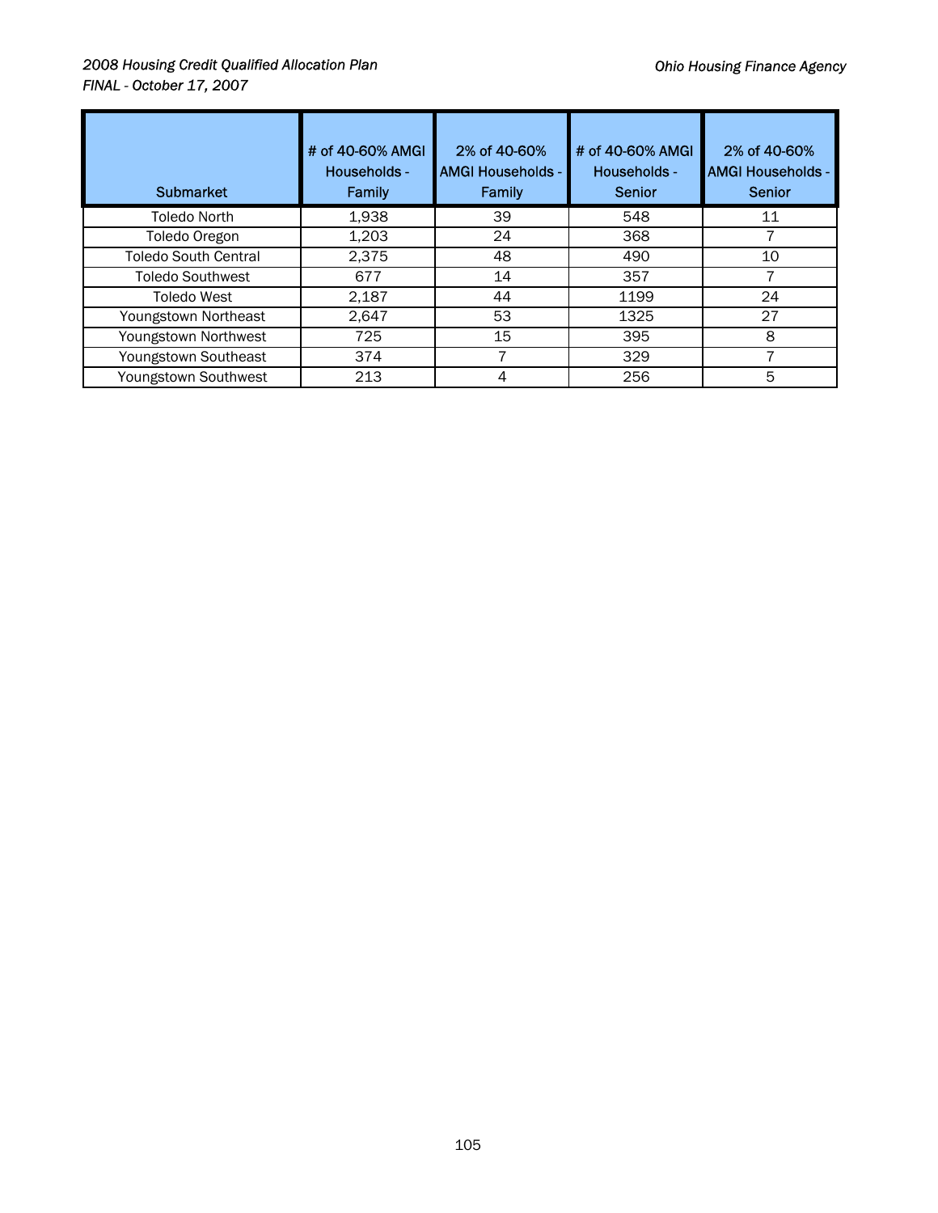| Submarket | # of 40-60% AMGI Households - Family | 2% of 40-60% AMGI Households - Family | # of 40-60% AMGI Households - Senior | 2% of 40-60% AMGI Households - Senior |
|---|---|---|---|---|
| Toledo North | 1,938 | 39 | 548 | 11 |
| Toledo Oregon | 1,203 | 24 | 368 | 7 |
| Toledo South Central | 2,375 | 48 | 490 | 10 |
| Toledo Southwest | 677 | 14 | 357 | 7 |
| Toledo West | 2,187 | 44 | 1199 | 24 |
| Youngstown Northeast | 2,647 | 53 | 1325 | 27 |
| Youngstown Northwest | 725 | 15 | 395 | 8 |
| Youngstown Southeast | 374 | 7 | 329 | 7 |
| Youngstown Southwest | 213 | 4 | 256 | 5 |